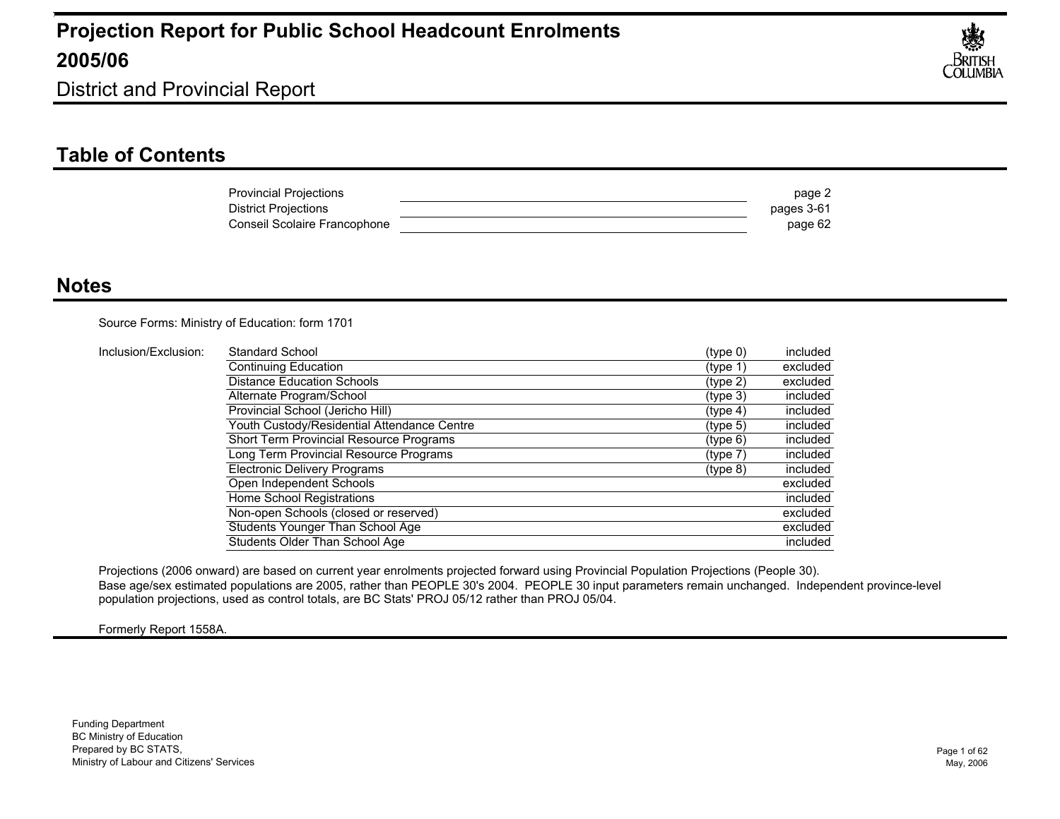# Projection Report for Public School Headcount Enrolments 2005/06

District and Provincial Report

## Table of Contents

| | |
|---|---|
| Provincial Projections | page 2 |
| District Projections | pages 3-61 |
| Conseil Scolaire Francophone | page 62 |

## Notes

Source Forms: Ministry of Education: form 1701

Inclusion/Exclusion:

| Category | Type | Status |
|---|---|---|
| Standard School | (type 0) | included |
| Continuing Education | (type 1) | excluded |
| Distance Education Schools | (type 2) | excluded |
| Alternate Program/School | (type 3) | included |
| Provincial School (Jericho Hill) | (type 4) | included |
| Youth Custody/Residential Attendance Centre | (type 5) | included |
| Short Term Provincial Resource Programs | (type 6) | included |
| Long Term Provincial Resource Programs | (type 7) | included |
| Electronic Delivery Programs | (type 8) | included |
| Open Independent Schools | | excluded |
| Home School Registrations | | included |
| Non-open Schools (closed or reserved) | | excluded |
| Students Younger Than School Age | | excluded |
| Students Older Than School Age | | included |

Projections (2006 onward) are based on current year enrolments projected forward using Provincial Population Projections (People 30).
Base age/sex estimated populations are 2005, rather than PEOPLE 30's 2004. PEOPLE 30 input parameters remain unchanged. Independent province-level population projections, used as control totals, are BC Stats' PROJ 05/12 rather than PROJ 05/04.

Formerly Report 1558A.

Funding Department
BC Ministry of Education
Prepared by BC STATS,
Ministry of Labour and Citizens' Services

May, 2006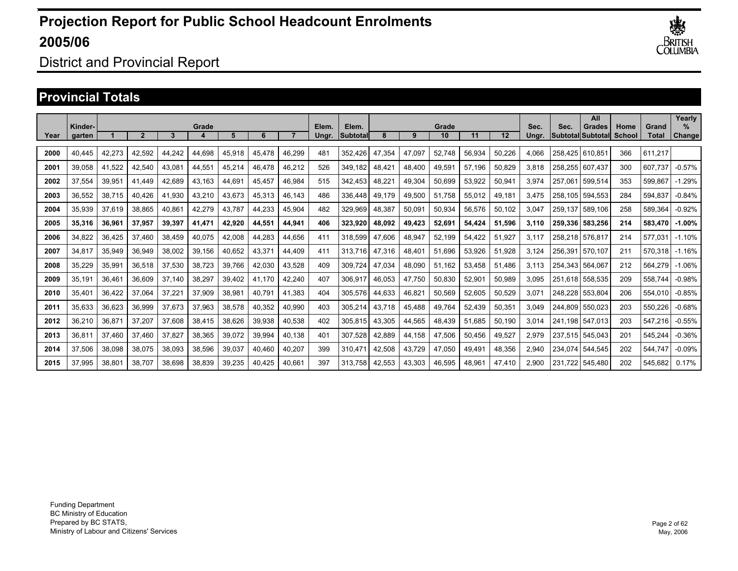# Projection Report for Public School Headcount Enrolments 2005/06

District and Provincial Report

## Provincial Totals

| Year | Kinder-garten | Grade 1 | 2 | 3 | 4 | 5 | 6 | 7 | Elem. Ungr. | Elem. Subtotal | Grade 8 | 9 | 10 | 11 | 12 | Sec. Ungr. | Sec. Subtotal | All Grades Subtotal | Home School | Grand Total | Yearly % Change |
|---|---|---|---|---|---|---|---|---|---|---|---|---|---|---|---|---|---|---|---|---|---|
| 2000 | 40,445 | 42,273 | 42,592 | 44,242 | 44,698 | 45,918 | 45,478 | 46,299 | 481 | 352,426 | 47,354 | 47,097 | 52,748 | 56,934 | 50,226 | 4,066 | 258,425 | 610,851 | 366 | 611,217 | |
| 2001 | 39,058 | 41,522 | 42,540 | 43,081 | 44,551 | 45,214 | 46,478 | 46,212 | 526 | 349,182 | 48,421 | 48,400 | 49,591 | 57,196 | 50,829 | 3,818 | 258,255 | 607,437 | 300 | 607,737 | -0.57% |
| 2002 | 37,554 | 39,951 | 41,449 | 42,689 | 43,163 | 44,691 | 45,457 | 46,984 | 515 | 342,453 | 48,221 | 49,304 | 50,699 | 53,922 | 50,941 | 3,974 | 257,061 | 599,514 | 353 | 599,867 | -1.29% |
| 2003 | 36,552 | 38,715 | 40,426 | 41,930 | 43,210 | 43,673 | 45,313 | 46,143 | 486 | 336,448 | 49,179 | 49,500 | 51,758 | 55,012 | 49,181 | 3,475 | 258,105 | 594,553 | 284 | 594,837 | -0.84% |
| 2004 | 35,939 | 37,619 | 38,865 | 40,861 | 42,279 | 43,787 | 44,233 | 45,904 | 482 | 329,969 | 48,387 | 50,091 | 50,934 | 56,576 | 50,102 | 3,047 | 259,137 | 589,106 | 258 | 589,364 | -0.92% |
| **2005** | **35,316** | **36,961** | **37,957** | **39,397** | **41,471** | **42,920** | **44,551** | **44,941** | **406** | **323,920** | **48,092** | **49,423** | **52,691** | **54,424** | **51,596** | **3,110** | **259,336** | **583,256** | **214** | **583,470** | **-1.00%** |
| 2006 | 34,822 | 36,425 | 37,460 | 38,459 | 40,075 | 42,008 | 44,283 | 44,656 | 411 | 318,599 | 47,606 | 48,947 | 52,199 | 54,422 | 51,927 | 3,117 | 258,218 | 576,817 | 214 | 577,031 | -1.10% |
| 2007 | 34,817 | 35,949 | 36,949 | 38,002 | 39,156 | 40,652 | 43,371 | 44,409 | 411 | 313,716 | 47,316 | 48,401 | 51,696 | 53,926 | 51,928 | 3,124 | 256,391 | 570,107 | 211 | 570,318 | -1.16% |
| 2008 | 35,229 | 35,991 | 36,518 | 37,530 | 38,723 | 39,766 | 42,030 | 43,528 | 409 | 309,724 | 47,034 | 48,090 | 51,162 | 53,458 | 51,486 | 3,113 | 254,343 | 564,067 | 212 | 564,279 | -1.06% |
| 2009 | 35,191 | 36,461 | 36,609 | 37,140 | 38,297 | 39,402 | 41,170 | 42,240 | 407 | 306,917 | 46,053 | 47,750 | 50,830 | 52,901 | 50,989 | 3,095 | 251,618 | 558,535 | 209 | 558,744 | -0.98% |
| 2010 | 35,401 | 36,422 | 37,064 | 37,221 | 37,909 | 38,981 | 40,791 | 41,383 | 404 | 305,576 | 44,633 | 46,821 | 50,569 | 52,605 | 50,529 | 3,071 | 248,228 | 553,804 | 206 | 554,010 | -0.85% |
| 2011 | 35,633 | 36,623 | 36,999 | 37,673 | 37,963 | 38,578 | 40,352 | 40,990 | 403 | 305,214 | 43,718 | 45,488 | 49,764 | 52,439 | 50,351 | 3,049 | 244,809 | 550,023 | 203 | 550,226 | -0.68% |
| 2012 | 36,210 | 36,871 | 37,207 | 37,608 | 38,415 | 38,626 | 39,938 | 40,538 | 402 | 305,815 | 43,305 | 44,565 | 48,439 | 51,685 | 50,190 | 3,014 | 241,198 | 547,013 | 203 | 547,216 | -0.55% |
| 2013 | 36,811 | 37,460 | 37,460 | 37,827 | 38,365 | 39,072 | 39,994 | 40,138 | 401 | 307,528 | 42,889 | 44,158 | 47,506 | 50,456 | 49,527 | 2,979 | 237,515 | 545,043 | 201 | 545,244 | -0.36% |
| 2014 | 37,506 | 38,098 | 38,075 | 38,093 | 38,596 | 39,037 | 40,460 | 40,207 | 399 | 310,471 | 42,508 | 43,729 | 47,050 | 49,491 | 48,356 | 2,940 | 234,074 | 544,545 | 202 | 544,747 | -0.09% |
| 2015 | 37,995 | 38,801 | 38,707 | 38,698 | 38,839 | 39,235 | 40,425 | 40,661 | 397 | 313,758 | 42,553 | 43,303 | 46,595 | 48,961 | 47,410 | 2,900 | 231,722 | 545,480 | 202 | 545,682 | 0.17% |

Funding Department
BC Ministry of Education
Prepared by BC STATS,
Ministry of Labour and Citizens' Services

May, 2006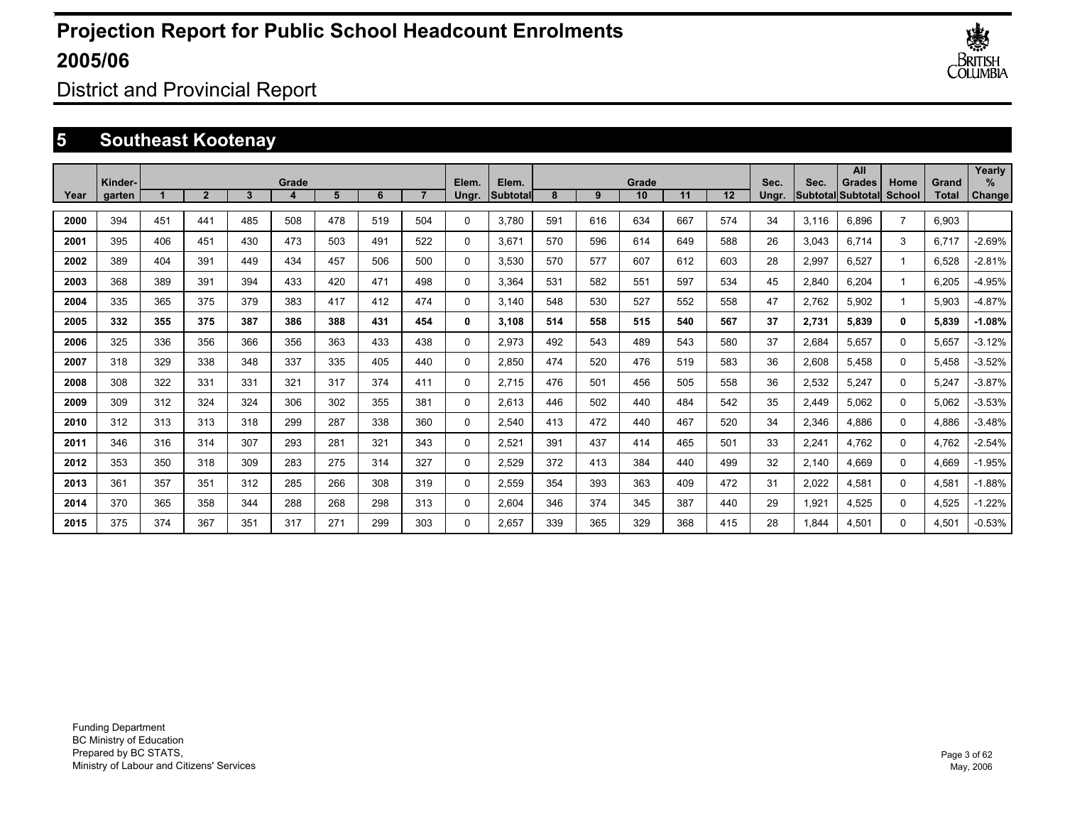# Projection Report for Public School Headcount Enrolments 2005/06

District and Provincial Report

## 5 Southeast Kootenay

| Year | Kinder-garten | Grade 1 | 2 | 3 | 4 | 5 | 6 | 7 | Elem. Ungr. | Elem. Subtotal | Grade 8 | 9 | 10 | 11 | 12 | Sec. Ungr. | Sec. Subtotal | All Grades Subtotal | Home School | Grand Total | Yearly % Change |
|---|---|---|---|---|---|---|---|---|---|---|---|---|---|---|---|---|---|---|---|---|---|
| 2000 | 394 | 451 | 441 | 485 | 508 | 478 | 519 | 504 | 0 | 3,780 | 591 | 616 | 634 | 667 | 574 | 34 | 3,116 | 6,896 | 7 | 6,903 | |
| 2001 | 395 | 406 | 451 | 430 | 473 | 503 | 491 | 522 | 0 | 3,671 | 570 | 596 | 614 | 649 | 588 | 26 | 3,043 | 6,714 | 3 | 6,717 | -2.69% |
| 2002 | 389 | 404 | 391 | 449 | 434 | 457 | 506 | 500 | 0 | 3,530 | 570 | 577 | 607 | 612 | 603 | 28 | 2,997 | 6,527 | 1 | 6,528 | -2.81% |
| 2003 | 368 | 389 | 391 | 394 | 433 | 420 | 471 | 498 | 0 | 3,364 | 531 | 582 | 551 | 597 | 534 | 45 | 2,840 | 6,204 | 1 | 6,205 | -4.95% |
| 2004 | 335 | 365 | 375 | 379 | 383 | 417 | 412 | 474 | 0 | 3,140 | 548 | 530 | 527 | 552 | 558 | 47 | 2,762 | 5,902 | 1 | 5,903 | -4.87% |
| **2005** | **332** | **355** | **375** | **387** | **386** | **388** | **431** | **454** | **0** | **3,108** | **514** | **558** | **515** | **540** | **567** | **37** | **2,731** | **5,839** | **0** | **5,839** | **-1.08%** |
| 2006 | 325 | 336 | 356 | 366 | 356 | 363 | 433 | 438 | 0 | 2,973 | 492 | 543 | 489 | 543 | 580 | 37 | 2,684 | 5,657 | 0 | 5,657 | -3.12% |
| 2007 | 318 | 329 | 338 | 348 | 337 | 335 | 405 | 440 | 0 | 2,850 | 474 | 520 | 476 | 519 | 583 | 36 | 2,608 | 5,458 | 0 | 5,458 | -3.52% |
| 2008 | 308 | 322 | 331 | 331 | 321 | 317 | 374 | 411 | 0 | 2,715 | 476 | 501 | 456 | 505 | 558 | 36 | 2,532 | 5,247 | 0 | 5,247 | -3.87% |
| 2009 | 309 | 312 | 324 | 324 | 306 | 302 | 355 | 381 | 0 | 2,613 | 446 | 502 | 440 | 484 | 542 | 35 | 2,449 | 5,062 | 0 | 5,062 | -3.53% |
| 2010 | 312 | 313 | 313 | 318 | 299 | 287 | 338 | 360 | 0 | 2,540 | 413 | 472 | 440 | 467 | 520 | 34 | 2,346 | 4,886 | 0 | 4,886 | -3.48% |
| 2011 | 346 | 316 | 314 | 307 | 293 | 281 | 321 | 343 | 0 | 2,521 | 391 | 437 | 414 | 465 | 501 | 33 | 2,241 | 4,762 | 0 | 4,762 | -2.54% |
| 2012 | 353 | 350 | 318 | 309 | 283 | 275 | 314 | 327 | 0 | 2,529 | 372 | 413 | 384 | 440 | 499 | 32 | 2,140 | 4,669 | 0 | 4,669 | -1.95% |
| 2013 | 361 | 357 | 351 | 312 | 285 | 266 | 308 | 319 | 0 | 2,559 | 354 | 393 | 363 | 409 | 472 | 31 | 2,022 | 4,581 | 0 | 4,581 | -1.88% |
| 2014 | 370 | 365 | 358 | 344 | 288 | 268 | 298 | 313 | 0 | 2,604 | 346 | 374 | 345 | 387 | 440 | 29 | 1,921 | 4,525 | 0 | 4,525 | -1.22% |
| 2015 | 375 | 374 | 367 | 351 | 317 | 271 | 299 | 303 | 0 | 2,657 | 339 | 365 | 329 | 368 | 415 | 28 | 1,844 | 4,501 | 0 | 4,501 | -0.53% |

Funding Department
BC Ministry of Education
Prepared by BC STATS,
Ministry of Labour and Citizens' Services

May, 2006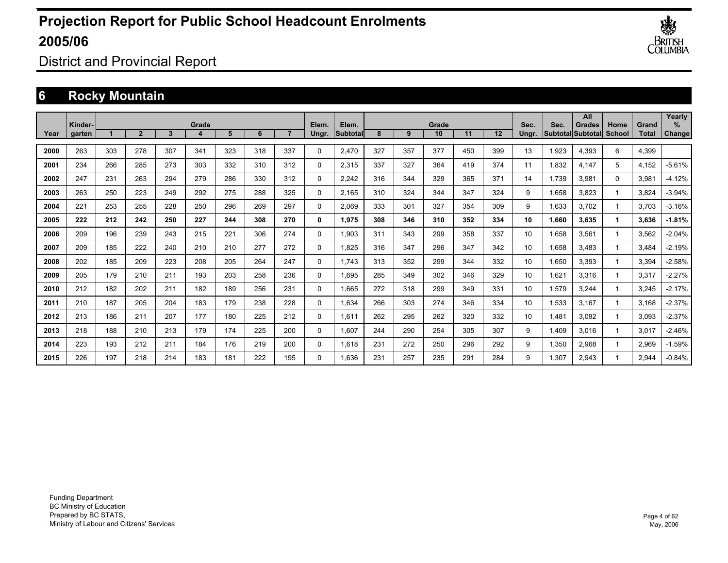# Projection Report for Public School Headcount Enrolments 2005/06

District and Provincial Report

## 6 Rocky Mountain

| Year | Kinder-garten | Grade 1 | 2 | 3 | 4 | 5 | 6 | 7 | Elem. Ungr. | Elem. Subtotal | Grade 8 | 9 | 10 | 11 | 12 | Sec. Ungr. | Sec. Subtotal | All Grades Subtotal | Home School | Grand Total | Yearly % Change |
|---|---|---|---|---|---|---|---|---|---|---|---|---|---|---|---|---|---|---|---|---|---|
| **2000** | 263 | 303 | 278 | 307 | 341 | 323 | 318 | 337 | 0 | 2,470 | 327 | 357 | 377 | 450 | 399 | 13 | 1,923 | 4,393 | 6 | 4,399 | |
| **2001** | 234 | 266 | 285 | 273 | 303 | 332 | 310 | 312 | 0 | 2,315 | 337 | 327 | 364 | 419 | 374 | 11 | 1,832 | 4,147 | 5 | 4,152 | -5.61% |
| **2002** | 247 | 231 | 263 | 294 | 279 | 286 | 330 | 312 | 0 | 2,242 | 316 | 344 | 329 | 365 | 371 | 14 | 1,739 | 3,981 | 0 | 3,981 | -4.12% |
| **2003** | 263 | 250 | 223 | 249 | 292 | 275 | 288 | 325 | 0 | 2,165 | 310 | 324 | 344 | 347 | 324 | 9 | 1,658 | 3,823 | 1 | 3,824 | -3.94% |
| **2004** | 221 | 253 | 255 | 228 | 250 | 296 | 269 | 297 | 0 | 2,069 | 333 | 301 | 327 | 354 | 309 | 9 | 1,633 | 3,702 | 1 | 3,703 | -3.16% |
| **2005** | **222** | **212** | **242** | **250** | **227** | **244** | **308** | **270** | **0** | **1,975** | **308** | **346** | **310** | **352** | **334** | **10** | **1,660** | **3,635** | **1** | **3,636** | **-1.81%** |
| **2006** | 209 | 196 | 239 | 243 | 215 | 221 | 306 | 274 | 0 | 1,903 | 311 | 343 | 299 | 358 | 337 | 10 | 1,658 | 3,561 | 1 | 3,562 | -2.04% |
| **2007** | 209 | 185 | 222 | 240 | 210 | 210 | 277 | 272 | 0 | 1,825 | 316 | 347 | 296 | 347 | 342 | 10 | 1,658 | 3,483 | 1 | 3,484 | -2.19% |
| **2008** | 202 | 185 | 209 | 223 | 208 | 205 | 264 | 247 | 0 | 1,743 | 313 | 352 | 299 | 344 | 332 | 10 | 1,650 | 3,393 | 1 | 3,394 | -2.58% |
| **2009** | 205 | 179 | 210 | 211 | 193 | 203 | 258 | 236 | 0 | 1,695 | 285 | 349 | 302 | 346 | 329 | 10 | 1,621 | 3,316 | 1 | 3,317 | -2.27% |
| **2010** | 212 | 182 | 202 | 211 | 182 | 189 | 256 | 231 | 0 | 1,665 | 272 | 318 | 299 | 349 | 331 | 10 | 1,579 | 3,244 | 1 | 3,245 | -2.17% |
| **2011** | 210 | 187 | 205 | 204 | 183 | 179 | 238 | 228 | 0 | 1,634 | 266 | 303 | 274 | 346 | 334 | 10 | 1,533 | 3,167 | 1 | 3,168 | -2.37% |
| **2012** | 213 | 186 | 211 | 207 | 177 | 180 | 225 | 212 | 0 | 1,611 | 262 | 295 | 262 | 320 | 332 | 10 | 1,481 | 3,092 | 1 | 3,093 | -2.37% |
| **2013** | 218 | 188 | 210 | 213 | 179 | 174 | 225 | 200 | 0 | 1,607 | 244 | 290 | 254 | 305 | 307 | 9 | 1,409 | 3,016 | 1 | 3,017 | -2.46% |
| **2014** | 223 | 193 | 212 | 211 | 184 | 176 | 219 | 200 | 0 | 1,618 | 231 | 272 | 250 | 296 | 292 | 9 | 1,350 | 2,968 | 1 | 2,969 | -1.59% |
| **2015** | 226 | 197 | 218 | 214 | 183 | 181 | 222 | 195 | 0 | 1,636 | 231 | 257 | 235 | 291 | 284 | 9 | 1,307 | 2,943 | 1 | 2,944 | -0.84% |

Funding Department
BC Ministry of Education
Prepared by BC STATS,
Ministry of Labour and Citizens' Services

May, 2006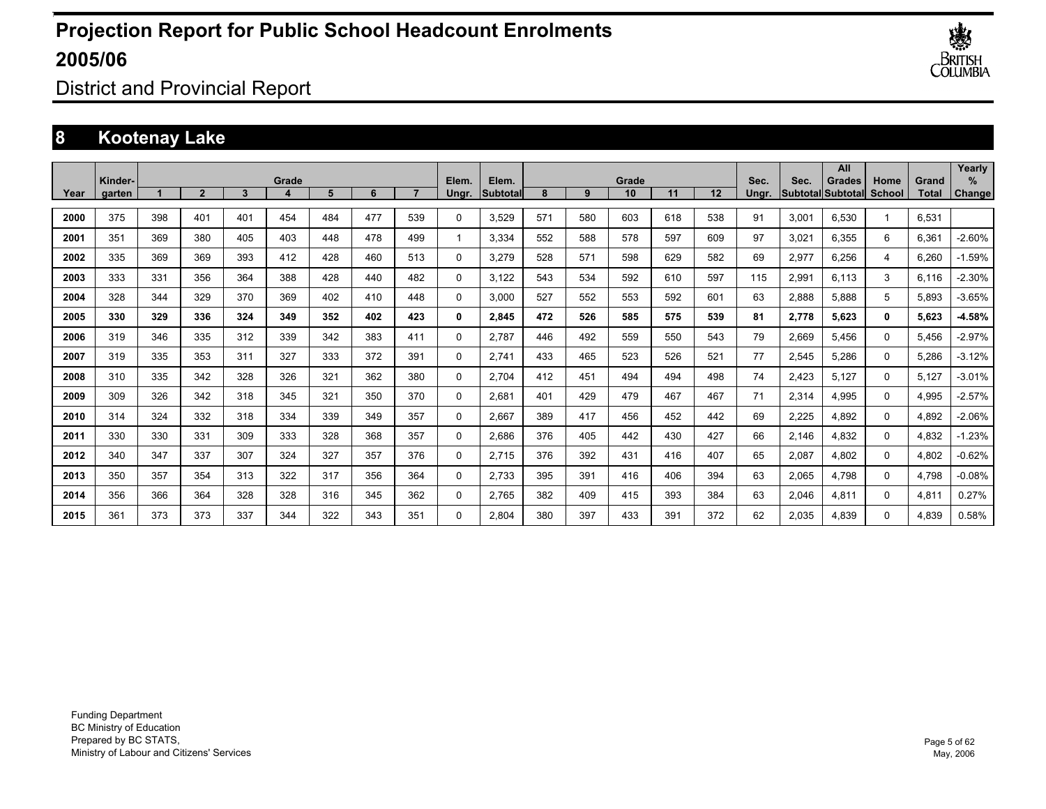# Projection Report for Public School Headcount Enrolments 2005/06

District and Provincial Report

## 8 Kootenay Lake

| Year | Kinder-garten | Grade 1 | 2 | 3 | 4 | 5 | 6 | 7 | Elem. Ungr. | Elem. Subtotal | Grade 8 | 9 | 10 | 11 | 12 | Sec. Ungr. | Sec. Subtotal | All Grades Subtotal | Home School | Grand Total | Yearly % Change |
|---|---|---|---|---|---|---|---|---|---|---|---|---|---|---|---|---|---|---|---|---|---|
| **2000** | 375 | 398 | 401 | 401 | 454 | 484 | 477 | 539 | 0 | 3,529 | 571 | 580 | 603 | 618 | 538 | 91 | 3,001 | 6,530 | 1 | 6,531 | |
| **2001** | 351 | 369 | 380 | 405 | 403 | 448 | 478 | 499 | 1 | 3,334 | 552 | 588 | 578 | 597 | 609 | 97 | 3,021 | 6,355 | 6 | 6,361 | -2.60% |
| **2002** | 335 | 369 | 369 | 393 | 412 | 428 | 460 | 513 | 0 | 3,279 | 528 | 571 | 598 | 629 | 582 | 69 | 2,977 | 6,256 | 4 | 6,260 | -1.59% |
| **2003** | 333 | 331 | 356 | 364 | 388 | 428 | 440 | 482 | 0 | 3,122 | 543 | 534 | 592 | 610 | 597 | 115 | 2,991 | 6,113 | 3 | 6,116 | -2.30% |
| **2004** | 328 | 344 | 329 | 370 | 369 | 402 | 410 | 448 | 0 | 3,000 | 527 | 552 | 553 | 592 | 601 | 63 | 2,888 | 5,888 | 5 | 5,893 | -3.65% |
| **2005** | **330** | **329** | **336** | **324** | **349** | **352** | **402** | **423** | **0** | **2,845** | **472** | **526** | **585** | **575** | **539** | **81** | **2,778** | **5,623** | **0** | **5,623** | **-4.58%** |
| **2006** | 319 | 346 | 335 | 312 | 339 | 342 | 383 | 411 | 0 | 2,787 | 446 | 492 | 559 | 550 | 543 | 79 | 2,669 | 5,456 | 0 | 5,456 | -2.97% |
| **2007** | 319 | 335 | 353 | 311 | 327 | 333 | 372 | 391 | 0 | 2,741 | 433 | 465 | 523 | 526 | 521 | 77 | 2,545 | 5,286 | 0 | 5,286 | -3.12% |
| **2008** | 310 | 335 | 342 | 328 | 326 | 321 | 362 | 380 | 0 | 2,704 | 412 | 451 | 494 | 494 | 498 | 74 | 2,423 | 5,127 | 0 | 5,127 | -3.01% |
| **2009** | 309 | 326 | 342 | 318 | 345 | 321 | 350 | 370 | 0 | 2,681 | 401 | 429 | 479 | 467 | 467 | 71 | 2,314 | 4,995 | 0 | 4,995 | -2.57% |
| **2010** | 314 | 324 | 332 | 318 | 334 | 339 | 349 | 357 | 0 | 2,667 | 389 | 417 | 456 | 452 | 442 | 69 | 2,225 | 4,892 | 0 | 4,892 | -2.06% |
| **2011** | 330 | 330 | 331 | 309 | 333 | 328 | 368 | 357 | 0 | 2,686 | 376 | 405 | 442 | 430 | 427 | 66 | 2,146 | 4,832 | 0 | 4,832 | -1.23% |
| **2012** | 340 | 347 | 337 | 307 | 324 | 327 | 357 | 376 | 0 | 2,715 | 376 | 392 | 431 | 416 | 407 | 65 | 2,087 | 4,802 | 0 | 4,802 | -0.62% |
| **2013** | 350 | 357 | 354 | 313 | 322 | 317 | 356 | 364 | 0 | 2,733 | 395 | 391 | 416 | 406 | 394 | 63 | 2,065 | 4,798 | 0 | 4,798 | -0.08% |
| **2014** | 356 | 366 | 364 | 328 | 328 | 316 | 345 | 362 | 0 | 2,765 | 382 | 409 | 415 | 393 | 384 | 63 | 2,046 | 4,811 | 0 | 4,811 | 0.27% |
| **2015** | 361 | 373 | 373 | 337 | 344 | 322 | 343 | 351 | 0 | 2,804 | 380 | 397 | 433 | 391 | 372 | 62 | 2,035 | 4,839 | 0 | 4,839 | 0.58% |

Funding Department
BC Ministry of Education
Prepared by BC STATS,
Ministry of Labour and Citizens' Services

May, 2006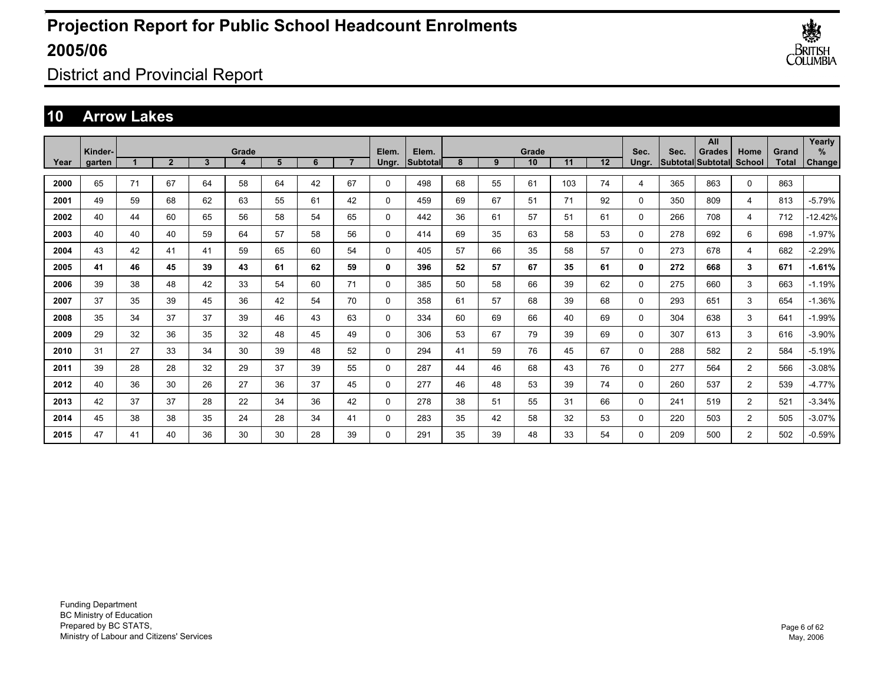# Projection Report for Public School Headcount Enrolments 2005/06

District and Provincial Report

## 10 Arrow Lakes

| Year | Kinder-garten | Grade 1 | 2 | 3 | 4 | 5 | 6 | 7 | Elem. Ungr. | Elem. Subtotal | Grade 8 | 9 | 10 | 11 | 12 | Sec. Ungr. | Sec. Subtotal | All Grades Subtotal | Home School | Grand Total | Yearly % Change |
|---|---|---|---|---|---|---|---|---|---|---|---|---|---|---|---|---|---|---|---|---|---|
| 2000 | 65 | 71 | 67 | 64 | 58 | 64 | 42 | 67 | 0 | 498 | 68 | 55 | 61 | 103 | 74 | 4 | 365 | 863 | 0 | 863 | |
| 2001 | 49 | 59 | 68 | 62 | 63 | 55 | 61 | 42 | 0 | 459 | 69 | 67 | 51 | 71 | 92 | 0 | 350 | 809 | 4 | 813 | -5.79% |
| 2002 | 40 | 44 | 60 | 65 | 56 | 58 | 54 | 65 | 0 | 442 | 36 | 61 | 57 | 51 | 61 | 0 | 266 | 708 | 4 | 712 | -12.42% |
| 2003 | 40 | 40 | 40 | 59 | 64 | 57 | 58 | 56 | 0 | 414 | 69 | 35 | 63 | 58 | 53 | 0 | 278 | 692 | 6 | 698 | -1.97% |
| 2004 | 43 | 42 | 41 | 41 | 59 | 65 | 60 | 54 | 0 | 405 | 57 | 66 | 35 | 58 | 57 | 0 | 273 | 678 | 4 | 682 | -2.29% |
| **2005** | **41** | **46** | **45** | **39** | **43** | **61** | **62** | **59** | **0** | **396** | **52** | **57** | **67** | **35** | **61** | **0** | **272** | **668** | **3** | **671** | **-1.61%** |
| 2006 | 39 | 38 | 48 | 42 | 33 | 54 | 60 | 71 | 0 | 385 | 50 | 58 | 66 | 39 | 62 | 0 | 275 | 660 | 3 | 663 | -1.19% |
| 2007 | 37 | 35 | 39 | 45 | 36 | 42 | 54 | 70 | 0 | 358 | 61 | 57 | 68 | 39 | 68 | 0 | 293 | 651 | 3 | 654 | -1.36% |
| 2008 | 35 | 34 | 37 | 37 | 39 | 46 | 43 | 63 | 0 | 334 | 60 | 69 | 66 | 40 | 69 | 0 | 304 | 638 | 3 | 641 | -1.99% |
| 2009 | 29 | 32 | 36 | 35 | 32 | 48 | 45 | 49 | 0 | 306 | 53 | 67 | 79 | 39 | 69 | 0 | 307 | 613 | 3 | 616 | -3.90% |
| 2010 | 31 | 27 | 33 | 34 | 30 | 39 | 48 | 52 | 0 | 294 | 41 | 59 | 76 | 45 | 67 | 0 | 288 | 582 | 2 | 584 | -5.19% |
| 2011 | 39 | 28 | 28 | 32 | 29 | 37 | 39 | 55 | 0 | 287 | 44 | 46 | 68 | 43 | 76 | 0 | 277 | 564 | 2 | 566 | -3.08% |
| 2012 | 40 | 36 | 30 | 26 | 27 | 36 | 37 | 45 | 0 | 277 | 46 | 48 | 53 | 39 | 74 | 0 | 260 | 537 | 2 | 539 | -4.77% |
| 2013 | 42 | 37 | 37 | 28 | 22 | 34 | 36 | 42 | 0 | 278 | 38 | 51 | 55 | 31 | 66 | 0 | 241 | 519 | 2 | 521 | -3.34% |
| 2014 | 45 | 38 | 38 | 35 | 24 | 28 | 34 | 41 | 0 | 283 | 35 | 42 | 58 | 32 | 53 | 0 | 220 | 503 | 2 | 505 | -3.07% |
| 2015 | 47 | 41 | 40 | 36 | 30 | 30 | 28 | 39 | 0 | 291 | 35 | 39 | 48 | 33 | 54 | 0 | 209 | 500 | 2 | 502 | -0.59% |

Funding Department
BC Ministry of Education
Prepared by BC STATS,
Ministry of Labour and Citizens' Services

May, 2006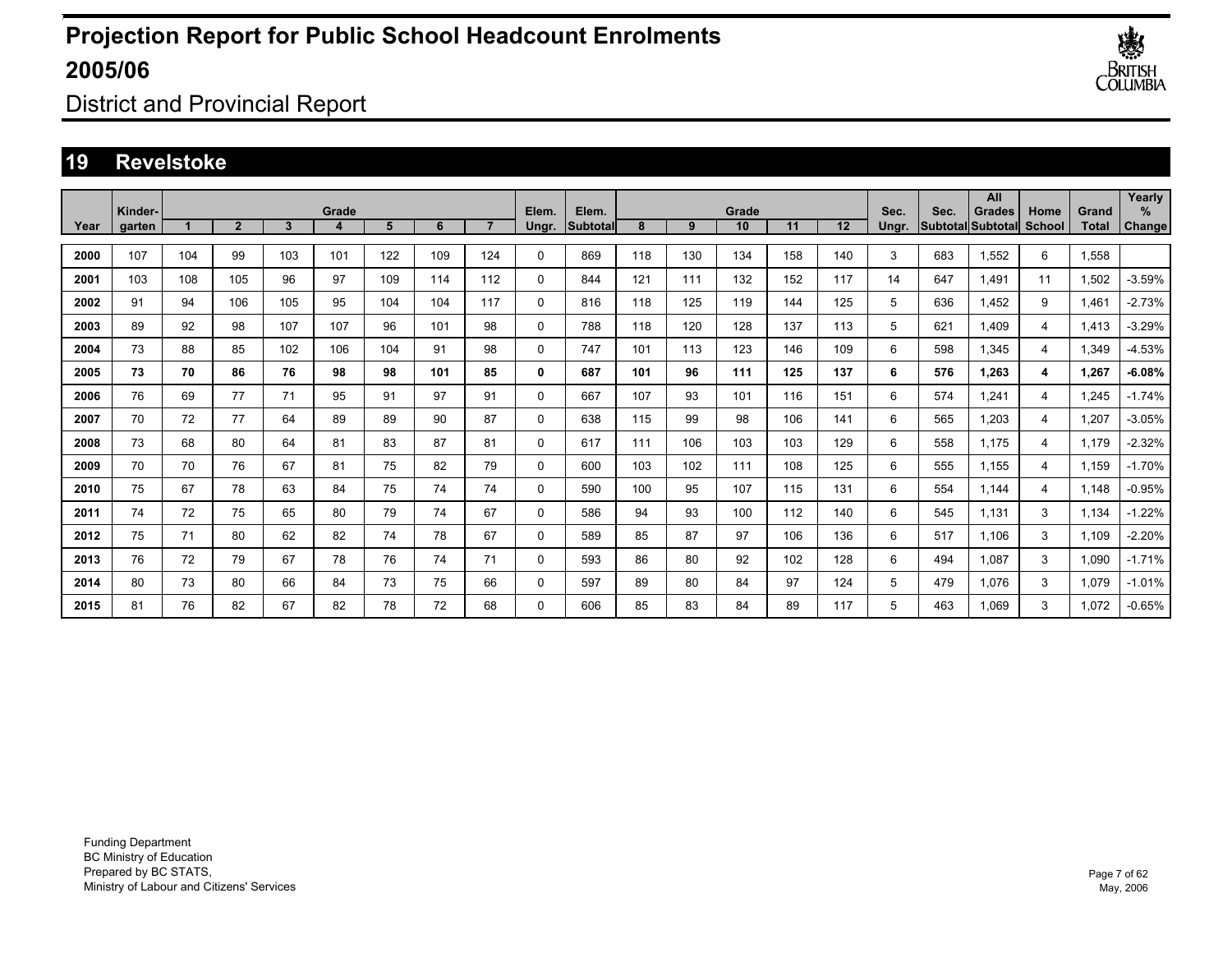# Projection Report for Public School Headcount Enrolments 2005/06

## District and Provincial Report

## 19 Revelstoke

| Year | Kinder-garten | Grade 1 | 2 | 3 | 4 | 5 | 6 | 7 | Elem. Ungr. | Elem. Subtotal | Grade 8 | 9 | 10 | 11 | 12 | Sec. Ungr. | Sec. Subtotal | All Grades Subtotal | Home School | Grand Total | Yearly % Change |
|---|---|---|---|---|---|---|---|---|---|---|---|---|---|---|---|---|---|---|---|---|---|
| 2000 | 107 | 104 | 99 | 103 | 101 | 122 | 109 | 124 | 0 | 869 | 118 | 130 | 134 | 158 | 140 | 3 | 683 | 1,552 | 6 | 1,558 | |
| 2001 | 103 | 108 | 105 | 96 | 97 | 109 | 114 | 112 | 0 | 844 | 121 | 111 | 132 | 152 | 117 | 14 | 647 | 1,491 | 11 | 1,502 | -3.59% |
| 2002 | 91 | 94 | 106 | 105 | 95 | 104 | 104 | 117 | 0 | 816 | 118 | 125 | 119 | 144 | 125 | 5 | 636 | 1,452 | 9 | 1,461 | -2.73% |
| 2003 | 89 | 92 | 98 | 107 | 107 | 96 | 101 | 98 | 0 | 788 | 118 | 120 | 128 | 137 | 113 | 5 | 621 | 1,409 | 4 | 1,413 | -3.29% |
| 2004 | 73 | 88 | 85 | 102 | 106 | 104 | 91 | 98 | 0 | 747 | 101 | 113 | 123 | 146 | 109 | 6 | 598 | 1,345 | 4 | 1,349 | -4.53% |
| **2005** | **73** | **70** | **86** | **76** | **98** | **98** | **101** | **85** | **0** | **687** | **101** | **96** | **111** | **125** | **137** | **6** | **576** | **1,263** | **4** | **1,267** | **-6.08%** |
| 2006 | 76 | 69 | 77 | 71 | 95 | 91 | 97 | 91 | 0 | 667 | 107 | 93 | 101 | 116 | 151 | 6 | 574 | 1,241 | 4 | 1,245 | -1.74% |
| 2007 | 70 | 72 | 77 | 64 | 89 | 89 | 90 | 87 | 0 | 638 | 115 | 99 | 98 | 106 | 141 | 6 | 565 | 1,203 | 4 | 1,207 | -3.05% |
| 2008 | 73 | 68 | 80 | 64 | 81 | 83 | 87 | 81 | 0 | 617 | 111 | 106 | 103 | 103 | 129 | 6 | 558 | 1,175 | 4 | 1,179 | -2.32% |
| 2009 | 70 | 70 | 76 | 67 | 81 | 75 | 82 | 79 | 0 | 600 | 103 | 102 | 111 | 108 | 125 | 6 | 555 | 1,155 | 4 | 1,159 | -1.70% |
| 2010 | 75 | 67 | 78 | 63 | 84 | 75 | 74 | 74 | 0 | 590 | 100 | 95 | 107 | 115 | 131 | 6 | 554 | 1,144 | 4 | 1,148 | -0.95% |
| 2011 | 74 | 72 | 75 | 65 | 80 | 79 | 74 | 67 | 0 | 586 | 94 | 93 | 100 | 112 | 140 | 6 | 545 | 1,131 | 3 | 1,134 | -1.22% |
| 2012 | 75 | 71 | 80 | 62 | 82 | 74 | 78 | 67 | 0 | 589 | 85 | 87 | 97 | 106 | 136 | 6 | 517 | 1,106 | 3 | 1,109 | -2.20% |
| 2013 | 76 | 72 | 79 | 67 | 78 | 76 | 74 | 71 | 0 | 593 | 86 | 80 | 92 | 102 | 128 | 6 | 494 | 1,087 | 3 | 1,090 | -1.71% |
| 2014 | 80 | 73 | 80 | 66 | 84 | 73 | 75 | 66 | 0 | 597 | 89 | 80 | 84 | 97 | 124 | 5 | 479 | 1,076 | 3 | 1,079 | -1.01% |
| 2015 | 81 | 76 | 82 | 67 | 82 | 78 | 72 | 68 | 0 | 606 | 85 | 83 | 84 | 89 | 117 | 5 | 463 | 1,069 | 3 | 1,072 | -0.65% |

Funding Department
BC Ministry of Education
Prepared by BC STATS,
Ministry of Labour and Citizens' Services

May, 2006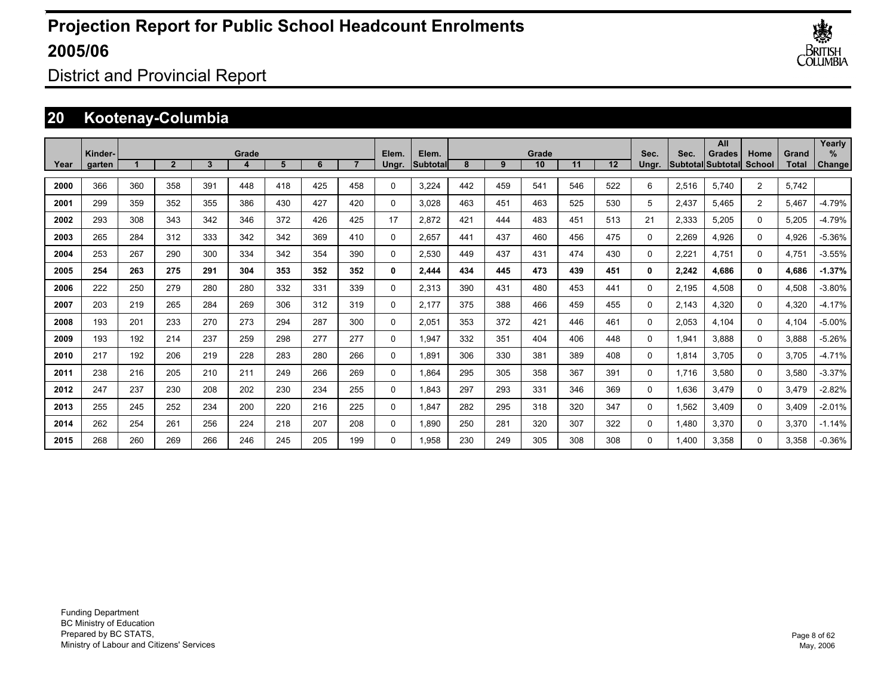# Projection Report for Public School Headcount Enrolments 2005/06

## District and Provincial Report

## 20 Kootenay-Columbia

| Year | Kinder-garten | Grade 1 | 2 | 3 | 4 | 5 | 6 | 7 | Elem. Ungr. | Elem. Subtotal | Grade 8 | 9 | 10 | 11 | 12 | Sec. Ungr. | Sec. Subtotal | All Grades Subtotal | Home School | Grand Total | Yearly % Change |
|---|---|---|---|---|---|---|---|---|---|---|---|---|---|---|---|---|---|---|---|---|---|
| 2000 | 366 | 360 | 358 | 391 | 448 | 418 | 425 | 458 | 0 | 3,224 | 442 | 459 | 541 | 546 | 522 | 6 | 2,516 | 5,740 | 2 | 5,742 | |
| 2001 | 299 | 359 | 352 | 355 | 386 | 430 | 427 | 420 | 0 | 3,028 | 463 | 451 | 463 | 525 | 530 | 5 | 2,437 | 5,465 | 2 | 5,467 | -4.79% |
| 2002 | 293 | 308 | 343 | 342 | 346 | 372 | 426 | 425 | 17 | 2,872 | 421 | 444 | 483 | 451 | 513 | 21 | 2,333 | 5,205 | 0 | 5,205 | -4.79% |
| 2003 | 265 | 284 | 312 | 333 | 342 | 342 | 369 | 410 | 0 | 2,657 | 441 | 437 | 460 | 456 | 475 | 0 | 2,269 | 4,926 | 0 | 4,926 | -5.36% |
| 2004 | 253 | 267 | 290 | 300 | 334 | 342 | 354 | 390 | 0 | 2,530 | 449 | 437 | 431 | 474 | 430 | 0 | 2,221 | 4,751 | 0 | 4,751 | -3.55% |
| **2005** | **254** | **263** | **275** | **291** | **304** | **353** | **352** | **352** | **0** | **2,444** | **434** | **445** | **473** | **439** | **451** | **0** | **2,242** | **4,686** | **0** | **4,686** | **-1.37%** |
| 2006 | 222 | 250 | 279 | 280 | 280 | 332 | 331 | 339 | 0 | 2,313 | 390 | 431 | 480 | 453 | 441 | 0 | 2,195 | 4,508 | 0 | 4,508 | -3.80% |
| 2007 | 203 | 219 | 265 | 284 | 269 | 306 | 312 | 319 | 0 | 2,177 | 375 | 388 | 466 | 459 | 455 | 0 | 2,143 | 4,320 | 0 | 4,320 | -4.17% |
| 2008 | 193 | 201 | 233 | 270 | 273 | 294 | 287 | 300 | 0 | 2,051 | 353 | 372 | 421 | 446 | 461 | 0 | 2,053 | 4,104 | 0 | 4,104 | -5.00% |
| 2009 | 193 | 192 | 214 | 237 | 259 | 298 | 277 | 277 | 0 | 1,947 | 332 | 351 | 404 | 406 | 448 | 0 | 1,941 | 3,888 | 0 | 3,888 | -5.26% |
| 2010 | 217 | 192 | 206 | 219 | 228 | 283 | 280 | 266 | 0 | 1,891 | 306 | 330 | 381 | 389 | 408 | 0 | 1,814 | 3,705 | 0 | 3,705 | -4.71% |
| 2011 | 238 | 216 | 205 | 210 | 211 | 249 | 266 | 269 | 0 | 1,864 | 295 | 305 | 358 | 367 | 391 | 0 | 1,716 | 3,580 | 0 | 3,580 | -3.37% |
| 2012 | 247 | 237 | 230 | 208 | 202 | 230 | 234 | 255 | 0 | 1,843 | 297 | 293 | 331 | 346 | 369 | 0 | 1,636 | 3,479 | 0 | 3,479 | -2.82% |
| 2013 | 255 | 245 | 252 | 234 | 200 | 220 | 216 | 225 | 0 | 1,847 | 282 | 295 | 318 | 320 | 347 | 0 | 1,562 | 3,409 | 0 | 3,409 | -2.01% |
| 2014 | 262 | 254 | 261 | 256 | 224 | 218 | 207 | 208 | 0 | 1,890 | 250 | 281 | 320 | 307 | 322 | 0 | 1,480 | 3,370 | 0 | 3,370 | -1.14% |
| 2015 | 268 | 260 | 269 | 266 | 246 | 245 | 205 | 199 | 0 | 1,958 | 230 | 249 | 305 | 308 | 308 | 0 | 1,400 | 3,358 | 0 | 3,358 | -0.36% |

Funding Department
BC Ministry of Education
Prepared by BC STATS,
Ministry of Labour and Citizens' Services

May, 2006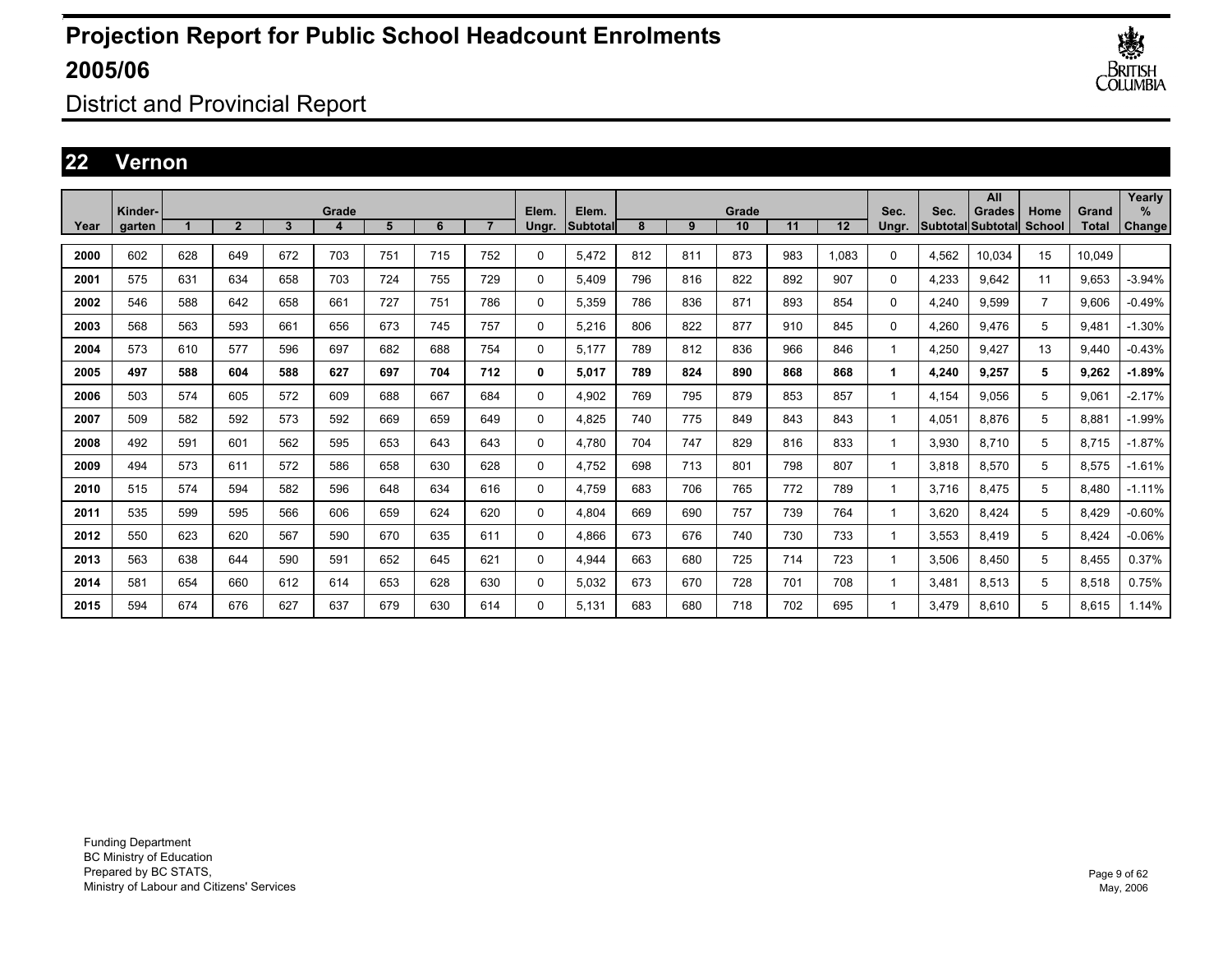# Projection Report for Public School Headcount Enrolments 2005/06

District and Provincial Report

## 22 Vernon

| Year | Kinder-garten | Grade 1 | 2 | 3 | 4 | 5 | 6 | 7 | Elem. Ungr. | Elem. Subtotal | Grade 8 | 9 | 10 | 11 | 12 | Sec. Ungr. | Sec. Subtotal | All Grades Subtotal | Home School | Grand Total | Yearly % Change |
|---|---|---|---|---|---|---|---|---|---|---|---|---|---|---|---|---|---|---|---|---|---|
| 2000 | 602 | 628 | 649 | 672 | 703 | 751 | 715 | 752 | 0 | 5,472 | 812 | 811 | 873 | 983 | 1,083 | 0 | 4,562 | 10,034 | 15 | 10,049 | |
| 2001 | 575 | 631 | 634 | 658 | 703 | 724 | 755 | 729 | 0 | 5,409 | 796 | 816 | 822 | 892 | 907 | 0 | 4,233 | 9,642 | 11 | 9,653 | -3.94% |
| 2002 | 546 | 588 | 642 | 658 | 661 | 727 | 751 | 786 | 0 | 5,359 | 786 | 836 | 871 | 893 | 854 | 0 | 4,240 | 9,599 | 7 | 9,606 | -0.49% |
| 2003 | 568 | 563 | 593 | 661 | 656 | 673 | 745 | 757 | 0 | 5,216 | 806 | 822 | 877 | 910 | 845 | 0 | 4,260 | 9,476 | 5 | 9,481 | -1.30% |
| 2004 | 573 | 610 | 577 | 596 | 697 | 682 | 688 | 754 | 0 | 5,177 | 789 | 812 | 836 | 966 | 846 | 1 | 4,250 | 9,427 | 13 | 9,440 | -0.43% |
| **2005** | **497** | **588** | **604** | **588** | **627** | **697** | **704** | **712** | **0** | **5,017** | **789** | **824** | **890** | **868** | **868** | **1** | **4,240** | **9,257** | **5** | **9,262** | **-1.89%** |
| 2006 | 503 | 574 | 605 | 572 | 609 | 688 | 667 | 684 | 0 | 4,902 | 769 | 795 | 879 | 853 | 857 | 1 | 4,154 | 9,056 | 5 | 9,061 | -2.17% |
| 2007 | 509 | 582 | 592 | 573 | 592 | 669 | 659 | 649 | 0 | 4,825 | 740 | 775 | 849 | 843 | 843 | 1 | 4,051 | 8,876 | 5 | 8,881 | -1.99% |
| 2008 | 492 | 591 | 601 | 562 | 595 | 653 | 643 | 643 | 0 | 4,780 | 704 | 747 | 829 | 816 | 833 | 1 | 3,930 | 8,710 | 5 | 8,715 | -1.87% |
| 2009 | 494 | 573 | 611 | 572 | 586 | 658 | 630 | 628 | 0 | 4,752 | 698 | 713 | 801 | 798 | 807 | 1 | 3,818 | 8,570 | 5 | 8,575 | -1.61% |
| 2010 | 515 | 574 | 594 | 582 | 596 | 648 | 634 | 616 | 0 | 4,759 | 683 | 706 | 765 | 772 | 789 | 1 | 3,716 | 8,475 | 5 | 8,480 | -1.11% |
| 2011 | 535 | 599 | 595 | 566 | 606 | 659 | 624 | 620 | 0 | 4,804 | 669 | 690 | 757 | 739 | 764 | 1 | 3,620 | 8,424 | 5 | 8,429 | -0.60% |
| 2012 | 550 | 623 | 620 | 567 | 590 | 670 | 635 | 611 | 0 | 4,866 | 673 | 676 | 740 | 730 | 733 | 1 | 3,553 | 8,419 | 5 | 8,424 | -0.06% |
| 2013 | 563 | 638 | 644 | 590 | 591 | 652 | 645 | 621 | 0 | 4,944 | 663 | 680 | 725 | 714 | 723 | 1 | 3,506 | 8,450 | 5 | 8,455 | 0.37% |
| 2014 | 581 | 654 | 660 | 612 | 614 | 653 | 628 | 630 | 0 | 5,032 | 673 | 670 | 728 | 701 | 708 | 1 | 3,481 | 8,513 | 5 | 8,518 | 0.75% |
| 2015 | 594 | 674 | 676 | 627 | 637 | 679 | 630 | 614 | 0 | 5,131 | 683 | 680 | 718 | 702 | 695 | 1 | 3,479 | 8,610 | 5 | 8,615 | 1.14% |

Funding Department
BC Ministry of Education
Prepared by BC STATS,
Ministry of Labour and Citizens' Services

May, 2006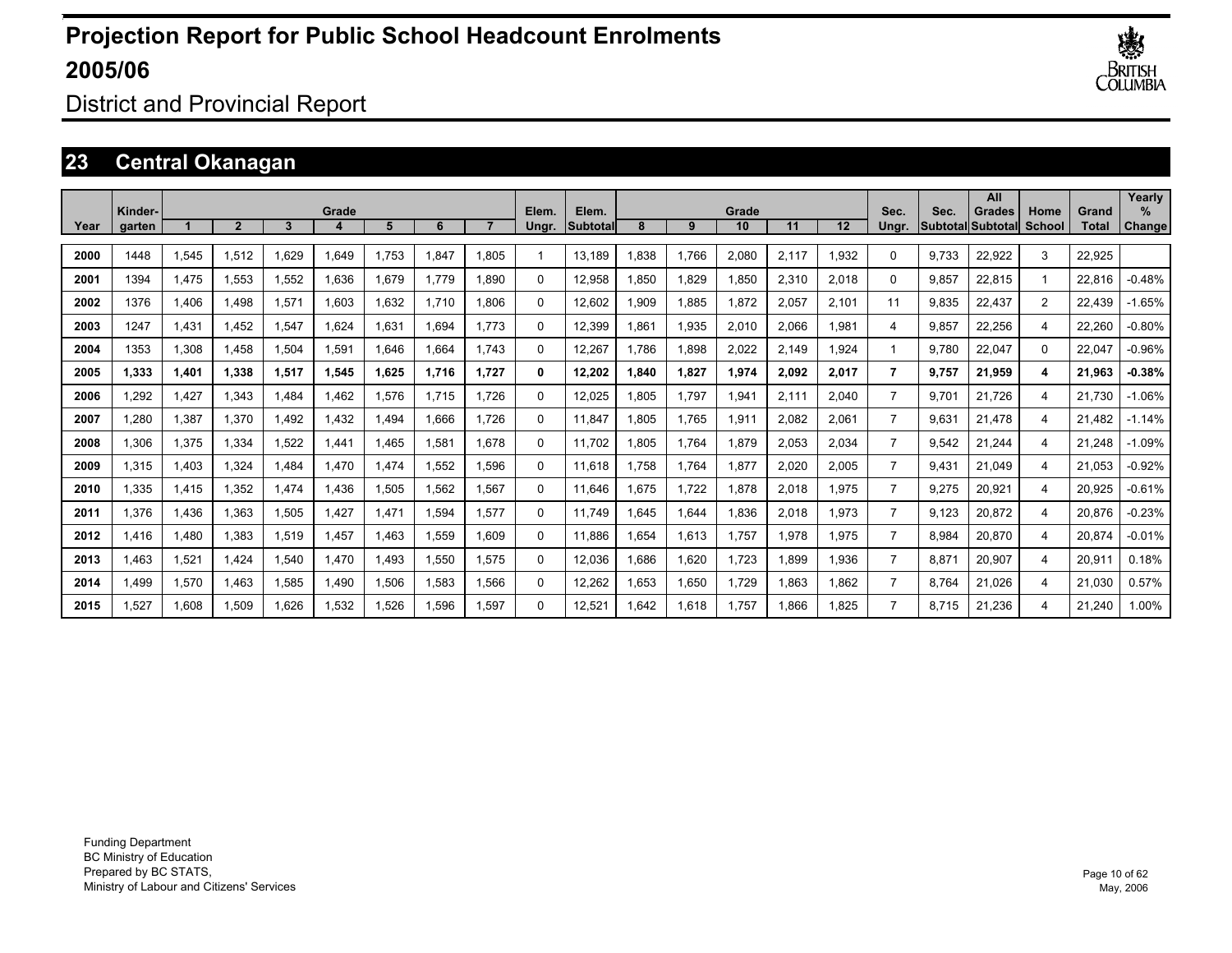# Projection Report for Public School Headcount Enrolments 2005/06

District and Provincial Report

## 23 Central Okanagan

| Year | Kinder-garten | Grade 1 | 2 | 3 | 4 | 5 | 6 | 7 | Elem. Ungr. | Elem. Subtotal | Grade 8 | 9 | 10 | 11 | 12 | Sec. Ungr. | Sec. Subtotal | All Grades Subtotal | Home School | Grand Total | Yearly % Change |
|---|---|---|---|---|---|---|---|---|---|---|---|---|---|---|---|---|---|---|---|---|---|
| **2000** | 1448 | 1,545 | 1,512 | 1,629 | 1,649 | 1,753 | 1,847 | 1,805 | 1 | 13,189 | 1,838 | 1,766 | 2,080 | 2,117 | 1,932 | 0 | 9,733 | 22,922 | 3 | 22,925 | |
| **2001** | 1394 | 1,475 | 1,553 | 1,552 | 1,636 | 1,679 | 1,779 | 1,890 | 0 | 12,958 | 1,850 | 1,829 | 1,850 | 2,310 | 2,018 | 0 | 9,857 | 22,815 | 1 | 22,816 | -0.48% |
| **2002** | 1376 | 1,406 | 1,498 | 1,571 | 1,603 | 1,632 | 1,710 | 1,806 | 0 | 12,602 | 1,909 | 1,885 | 1,872 | 2,057 | 2,101 | 11 | 9,835 | 22,437 | 2 | 22,439 | -1.65% |
| **2003** | 1247 | 1,431 | 1,452 | 1,547 | 1,624 | 1,631 | 1,694 | 1,773 | 0 | 12,399 | 1,861 | 1,935 | 2,010 | 2,066 | 1,981 | 4 | 9,857 | 22,256 | 4 | 22,260 | -0.80% |
| **2004** | 1353 | 1,308 | 1,458 | 1,504 | 1,591 | 1,646 | 1,664 | 1,743 | 0 | 12,267 | 1,786 | 1,898 | 2,022 | 2,149 | 1,924 | 1 | 9,780 | 22,047 | 0 | 22,047 | -0.96% |
| **2005** | **1,333** | **1,401** | **1,338** | **1,517** | **1,545** | **1,625** | **1,716** | **1,727** | **0** | **12,202** | **1,840** | **1,827** | **1,974** | **2,092** | **2,017** | **7** | **9,757** | **21,959** | **4** | **21,963** | **-0.38%** |
| **2006** | 1,292 | 1,427 | 1,343 | 1,484 | 1,462 | 1,576 | 1,715 | 1,726 | 0 | 12,025 | 1,805 | 1,797 | 1,941 | 2,111 | 2,040 | 7 | 9,701 | 21,726 | 4 | 21,730 | -1.06% |
| **2007** | 1,280 | 1,387 | 1,370 | 1,492 | 1,432 | 1,494 | 1,666 | 1,726 | 0 | 11,847 | 1,805 | 1,765 | 1,911 | 2,082 | 2,061 | 7 | 9,631 | 21,478 | 4 | 21,482 | -1.14% |
| **2008** | 1,306 | 1,375 | 1,334 | 1,522 | 1,441 | 1,465 | 1,581 | 1,678 | 0 | 11,702 | 1,805 | 1,764 | 1,879 | 2,053 | 2,034 | 7 | 9,542 | 21,244 | 4 | 21,248 | -1.09% |
| **2009** | 1,315 | 1,403 | 1,324 | 1,484 | 1,470 | 1,474 | 1,552 | 1,596 | 0 | 11,618 | 1,758 | 1,764 | 1,877 | 2,020 | 2,005 | 7 | 9,431 | 21,049 | 4 | 21,053 | -0.92% |
| **2010** | 1,335 | 1,415 | 1,352 | 1,474 | 1,436 | 1,505 | 1,562 | 1,567 | 0 | 11,646 | 1,675 | 1,722 | 1,878 | 2,018 | 1,975 | 7 | 9,275 | 20,921 | 4 | 20,925 | -0.61% |
| **2011** | 1,376 | 1,436 | 1,363 | 1,505 | 1,427 | 1,471 | 1,594 | 1,577 | 0 | 11,749 | 1,645 | 1,644 | 1,836 | 2,018 | 1,973 | 7 | 9,123 | 20,872 | 4 | 20,876 | -0.23% |
| **2012** | 1,416 | 1,480 | 1,383 | 1,519 | 1,457 | 1,463 | 1,559 | 1,609 | 0 | 11,886 | 1,654 | 1,613 | 1,757 | 1,978 | 1,975 | 7 | 8,984 | 20,870 | 4 | 20,874 | -0.01% |
| **2013** | 1,463 | 1,521 | 1,424 | 1,540 | 1,470 | 1,493 | 1,550 | 1,575 | 0 | 12,036 | 1,686 | 1,620 | 1,723 | 1,899 | 1,936 | 7 | 8,871 | 20,907 | 4 | 20,911 | 0.18% |
| **2014** | 1,499 | 1,570 | 1,463 | 1,585 | 1,490 | 1,506 | 1,583 | 1,566 | 0 | 12,262 | 1,653 | 1,650 | 1,729 | 1,863 | 1,862 | 7 | 8,764 | 21,026 | 4 | 21,030 | 0.57% |
| **2015** | 1,527 | 1,608 | 1,509 | 1,626 | 1,532 | 1,526 | 1,596 | 1,597 | 0 | 12,521 | 1,642 | 1,618 | 1,757 | 1,866 | 1,825 | 7 | 8,715 | 21,236 | 4 | 21,240 | 1.00% |

Funding Department
BC Ministry of Education
Prepared by BC STATS,
Ministry of Labour and Citizens' Services

May, 2006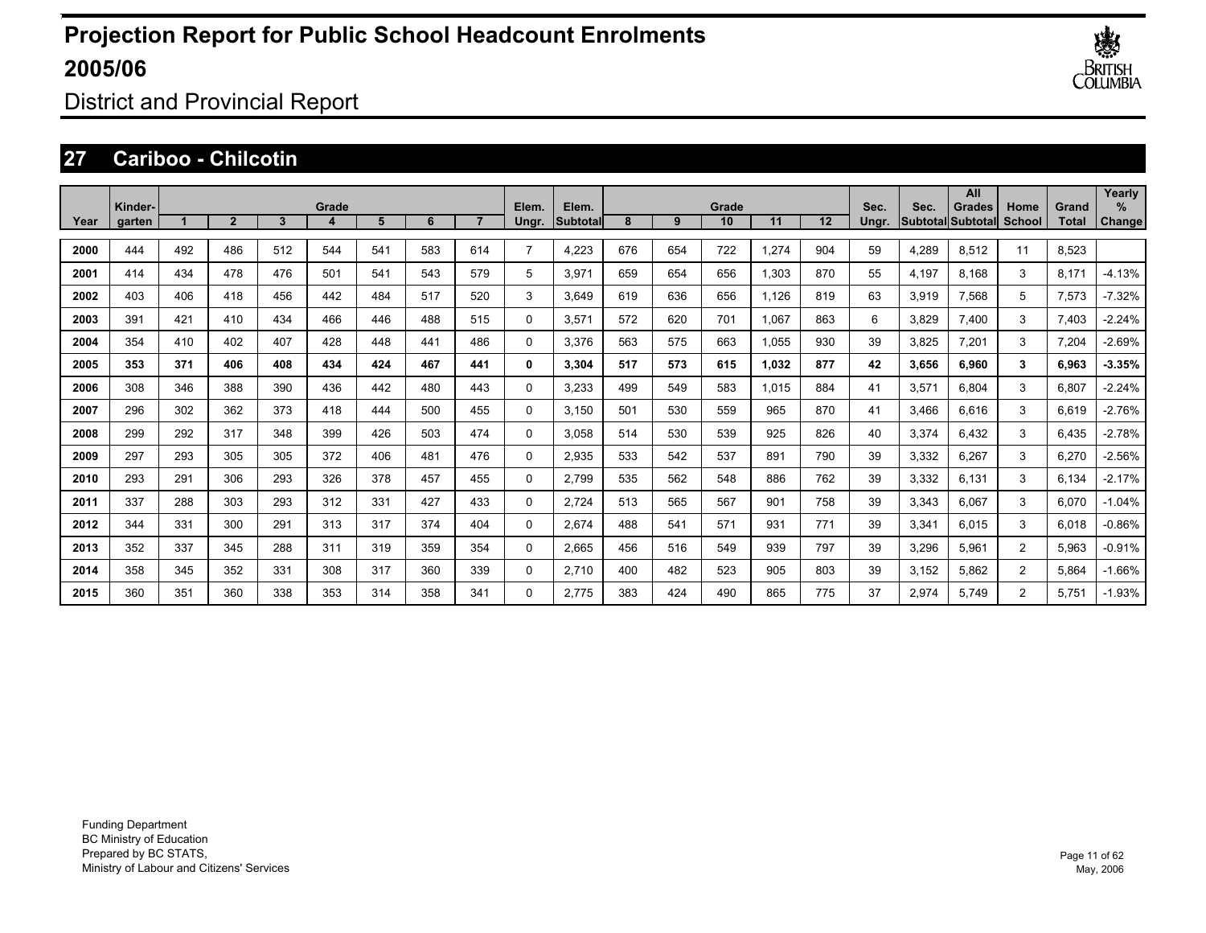# Projection Report for Public School Headcount Enrolments 2005/06

District and Provincial Report

## 27 Cariboo - Chilcotin

| Year | Kinder-garten | Grade 1 | 2 | 3 | 4 | 5 | 6 | 7 | Elem. Ungr. | Elem. Subtotal | Grade 8 | 9 | 10 | 11 | 12 | Sec. Ungr. | Sec. Subtotal | All Grades Subtotal | Home School | Grand Total | Yearly % Change |
|---|---|---|---|---|---|---|---|---|---|---|---|---|---|---|---|---|---|---|---|---|---|
| 2000 | 444 | 492 | 486 | 512 | 544 | 541 | 583 | 614 | 7 | 4,223 | 676 | 654 | 722 | 1,274 | 904 | 59 | 4,289 | 8,512 | 11 | 8,523 | |
| 2001 | 414 | 434 | 478 | 476 | 501 | 541 | 543 | 579 | 5 | 3,971 | 659 | 654 | 656 | 1,303 | 870 | 55 | 4,197 | 8,168 | 3 | 8,171 | -4.13% |
| 2002 | 403 | 406 | 418 | 456 | 442 | 484 | 517 | 520 | 3 | 3,649 | 619 | 636 | 656 | 1,126 | 819 | 63 | 3,919 | 7,568 | 5 | 7,573 | -7.32% |
| 2003 | 391 | 421 | 410 | 434 | 466 | 446 | 488 | 515 | 0 | 3,571 | 572 | 620 | 701 | 1,067 | 863 | 6 | 3,829 | 7,400 | 3 | 7,403 | -2.24% |
| 2004 | 354 | 410 | 402 | 407 | 428 | 448 | 441 | 486 | 0 | 3,376 | 563 | 575 | 663 | 1,055 | 930 | 39 | 3,825 | 7,201 | 3 | 7,204 | -2.69% |
| **2005** | **353** | **371** | **406** | **408** | **434** | **424** | **467** | **441** | **0** | **3,304** | **517** | **573** | **615** | **1,032** | **877** | **42** | **3,656** | **6,960** | **3** | **6,963** | **-3.35%** |
| 2006 | 308 | 346 | 388 | 390 | 436 | 442 | 480 | 443 | 0 | 3,233 | 499 | 549 | 583 | 1,015 | 884 | 41 | 3,571 | 6,804 | 3 | 6,807 | -2.24% |
| 2007 | 296 | 302 | 362 | 373 | 418 | 444 | 500 | 455 | 0 | 3,150 | 501 | 530 | 559 | 965 | 870 | 41 | 3,466 | 6,616 | 3 | 6,619 | -2.76% |
| 2008 | 299 | 292 | 317 | 348 | 399 | 426 | 503 | 474 | 0 | 3,058 | 514 | 530 | 539 | 925 | 826 | 40 | 3,374 | 6,432 | 3 | 6,435 | -2.78% |
| 2009 | 297 | 293 | 305 | 305 | 372 | 406 | 481 | 476 | 0 | 2,935 | 533 | 542 | 537 | 891 | 790 | 39 | 3,332 | 6,267 | 3 | 6,270 | -2.56% |
| 2010 | 293 | 291 | 306 | 293 | 326 | 378 | 457 | 455 | 0 | 2,799 | 535 | 562 | 548 | 886 | 762 | 39 | 3,332 | 6,131 | 3 | 6,134 | -2.17% |
| 2011 | 337 | 288 | 303 | 293 | 312 | 331 | 427 | 433 | 0 | 2,724 | 513 | 565 | 567 | 901 | 758 | 39 | 3,343 | 6,067 | 3 | 6,070 | -1.04% |
| 2012 | 344 | 331 | 300 | 291 | 313 | 317 | 374 | 404 | 0 | 2,674 | 488 | 541 | 571 | 931 | 771 | 39 | 3,341 | 6,015 | 3 | 6,018 | -0.86% |
| 2013 | 352 | 337 | 345 | 288 | 311 | 319 | 359 | 354 | 0 | 2,665 | 456 | 516 | 549 | 939 | 797 | 39 | 3,296 | 5,961 | 2 | 5,963 | -0.91% |
| 2014 | 358 | 345 | 352 | 331 | 308 | 317 | 360 | 339 | 0 | 2,710 | 400 | 482 | 523 | 905 | 803 | 39 | 3,152 | 5,862 | 2 | 5,864 | -1.66% |
| 2015 | 360 | 351 | 360 | 338 | 353 | 314 | 358 | 341 | 0 | 2,775 | 383 | 424 | 490 | 865 | 775 | 37 | 2,974 | 5,749 | 2 | 5,751 | -1.93% |

Funding Department
BC Ministry of Education
Prepared by BC STATS,
Ministry of Labour and Citizens' Services

May, 2006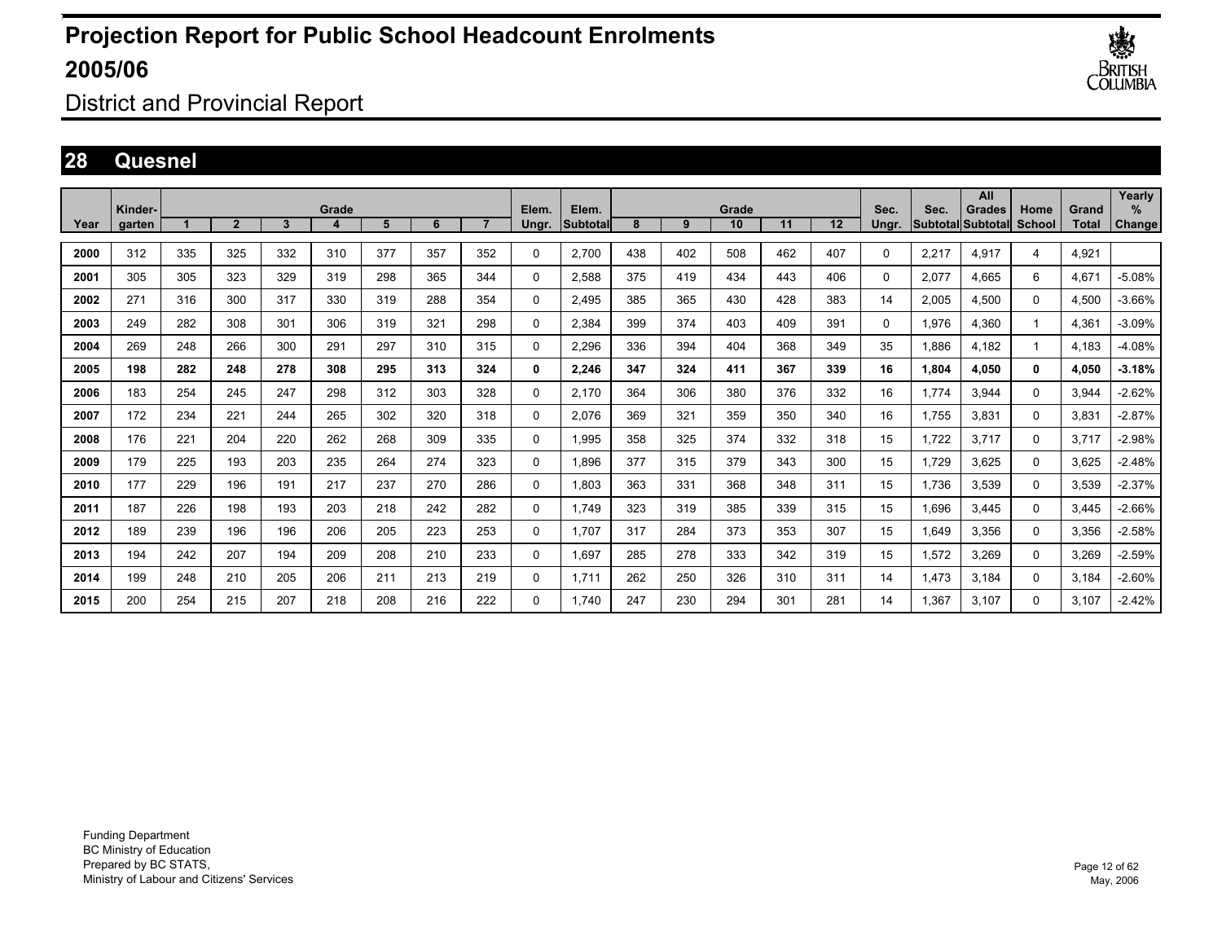# Projection Report for Public School Headcount Enrolments 2005/06

District and Provincial Report

## 28 Quesnel

| Year | Kinder-garten | Grade 1 | 2 | 3 | 4 | 5 | 6 | 7 | Elem. Ungr. | Elem. Subtotal | Grade 8 | 9 | 10 | 11 | 12 | Sec. Ungr. | Sec. Subtotal | All Grades Subtotal | Home School | Grand Total | Yearly % Change |
|---|---|---|---|---|---|---|---|---|---|---|---|---|---|---|---|---|---|---|---|---|---|
| 2000 | 312 | 335 | 325 | 332 | 310 | 377 | 357 | 352 | 0 | 2,700 | 438 | 402 | 508 | 462 | 407 | 0 | 2,217 | 4,917 | 4 | 4,921 | |
| 2001 | 305 | 305 | 323 | 329 | 319 | 298 | 365 | 344 | 0 | 2,588 | 375 | 419 | 434 | 443 | 406 | 0 | 2,077 | 4,665 | 6 | 4,671 | -5.08% |
| 2002 | 271 | 316 | 300 | 317 | 330 | 319 | 288 | 354 | 0 | 2,495 | 385 | 365 | 430 | 428 | 383 | 14 | 2,005 | 4,500 | 0 | 4,500 | -3.66% |
| 2003 | 249 | 282 | 308 | 301 | 306 | 319 | 321 | 298 | 0 | 2,384 | 399 | 374 | 403 | 409 | 391 | 0 | 1,976 | 4,360 | 1 | 4,361 | -3.09% |
| 2004 | 269 | 248 | 266 | 300 | 291 | 297 | 310 | 315 | 0 | 2,296 | 336 | 394 | 404 | 368 | 349 | 35 | 1,886 | 4,182 | 1 | 4,183 | -4.08% |
| **2005** | **198** | **282** | **248** | **278** | **308** | **295** | **313** | **324** | **0** | **2,246** | **347** | **324** | **411** | **367** | **339** | **16** | **1,804** | **4,050** | **0** | **4,050** | **-3.18%** |
| 2006 | 183 | 254 | 245 | 247 | 298 | 312 | 303 | 328 | 0 | 2,170 | 364 | 306 | 380 | 376 | 332 | 16 | 1,774 | 3,944 | 0 | 3,944 | -2.62% |
| 2007 | 172 | 234 | 221 | 244 | 265 | 302 | 320 | 318 | 0 | 2,076 | 369 | 321 | 359 | 350 | 340 | 16 | 1,755 | 3,831 | 0 | 3,831 | -2.87% |
| 2008 | 176 | 221 | 204 | 220 | 262 | 268 | 309 | 335 | 0 | 1,995 | 358 | 325 | 374 | 332 | 318 | 15 | 1,722 | 3,717 | 0 | 3,717 | -2.98% |
| 2009 | 179 | 225 | 193 | 203 | 235 | 264 | 274 | 323 | 0 | 1,896 | 377 | 315 | 379 | 343 | 300 | 15 | 1,729 | 3,625 | 0 | 3,625 | -2.48% |
| 2010 | 177 | 229 | 196 | 191 | 217 | 237 | 270 | 286 | 0 | 1,803 | 363 | 331 | 368 | 348 | 311 | 15 | 1,736 | 3,539 | 0 | 3,539 | -2.37% |
| 2011 | 187 | 226 | 198 | 193 | 203 | 218 | 242 | 282 | 0 | 1,749 | 323 | 319 | 385 | 339 | 315 | 15 | 1,696 | 3,445 | 0 | 3,445 | -2.66% |
| 2012 | 189 | 239 | 196 | 196 | 206 | 205 | 223 | 253 | 0 | 1,707 | 317 | 284 | 373 | 353 | 307 | 15 | 1,649 | 3,356 | 0 | 3,356 | -2.58% |
| 2013 | 194 | 242 | 207 | 194 | 209 | 208 | 210 | 233 | 0 | 1,697 | 285 | 278 | 333 | 342 | 319 | 15 | 1,572 | 3,269 | 0 | 3,269 | -2.59% |
| 2014 | 199 | 248 | 210 | 205 | 206 | 211 | 213 | 219 | 0 | 1,711 | 262 | 250 | 326 | 310 | 311 | 14 | 1,473 | 3,184 | 0 | 3,184 | -2.60% |
| 2015 | 200 | 254 | 215 | 207 | 218 | 208 | 216 | 222 | 0 | 1,740 | 247 | 230 | 294 | 301 | 281 | 14 | 1,367 | 3,107 | 0 | 3,107 | -2.42% |

Funding Department
BC Ministry of Education
Prepared by BC STATS,
Ministry of Labour and Citizens' Services

May, 2006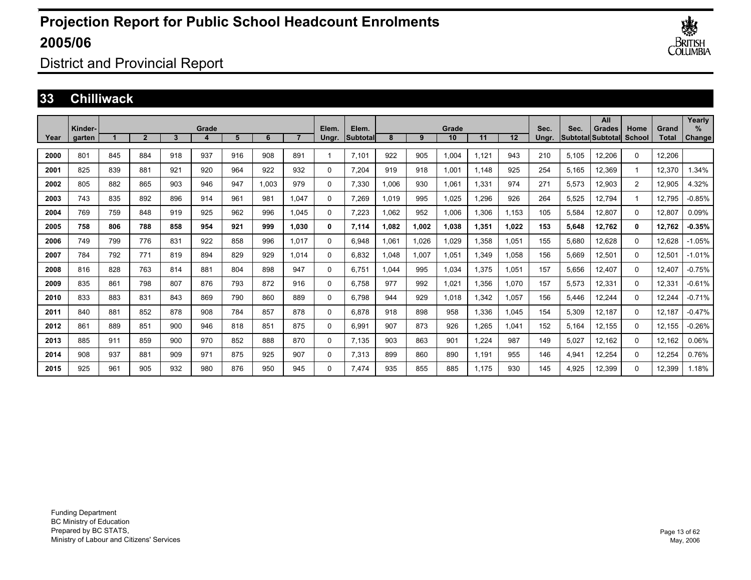# Projection Report for Public School Headcount Enrolments 2005/06

District and Provincial Report

## 33 Chilliwack

| Year | Kinder-garten | Grade 1 | 2 | 3 | 4 | 5 | 6 | 7 | Elem. Ungr. | Elem. Subtotal | Grade 8 | 9 | 10 | 11 | 12 | Sec. Ungr. | Sec. Subtotal | All Grades Subtotal | Home School | Grand Total | Yearly % Change |
|---|---|---|---|---|---|---|---|---|---|---|---|---|---|---|---|---|---|---|---|---|---|
| 2000 | 801 | 845 | 884 | 918 | 937 | 916 | 908 | 891 | 1 | 7,101 | 922 | 905 | 1,004 | 1,121 | 943 | 210 | 5,105 | 12,206 | 0 | 12,206 | |
| 2001 | 825 | 839 | 881 | 921 | 920 | 964 | 922 | 932 | 0 | 7,204 | 919 | 918 | 1,001 | 1,148 | 925 | 254 | 5,165 | 12,369 | 1 | 12,370 | 1.34% |
| 2002 | 805 | 882 | 865 | 903 | 946 | 947 | 1,003 | 979 | 0 | 7,330 | 1,006 | 930 | 1,061 | 1,331 | 974 | 271 | 5,573 | 12,903 | 2 | 12,905 | 4.32% |
| 2003 | 743 | 835 | 892 | 896 | 914 | 961 | 981 | 1,047 | 0 | 7,269 | 1,019 | 995 | 1,025 | 1,296 | 926 | 264 | 5,525 | 12,794 | 1 | 12,795 | -0.85% |
| 2004 | 769 | 759 | 848 | 919 | 925 | 962 | 996 | 1,045 | 0 | 7,223 | 1,062 | 952 | 1,006 | 1,306 | 1,153 | 105 | 5,584 | 12,807 | 0 | 12,807 | 0.09% |
| **2005** | **758** | **806** | **788** | **858** | **954** | **921** | **999** | **1,030** | **0** | **7,114** | **1,082** | **1,002** | **1,038** | **1,351** | **1,022** | **153** | **5,648** | **12,762** | **0** | **12,762** | **-0.35%** |
| 2006 | 749 | 799 | 776 | 831 | 922 | 858 | 996 | 1,017 | 0 | 6,948 | 1,061 | 1,026 | 1,029 | 1,358 | 1,051 | 155 | 5,680 | 12,628 | 0 | 12,628 | -1.05% |
| 2007 | 784 | 792 | 771 | 819 | 894 | 829 | 929 | 1,014 | 0 | 6,832 | 1,048 | 1,007 | 1,051 | 1,349 | 1,058 | 156 | 5,669 | 12,501 | 0 | 12,501 | -1.01% |
| 2008 | 816 | 828 | 763 | 814 | 881 | 804 | 898 | 947 | 0 | 6,751 | 1,044 | 995 | 1,034 | 1,375 | 1,051 | 157 | 5,656 | 12,407 | 0 | 12,407 | -0.75% |
| 2009 | 835 | 861 | 798 | 807 | 876 | 793 | 872 | 916 | 0 | 6,758 | 977 | 992 | 1,021 | 1,356 | 1,070 | 157 | 5,573 | 12,331 | 0 | 12,331 | -0.61% |
| 2010 | 833 | 883 | 831 | 843 | 869 | 790 | 860 | 889 | 0 | 6,798 | 944 | 929 | 1,018 | 1,342 | 1,057 | 156 | 5,446 | 12,244 | 0 | 12,244 | -0.71% |
| 2011 | 840 | 881 | 852 | 878 | 908 | 784 | 857 | 878 | 0 | 6,878 | 918 | 898 | 958 | 1,336 | 1,045 | 154 | 5,309 | 12,187 | 0 | 12,187 | -0.47% |
| 2012 | 861 | 889 | 851 | 900 | 946 | 818 | 851 | 875 | 0 | 6,991 | 907 | 873 | 926 | 1,265 | 1,041 | 152 | 5,164 | 12,155 | 0 | 12,155 | -0.26% |
| 2013 | 885 | 911 | 859 | 900 | 970 | 852 | 888 | 870 | 0 | 7,135 | 903 | 863 | 901 | 1,224 | 987 | 149 | 5,027 | 12,162 | 0 | 12,162 | 0.06% |
| 2014 | 908 | 937 | 881 | 909 | 971 | 875 | 925 | 907 | 0 | 7,313 | 899 | 860 | 890 | 1,191 | 955 | 146 | 4,941 | 12,254 | 0 | 12,254 | 0.76% |
| 2015 | 925 | 961 | 905 | 932 | 980 | 876 | 950 | 945 | 0 | 7,474 | 935 | 855 | 885 | 1,175 | 930 | 145 | 4,925 | 12,399 | 0 | 12,399 | 1.18% |

Funding Department
BC Ministry of Education
Prepared by BC STATS,
Ministry of Labour and Citizens' Services

May, 2006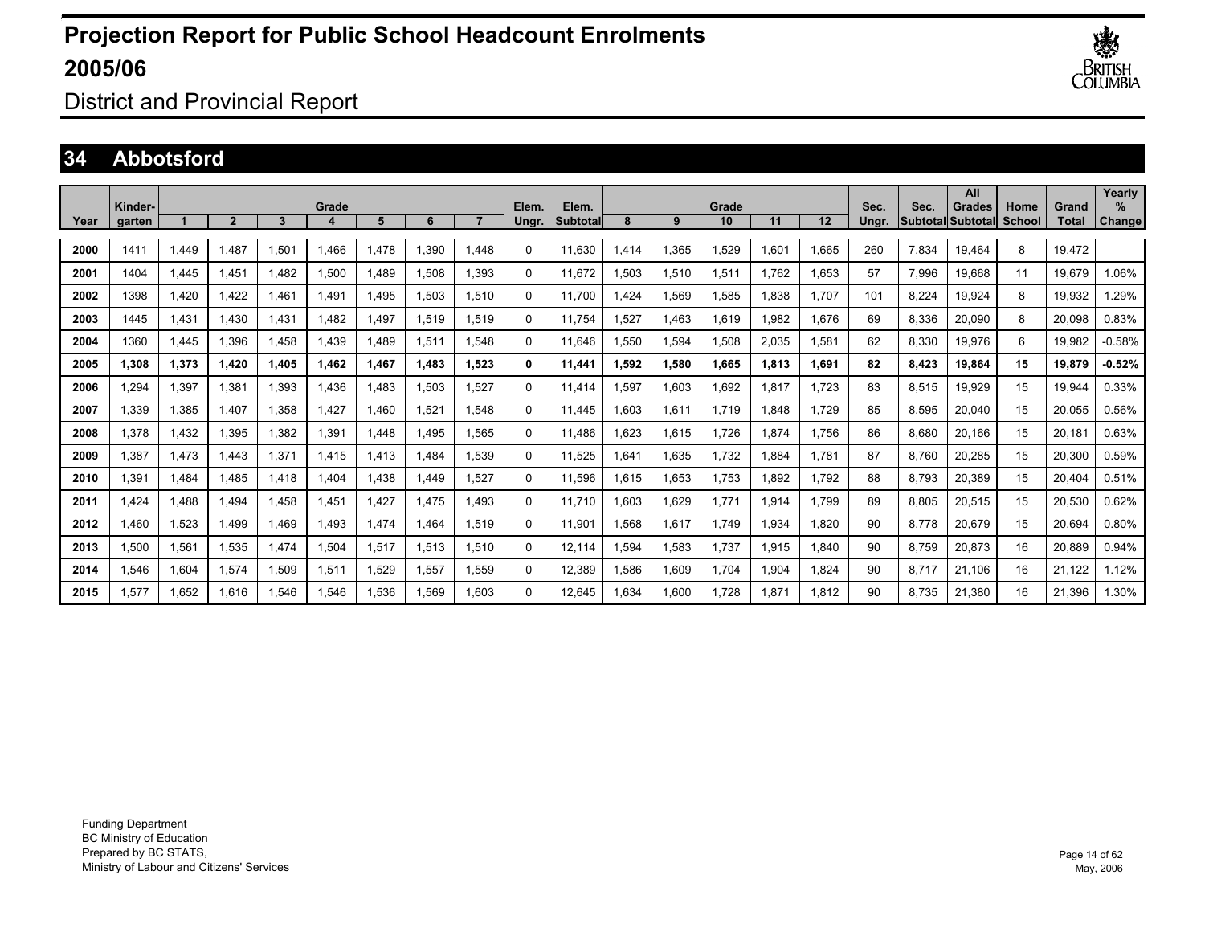# Projection Report for Public School Headcount Enrolments 2005/06

District and Provincial Report

## 34 Abbotsford

| Year | Kinder-garten | Grade 1 | 2 | 3 | 4 | 5 | 6 | 7 | Elem. Ungr. | Elem. Subtotal | Grade 8 | 9 | 10 | 11 | 12 | Sec. Ungr. | Sec. Subtotal | All Grades Subtotal | Home School | Grand Total | Yearly % Change |
|---|---|---|---|---|---|---|---|---|---|---|---|---|---|---|---|---|---|---|---|---|---|
| 2000 | 1411 | 1,449 | 1,487 | 1,501 | 1,466 | 1,478 | 1,390 | 1,448 | 0 | 11,630 | 1,414 | 1,365 | 1,529 | 1,601 | 1,665 | 260 | 7,834 | 19,464 | 8 | 19,472 | |
| 2001 | 1404 | 1,445 | 1,451 | 1,482 | 1,500 | 1,489 | 1,508 | 1,393 | 0 | 11,672 | 1,503 | 1,510 | 1,511 | 1,762 | 1,653 | 57 | 7,996 | 19,668 | 11 | 19,679 | 1.06% |
| 2002 | 1398 | 1,420 | 1,422 | 1,461 | 1,491 | 1,495 | 1,503 | 1,510 | 0 | 11,700 | 1,424 | 1,569 | 1,585 | 1,838 | 1,707 | 101 | 8,224 | 19,924 | 8 | 19,932 | 1.29% |
| 2003 | 1445 | 1,431 | 1,430 | 1,431 | 1,482 | 1,497 | 1,519 | 1,519 | 0 | 11,754 | 1,527 | 1,463 | 1,619 | 1,982 | 1,676 | 69 | 8,336 | 20,090 | 8 | 20,098 | 0.83% |
| 2004 | 1360 | 1,445 | 1,396 | 1,458 | 1,439 | 1,489 | 1,511 | 1,548 | 0 | 11,646 | 1,550 | 1,594 | 1,508 | 2,035 | 1,581 | 62 | 8,330 | 19,976 | 6 | 19,982 | -0.58% |
| **2005** | **1,308** | **1,373** | **1,420** | **1,405** | **1,462** | **1,467** | **1,483** | **1,523** | **0** | **11,441** | **1,592** | **1,580** | **1,665** | **1,813** | **1,691** | **82** | **8,423** | **19,864** | **15** | **19,879** | **-0.52%** |
| 2006 | 1,294 | 1,397 | 1,381 | 1,393 | 1,436 | 1,483 | 1,503 | 1,527 | 0 | 11,414 | 1,597 | 1,603 | 1,692 | 1,817 | 1,723 | 83 | 8,515 | 19,929 | 15 | 19,944 | 0.33% |
| 2007 | 1,339 | 1,385 | 1,407 | 1,358 | 1,427 | 1,460 | 1,521 | 1,548 | 0 | 11,445 | 1,603 | 1,611 | 1,719 | 1,848 | 1,729 | 85 | 8,595 | 20,040 | 15 | 20,055 | 0.56% |
| 2008 | 1,378 | 1,432 | 1,395 | 1,382 | 1,391 | 1,448 | 1,495 | 1,565 | 0 | 11,486 | 1,623 | 1,615 | 1,726 | 1,874 | 1,756 | 86 | 8,680 | 20,166 | 15 | 20,181 | 0.63% |
| 2009 | 1,387 | 1,473 | 1,443 | 1,371 | 1,415 | 1,413 | 1,484 | 1,539 | 0 | 11,525 | 1,641 | 1,635 | 1,732 | 1,884 | 1,781 | 87 | 8,760 | 20,285 | 15 | 20,300 | 0.59% |
| 2010 | 1,391 | 1,484 | 1,485 | 1,418 | 1,404 | 1,438 | 1,449 | 1,527 | 0 | 11,596 | 1,615 | 1,653 | 1,753 | 1,892 | 1,792 | 88 | 8,793 | 20,389 | 15 | 20,404 | 0.51% |
| 2011 | 1,424 | 1,488 | 1,494 | 1,458 | 1,451 | 1,427 | 1,475 | 1,493 | 0 | 11,710 | 1,603 | 1,629 | 1,771 | 1,914 | 1,799 | 89 | 8,805 | 20,515 | 15 | 20,530 | 0.62% |
| 2012 | 1,460 | 1,523 | 1,499 | 1,469 | 1,493 | 1,474 | 1,464 | 1,519 | 0 | 11,901 | 1,568 | 1,617 | 1,749 | 1,934 | 1,820 | 90 | 8,778 | 20,679 | 15 | 20,694 | 0.80% |
| 2013 | 1,500 | 1,561 | 1,535 | 1,474 | 1,504 | 1,517 | 1,513 | 1,510 | 0 | 12,114 | 1,594 | 1,583 | 1,737 | 1,915 | 1,840 | 90 | 8,759 | 20,873 | 16 | 20,889 | 0.94% |
| 2014 | 1,546 | 1,604 | 1,574 | 1,509 | 1,511 | 1,529 | 1,557 | 1,559 | 0 | 12,389 | 1,586 | 1,609 | 1,704 | 1,904 | 1,824 | 90 | 8,717 | 21,106 | 16 | 21,122 | 1.12% |
| 2015 | 1,577 | 1,652 | 1,616 | 1,546 | 1,546 | 1,536 | 1,569 | 1,603 | 0 | 12,645 | 1,634 | 1,600 | 1,728 | 1,871 | 1,812 | 90 | 8,735 | 21,380 | 16 | 21,396 | 1.30% |

Funding Department
BC Ministry of Education
Prepared by BC STATS,
Ministry of Labour and Citizens' Services

May, 2006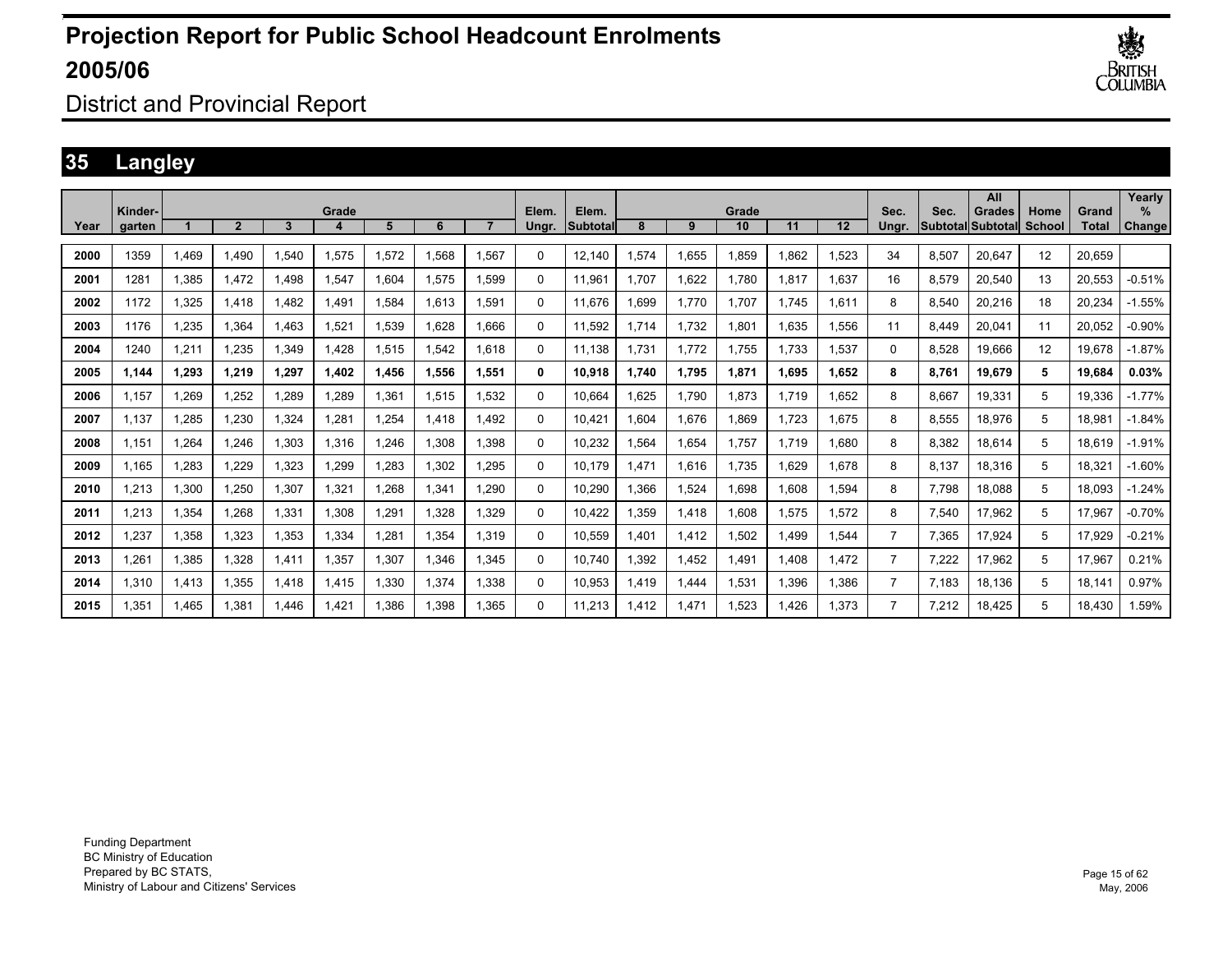# Projection Report for Public School Headcount Enrolments 2005/06

District and Provincial Report

## 35 Langley

| Year | Kinder-garten | Grade 1 | 2 | 3 | 4 | 5 | 6 | 7 | Elem. Ungr. | Elem. Subtotal | Grade 8 | 9 | 10 | 11 | 12 | Sec. Ungr. | Sec. Subtotal | All Grades Subtotal | Home School | Grand Total | Yearly % Change |
|---|---|---|---|---|---|---|---|---|---|---|---|---|---|---|---|---|---|---|---|---|---|
| 2000 | 1359 | 1,469 | 1,490 | 1,540 | 1,575 | 1,572 | 1,568 | 1,567 | 0 | 12,140 | 1,574 | 1,655 | 1,859 | 1,862 | 1,523 | 34 | 8,507 | 20,647 | 12 | 20,659 | |
| 2001 | 1281 | 1,385 | 1,472 | 1,498 | 1,547 | 1,604 | 1,575 | 1,599 | 0 | 11,961 | 1,707 | 1,622 | 1,780 | 1,817 | 1,637 | 16 | 8,579 | 20,540 | 13 | 20,553 | -0.51% |
| 2002 | 1172 | 1,325 | 1,418 | 1,482 | 1,491 | 1,584 | 1,613 | 1,591 | 0 | 11,676 | 1,699 | 1,770 | 1,707 | 1,745 | 1,611 | 8 | 8,540 | 20,216 | 18 | 20,234 | -1.55% |
| 2003 | 1176 | 1,235 | 1,364 | 1,463 | 1,521 | 1,539 | 1,628 | 1,666 | 0 | 11,592 | 1,714 | 1,732 | 1,801 | 1,635 | 1,556 | 11 | 8,449 | 20,041 | 11 | 20,052 | -0.90% |
| 2004 | 1240 | 1,211 | 1,235 | 1,349 | 1,428 | 1,515 | 1,542 | 1,618 | 0 | 11,138 | 1,731 | 1,772 | 1,755 | 1,733 | 1,537 | 0 | 8,528 | 19,666 | 12 | 19,678 | -1.87% |
| **2005** | **1,144** | **1,293** | **1,219** | **1,297** | **1,402** | **1,456** | **1,556** | **1,551** | **0** | **10,918** | **1,740** | **1,795** | **1,871** | **1,695** | **1,652** | **8** | **8,761** | **19,679** | **5** | **19,684** | **0.03%** |
| 2006 | 1,157 | 1,269 | 1,252 | 1,289 | 1,289 | 1,361 | 1,515 | 1,532 | 0 | 10,664 | 1,625 | 1,790 | 1,873 | 1,719 | 1,652 | 8 | 8,667 | 19,331 | 5 | 19,336 | -1.77% |
| 2007 | 1,137 | 1,285 | 1,230 | 1,324 | 1,281 | 1,254 | 1,418 | 1,492 | 0 | 10,421 | 1,604 | 1,676 | 1,869 | 1,723 | 1,675 | 8 | 8,555 | 18,976 | 5 | 18,981 | -1.84% |
| 2008 | 1,151 | 1,264 | 1,246 | 1,303 | 1,316 | 1,246 | 1,308 | 1,398 | 0 | 10,232 | 1,564 | 1,654 | 1,757 | 1,719 | 1,680 | 8 | 8,382 | 18,614 | 5 | 18,619 | -1.91% |
| 2009 | 1,165 | 1,283 | 1,229 | 1,323 | 1,299 | 1,283 | 1,302 | 1,295 | 0 | 10,179 | 1,471 | 1,616 | 1,735 | 1,629 | 1,678 | 8 | 8,137 | 18,316 | 5 | 18,321 | -1.60% |
| 2010 | 1,213 | 1,300 | 1,250 | 1,307 | 1,321 | 1,268 | 1,341 | 1,290 | 0 | 10,290 | 1,366 | 1,524 | 1,698 | 1,608 | 1,594 | 8 | 7,798 | 18,088 | 5 | 18,093 | -1.24% |
| 2011 | 1,213 | 1,354 | 1,268 | 1,331 | 1,308 | 1,291 | 1,328 | 1,329 | 0 | 10,422 | 1,359 | 1,418 | 1,608 | 1,575 | 1,572 | 8 | 7,540 | 17,962 | 5 | 17,967 | -0.70% |
| 2012 | 1,237 | 1,358 | 1,323 | 1,353 | 1,334 | 1,281 | 1,354 | 1,319 | 0 | 10,559 | 1,401 | 1,412 | 1,502 | 1,499 | 1,544 | 7 | 7,365 | 17,924 | 5 | 17,929 | -0.21% |
| 2013 | 1,261 | 1,385 | 1,328 | 1,411 | 1,357 | 1,307 | 1,346 | 1,345 | 0 | 10,740 | 1,392 | 1,452 | 1,491 | 1,408 | 1,472 | 7 | 7,222 | 17,962 | 5 | 17,967 | 0.21% |
| 2014 | 1,310 | 1,413 | 1,355 | 1,418 | 1,415 | 1,330 | 1,374 | 1,338 | 0 | 10,953 | 1,419 | 1,444 | 1,531 | 1,396 | 1,386 | 7 | 7,183 | 18,136 | 5 | 18,141 | 0.97% |
| 2015 | 1,351 | 1,465 | 1,381 | 1,446 | 1,421 | 1,386 | 1,398 | 1,365 | 0 | 11,213 | 1,412 | 1,471 | 1,523 | 1,426 | 1,373 | 7 | 7,212 | 18,425 | 5 | 18,430 | 1.59% |

Funding Department
BC Ministry of Education
Prepared by BC STATS,
Ministry of Labour and Citizens' Services

May, 2006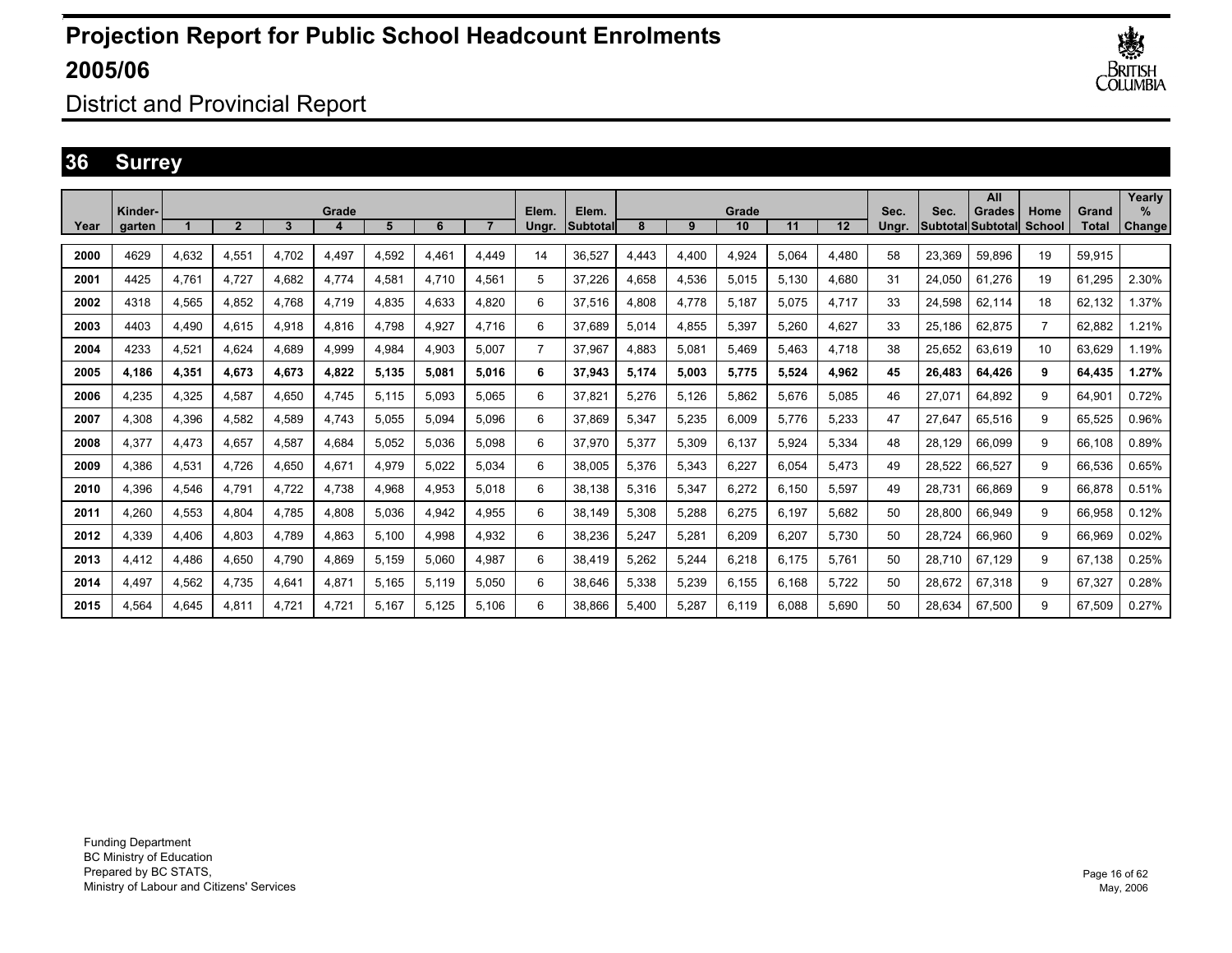# Projection Report for Public School Headcount Enrolments 2005/06

District and Provincial Report

## 36 Surrey

| Year | Kinder-garten | Grade 1 | 2 | 3 | 4 | 5 | 6 | 7 | Elem. Ungr. | Elem. Subtotal | Grade 8 | 9 | 10 | 11 | 12 | Sec. Ungr. | Sec. Subtotal | All Grades Subtotal | Home School | Grand Total | Yearly % Change |
|---|---|---|---|---|---|---|---|---|---|---|---|---|---|---|---|---|---|---|---|---|---|
| 2000 | 4629 | 4,632 | 4,551 | 4,702 | 4,497 | 4,592 | 4,461 | 4,449 | 14 | 36,527 | 4,443 | 4,400 | 4,924 | 5,064 | 4,480 | 58 | 23,369 | 59,896 | 19 | 59,915 | |
| 2001 | 4425 | 4,761 | 4,727 | 4,682 | 4,774 | 4,581 | 4,710 | 4,561 | 5 | 37,226 | 4,658 | 4,536 | 5,015 | 5,130 | 4,680 | 31 | 24,050 | 61,276 | 19 | 61,295 | 2.30% |
| 2002 | 4318 | 4,565 | 4,852 | 4,768 | 4,719 | 4,835 | 4,633 | 4,820 | 6 | 37,516 | 4,808 | 4,778 | 5,187 | 5,075 | 4,717 | 33 | 24,598 | 62,114 | 18 | 62,132 | 1.37% |
| 2003 | 4403 | 4,490 | 4,615 | 4,918 | 4,816 | 4,798 | 4,927 | 4,716 | 6 | 37,689 | 5,014 | 4,855 | 5,397 | 5,260 | 4,627 | 33 | 25,186 | 62,875 | 7 | 62,882 | 1.21% |
| 2004 | 4233 | 4,521 | 4,624 | 4,689 | 4,999 | 4,984 | 4,903 | 5,007 | 7 | 37,967 | 4,883 | 5,081 | 5,469 | 5,463 | 4,718 | 38 | 25,652 | 63,619 | 10 | 63,629 | 1.19% |
| **2005** | **4,186** | **4,351** | **4,673** | **4,673** | **4,822** | **5,135** | **5,081** | **5,016** | **6** | **37,943** | **5,174** | **5,003** | **5,775** | **5,524** | **4,962** | **45** | **26,483** | **64,426** | **9** | **64,435** | **1.27%** |
| 2006 | 4,235 | 4,325 | 4,587 | 4,650 | 4,745 | 5,115 | 5,093 | 5,065 | 6 | 37,821 | 5,276 | 5,126 | 5,862 | 5,676 | 5,085 | 46 | 27,071 | 64,892 | 9 | 64,901 | 0.72% |
| 2007 | 4,308 | 4,396 | 4,582 | 4,589 | 4,743 | 5,055 | 5,094 | 5,096 | 6 | 37,869 | 5,347 | 5,235 | 6,009 | 5,776 | 5,233 | 47 | 27,647 | 65,516 | 9 | 65,525 | 0.96% |
| 2008 | 4,377 | 4,473 | 4,657 | 4,587 | 4,684 | 5,052 | 5,036 | 5,098 | 6 | 37,970 | 5,377 | 5,309 | 6,137 | 5,924 | 5,334 | 48 | 28,129 | 66,099 | 9 | 66,108 | 0.89% |
| 2009 | 4,386 | 4,531 | 4,726 | 4,650 | 4,671 | 4,979 | 5,022 | 5,034 | 6 | 38,005 | 5,376 | 5,343 | 6,227 | 6,054 | 5,473 | 49 | 28,522 | 66,527 | 9 | 66,536 | 0.65% |
| 2010 | 4,396 | 4,546 | 4,791 | 4,722 | 4,738 | 4,968 | 4,953 | 5,018 | 6 | 38,138 | 5,316 | 5,347 | 6,272 | 6,150 | 5,597 | 49 | 28,731 | 66,869 | 9 | 66,878 | 0.51% |
| 2011 | 4,260 | 4,553 | 4,804 | 4,785 | 4,808 | 5,036 | 4,942 | 4,955 | 6 | 38,149 | 5,308 | 5,288 | 6,275 | 6,197 | 5,682 | 50 | 28,800 | 66,949 | 9 | 66,958 | 0.12% |
| 2012 | 4,339 | 4,406 | 4,803 | 4,789 | 4,863 | 5,100 | 4,998 | 4,932 | 6 | 38,236 | 5,247 | 5,281 | 6,209 | 6,207 | 5,730 | 50 | 28,724 | 66,960 | 9 | 66,969 | 0.02% |
| 2013 | 4,412 | 4,486 | 4,650 | 4,790 | 4,869 | 5,159 | 5,060 | 4,987 | 6 | 38,419 | 5,262 | 5,244 | 6,218 | 6,175 | 5,761 | 50 | 28,710 | 67,129 | 9 | 67,138 | 0.25% |
| 2014 | 4,497 | 4,562 | 4,735 | 4,641 | 4,871 | 5,165 | 5,119 | 5,050 | 6 | 38,646 | 5,338 | 5,239 | 6,155 | 6,168 | 5,722 | 50 | 28,672 | 67,318 | 9 | 67,327 | 0.28% |
| 2015 | 4,564 | 4,645 | 4,811 | 4,721 | 4,721 | 5,167 | 5,125 | 5,106 | 6 | 38,866 | 5,400 | 5,287 | 6,119 | 6,088 | 5,690 | 50 | 28,634 | 67,500 | 9 | 67,509 | 0.27% |

Funding Department
BC Ministry of Education
Prepared by BC STATS,
Ministry of Labour and Citizens' Services

May, 2006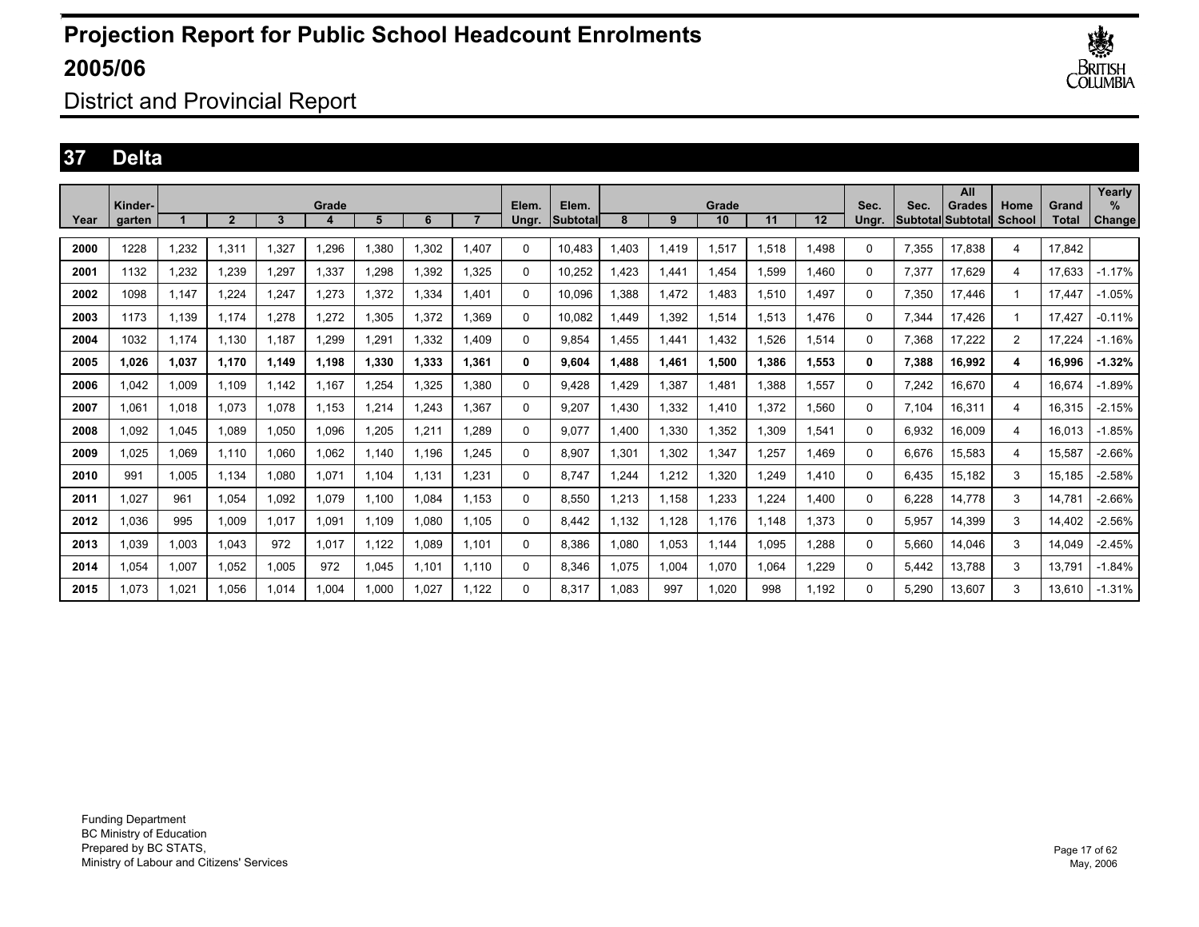# Projection Report for Public School Headcount Enrolments 2005/06

District and Provincial Report

## 37 Delta

| Year | Kinder-garten | Grade 1 | 2 | 3 | 4 | 5 | 6 | 7 | Elem. Ungr. | Elem. Subtotal | Grade 8 | 9 | 10 | 11 | 12 | Sec. Ungr. | Sec. Subtotal | All Grades Subtotal | Home School | Grand Total | Yearly % Change |
|---|---|---|---|---|---|---|---|---|---|---|---|---|---|---|---|---|---|---|---|---|---|
| 2000 | 1228 | 1,232 | 1,311 | 1,327 | 1,296 | 1,380 | 1,302 | 1,407 | 0 | 10,483 | 1,403 | 1,419 | 1,517 | 1,518 | 1,498 | 0 | 7,355 | 17,838 | 4 | 17,842 | |
| 2001 | 1132 | 1,232 | 1,239 | 1,297 | 1,337 | 1,298 | 1,392 | 1,325 | 0 | 10,252 | 1,423 | 1,441 | 1,454 | 1,599 | 1,460 | 0 | 7,377 | 17,629 | 4 | 17,633 | -1.17% |
| 2002 | 1098 | 1,147 | 1,224 | 1,247 | 1,273 | 1,372 | 1,334 | 1,401 | 0 | 10,096 | 1,388 | 1,472 | 1,483 | 1,510 | 1,497 | 0 | 7,350 | 17,446 | 1 | 17,447 | -1.05% |
| 2003 | 1173 | 1,139 | 1,174 | 1,278 | 1,272 | 1,305 | 1,372 | 1,369 | 0 | 10,082 | 1,449 | 1,392 | 1,514 | 1,513 | 1,476 | 0 | 7,344 | 17,426 | 1 | 17,427 | -0.11% |
| 2004 | 1032 | 1,174 | 1,130 | 1,187 | 1,299 | 1,291 | 1,332 | 1,409 | 0 | 9,854 | 1,455 | 1,441 | 1,432 | 1,526 | 1,514 | 0 | 7,368 | 17,222 | 2 | 17,224 | -1.16% |
| **2005** | **1,026** | **1,037** | **1,170** | **1,149** | **1,198** | **1,330** | **1,333** | **1,361** | **0** | **9,604** | **1,488** | **1,461** | **1,500** | **1,386** | **1,553** | **0** | **7,388** | **16,992** | **4** | **16,996** | **-1.32%** |
| 2006 | 1,042 | 1,009 | 1,109 | 1,142 | 1,167 | 1,254 | 1,325 | 1,380 | 0 | 9,428 | 1,429 | 1,387 | 1,481 | 1,388 | 1,557 | 0 | 7,242 | 16,670 | 4 | 16,674 | -1.89% |
| 2007 | 1,061 | 1,018 | 1,073 | 1,078 | 1,153 | 1,214 | 1,243 | 1,367 | 0 | 9,207 | 1,430 | 1,332 | 1,410 | 1,372 | 1,560 | 0 | 7,104 | 16,311 | 4 | 16,315 | -2.15% |
| 2008 | 1,092 | 1,045 | 1,089 | 1,050 | 1,096 | 1,205 | 1,211 | 1,289 | 0 | 9,077 | 1,400 | 1,330 | 1,352 | 1,309 | 1,541 | 0 | 6,932 | 16,009 | 4 | 16,013 | -1.85% |
| 2009 | 1,025 | 1,069 | 1,110 | 1,060 | 1,062 | 1,140 | 1,196 | 1,245 | 0 | 8,907 | 1,301 | 1,302 | 1,347 | 1,257 | 1,469 | 0 | 6,676 | 15,583 | 4 | 15,587 | -2.66% |
| 2010 | 991 | 1,005 | 1,134 | 1,080 | 1,071 | 1,104 | 1,131 | 1,231 | 0 | 8,747 | 1,244 | 1,212 | 1,320 | 1,249 | 1,410 | 0 | 6,435 | 15,182 | 3 | 15,185 | -2.58% |
| 2011 | 1,027 | 961 | 1,054 | 1,092 | 1,079 | 1,100 | 1,084 | 1,153 | 0 | 8,550 | 1,213 | 1,158 | 1,233 | 1,224 | 1,400 | 0 | 6,228 | 14,778 | 3 | 14,781 | -2.66% |
| 2012 | 1,036 | 995 | 1,009 | 1,017 | 1,091 | 1,109 | 1,080 | 1,105 | 0 | 8,442 | 1,132 | 1,128 | 1,176 | 1,148 | 1,373 | 0 | 5,957 | 14,399 | 3 | 14,402 | -2.56% |
| 2013 | 1,039 | 1,003 | 1,043 | 972 | 1,017 | 1,122 | 1,089 | 1,101 | 0 | 8,386 | 1,080 | 1,053 | 1,144 | 1,095 | 1,288 | 0 | 5,660 | 14,046 | 3 | 14,049 | -2.45% |
| 2014 | 1,054 | 1,007 | 1,052 | 1,005 | 972 | 1,045 | 1,101 | 1,110 | 0 | 8,346 | 1,075 | 1,004 | 1,070 | 1,064 | 1,229 | 0 | 5,442 | 13,788 | 3 | 13,791 | -1.84% |
| 2015 | 1,073 | 1,021 | 1,056 | 1,014 | 1,004 | 1,000 | 1,027 | 1,122 | 0 | 8,317 | 1,083 | 997 | 1,020 | 998 | 1,192 | 0 | 5,290 | 13,607 | 3 | 13,610 | -1.31% |

Funding Department
BC Ministry of Education
Prepared by BC STATS,
Ministry of Labour and Citizens' Services

May, 2006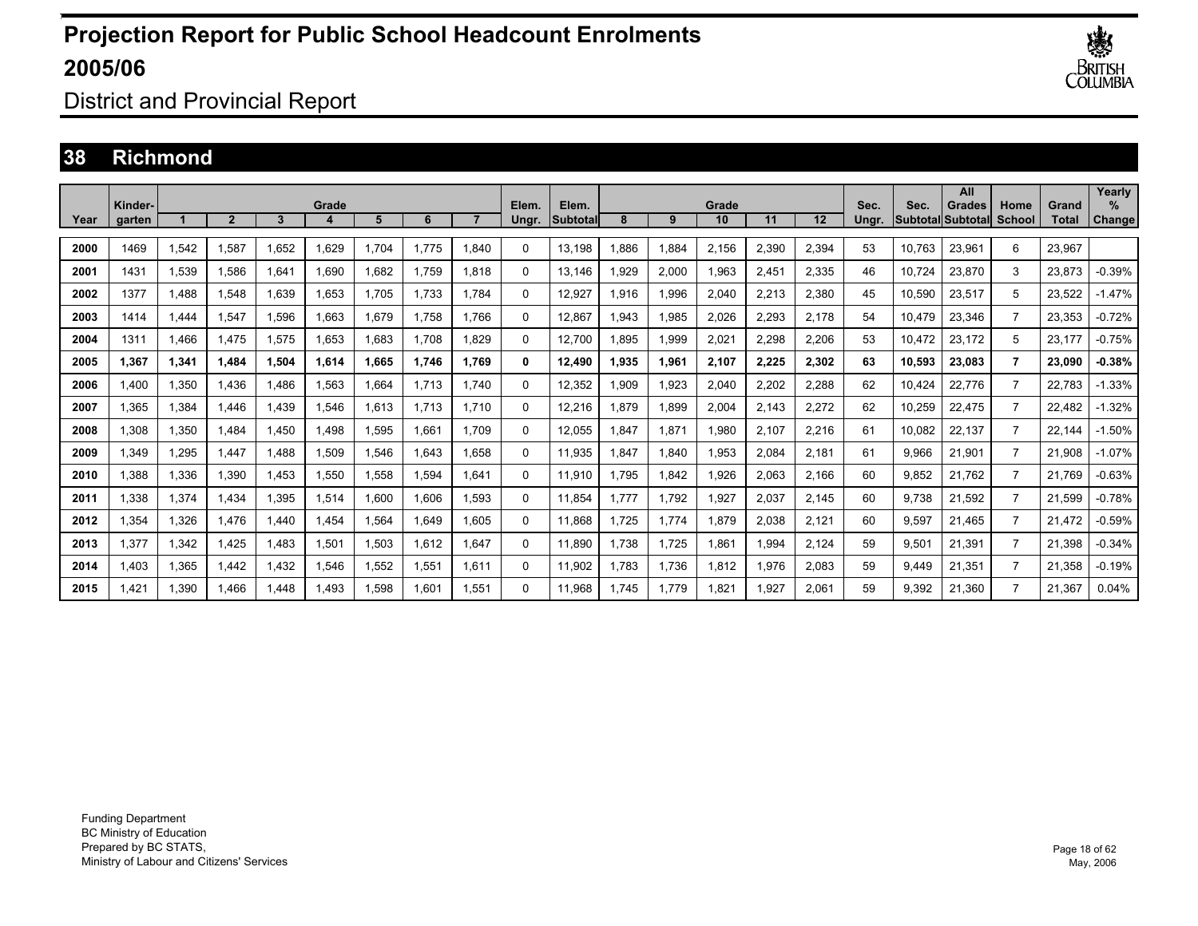# Projection Report for Public School Headcount Enrolments 2005/06

District and Provincial Report

## 38 Richmond

| Year | Kinder-garten | Grade 1 | 2 | 3 | 4 | 5 | 6 | 7 | Elem. Ungr. | Elem. Subtotal | Grade 8 | 9 | 10 | 11 | 12 | Sec. Ungr. | Sec. Subtotal | All Grades Subtotal | Home School | Grand Total | Yearly % Change |
|---|---|---|---|---|---|---|---|---|---|---|---|---|---|---|---|---|---|---|---|---|---|
| 2000 | 1469 | 1,542 | 1,587 | 1,652 | 1,629 | 1,704 | 1,775 | 1,840 | 0 | 13,198 | 1,886 | 1,884 | 2,156 | 2,390 | 2,394 | 53 | 10,763 | 23,961 | 6 | 23,967 | |
| 2001 | 1431 | 1,539 | 1,586 | 1,641 | 1,690 | 1,682 | 1,759 | 1,818 | 0 | 13,146 | 1,929 | 2,000 | 1,963 | 2,451 | 2,335 | 46 | 10,724 | 23,870 | 3 | 23,873 | -0.39% |
| 2002 | 1377 | 1,488 | 1,548 | 1,639 | 1,653 | 1,705 | 1,733 | 1,784 | 0 | 12,927 | 1,916 | 1,996 | 2,040 | 2,213 | 2,380 | 45 | 10,590 | 23,517 | 5 | 23,522 | -1.47% |
| 2003 | 1414 | 1,444 | 1,547 | 1,596 | 1,663 | 1,679 | 1,758 | 1,766 | 0 | 12,867 | 1,943 | 1,985 | 2,026 | 2,293 | 2,178 | 54 | 10,479 | 23,346 | 7 | 23,353 | -0.72% |
| 2004 | 1311 | 1,466 | 1,475 | 1,575 | 1,653 | 1,683 | 1,708 | 1,829 | 0 | 12,700 | 1,895 | 1,999 | 2,021 | 2,298 | 2,206 | 53 | 10,472 | 23,172 | 5 | 23,177 | -0.75% |
| **2005** | **1,367** | **1,341** | **1,484** | **1,504** | **1,614** | **1,665** | **1,746** | **1,769** | **0** | **12,490** | **1,935** | **1,961** | **2,107** | **2,225** | **2,302** | **63** | **10,593** | **23,083** | **7** | **23,090** | **-0.38%** |
| 2006 | 1,400 | 1,350 | 1,436 | 1,486 | 1,563 | 1,664 | 1,713 | 1,740 | 0 | 12,352 | 1,909 | 1,923 | 2,040 | 2,202 | 2,288 | 62 | 10,424 | 22,776 | 7 | 22,783 | -1.33% |
| 2007 | 1,365 | 1,384 | 1,446 | 1,439 | 1,546 | 1,613 | 1,713 | 1,710 | 0 | 12,216 | 1,879 | 1,899 | 2,004 | 2,143 | 2,272 | 62 | 10,259 | 22,475 | 7 | 22,482 | -1.32% |
| 2008 | 1,308 | 1,350 | 1,484 | 1,450 | 1,498 | 1,595 | 1,661 | 1,709 | 0 | 12,055 | 1,847 | 1,871 | 1,980 | 2,107 | 2,216 | 61 | 10,082 | 22,137 | 7 | 22,144 | -1.50% |
| 2009 | 1,349 | 1,295 | 1,447 | 1,488 | 1,509 | 1,546 | 1,643 | 1,658 | 0 | 11,935 | 1,847 | 1,840 | 1,953 | 2,084 | 2,181 | 61 | 9,966 | 21,901 | 7 | 21,908 | -1.07% |
| 2010 | 1,388 | 1,336 | 1,390 | 1,453 | 1,550 | 1,558 | 1,594 | 1,641 | 0 | 11,910 | 1,795 | 1,842 | 1,926 | 2,063 | 2,166 | 60 | 9,852 | 21,762 | 7 | 21,769 | -0.63% |
| 2011 | 1,338 | 1,374 | 1,434 | 1,395 | 1,514 | 1,600 | 1,606 | 1,593 | 0 | 11,854 | 1,777 | 1,792 | 1,927 | 2,037 | 2,145 | 60 | 9,738 | 21,592 | 7 | 21,599 | -0.78% |
| 2012 | 1,354 | 1,326 | 1,476 | 1,440 | 1,454 | 1,564 | 1,649 | 1,605 | 0 | 11,868 | 1,725 | 1,774 | 1,879 | 2,038 | 2,121 | 60 | 9,597 | 21,465 | 7 | 21,472 | -0.59% |
| 2013 | 1,377 | 1,342 | 1,425 | 1,483 | 1,501 | 1,503 | 1,612 | 1,647 | 0 | 11,890 | 1,738 | 1,725 | 1,861 | 1,994 | 2,124 | 59 | 9,501 | 21,391 | 7 | 21,398 | -0.34% |
| 2014 | 1,403 | 1,365 | 1,442 | 1,432 | 1,546 | 1,552 | 1,551 | 1,611 | 0 | 11,902 | 1,783 | 1,736 | 1,812 | 1,976 | 2,083 | 59 | 9,449 | 21,351 | 7 | 21,358 | -0.19% |
| 2015 | 1,421 | 1,390 | 1,466 | 1,448 | 1,493 | 1,598 | 1,601 | 1,551 | 0 | 11,968 | 1,745 | 1,779 | 1,821 | 1,927 | 2,061 | 59 | 9,392 | 21,360 | 7 | 21,367 | 0.04% |

Funding Department
BC Ministry of Education
Prepared by BC STATS,
Ministry of Labour and Citizens' Services

May, 2006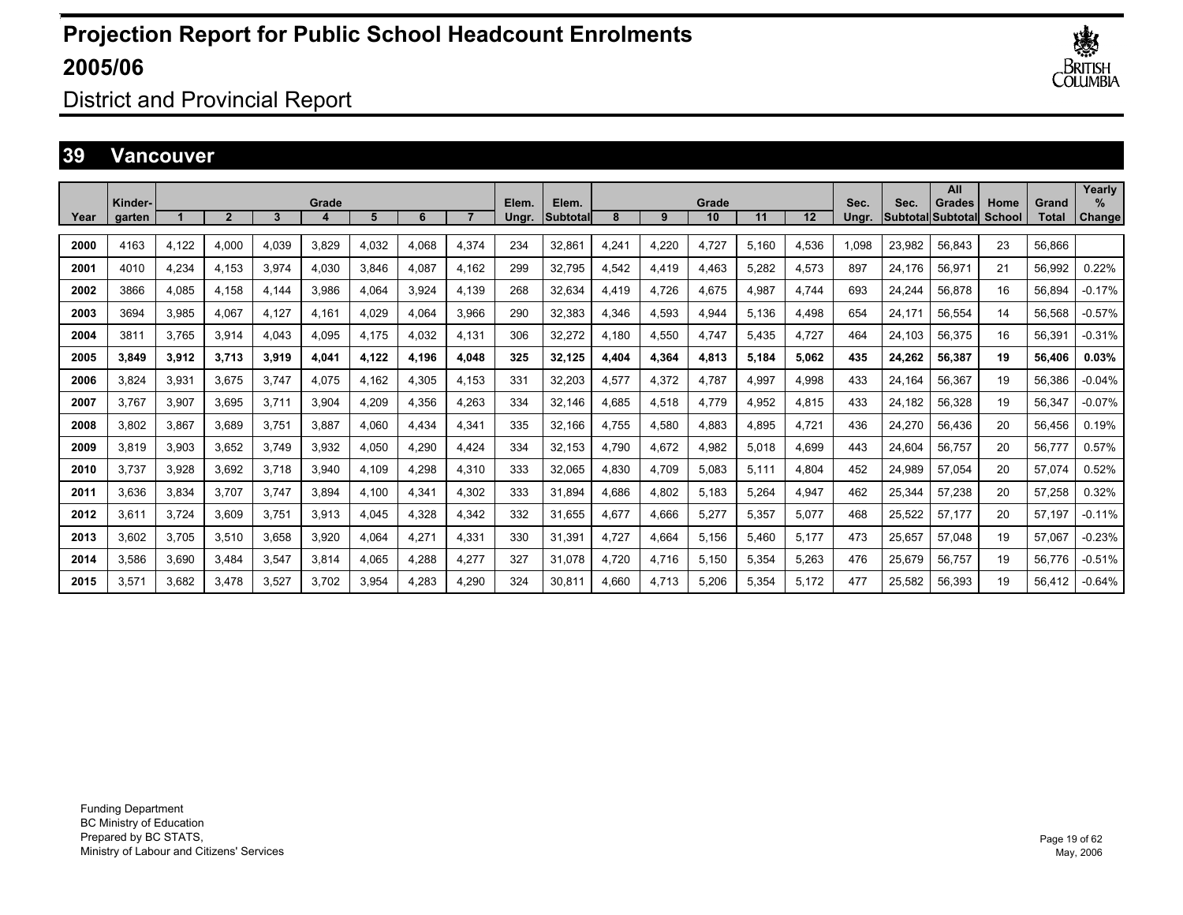# Projection Report for Public School Headcount Enrolments 2005/06

District and Provincial Report

## 39 Vancouver

| Year | Kinder-garten | Grade 1 | 2 | 3 | 4 | 5 | 6 | 7 | Elem. Ungr. | Elem. Subtotal | Grade 8 | 9 | 10 | 11 | 12 | Sec. Ungr. | Sec. Subtotal | All Grades Subtotal | Home School | Grand Total | Yearly % Change |
|---|---|---|---|---|---|---|---|---|---|---|---|---|---|---|---|---|---|---|---|---|---|
| 2000 | 4163 | 4,122 | 4,000 | 4,039 | 3,829 | 4,032 | 4,068 | 4,374 | 234 | 32,861 | 4,241 | 4,220 | 4,727 | 5,160 | 4,536 | 1,098 | 23,982 | 56,843 | 23 | 56,866 | |
| 2001 | 4010 | 4,234 | 4,153 | 3,974 | 4,030 | 3,846 | 4,087 | 4,162 | 299 | 32,795 | 4,542 | 4,419 | 4,463 | 5,282 | 4,573 | 897 | 24,176 | 56,971 | 21 | 56,992 | 0.22% |
| 2002 | 3866 | 4,085 | 4,158 | 4,144 | 3,986 | 4,064 | 3,924 | 4,139 | 268 | 32,634 | 4,419 | 4,726 | 4,675 | 4,987 | 4,744 | 693 | 24,244 | 56,878 | 16 | 56,894 | -0.17% |
| 2003 | 3694 | 3,985 | 4,067 | 4,127 | 4,161 | 4,029 | 4,064 | 3,966 | 290 | 32,383 | 4,346 | 4,593 | 4,944 | 5,136 | 4,498 | 654 | 24,171 | 56,554 | 14 | 56,568 | -0.57% |
| 2004 | 3811 | 3,765 | 3,914 | 4,043 | 4,095 | 4,175 | 4,032 | 4,131 | 306 | 32,272 | 4,180 | 4,550 | 4,747 | 5,435 | 4,727 | 464 | 24,103 | 56,375 | 16 | 56,391 | -0.31% |
| **2005** | **3,849** | **3,912** | **3,713** | **3,919** | **4,041** | **4,122** | **4,196** | **4,048** | **325** | **32,125** | **4,404** | **4,364** | **4,813** | **5,184** | **5,062** | **435** | **24,262** | **56,387** | **19** | **56,406** | **0.03%** |
| 2006 | 3,824 | 3,931 | 3,675 | 3,747 | 4,075 | 4,162 | 4,305 | 4,153 | 331 | 32,203 | 4,577 | 4,372 | 4,787 | 4,997 | 4,998 | 433 | 24,164 | 56,367 | 19 | 56,386 | -0.04% |
| 2007 | 3,767 | 3,907 | 3,695 | 3,711 | 3,904 | 4,209 | 4,356 | 4,263 | 334 | 32,146 | 4,685 | 4,518 | 4,779 | 4,952 | 4,815 | 433 | 24,182 | 56,328 | 19 | 56,347 | -0.07% |
| 2008 | 3,802 | 3,867 | 3,689 | 3,751 | 3,887 | 4,060 | 4,434 | 4,341 | 335 | 32,166 | 4,755 | 4,580 | 4,883 | 4,895 | 4,721 | 436 | 24,270 | 56,436 | 20 | 56,456 | 0.19% |
| 2009 | 3,819 | 3,903 | 3,652 | 3,749 | 3,932 | 4,050 | 4,290 | 4,424 | 334 | 32,153 | 4,790 | 4,672 | 4,982 | 5,018 | 4,699 | 443 | 24,604 | 56,757 | 20 | 56,777 | 0.57% |
| 2010 | 3,737 | 3,928 | 3,692 | 3,718 | 3,940 | 4,109 | 4,298 | 4,310 | 333 | 32,065 | 4,830 | 4,709 | 5,083 | 5,111 | 4,804 | 452 | 24,989 | 57,054 | 20 | 57,074 | 0.52% |
| 2011 | 3,636 | 3,834 | 3,707 | 3,747 | 3,894 | 4,100 | 4,341 | 4,302 | 333 | 31,894 | 4,686 | 4,802 | 5,183 | 5,264 | 4,947 | 462 | 25,344 | 57,238 | 20 | 57,258 | 0.32% |
| 2012 | 3,611 | 3,724 | 3,609 | 3,751 | 3,913 | 4,045 | 4,328 | 4,342 | 332 | 31,655 | 4,677 | 4,666 | 5,277 | 5,357 | 5,077 | 468 | 25,522 | 57,177 | 20 | 57,197 | -0.11% |
| 2013 | 3,602 | 3,705 | 3,510 | 3,658 | 3,920 | 4,064 | 4,271 | 4,331 | 330 | 31,391 | 4,727 | 4,664 | 5,156 | 5,460 | 5,177 | 473 | 25,657 | 57,048 | 19 | 57,067 | -0.23% |
| 2014 | 3,586 | 3,690 | 3,484 | 3,547 | 3,814 | 4,065 | 4,288 | 4,277 | 327 | 31,078 | 4,720 | 4,716 | 5,150 | 5,354 | 5,263 | 476 | 25,679 | 56,757 | 19 | 56,776 | -0.51% |
| 2015 | 3,571 | 3,682 | 3,478 | 3,527 | 3,702 | 3,954 | 4,283 | 4,290 | 324 | 30,811 | 4,660 | 4,713 | 5,206 | 5,354 | 5,172 | 477 | 25,582 | 56,393 | 19 | 56,412 | -0.64% |

Funding Department
BC Ministry of Education
Prepared by BC STATS,
Ministry of Labour and Citizens' Services

May, 2006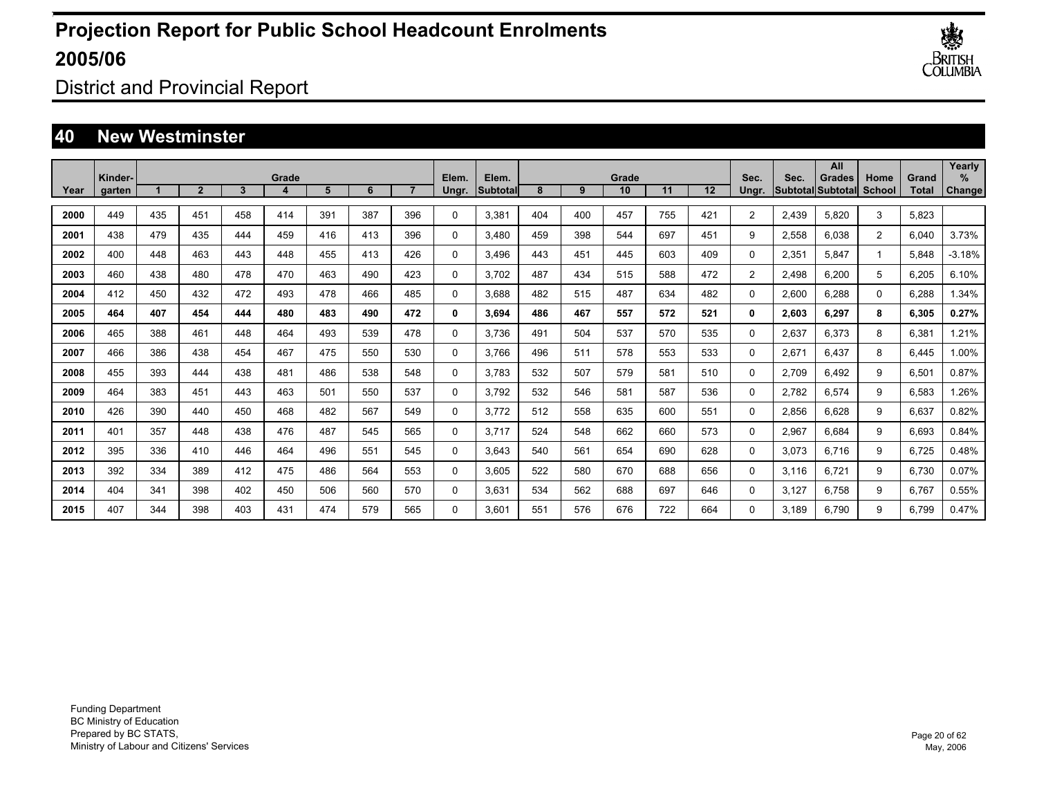# Projection Report for Public School Headcount Enrolments 2005/06

District and Provincial Report

## 40 New Westminster

| Year | Kinder-garten | Grade 1 | 2 | 3 | 4 | 5 | 6 | 7 | Elem. Ungr. | Elem. Subtotal | Grade 8 | 9 | 10 | 11 | 12 | Sec. Ungr. | Sec. Subtotal | All Grades Subtotal | Home School | Grand Total | Yearly % Change |
|---|---|---|---|---|---|---|---|---|---|---|---|---|---|---|---|---|---|---|---|---|---|
| **2000** | 449 | 435 | 451 | 458 | 414 | 391 | 387 | 396 | 0 | 3,381 | 404 | 400 | 457 | 755 | 421 | 2 | 2,439 | 5,820 | 3 | 5,823 | |
| **2001** | 438 | 479 | 435 | 444 | 459 | 416 | 413 | 396 | 0 | 3,480 | 459 | 398 | 544 | 697 | 451 | 9 | 2,558 | 6,038 | 2 | 6,040 | 3.73% |
| **2002** | 400 | 448 | 463 | 443 | 448 | 455 | 413 | 426 | 0 | 3,496 | 443 | 451 | 445 | 603 | 409 | 0 | 2,351 | 5,847 | 1 | 5,848 | -3.18% |
| **2003** | 460 | 438 | 480 | 478 | 470 | 463 | 490 | 423 | 0 | 3,702 | 487 | 434 | 515 | 588 | 472 | 2 | 2,498 | 6,200 | 5 | 6,205 | 6.10% |
| **2004** | 412 | 450 | 432 | 472 | 493 | 478 | 466 | 485 | 0 | 3,688 | 482 | 515 | 487 | 634 | 482 | 0 | 2,600 | 6,288 | 0 | 6,288 | 1.34% |
| **2005** | **464** | **407** | **454** | **444** | **480** | **483** | **490** | **472** | **0** | **3,694** | **486** | **467** | **557** | **572** | **521** | **0** | **2,603** | **6,297** | **8** | **6,305** | **0.27%** |
| **2006** | 465 | 388 | 461 | 448 | 464 | 493 | 539 | 478 | 0 | 3,736 | 491 | 504 | 537 | 570 | 535 | 0 | 2,637 | 6,373 | 8 | 6,381 | 1.21% |
| **2007** | 466 | 386 | 438 | 454 | 467 | 475 | 550 | 530 | 0 | 3,766 | 496 | 511 | 578 | 553 | 533 | 0 | 2,671 | 6,437 | 8 | 6,445 | 1.00% |
| **2008** | 455 | 393 | 444 | 438 | 481 | 486 | 538 | 548 | 0 | 3,783 | 532 | 507 | 579 | 581 | 510 | 0 | 2,709 | 6,492 | 9 | 6,501 | 0.87% |
| **2009** | 464 | 383 | 451 | 443 | 463 | 501 | 550 | 537 | 0 | 3,792 | 532 | 546 | 581 | 587 | 536 | 0 | 2,782 | 6,574 | 9 | 6,583 | 1.26% |
| **2010** | 426 | 390 | 440 | 450 | 468 | 482 | 567 | 549 | 0 | 3,772 | 512 | 558 | 635 | 600 | 551 | 0 | 2,856 | 6,628 | 9 | 6,637 | 0.82% |
| **2011** | 401 | 357 | 448 | 438 | 476 | 487 | 545 | 565 | 0 | 3,717 | 524 | 548 | 662 | 660 | 573 | 0 | 2,967 | 6,684 | 9 | 6,693 | 0.84% |
| **2012** | 395 | 336 | 410 | 446 | 464 | 496 | 551 | 545 | 0 | 3,643 | 540 | 561 | 654 | 690 | 628 | 0 | 3,073 | 6,716 | 9 | 6,725 | 0.48% |
| **2013** | 392 | 334 | 389 | 412 | 475 | 486 | 564 | 553 | 0 | 3,605 | 522 | 580 | 670 | 688 | 656 | 0 | 3,116 | 6,721 | 9 | 6,730 | 0.07% |
| **2014** | 404 | 341 | 398 | 402 | 450 | 506 | 560 | 570 | 0 | 3,631 | 534 | 562 | 688 | 697 | 646 | 0 | 3,127 | 6,758 | 9 | 6,767 | 0.55% |
| **2015** | 407 | 344 | 398 | 403 | 431 | 474 | 579 | 565 | 0 | 3,601 | 551 | 576 | 676 | 722 | 664 | 0 | 3,189 | 6,790 | 9 | 6,799 | 0.47% |

Funding Department
BC Ministry of Education
Prepared by BC STATS,
Ministry of Labour and Citizens' Services

May, 2006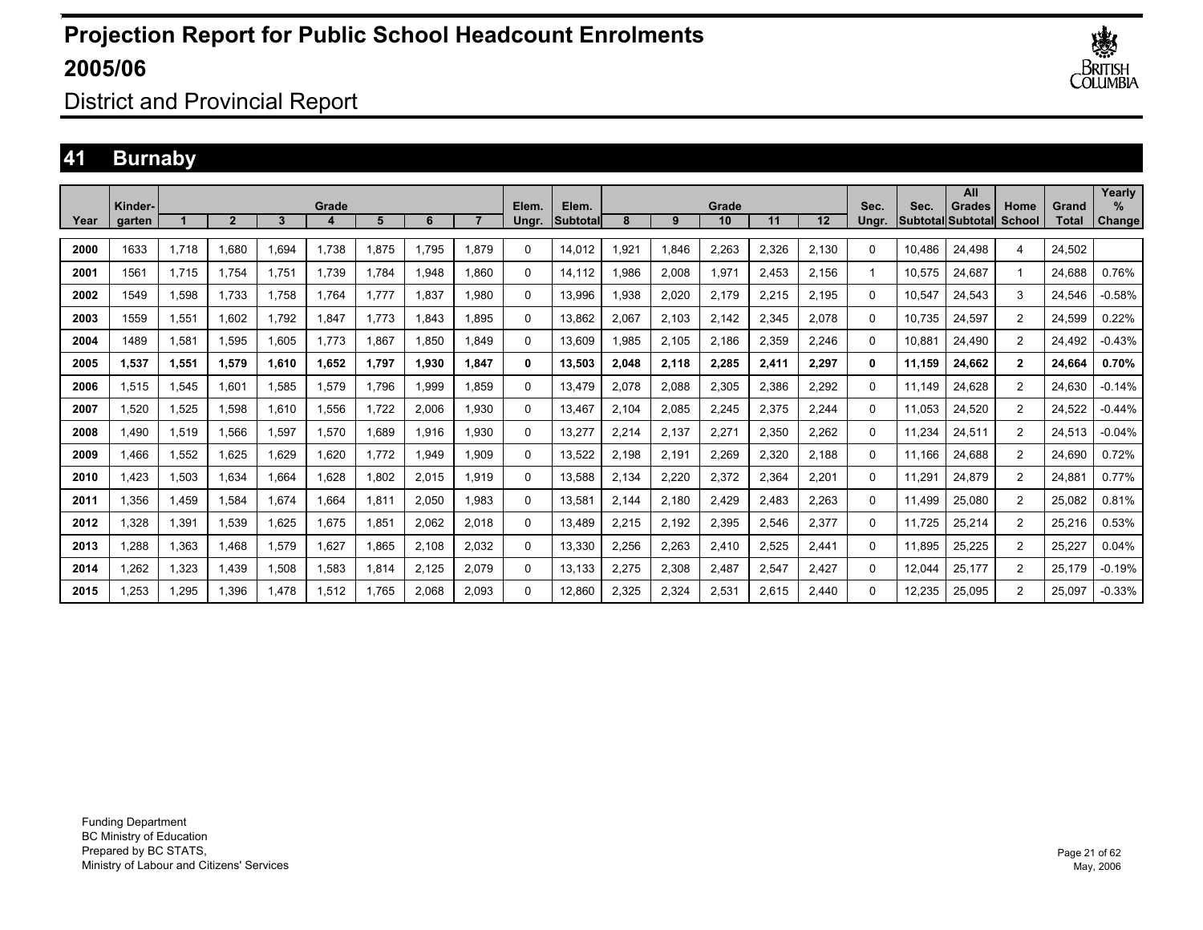# Projection Report for Public School Headcount Enrolments 2005/06

## District and Provincial Report

### 41 Burnaby

| Year | Kinder-garten | Grade 1 | 2 | 3 | 4 | 5 | 6 | 7 | Elem. Ungr. | Elem. Subtotal | Grade 8 | 9 | 10 | 11 | 12 | Sec. Ungr. | Sec. Subtotal | All Grades Subtotal | Home School | Grand Total | Yearly % Change |
|---|---|---|---|---|---|---|---|---|---|---|---|---|---|---|---|---|---|---|---|---|---|
| 2000 | 1633 | 1,718 | 1,680 | 1,694 | 1,738 | 1,875 | 1,795 | 1,879 | 0 | 14,012 | 1,921 | 1,846 | 2,263 | 2,326 | 2,130 | 0 | 10,486 | 24,498 | 4 | 24,502 | |
| 2001 | 1561 | 1,715 | 1,754 | 1,751 | 1,739 | 1,784 | 1,948 | 1,860 | 0 | 14,112 | 1,986 | 2,008 | 1,971 | 2,453 | 2,156 | 1 | 10,575 | 24,687 | 1 | 24,688 | 0.76% |
| 2002 | 1549 | 1,598 | 1,733 | 1,758 | 1,764 | 1,777 | 1,837 | 1,980 | 0 | 13,996 | 1,938 | 2,020 | 2,179 | 2,215 | 2,195 | 0 | 10,547 | 24,543 | 3 | 24,546 | -0.58% |
| 2003 | 1559 | 1,551 | 1,602 | 1,792 | 1,847 | 1,773 | 1,843 | 1,895 | 0 | 13,862 | 2,067 | 2,103 | 2,142 | 2,345 | 2,078 | 0 | 10,735 | 24,597 | 2 | 24,599 | 0.22% |
| 2004 | 1489 | 1,581 | 1,595 | 1,605 | 1,773 | 1,867 | 1,850 | 1,849 | 0 | 13,609 | 1,985 | 2,105 | 2,186 | 2,359 | 2,246 | 0 | 10,881 | 24,490 | 2 | 24,492 | -0.43% |
| **2005** | **1,537** | **1,551** | **1,579** | **1,610** | **1,652** | **1,797** | **1,930** | **1,847** | **0** | **13,503** | **2,048** | **2,118** | **2,285** | **2,411** | **2,297** | **0** | **11,159** | **24,662** | **2** | **24,664** | **0.70%** |
| 2006 | 1,515 | 1,545 | 1,601 | 1,585 | 1,579 | 1,796 | 1,999 | 1,859 | 0 | 13,479 | 2,078 | 2,088 | 2,305 | 2,386 | 2,292 | 0 | 11,149 | 24,628 | 2 | 24,630 | -0.14% |
| 2007 | 1,520 | 1,525 | 1,598 | 1,610 | 1,556 | 1,722 | 2,006 | 1,930 | 0 | 13,467 | 2,104 | 2,085 | 2,245 | 2,375 | 2,244 | 0 | 11,053 | 24,520 | 2 | 24,522 | -0.44% |
| 2008 | 1,490 | 1,519 | 1,566 | 1,597 | 1,570 | 1,689 | 1,916 | 1,930 | 0 | 13,277 | 2,214 | 2,137 | 2,271 | 2,350 | 2,262 | 0 | 11,234 | 24,511 | 2 | 24,513 | -0.04% |
| 2009 | 1,466 | 1,552 | 1,625 | 1,629 | 1,620 | 1,772 | 1,949 | 1,909 | 0 | 13,522 | 2,198 | 2,191 | 2,269 | 2,320 | 2,188 | 0 | 11,166 | 24,688 | 2 | 24,690 | 0.72% |
| 2010 | 1,423 | 1,503 | 1,634 | 1,664 | 1,628 | 1,802 | 2,015 | 1,919 | 0 | 13,588 | 2,134 | 2,220 | 2,372 | 2,364 | 2,201 | 0 | 11,291 | 24,879 | 2 | 24,881 | 0.77% |
| 2011 | 1,356 | 1,459 | 1,584 | 1,674 | 1,664 | 1,811 | 2,050 | 1,983 | 0 | 13,581 | 2,144 | 2,180 | 2,429 | 2,483 | 2,263 | 0 | 11,499 | 25,080 | 2 | 25,082 | 0.81% |
| 2012 | 1,328 | 1,391 | 1,539 | 1,625 | 1,675 | 1,851 | 2,062 | 2,018 | 0 | 13,489 | 2,215 | 2,192 | 2,395 | 2,546 | 2,377 | 0 | 11,725 | 25,214 | 2 | 25,216 | 0.53% |
| 2013 | 1,288 | 1,363 | 1,468 | 1,579 | 1,627 | 1,865 | 2,108 | 2,032 | 0 | 13,330 | 2,256 | 2,263 | 2,410 | 2,525 | 2,441 | 0 | 11,895 | 25,225 | 2 | 25,227 | 0.04% |
| 2014 | 1,262 | 1,323 | 1,439 | 1,508 | 1,583 | 1,814 | 2,125 | 2,079 | 0 | 13,133 | 2,275 | 2,308 | 2,487 | 2,547 | 2,427 | 0 | 12,044 | 25,177 | 2 | 25,179 | -0.19% |
| 2015 | 1,253 | 1,295 | 1,396 | 1,478 | 1,512 | 1,765 | 2,068 | 2,093 | 0 | 12,860 | 2,325 | 2,324 | 2,531 | 2,615 | 2,440 | 0 | 12,235 | 25,095 | 2 | 25,097 | -0.33% |

Funding Department
BC Ministry of Education
Prepared by BC STATS,
Ministry of Labour and Citizens' Services

May, 2006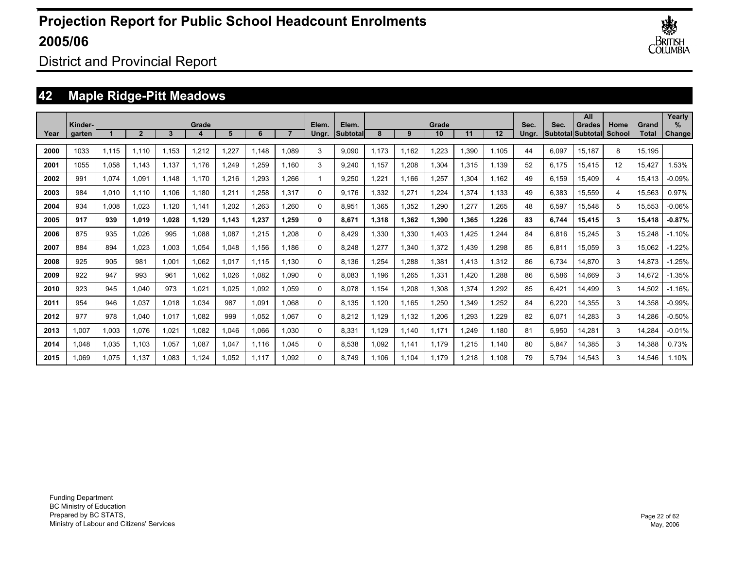# Projection Report for Public School Headcount Enrolments 2005/06

District and Provincial Report

## 42 Maple Ridge-Pitt Meadows

| Year | Kinder-garten | Grade 1 | Grade 2 | Grade 3 | Grade 4 | Grade 5 | Grade 6 | Grade 7 | Elem. Ungr. | Elem. Subtotal | Grade 8 | Grade 9 | Grade 10 | Grade 11 | Grade 12 | Sec. Ungr. | Sec. Subtotal | All Grades Subtotal | Home School | Grand Total | Yearly % Change |
|---|---|---|---|---|---|---|---|---|---|---|---|---|---|---|---|---|---|---|---|---|---|
| 2000 | 1033 | 1,115 | 1,110 | 1,153 | 1,212 | 1,227 | 1,148 | 1,089 | 3 | 9,090 | 1,173 | 1,162 | 1,223 | 1,390 | 1,105 | 44 | 6,097 | 15,187 | 8 | 15,195 | |
| 2001 | 1055 | 1,058 | 1,143 | 1,137 | 1,176 | 1,249 | 1,259 | 1,160 | 3 | 9,240 | 1,157 | 1,208 | 1,304 | 1,315 | 1,139 | 52 | 6,175 | 15,415 | 12 | 15,427 | 1.53% |
| 2002 | 991 | 1,074 | 1,091 | 1,148 | 1,170 | 1,216 | 1,293 | 1,266 | 1 | 9,250 | 1,221 | 1,166 | 1,257 | 1,304 | 1,162 | 49 | 6,159 | 15,409 | 4 | 15,413 | -0.09% |
| 2003 | 984 | 1,010 | 1,110 | 1,106 | 1,180 | 1,211 | 1,258 | 1,317 | 0 | 9,176 | 1,332 | 1,271 | 1,224 | 1,374 | 1,133 | 49 | 6,383 | 15,559 | 4 | 15,563 | 0.97% |
| 2004 | 934 | 1,008 | 1,023 | 1,120 | 1,141 | 1,202 | 1,263 | 1,260 | 0 | 8,951 | 1,365 | 1,352 | 1,290 | 1,277 | 1,265 | 48 | 6,597 | 15,548 | 5 | 15,553 | -0.06% |
| **2005** | **917** | **939** | **1,019** | **1,028** | **1,129** | **1,143** | **1,237** | **1,259** | **0** | **8,671** | **1,318** | **1,362** | **1,390** | **1,365** | **1,226** | **83** | **6,744** | **15,415** | **3** | **15,418** | **-0.87%** |
| 2006 | 875 | 935 | 1,026 | 995 | 1,088 | 1,087 | 1,215 | 1,208 | 0 | 8,429 | 1,330 | 1,330 | 1,403 | 1,425 | 1,244 | 84 | 6,816 | 15,245 | 3 | 15,248 | -1.10% |
| 2007 | 884 | 894 | 1,023 | 1,003 | 1,054 | 1,048 | 1,156 | 1,186 | 0 | 8,248 | 1,277 | 1,340 | 1,372 | 1,439 | 1,298 | 85 | 6,811 | 15,059 | 3 | 15,062 | -1.22% |
| 2008 | 925 | 905 | 981 | 1,001 | 1,062 | 1,017 | 1,115 | 1,130 | 0 | 8,136 | 1,254 | 1,288 | 1,381 | 1,413 | 1,312 | 86 | 6,734 | 14,870 | 3 | 14,873 | -1.25% |
| 2009 | 922 | 947 | 993 | 961 | 1,062 | 1,026 | 1,082 | 1,090 | 0 | 8,083 | 1,196 | 1,265 | 1,331 | 1,420 | 1,288 | 86 | 6,586 | 14,669 | 3 | 14,672 | -1.35% |
| 2010 | 923 | 945 | 1,040 | 973 | 1,021 | 1,025 | 1,092 | 1,059 | 0 | 8,078 | 1,154 | 1,208 | 1,308 | 1,374 | 1,292 | 85 | 6,421 | 14,499 | 3 | 14,502 | -1.16% |
| 2011 | 954 | 946 | 1,037 | 1,018 | 1,034 | 987 | 1,091 | 1,068 | 0 | 8,135 | 1,120 | 1,165 | 1,250 | 1,349 | 1,252 | 84 | 6,220 | 14,355 | 3 | 14,358 | -0.99% |
| 2012 | 977 | 978 | 1,040 | 1,017 | 1,082 | 999 | 1,052 | 1,067 | 0 | 8,212 | 1,129 | 1,132 | 1,206 | 1,293 | 1,229 | 82 | 6,071 | 14,283 | 3 | 14,286 | -0.50% |
| 2013 | 1,007 | 1,003 | 1,076 | 1,021 | 1,082 | 1,046 | 1,066 | 1,030 | 0 | 8,331 | 1,129 | 1,140 | 1,171 | 1,249 | 1,180 | 81 | 5,950 | 14,281 | 3 | 14,284 | -0.01% |
| 2014 | 1,048 | 1,035 | 1,103 | 1,057 | 1,087 | 1,047 | 1,116 | 1,045 | 0 | 8,538 | 1,092 | 1,141 | 1,179 | 1,215 | 1,140 | 80 | 5,847 | 14,385 | 3 | 14,388 | 0.73% |
| 2015 | 1,069 | 1,075 | 1,137 | 1,083 | 1,124 | 1,052 | 1,117 | 1,092 | 0 | 8,749 | 1,106 | 1,104 | 1,179 | 1,218 | 1,108 | 79 | 5,794 | 14,543 | 3 | 14,546 | 1.10% |

Funding Department
BC Ministry of Education
Prepared by BC STATS,
Ministry of Labour and Citizens' Services

May, 2006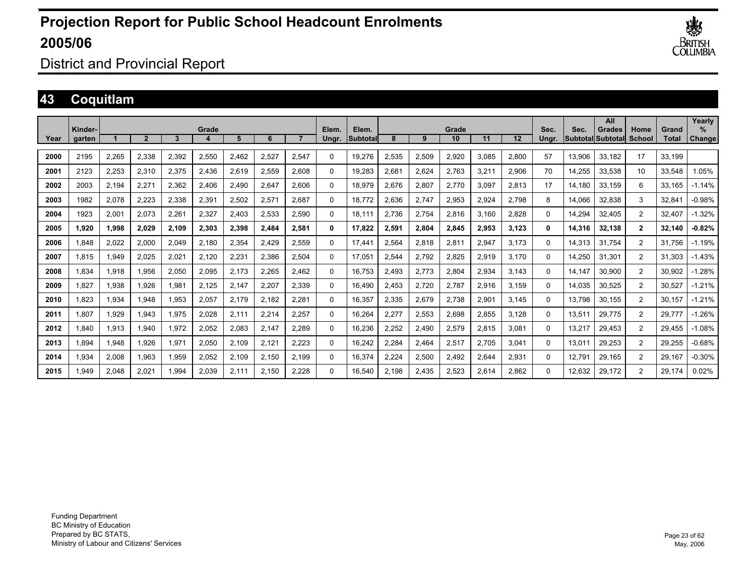# Projection Report for Public School Headcount Enrolments 2005/06

## District and Provincial Report

## 43 Coquitlam

| Year | Kinder-garten | Grade 1 | 2 | 3 | 4 | 5 | 6 | 7 | Elem. Ungr. | Elem. Subtotal | Grade 8 | 9 | 10 | 11 | 12 | Sec. Ungr. | Sec. Subtotal | All Grades Subtotal | Home School | Grand Total | Yearly % Change |
|---|---|---|---|---|---|---|---|---|---|---|---|---|---|---|---|---|---|---|---|---|---|
| **2000** | 2195 | 2,265 | 2,338 | 2,392 | 2,550 | 2,462 | 2,527 | 2,547 | 0 | 19,276 | 2,535 | 2,509 | 2,920 | 3,085 | 2,800 | 57 | 13,906 | 33,182 | 17 | 33,199 | |
| **2001** | 2123 | 2,253 | 2,310 | 2,375 | 2,436 | 2,619 | 2,559 | 2,608 | 0 | 19,283 | 2,681 | 2,624 | 2,763 | 3,211 | 2,906 | 70 | 14,255 | 33,538 | 10 | 33,548 | 1.05% |
| **2002** | 2003 | 2,194 | 2,271 | 2,362 | 2,406 | 2,490 | 2,647 | 2,606 | 0 | 18,979 | 2,676 | 2,807 | 2,770 | 3,097 | 2,813 | 17 | 14,180 | 33,159 | 6 | 33,165 | -1.14% |
| **2003** | 1982 | 2,078 | 2,223 | 2,338 | 2,391 | 2,502 | 2,571 | 2,687 | 0 | 18,772 | 2,636 | 2,747 | 2,953 | 2,924 | 2,798 | 8 | 14,066 | 32,838 | 3 | 32,841 | -0.98% |
| **2004** | 1923 | 2,001 | 2,073 | 2,261 | 2,327 | 2,403 | 2,533 | 2,590 | 0 | 18,111 | 2,736 | 2,754 | 2,816 | 3,160 | 2,828 | 0 | 14,294 | 32,405 | 2 | 32,407 | -1.32% |
| **2005** | **1,920** | **1,998** | **2,029** | **2,109** | **2,303** | **2,398** | **2,484** | **2,581** | **0** | **17,822** | **2,591** | **2,804** | **2,845** | **2,953** | **3,123** | **0** | **14,316** | **32,138** | **2** | **32,140** | **-0.82%** |
| **2006** | 1,848 | 2,022 | 2,000 | 2,049 | 2,180 | 2,354 | 2,429 | 2,559 | 0 | 17,441 | 2,564 | 2,818 | 2,811 | 2,947 | 3,173 | 0 | 14,313 | 31,754 | 2 | 31,756 | -1.19% |
| **2007** | 1,815 | 1,949 | 2,025 | 2,021 | 2,120 | 2,231 | 2,386 | 2,504 | 0 | 17,051 | 2,544 | 2,792 | 2,825 | 2,919 | 3,170 | 0 | 14,250 | 31,301 | 2 | 31,303 | -1.43% |
| **2008** | 1,834 | 1,918 | 1,956 | 2,050 | 2,095 | 2,173 | 2,265 | 2,462 | 0 | 16,753 | 2,493 | 2,773 | 2,804 | 2,934 | 3,143 | 0 | 14,147 | 30,900 | 2 | 30,902 | -1.28% |
| **2009** | 1,827 | 1,938 | 1,926 | 1,981 | 2,125 | 2,147 | 2,207 | 2,339 | 0 | 16,490 | 2,453 | 2,720 | 2,787 | 2,916 | 3,159 | 0 | 14,035 | 30,525 | 2 | 30,527 | -1.21% |
| **2010** | 1,823 | 1,934 | 1,948 | 1,953 | 2,057 | 2,179 | 2,182 | 2,281 | 0 | 16,357 | 2,335 | 2,679 | 2,738 | 2,901 | 3,145 | 0 | 13,798 | 30,155 | 2 | 30,157 | -1.21% |
| **2011** | 1,807 | 1,929 | 1,943 | 1,975 | 2,028 | 2,111 | 2,214 | 2,257 | 0 | 16,264 | 2,277 | 2,553 | 2,698 | 2,855 | 3,128 | 0 | 13,511 | 29,775 | 2 | 29,777 | -1.26% |
| **2012** | 1,840 | 1,913 | 1,940 | 1,972 | 2,052 | 2,083 | 2,147 | 2,289 | 0 | 16,236 | 2,252 | 2,490 | 2,579 | 2,815 | 3,081 | 0 | 13,217 | 29,453 | 2 | 29,455 | -1.08% |
| **2013** | 1,894 | 1,948 | 1,926 | 1,971 | 2,050 | 2,109 | 2,121 | 2,223 | 0 | 16,242 | 2,284 | 2,464 | 2,517 | 2,705 | 3,041 | 0 | 13,011 | 29,253 | 2 | 29,255 | -0.68% |
| **2014** | 1,934 | 2,008 | 1,963 | 1,959 | 2,052 | 2,109 | 2,150 | 2,199 | 0 | 16,374 | 2,224 | 2,500 | 2,492 | 2,644 | 2,931 | 0 | 12,791 | 29,165 | 2 | 29,167 | -0.30% |
| **2015** | 1,949 | 2,048 | 2,021 | 1,994 | 2,039 | 2,111 | 2,150 | 2,228 | 0 | 16,540 | 2,198 | 2,435 | 2,523 | 2,614 | 2,862 | 0 | 12,632 | 29,172 | 2 | 29,174 | 0.02% |

Funding Department
BC Ministry of Education
Prepared by BC STATS,
Ministry of Labour and Citizens' Services

May, 2006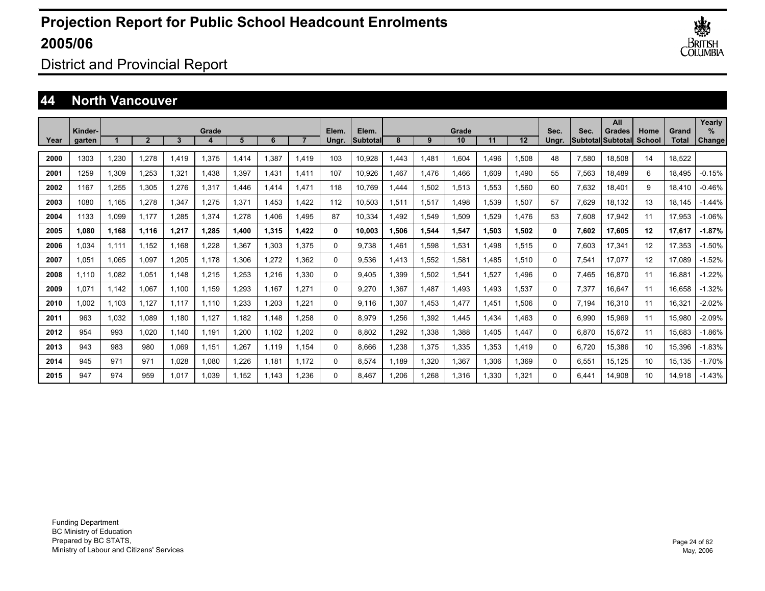# Projection Report for Public School Headcount Enrolments 2005/06

District and Provincial Report

## 44 North Vancouver

| Year | Kinder-garten | Grade 1 | 2 | 3 | 4 | 5 | 6 | 7 | Elem. Ungr. | Elem. Subtotal | Grade 8 | 9 | 10 | 11 | 12 | Sec. Ungr. | Sec. Subtotal | All Grades Subtotal | Home School | Grand Total | Yearly % Change |
|---|---|---|---|---|---|---|---|---|---|---|---|---|---|---|---|---|---|---|---|---|---|
| **2000** | 1303 | 1,230 | 1,278 | 1,419 | 1,375 | 1,414 | 1,387 | 1,419 | 103 | 10,928 | 1,443 | 1,481 | 1,604 | 1,496 | 1,508 | 48 | 7,580 | 18,508 | 14 | 18,522 | |
| **2001** | 1259 | 1,309 | 1,253 | 1,321 | 1,438 | 1,397 | 1,431 | 1,411 | 107 | 10,926 | 1,467 | 1,476 | 1,466 | 1,609 | 1,490 | 55 | 7,563 | 18,489 | 6 | 18,495 | -0.15% |
| **2002** | 1167 | 1,255 | 1,305 | 1,276 | 1,317 | 1,446 | 1,414 | 1,471 | 118 | 10,769 | 1,444 | 1,502 | 1,513 | 1,553 | 1,560 | 60 | 7,632 | 18,401 | 9 | 18,410 | -0.46% |
| **2003** | 1080 | 1,165 | 1,278 | 1,347 | 1,275 | 1,371 | 1,453 | 1,422 | 112 | 10,503 | 1,511 | 1,517 | 1,498 | 1,539 | 1,507 | 57 | 7,629 | 18,132 | 13 | 18,145 | -1.44% |
| **2004** | 1133 | 1,099 | 1,177 | 1,285 | 1,374 | 1,278 | 1,406 | 1,495 | 87 | 10,334 | 1,492 | 1,549 | 1,509 | 1,529 | 1,476 | 53 | 7,608 | 17,942 | 11 | 17,953 | -1.06% |
| **2005** | **1,080** | **1,168** | **1,116** | **1,217** | **1,285** | **1,400** | **1,315** | **1,422** | **0** | **10,003** | **1,506** | **1,544** | **1,547** | **1,503** | **1,502** | **0** | **7,602** | **17,605** | **12** | **17,617** | **-1.87%** |
| **2006** | 1,034 | 1,111 | 1,152 | 1,168 | 1,228 | 1,367 | 1,303 | 1,375 | 0 | 9,738 | 1,461 | 1,598 | 1,531 | 1,498 | 1,515 | 0 | 7,603 | 17,341 | 12 | 17,353 | -1.50% |
| **2007** | 1,051 | 1,065 | 1,097 | 1,205 | 1,178 | 1,306 | 1,272 | 1,362 | 0 | 9,536 | 1,413 | 1,552 | 1,581 | 1,485 | 1,510 | 0 | 7,541 | 17,077 | 12 | 17,089 | -1.52% |
| **2008** | 1,110 | 1,082 | 1,051 | 1,148 | 1,215 | 1,253 | 1,216 | 1,330 | 0 | 9,405 | 1,399 | 1,502 | 1,541 | 1,527 | 1,496 | 0 | 7,465 | 16,870 | 11 | 16,881 | -1.22% |
| **2009** | 1,071 | 1,142 | 1,067 | 1,100 | 1,159 | 1,293 | 1,167 | 1,271 | 0 | 9,270 | 1,367 | 1,487 | 1,493 | 1,493 | 1,537 | 0 | 7,377 | 16,647 | 11 | 16,658 | -1.32% |
| **2010** | 1,002 | 1,103 | 1,127 | 1,117 | 1,110 | 1,233 | 1,203 | 1,221 | 0 | 9,116 | 1,307 | 1,453 | 1,477 | 1,451 | 1,506 | 0 | 7,194 | 16,310 | 11 | 16,321 | -2.02% |
| **2011** | 963 | 1,032 | 1,089 | 1,180 | 1,127 | 1,182 | 1,148 | 1,258 | 0 | 8,979 | 1,256 | 1,392 | 1,445 | 1,434 | 1,463 | 0 | 6,990 | 15,969 | 11 | 15,980 | -2.09% |
| **2012** | 954 | 993 | 1,020 | 1,140 | 1,191 | 1,200 | 1,102 | 1,202 | 0 | 8,802 | 1,292 | 1,338 | 1,388 | 1,405 | 1,447 | 0 | 6,870 | 15,672 | 11 | 15,683 | -1.86% |
| **2013** | 943 | 983 | 980 | 1,069 | 1,151 | 1,267 | 1,119 | 1,154 | 0 | 8,666 | 1,238 | 1,375 | 1,335 | 1,353 | 1,419 | 0 | 6,720 | 15,386 | 10 | 15,396 | -1.83% |
| **2014** | 945 | 971 | 971 | 1,028 | 1,080 | 1,226 | 1,181 | 1,172 | 0 | 8,574 | 1,189 | 1,320 | 1,367 | 1,306 | 1,369 | 0 | 6,551 | 15,125 | 10 | 15,135 | -1.70% |
| **2015** | 947 | 974 | 959 | 1,017 | 1,039 | 1,152 | 1,143 | 1,236 | 0 | 8,467 | 1,206 | 1,268 | 1,316 | 1,330 | 1,321 | 0 | 6,441 | 14,908 | 10 | 14,918 | -1.43% |

Funding Department
BC Ministry of Education
Prepared by BC STATS,
Ministry of Labour and Citizens' Services

May, 2006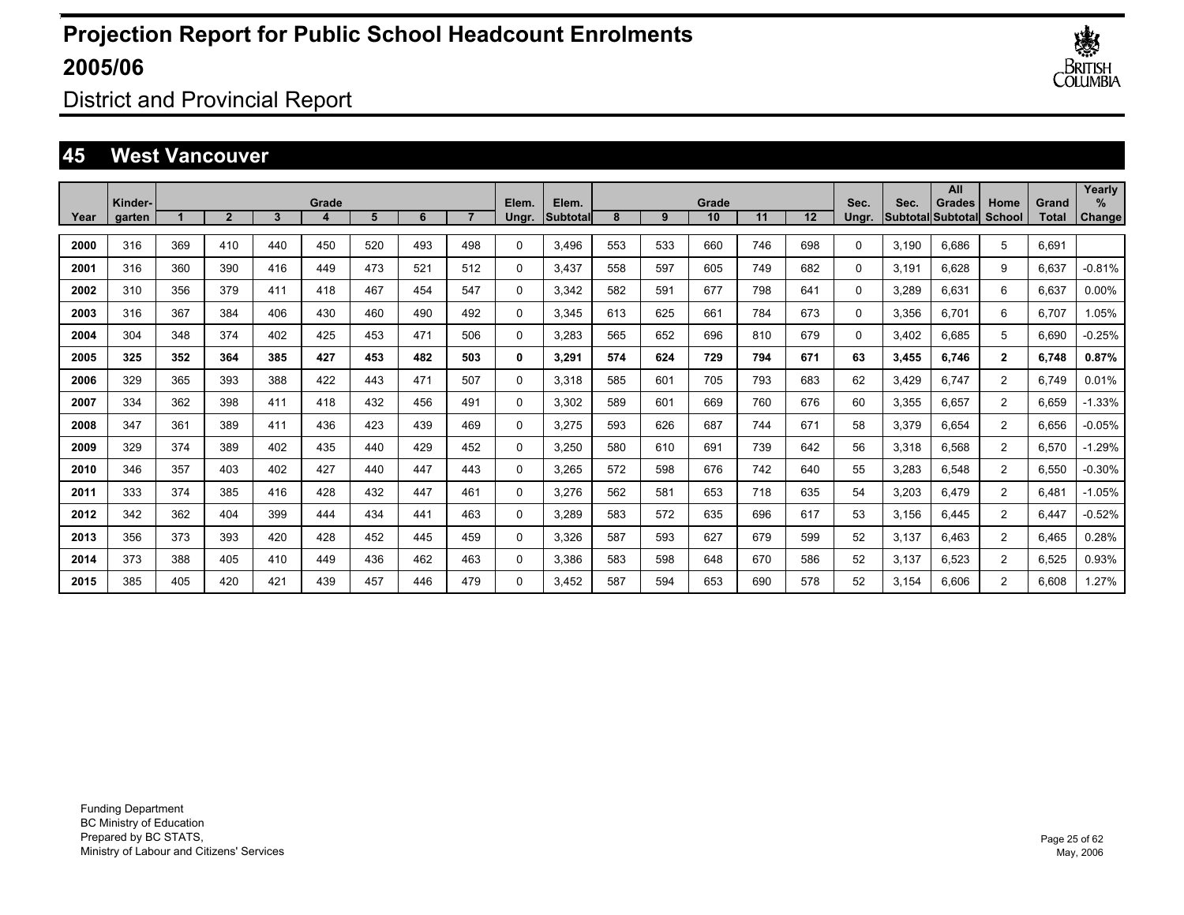# Projection Report for Public School Headcount Enrolments 2005/06

District and Provincial Report

## 45 West Vancouver

| Year | Kinder-garten | Grade 1 | 2 | 3 | 4 | 5 | 6 | 7 | Elem. Ungr. | Elem. Subtotal | Grade 8 | 9 | 10 | 11 | 12 | Sec. Ungr. | Sec. Subtotal | All Grades Subtotal | Home School | Grand Total | Yearly % Change |
|---|---|---|---|---|---|---|---|---|---|---|---|---|---|---|---|---|---|---|---|---|---|
| **2000** | 316 | 369 | 410 | 440 | 450 | 520 | 493 | 498 | 0 | 3,496 | 553 | 533 | 660 | 746 | 698 | 0 | 3,190 | 6,686 | 5 | 6,691 | |
| **2001** | 316 | 360 | 390 | 416 | 449 | 473 | 521 | 512 | 0 | 3,437 | 558 | 597 | 605 | 749 | 682 | 0 | 3,191 | 6,628 | 9 | 6,637 | -0.81% |
| **2002** | 310 | 356 | 379 | 411 | 418 | 467 | 454 | 547 | 0 | 3,342 | 582 | 591 | 677 | 798 | 641 | 0 | 3,289 | 6,631 | 6 | 6,637 | 0.00% |
| **2003** | 316 | 367 | 384 | 406 | 430 | 460 | 490 | 492 | 0 | 3,345 | 613 | 625 | 661 | 784 | 673 | 0 | 3,356 | 6,701 | 6 | 6,707 | 1.05% |
| **2004** | 304 | 348 | 374 | 402 | 425 | 453 | 471 | 506 | 0 | 3,283 | 565 | 652 | 696 | 810 | 679 | 0 | 3,402 | 6,685 | 5 | 6,690 | -0.25% |
| **2005** | **325** | **352** | **364** | **385** | **427** | **453** | **482** | **503** | **0** | **3,291** | **574** | **624** | **729** | **794** | **671** | **63** | **3,455** | **6,746** | **2** | **6,748** | **0.87%** |
| **2006** | 329 | 365 | 393 | 388 | 422 | 443 | 471 | 507 | 0 | 3,318 | 585 | 601 | 705 | 793 | 683 | 62 | 3,429 | 6,747 | 2 | 6,749 | 0.01% |
| **2007** | 334 | 362 | 398 | 411 | 418 | 432 | 456 | 491 | 0 | 3,302 | 589 | 601 | 669 | 760 | 676 | 60 | 3,355 | 6,657 | 2 | 6,659 | -1.33% |
| **2008** | 347 | 361 | 389 | 411 | 436 | 423 | 439 | 469 | 0 | 3,275 | 593 | 626 | 687 | 744 | 671 | 58 | 3,379 | 6,654 | 2 | 6,656 | -0.05% |
| **2009** | 329 | 374 | 389 | 402 | 435 | 440 | 429 | 452 | 0 | 3,250 | 580 | 610 | 691 | 739 | 642 | 56 | 3,318 | 6,568 | 2 | 6,570 | -1.29% |
| **2010** | 346 | 357 | 403 | 402 | 427 | 440 | 447 | 443 | 0 | 3,265 | 572 | 598 | 676 | 742 | 640 | 55 | 3,283 | 6,548 | 2 | 6,550 | -0.30% |
| **2011** | 333 | 374 | 385 | 416 | 428 | 432 | 447 | 461 | 0 | 3,276 | 562 | 581 | 653 | 718 | 635 | 54 | 3,203 | 6,479 | 2 | 6,481 | -1.05% |
| **2012** | 342 | 362 | 404 | 399 | 444 | 434 | 441 | 463 | 0 | 3,289 | 583 | 572 | 635 | 696 | 617 | 53 | 3,156 | 6,445 | 2 | 6,447 | -0.52% |
| **2013** | 356 | 373 | 393 | 420 | 428 | 452 | 445 | 459 | 0 | 3,326 | 587 | 593 | 627 | 679 | 599 | 52 | 3,137 | 6,463 | 2 | 6,465 | 0.28% |
| **2014** | 373 | 388 | 405 | 410 | 449 | 436 | 462 | 463 | 0 | 3,386 | 583 | 598 | 648 | 670 | 586 | 52 | 3,137 | 6,523 | 2 | 6,525 | 0.93% |
| **2015** | 385 | 405 | 420 | 421 | 439 | 457 | 446 | 479 | 0 | 3,452 | 587 | 594 | 653 | 690 | 578 | 52 | 3,154 | 6,606 | 2 | 6,608 | 1.27% |

Funding Department
BC Ministry of Education
Prepared by BC STATS,
Ministry of Labour and Citizens' Services

May, 2006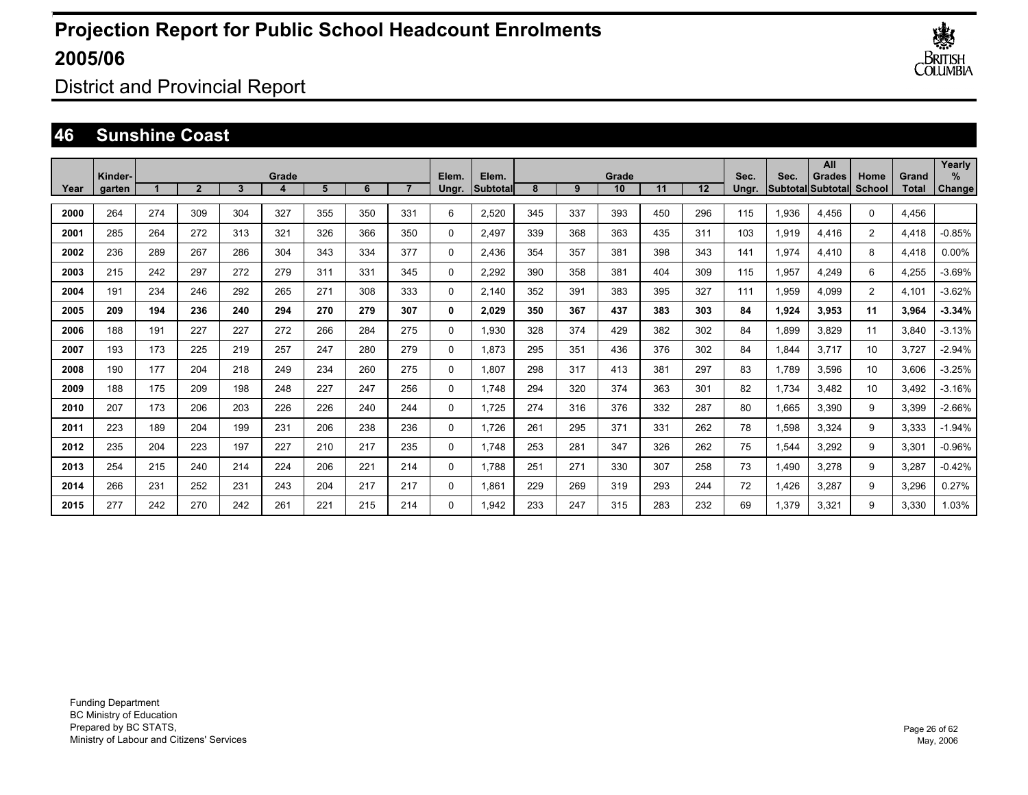# Projection Report for Public School Headcount Enrolments 2005/06

District and Provincial Report

## 46 Sunshine Coast

| Year | Kinder-garten | Grade 1 | 2 | 3 | 4 | 5 | 6 | 7 | Elem. Ungr. | Elem. Subtotal | Grade 8 | 9 | 10 | 11 | 12 | Sec. Ungr. | Sec. Subtotal | All Grades Subtotal | Home School | Grand Total | Yearly % Change |
|---|---|---|---|---|---|---|---|---|---|---|---|---|---|---|---|---|---|---|---|---|---|
| 2000 | 264 | 274 | 309 | 304 | 327 | 355 | 350 | 331 | 6 | 2,520 | 345 | 337 | 393 | 450 | 296 | 115 | 1,936 | 4,456 | 0 | 4,456 | |
| 2001 | 285 | 264 | 272 | 313 | 321 | 326 | 366 | 350 | 0 | 2,497 | 339 | 368 | 363 | 435 | 311 | 103 | 1,919 | 4,416 | 2 | 4,418 | -0.85% |
| 2002 | 236 | 289 | 267 | 286 | 304 | 343 | 334 | 377 | 0 | 2,436 | 354 | 357 | 381 | 398 | 343 | 141 | 1,974 | 4,410 | 8 | 4,418 | 0.00% |
| 2003 | 215 | 242 | 297 | 272 | 279 | 311 | 331 | 345 | 0 | 2,292 | 390 | 358 | 381 | 404 | 309 | 115 | 1,957 | 4,249 | 6 | 4,255 | -3.69% |
| 2004 | 191 | 234 | 246 | 292 | 265 | 271 | 308 | 333 | 0 | 2,140 | 352 | 391 | 383 | 395 | 327 | 111 | 1,959 | 4,099 | 2 | 4,101 | -3.62% |
| **2005** | **209** | **194** | **236** | **240** | **294** | **270** | **279** | **307** | **0** | **2,029** | **350** | **367** | **437** | **383** | **303** | **84** | **1,924** | **3,953** | **11** | **3,964** | **-3.34%** |
| 2006 | 188 | 191 | 227 | 227 | 272 | 266 | 284 | 275 | 0 | 1,930 | 328 | 374 | 429 | 382 | 302 | 84 | 1,899 | 3,829 | 11 | 3,840 | -3.13% |
| 2007 | 193 | 173 | 225 | 219 | 257 | 247 | 280 | 279 | 0 | 1,873 | 295 | 351 | 436 | 376 | 302 | 84 | 1,844 | 3,717 | 10 | 3,727 | -2.94% |
| 2008 | 190 | 177 | 204 | 218 | 249 | 234 | 260 | 275 | 0 | 1,807 | 298 | 317 | 413 | 381 | 297 | 83 | 1,789 | 3,596 | 10 | 3,606 | -3.25% |
| 2009 | 188 | 175 | 209 | 198 | 248 | 227 | 247 | 256 | 0 | 1,748 | 294 | 320 | 374 | 363 | 301 | 82 | 1,734 | 3,482 | 10 | 3,492 | -3.16% |
| 2010 | 207 | 173 | 206 | 203 | 226 | 226 | 240 | 244 | 0 | 1,725 | 274 | 316 | 376 | 332 | 287 | 80 | 1,665 | 3,390 | 9 | 3,399 | -2.66% |
| 2011 | 223 | 189 | 204 | 199 | 231 | 206 | 238 | 236 | 0 | 1,726 | 261 | 295 | 371 | 331 | 262 | 78 | 1,598 | 3,324 | 9 | 3,333 | -1.94% |
| 2012 | 235 | 204 | 223 | 197 | 227 | 210 | 217 | 235 | 0 | 1,748 | 253 | 281 | 347 | 326 | 262 | 75 | 1,544 | 3,292 | 9 | 3,301 | -0.96% |
| 2013 | 254 | 215 | 240 | 214 | 224 | 206 | 221 | 214 | 0 | 1,788 | 251 | 271 | 330 | 307 | 258 | 73 | 1,490 | 3,278 | 9 | 3,287 | -0.42% |
| 2014 | 266 | 231 | 252 | 231 | 243 | 204 | 217 | 217 | 0 | 1,861 | 229 | 269 | 319 | 293 | 244 | 72 | 1,426 | 3,287 | 9 | 3,296 | 0.27% |
| 2015 | 277 | 242 | 270 | 242 | 261 | 221 | 215 | 214 | 0 | 1,942 | 233 | 247 | 315 | 283 | 232 | 69 | 1,379 | 3,321 | 9 | 3,330 | 1.03% |

Funding Department
BC Ministry of Education
Prepared by BC STATS,
Ministry of Labour and Citizens' Services

May, 2006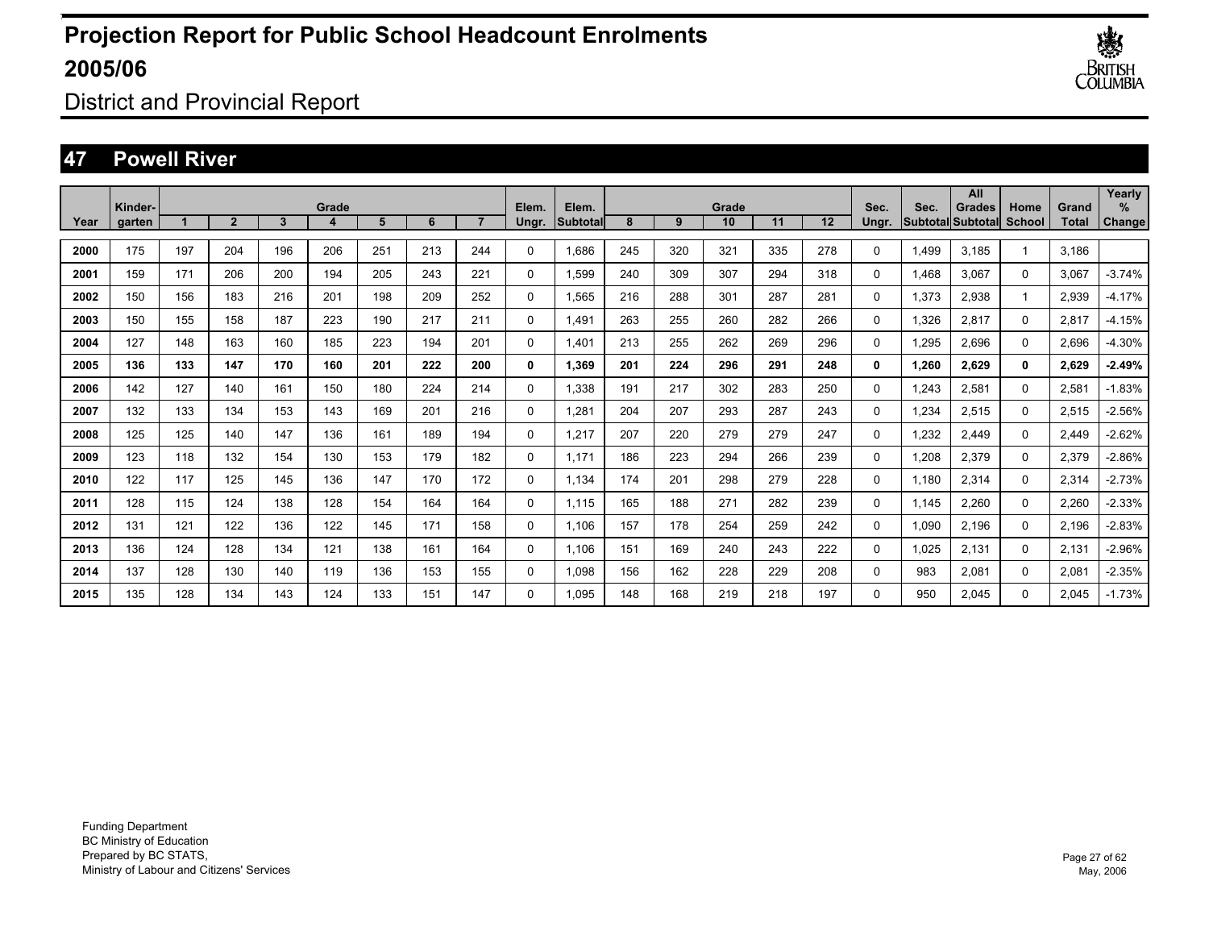# Projection Report for Public School Headcount Enrolments 2005/06

District and Provincial Report

## 47 Powell River

| Year | Kinder-garten | Grade 1 | 2 | 3 | 4 | 5 | 6 | 7 | Elem. Ungr. | Elem. Subtotal | Grade 8 | 9 | 10 | 11 | 12 | Sec. Ungr. | Sec. Subtotal | All Grades Subtotal | Home School | Grand Total | Yearly % Change |
|---|---|---|---|---|---|---|---|---|---|---|---|---|---|---|---|---|---|---|---|---|---|
| 2000 | 175 | 197 | 204 | 196 | 206 | 251 | 213 | 244 | 0 | 1,686 | 245 | 320 | 321 | 335 | 278 | 0 | 1,499 | 3,185 | 1 | 3,186 | |
| 2001 | 159 | 171 | 206 | 200 | 194 | 205 | 243 | 221 | 0 | 1,599 | 240 | 309 | 307 | 294 | 318 | 0 | 1,468 | 3,067 | 0 | 3,067 | -3.74% |
| 2002 | 150 | 156 | 183 | 216 | 201 | 198 | 209 | 252 | 0 | 1,565 | 216 | 288 | 301 | 287 | 281 | 0 | 1,373 | 2,938 | 1 | 2,939 | -4.17% |
| 2003 | 150 | 155 | 158 | 187 | 223 | 190 | 217 | 211 | 0 | 1,491 | 263 | 255 | 260 | 282 | 266 | 0 | 1,326 | 2,817 | 0 | 2,817 | -4.15% |
| 2004 | 127 | 148 | 163 | 160 | 185 | 223 | 194 | 201 | 0 | 1,401 | 213 | 255 | 262 | 269 | 296 | 0 | 1,295 | 2,696 | 0 | 2,696 | -4.30% |
| **2005** | **136** | **133** | **147** | **170** | **160** | **201** | **222** | **200** | **0** | **1,369** | **201** | **224** | **296** | **291** | **248** | **0** | **1,260** | **2,629** | **0** | **2,629** | **-2.49%** |
| 2006 | 142 | 127 | 140 | 161 | 150 | 180 | 224 | 214 | 0 | 1,338 | 191 | 217 | 302 | 283 | 250 | 0 | 1,243 | 2,581 | 0 | 2,581 | -1.83% |
| 2007 | 132 | 133 | 134 | 153 | 143 | 169 | 201 | 216 | 0 | 1,281 | 204 | 207 | 293 | 287 | 243 | 0 | 1,234 | 2,515 | 0 | 2,515 | -2.56% |
| 2008 | 125 | 125 | 140 | 147 | 136 | 161 | 189 | 194 | 0 | 1,217 | 207 | 220 | 279 | 279 | 247 | 0 | 1,232 | 2,449 | 0 | 2,449 | -2.62% |
| 2009 | 123 | 118 | 132 | 154 | 130 | 153 | 179 | 182 | 0 | 1,171 | 186 | 223 | 294 | 266 | 239 | 0 | 1,208 | 2,379 | 0 | 2,379 | -2.86% |
| 2010 | 122 | 117 | 125 | 145 | 136 | 147 | 170 | 172 | 0 | 1,134 | 174 | 201 | 298 | 279 | 228 | 0 | 1,180 | 2,314 | 0 | 2,314 | -2.73% |
| 2011 | 128 | 115 | 124 | 138 | 128 | 154 | 164 | 164 | 0 | 1,115 | 165 | 188 | 271 | 282 | 239 | 0 | 1,145 | 2,260 | 0 | 2,260 | -2.33% |
| 2012 | 131 | 121 | 122 | 136 | 122 | 145 | 171 | 158 | 0 | 1,106 | 157 | 178 | 254 | 259 | 242 | 0 | 1,090 | 2,196 | 0 | 2,196 | -2.83% |
| 2013 | 136 | 124 | 128 | 134 | 121 | 138 | 161 | 164 | 0 | 1,106 | 151 | 169 | 240 | 243 | 222 | 0 | 1,025 | 2,131 | 0 | 2,131 | -2.96% |
| 2014 | 137 | 128 | 130 | 140 | 119 | 136 | 153 | 155 | 0 | 1,098 | 156 | 162 | 228 | 229 | 208 | 0 | 983 | 2,081 | 0 | 2,081 | -2.35% |
| 2015 | 135 | 128 | 134 | 143 | 124 | 133 | 151 | 147 | 0 | 1,095 | 148 | 168 | 219 | 218 | 197 | 0 | 950 | 2,045 | 0 | 2,045 | -1.73% |

Funding Department
BC Ministry of Education
Prepared by BC STATS,
Ministry of Labour and Citizens' Services

May, 2006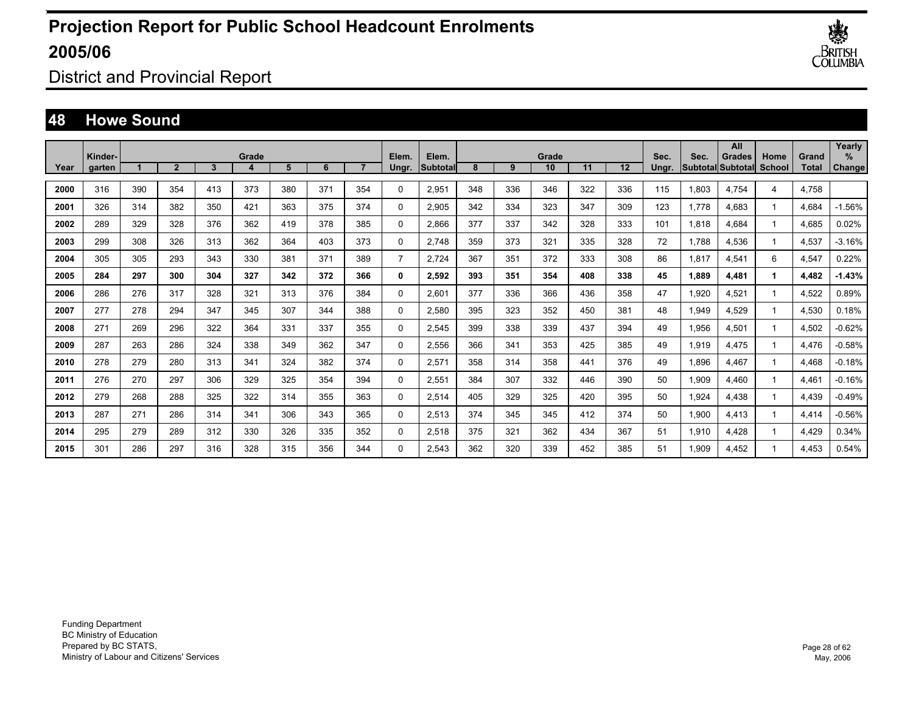# Projection Report for Public School Headcount Enrolments 2005/06

District and Provincial Report

## 48 Howe Sound

| Year | Kinder-garten | Grade 1 | 2 | 3 | 4 | 5 | 6 | 7 | Elem. Ungr. | Elem. Subtotal | Grade 8 | 9 | 10 | 11 | 12 | Sec. Ungr. | Sec. Subtotal | All Grades Subtotal | Home School | Grand Total | Yearly % Change |
|---|---|---|---|---|---|---|---|---|---|---|---|---|---|---|---|---|---|---|---|---|---|
| 2000 | 316 | 390 | 354 | 413 | 373 | 380 | 371 | 354 | 0 | 2,951 | 348 | 336 | 346 | 322 | 336 | 115 | 1,803 | 4,754 | 4 | 4,758 | |
| 2001 | 326 | 314 | 382 | 350 | 421 | 363 | 375 | 374 | 0 | 2,905 | 342 | 334 | 323 | 347 | 309 | 123 | 1,778 | 4,683 | 1 | 4,684 | -1.56% |
| 2002 | 289 | 329 | 328 | 376 | 362 | 419 | 378 | 385 | 0 | 2,866 | 377 | 337 | 342 | 328 | 333 | 101 | 1,818 | 4,684 | 1 | 4,685 | 0.02% |
| 2003 | 299 | 308 | 326 | 313 | 362 | 364 | 403 | 373 | 0 | 2,748 | 359 | 373 | 321 | 335 | 328 | 72 | 1,788 | 4,536 | 1 | 4,537 | -3.16% |
| 2004 | 305 | 305 | 293 | 343 | 330 | 381 | 371 | 389 | 7 | 2,724 | 367 | 351 | 372 | 333 | 308 | 86 | 1,817 | 4,541 | 6 | 4,547 | 0.22% |
| **2005** | **284** | **297** | **300** | **304** | **327** | **342** | **372** | **366** | **0** | **2,592** | **393** | **351** | **354** | **408** | **338** | **45** | **1,889** | **4,481** | **1** | **4,482** | **-1.43%** |
| 2006 | 286 | 276 | 317 | 328 | 321 | 313 | 376 | 384 | 0 | 2,601 | 377 | 336 | 366 | 436 | 358 | 47 | 1,920 | 4,521 | 1 | 4,522 | 0.89% |
| 2007 | 277 | 278 | 294 | 347 | 345 | 307 | 344 | 388 | 0 | 2,580 | 395 | 323 | 352 | 450 | 381 | 48 | 1,949 | 4,529 | 1 | 4,530 | 0.18% |
| 2008 | 271 | 269 | 296 | 322 | 364 | 331 | 337 | 355 | 0 | 2,545 | 399 | 338 | 339 | 437 | 394 | 49 | 1,956 | 4,501 | 1 | 4,502 | -0.62% |
| 2009 | 287 | 263 | 286 | 324 | 338 | 349 | 362 | 347 | 0 | 2,556 | 366 | 341 | 353 | 425 | 385 | 49 | 1,919 | 4,475 | 1 | 4,476 | -0.58% |
| 2010 | 278 | 279 | 280 | 313 | 341 | 324 | 382 | 374 | 0 | 2,571 | 358 | 314 | 358 | 441 | 376 | 49 | 1,896 | 4,467 | 1 | 4,468 | -0.18% |
| 2011 | 276 | 270 | 297 | 306 | 329 | 325 | 354 | 394 | 0 | 2,551 | 384 | 307 | 332 | 446 | 390 | 50 | 1,909 | 4,460 | 1 | 4,461 | -0.16% |
| 2012 | 279 | 268 | 288 | 325 | 322 | 314 | 355 | 363 | 0 | 2,514 | 405 | 329 | 325 | 420 | 395 | 50 | 1,924 | 4,438 | 1 | 4,439 | -0.49% |
| 2013 | 287 | 271 | 286 | 314 | 341 | 306 | 343 | 365 | 0 | 2,513 | 374 | 345 | 345 | 412 | 374 | 50 | 1,900 | 4,413 | 1 | 4,414 | -0.56% |
| 2014 | 295 | 279 | 289 | 312 | 330 | 326 | 335 | 352 | 0 | 2,518 | 375 | 321 | 362 | 434 | 367 | 51 | 1,910 | 4,428 | 1 | 4,429 | 0.34% |
| 2015 | 301 | 286 | 297 | 316 | 328 | 315 | 356 | 344 | 0 | 2,543 | 362 | 320 | 339 | 452 | 385 | 51 | 1,909 | 4,452 | 1 | 4,453 | 0.54% |

Funding Department
BC Ministry of Education
Prepared by BC STATS,
Ministry of Labour and Citizens' Services

May, 2006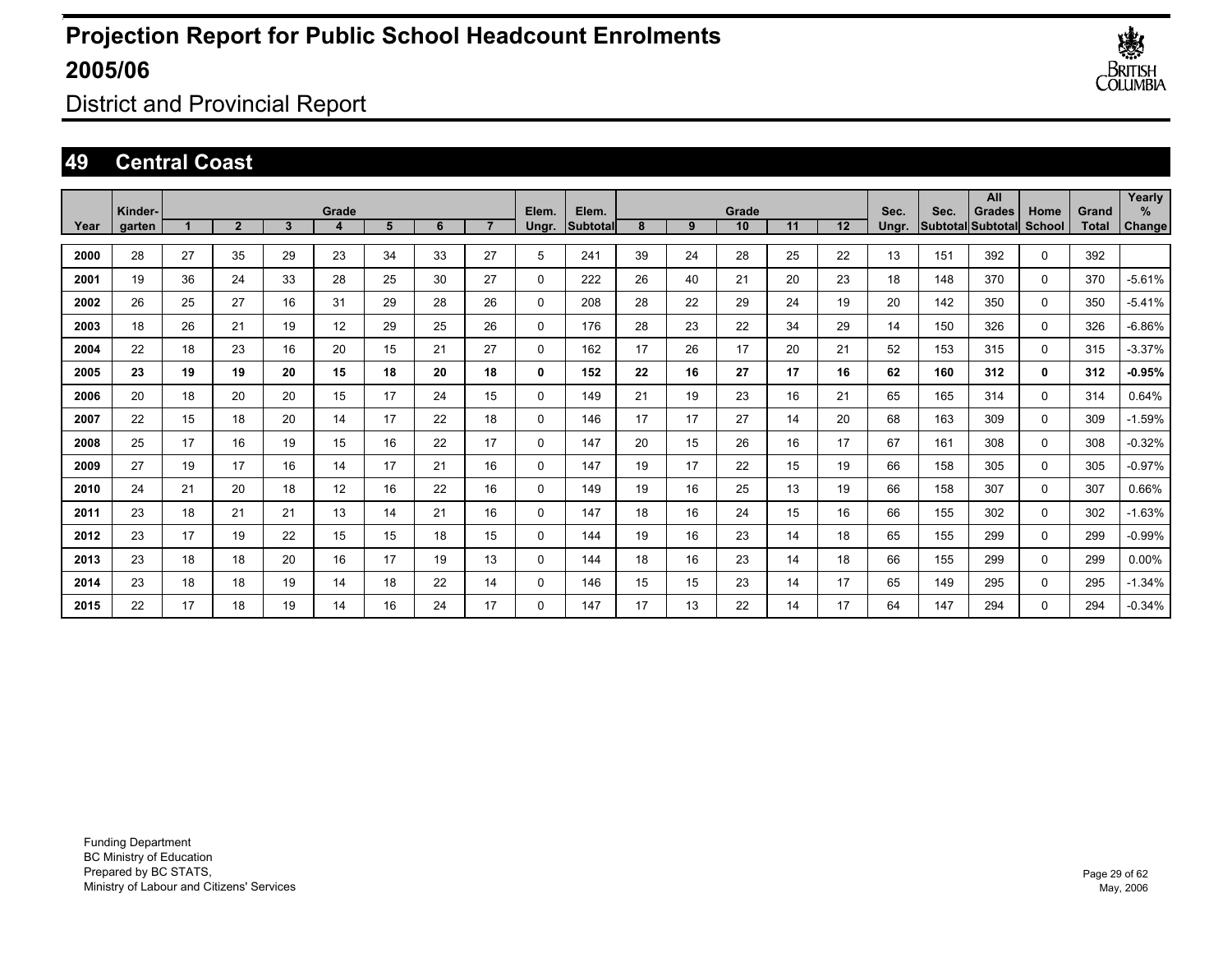# Projection Report for Public School Headcount Enrolments 2005/06

District and Provincial Report

## 49 Central Coast

| Year | Kinder-garten | Grade 1 | 2 | 3 | 4 | 5 | 6 | 7 | Elem. Ungr. | Elem. Subtotal | Grade 8 | 9 | 10 | 11 | 12 | Sec. Ungr. | Sec. Subtotal | All Grades Subtotal | Home School | Grand Total | Yearly % Change |
|---|---|---|---|---|---|---|---|---|---|---|---|---|---|---|---|---|---|---|---|---|---|
| 2000 | 28 | 27 | 35 | 29 | 23 | 34 | 33 | 27 | 5 | 241 | 39 | 24 | 28 | 25 | 22 | 13 | 151 | 392 | 0 | 392 | |
| 2001 | 19 | 36 | 24 | 33 | 28 | 25 | 30 | 27 | 0 | 222 | 26 | 40 | 21 | 20 | 23 | 18 | 148 | 370 | 0 | 370 | -5.61% |
| 2002 | 26 | 25 | 27 | 16 | 31 | 29 | 28 | 26 | 0 | 208 | 28 | 22 | 29 | 24 | 19 | 20 | 142 | 350 | 0 | 350 | -5.41% |
| 2003 | 18 | 26 | 21 | 19 | 12 | 29 | 25 | 26 | 0 | 176 | 28 | 23 | 22 | 34 | 29 | 14 | 150 | 326 | 0 | 326 | -6.86% |
| 2004 | 22 | 18 | 23 | 16 | 20 | 15 | 21 | 27 | 0 | 162 | 17 | 26 | 17 | 20 | 21 | 52 | 153 | 315 | 0 | 315 | -3.37% |
| **2005** | **23** | **19** | **19** | **20** | **15** | **18** | **20** | **18** | **0** | **152** | **22** | **16** | **27** | **17** | **16** | **62** | **160** | **312** | **0** | **312** | **-0.95%** |
| 2006 | 20 | 18 | 20 | 20 | 15 | 17 | 24 | 15 | 0 | 149 | 21 | 19 | 23 | 16 | 21 | 65 | 165 | 314 | 0 | 314 | 0.64% |
| 2007 | 22 | 15 | 18 | 20 | 14 | 17 | 22 | 18 | 0 | 146 | 17 | 17 | 27 | 14 | 20 | 68 | 163 | 309 | 0 | 309 | -1.59% |
| 2008 | 25 | 17 | 16 | 19 | 15 | 16 | 22 | 17 | 0 | 147 | 20 | 15 | 26 | 16 | 17 | 67 | 161 | 308 | 0 | 308 | -0.32% |
| 2009 | 27 | 19 | 17 | 16 | 14 | 17 | 21 | 16 | 0 | 147 | 19 | 17 | 22 | 15 | 19 | 66 | 158 | 305 | 0 | 305 | -0.97% |
| 2010 | 24 | 21 | 20 | 18 | 12 | 16 | 22 | 16 | 0 | 149 | 19 | 16 | 25 | 13 | 19 | 66 | 158 | 307 | 0 | 307 | 0.66% |
| 2011 | 23 | 18 | 21 | 21 | 13 | 14 | 21 | 16 | 0 | 147 | 18 | 16 | 24 | 15 | 16 | 66 | 155 | 302 | 0 | 302 | -1.63% |
| 2012 | 23 | 17 | 19 | 22 | 15 | 15 | 18 | 15 | 0 | 144 | 19 | 16 | 23 | 14 | 18 | 65 | 155 | 299 | 0 | 299 | -0.99% |
| 2013 | 23 | 18 | 18 | 20 | 16 | 17 | 19 | 13 | 0 | 144 | 18 | 16 | 23 | 14 | 18 | 66 | 155 | 299 | 0 | 299 | 0.00% |
| 2014 | 23 | 18 | 18 | 19 | 14 | 18 | 22 | 14 | 0 | 146 | 15 | 15 | 23 | 14 | 17 | 65 | 149 | 295 | 0 | 295 | -1.34% |
| 2015 | 22 | 17 | 18 | 19 | 14 | 16 | 24 | 17 | 0 | 147 | 17 | 13 | 22 | 14 | 17 | 64 | 147 | 294 | 0 | 294 | -0.34% |

Funding Department
BC Ministry of Education
Prepared by BC STATS,
Ministry of Labour and Citizens' Services

May, 2006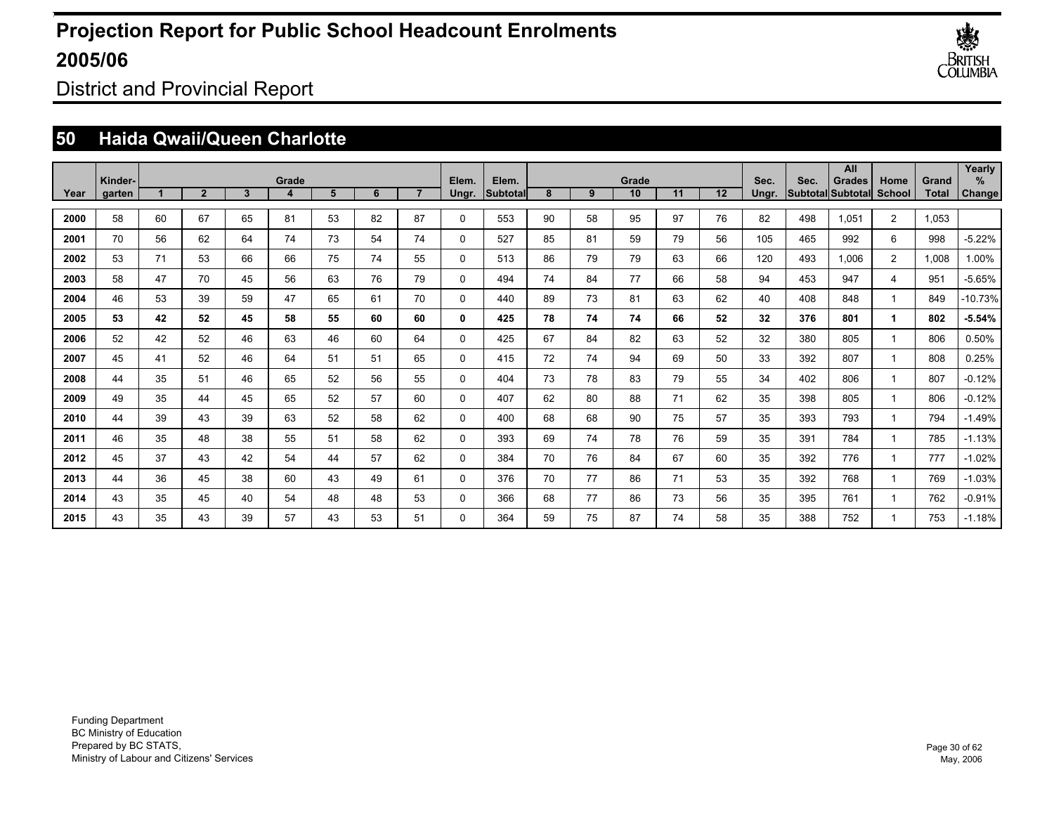# Projection Report for Public School Headcount Enrolments 2005/06

District and Provincial Report

## 50 Haida Qwaii/Queen Charlotte

| Year | Kinder-garten | Grade 1 | Grade 2 | Grade 3 | Grade 4 | Grade 5 | Grade 6 | Grade 7 | Elem. Ungr. | Elem. Subtotal | Grade 8 | Grade 9 | Grade 10 | Grade 11 | Grade 12 | Sec. Ungr. | Sec. Subtotal | All Grades Subtotal | Home School | Grand Total | Yearly % Change |
|---|---|---|---|---|---|---|---|---|---|---|---|---|---|---|---|---|---|---|---|---|---|
| 2000 | 58 | 60 | 67 | 65 | 81 | 53 | 82 | 87 | 0 | 553 | 90 | 58 | 95 | 97 | 76 | 82 | 498 | 1,051 | 2 | 1,053 | |
| 2001 | 70 | 56 | 62 | 64 | 74 | 73 | 54 | 74 | 0 | 527 | 85 | 81 | 59 | 79 | 56 | 105 | 465 | 992 | 6 | 998 | -5.22% |
| 2002 | 53 | 71 | 53 | 66 | 66 | 75 | 74 | 55 | 0 | 513 | 86 | 79 | 79 | 63 | 66 | 120 | 493 | 1,006 | 2 | 1,008 | 1.00% |
| 2003 | 58 | 47 | 70 | 45 | 56 | 63 | 76 | 79 | 0 | 494 | 74 | 84 | 77 | 66 | 58 | 94 | 453 | 947 | 4 | 951 | -5.65% |
| 2004 | 46 | 53 | 39 | 59 | 47 | 65 | 61 | 70 | 0 | 440 | 89 | 73 | 81 | 63 | 62 | 40 | 408 | 848 | 1 | 849 | -10.73% |
| **2005** | **53** | **42** | **52** | **45** | **58** | **55** | **60** | **60** | **0** | **425** | **78** | **74** | **74** | **66** | **52** | **32** | **376** | **801** | **1** | **802** | **-5.54%** |
| 2006 | 52 | 42 | 52 | 46 | 63 | 46 | 60 | 64 | 0 | 425 | 67 | 84 | 82 | 63 | 52 | 32 | 380 | 805 | 1 | 806 | 0.50% |
| 2007 | 45 | 41 | 52 | 46 | 64 | 51 | 51 | 65 | 0 | 415 | 72 | 74 | 94 | 69 | 50 | 33 | 392 | 807 | 1 | 808 | 0.25% |
| 2008 | 44 | 35 | 51 | 46 | 65 | 52 | 56 | 55 | 0 | 404 | 73 | 78 | 83 | 79 | 55 | 34 | 402 | 806 | 1 | 807 | -0.12% |
| 2009 | 49 | 35 | 44 | 45 | 65 | 52 | 57 | 60 | 0 | 407 | 62 | 80 | 88 | 71 | 62 | 35 | 398 | 805 | 1 | 806 | -0.12% |
| 2010 | 44 | 39 | 43 | 39 | 63 | 52 | 58 | 62 | 0 | 400 | 68 | 68 | 90 | 75 | 57 | 35 | 393 | 793 | 1 | 794 | -1.49% |
| 2011 | 46 | 35 | 48 | 38 | 55 | 51 | 58 | 62 | 0 | 393 | 69 | 74 | 78 | 76 | 59 | 35 | 391 | 784 | 1 | 785 | -1.13% |
| 2012 | 45 | 37 | 43 | 42 | 54 | 44 | 57 | 62 | 0 | 384 | 70 | 76 | 84 | 67 | 60 | 35 | 392 | 776 | 1 | 777 | -1.02% |
| 2013 | 44 | 36 | 45 | 38 | 60 | 43 | 49 | 61 | 0 | 376 | 70 | 77 | 86 | 71 | 53 | 35 | 392 | 768 | 1 | 769 | -1.03% |
| 2014 | 43 | 35 | 45 | 40 | 54 | 48 | 48 | 53 | 0 | 366 | 68 | 77 | 86 | 73 | 56 | 35 | 395 | 761 | 1 | 762 | -0.91% |
| 2015 | 43 | 35 | 43 | 39 | 57 | 43 | 53 | 51 | 0 | 364 | 59 | 75 | 87 | 74 | 58 | 35 | 388 | 752 | 1 | 753 | -1.18% |

Funding Department
BC Ministry of Education
Prepared by BC STATS,
Ministry of Labour and Citizens' Services

May, 2006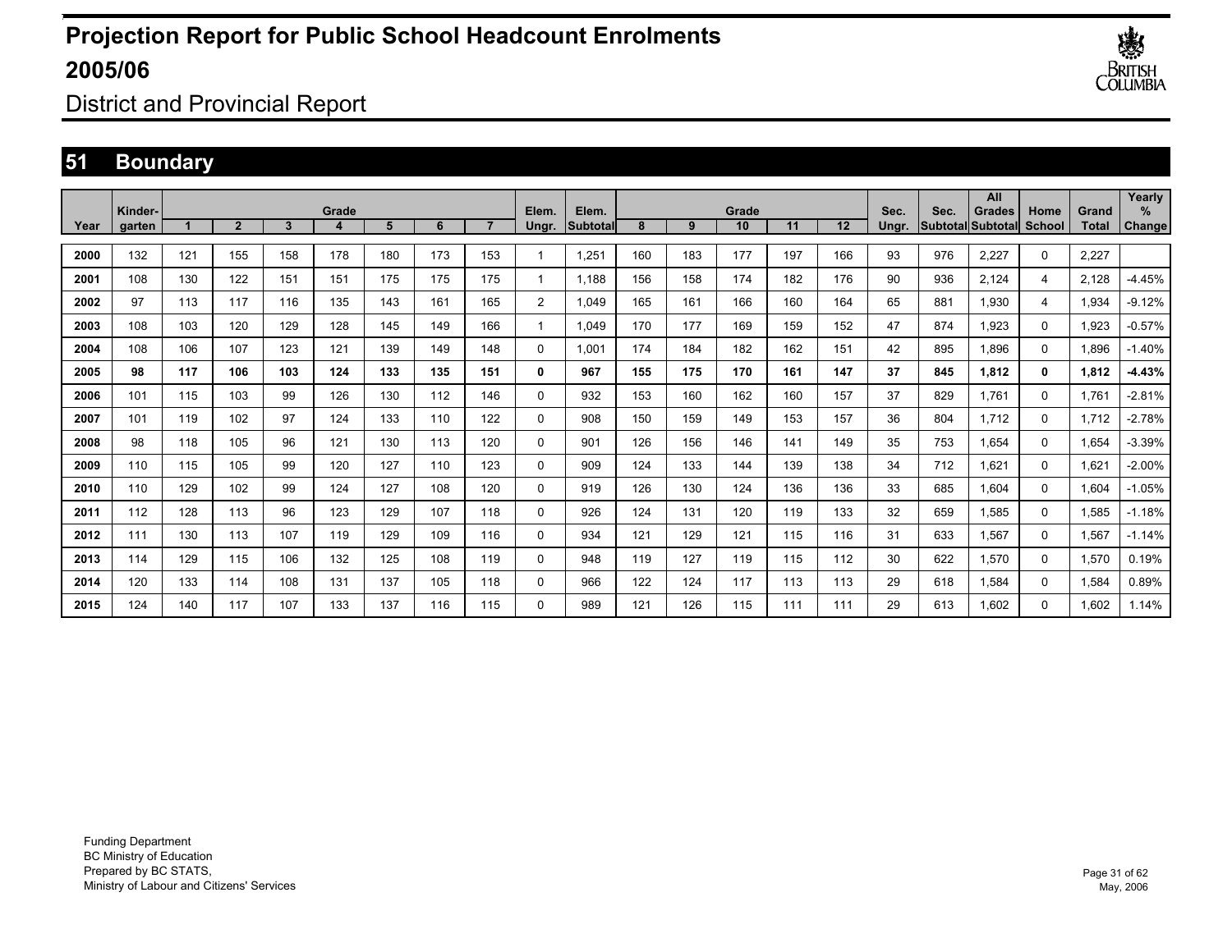# Projection Report for Public School Headcount Enrolments 2005/06

District and Provincial Report

## 51 Boundary

| Year | Kinder-garten | Grade 1 | 2 | 3 | 4 | 5 | 6 | 7 | Elem. Ungr. | Elem. Subtotal | Grade 8 | 9 | 10 | 11 | 12 | Sec. Ungr. | Sec. Subtotal | All Grades Subtotal | Home School | Grand Total | Yearly % Change |
|---|---|---|---|---|---|---|---|---|---|---|---|---|---|---|---|---|---|---|---|---|---|
| 2000 | 132 | 121 | 155 | 158 | 178 | 180 | 173 | 153 | 1 | 1,251 | 160 | 183 | 177 | 197 | 166 | 93 | 976 | 2,227 | 0 | 2,227 | |
| 2001 | 108 | 130 | 122 | 151 | 151 | 175 | 175 | 175 | 1 | 1,188 | 156 | 158 | 174 | 182 | 176 | 90 | 936 | 2,124 | 4 | 2,128 | -4.45% |
| 2002 | 97 | 113 | 117 | 116 | 135 | 143 | 161 | 165 | 2 | 1,049 | 165 | 161 | 166 | 160 | 164 | 65 | 881 | 1,930 | 4 | 1,934 | -9.12% |
| 2003 | 108 | 103 | 120 | 129 | 128 | 145 | 149 | 166 | 1 | 1,049 | 170 | 177 | 169 | 159 | 152 | 47 | 874 | 1,923 | 0 | 1,923 | -0.57% |
| 2004 | 108 | 106 | 107 | 123 | 121 | 139 | 149 | 148 | 0 | 1,001 | 174 | 184 | 182 | 162 | 151 | 42 | 895 | 1,896 | 0 | 1,896 | -1.40% |
| **2005** | **98** | **117** | **106** | **103** | **124** | **133** | **135** | **151** | **0** | **967** | **155** | **175** | **170** | **161** | **147** | **37** | **845** | **1,812** | **0** | **1,812** | **-4.43%** |
| 2006 | 101 | 115 | 103 | 99 | 126 | 130 | 112 | 146 | 0 | 932 | 153 | 160 | 162 | 160 | 157 | 37 | 829 | 1,761 | 0 | 1,761 | -2.81% |
| 2007 | 101 | 119 | 102 | 97 | 124 | 133 | 110 | 122 | 0 | 908 | 150 | 159 | 149 | 153 | 157 | 36 | 804 | 1,712 | 0 | 1,712 | -2.78% |
| 2008 | 98 | 118 | 105 | 96 | 121 | 130 | 113 | 120 | 0 | 901 | 126 | 156 | 146 | 141 | 149 | 35 | 753 | 1,654 | 0 | 1,654 | -3.39% |
| 2009 | 110 | 115 | 105 | 99 | 120 | 127 | 110 | 123 | 0 | 909 | 124 | 133 | 144 | 139 | 138 | 34 | 712 | 1,621 | 0 | 1,621 | -2.00% |
| 2010 | 110 | 129 | 102 | 99 | 124 | 127 | 108 | 120 | 0 | 919 | 126 | 130 | 124 | 136 | 136 | 33 | 685 | 1,604 | 0 | 1,604 | -1.05% |
| 2011 | 112 | 128 | 113 | 96 | 123 | 129 | 107 | 118 | 0 | 926 | 124 | 131 | 120 | 119 | 133 | 32 | 659 | 1,585 | 0 | 1,585 | -1.18% |
| 2012 | 111 | 130 | 113 | 107 | 119 | 129 | 109 | 116 | 0 | 934 | 121 | 129 | 121 | 115 | 116 | 31 | 633 | 1,567 | 0 | 1,567 | -1.14% |
| 2013 | 114 | 129 | 115 | 106 | 132 | 125 | 108 | 119 | 0 | 948 | 119 | 127 | 119 | 115 | 112 | 30 | 622 | 1,570 | 0 | 1,570 | 0.19% |
| 2014 | 120 | 133 | 114 | 108 | 131 | 137 | 105 | 118 | 0 | 966 | 122 | 124 | 117 | 113 | 113 | 29 | 618 | 1,584 | 0 | 1,584 | 0.89% |
| 2015 | 124 | 140 | 117 | 107 | 133 | 137 | 116 | 115 | 0 | 989 | 121 | 126 | 115 | 111 | 111 | 29 | 613 | 1,602 | 0 | 1,602 | 1.14% |

Funding Department
BC Ministry of Education
Prepared by BC STATS,
Ministry of Labour and Citizens' Services

May, 2006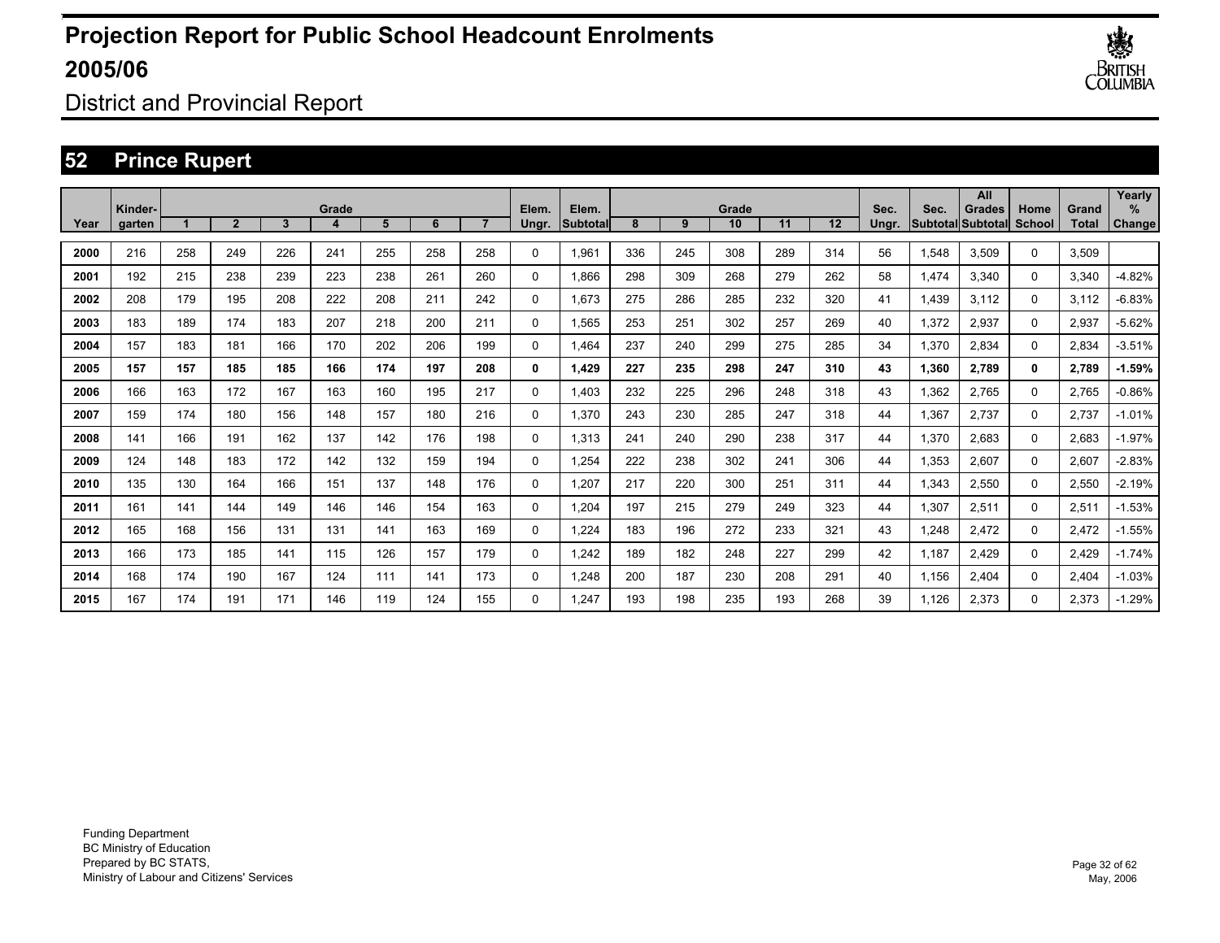# Projection Report for Public School Headcount Enrolments 2005/06

District and Provincial Report

## 52 Prince Rupert

| Year | Kinder-garten | Grade 1 | 2 | 3 | 4 | 5 | 6 | 7 | Elem. Ungr. | Elem. Subtotal | Grade 8 | 9 | 10 | 11 | 12 | Sec. Ungr. | Sec. Subtotal | All Grades Subtotal | Home School | Grand Total | Yearly % Change |
|---|---|---|---|---|---|---|---|---|---|---|---|---|---|---|---|---|---|---|---|---|---|
| 2000 | 216 | 258 | 249 | 226 | 241 | 255 | 258 | 258 | 0 | 1,961 | 336 | 245 | 308 | 289 | 314 | 56 | 1,548 | 3,509 | 0 | 3,509 | |
| 2001 | 192 | 215 | 238 | 239 | 223 | 238 | 261 | 260 | 0 | 1,866 | 298 | 309 | 268 | 279 | 262 | 58 | 1,474 | 3,340 | 0 | 3,340 | -4.82% |
| 2002 | 208 | 179 | 195 | 208 | 222 | 208 | 211 | 242 | 0 | 1,673 | 275 | 286 | 285 | 232 | 320 | 41 | 1,439 | 3,112 | 0 | 3,112 | -6.83% |
| 2003 | 183 | 189 | 174 | 183 | 207 | 218 | 200 | 211 | 0 | 1,565 | 253 | 251 | 302 | 257 | 269 | 40 | 1,372 | 2,937 | 0 | 2,937 | -5.62% |
| 2004 | 157 | 183 | 181 | 166 | 170 | 202 | 206 | 199 | 0 | 1,464 | 237 | 240 | 299 | 275 | 285 | 34 | 1,370 | 2,834 | 0 | 2,834 | -3.51% |
| **2005** | **157** | **157** | **185** | **185** | **166** | **174** | **197** | **208** | **0** | **1,429** | **227** | **235** | **298** | **247** | **310** | **43** | **1,360** | **2,789** | **0** | **2,789** | **-1.59%** |
| 2006 | 166 | 163 | 172 | 167 | 163 | 160 | 195 | 217 | 0 | 1,403 | 232 | 225 | 296 | 248 | 318 | 43 | 1,362 | 2,765 | 0 | 2,765 | -0.86% |
| 2007 | 159 | 174 | 180 | 156 | 148 | 157 | 180 | 216 | 0 | 1,370 | 243 | 230 | 285 | 247 | 318 | 44 | 1,367 | 2,737 | 0 | 2,737 | -1.01% |
| 2008 | 141 | 166 | 191 | 162 | 137 | 142 | 176 | 198 | 0 | 1,313 | 241 | 240 | 290 | 238 | 317 | 44 | 1,370 | 2,683 | 0 | 2,683 | -1.97% |
| 2009 | 124 | 148 | 183 | 172 | 142 | 132 | 159 | 194 | 0 | 1,254 | 222 | 238 | 302 | 241 | 306 | 44 | 1,353 | 2,607 | 0 | 2,607 | -2.83% |
| 2010 | 135 | 130 | 164 | 166 | 151 | 137 | 148 | 176 | 0 | 1,207 | 217 | 220 | 300 | 251 | 311 | 44 | 1,343 | 2,550 | 0 | 2,550 | -2.19% |
| 2011 | 161 | 141 | 144 | 149 | 146 | 146 | 154 | 163 | 0 | 1,204 | 197 | 215 | 279 | 249 | 323 | 44 | 1,307 | 2,511 | 0 | 2,511 | -1.53% |
| 2012 | 165 | 168 | 156 | 131 | 131 | 141 | 163 | 169 | 0 | 1,224 | 183 | 196 | 272 | 233 | 321 | 43 | 1,248 | 2,472 | 0 | 2,472 | -1.55% |
| 2013 | 166 | 173 | 185 | 141 | 115 | 126 | 157 | 179 | 0 | 1,242 | 189 | 182 | 248 | 227 | 299 | 42 | 1,187 | 2,429 | 0 | 2,429 | -1.74% |
| 2014 | 168 | 174 | 190 | 167 | 124 | 111 | 141 | 173 | 0 | 1,248 | 200 | 187 | 230 | 208 | 291 | 40 | 1,156 | 2,404 | 0 | 2,404 | -1.03% |
| 2015 | 167 | 174 | 191 | 171 | 146 | 119 | 124 | 155 | 0 | 1,247 | 193 | 198 | 235 | 193 | 268 | 39 | 1,126 | 2,373 | 0 | 2,373 | -1.29% |

Funding Department
BC Ministry of Education
Prepared by BC STATS,
Ministry of Labour and Citizens' Services

May, 2006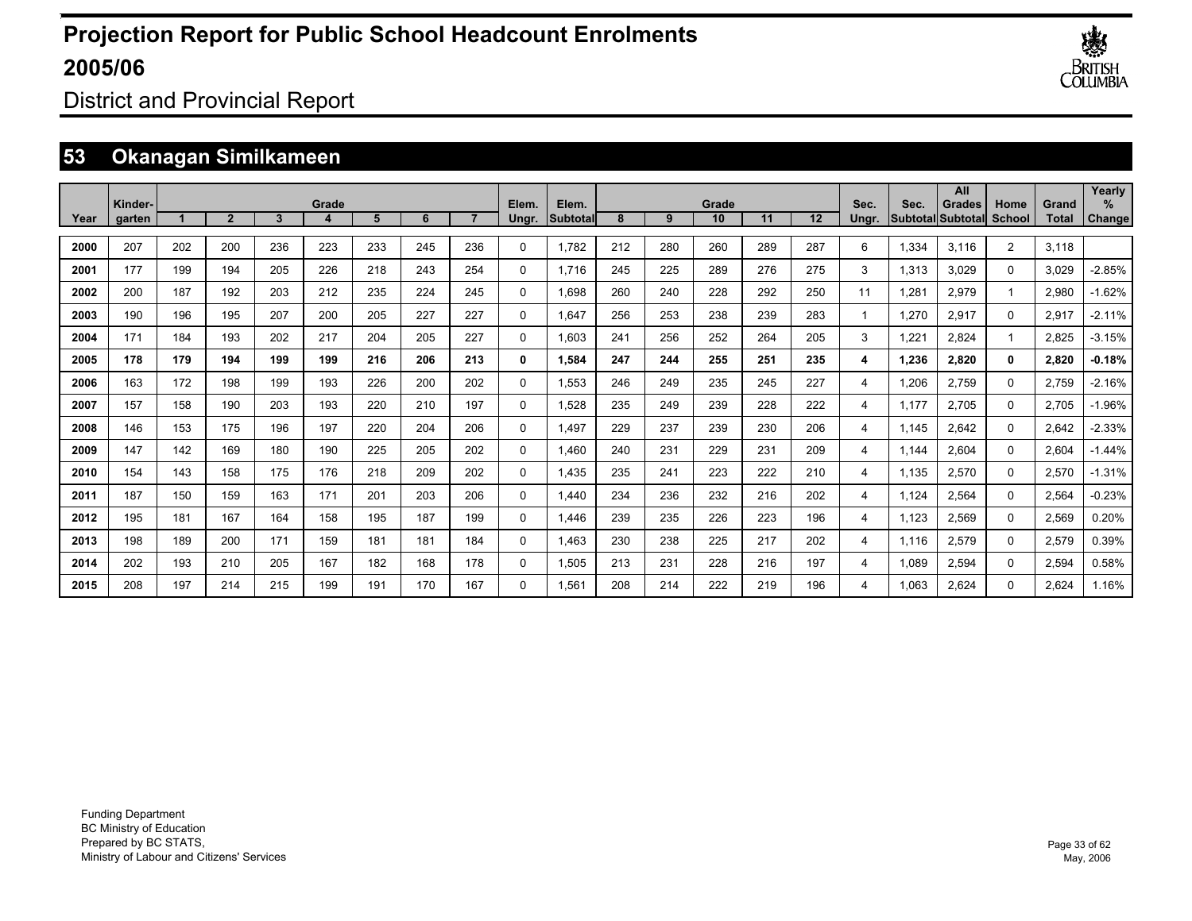# Projection Report for Public School Headcount Enrolments 2005/06

District and Provincial Report

## 53 Okanagan Similkameen

| Year | Kinder-garten | Grade 1 | 2 | 3 | 4 | 5 | 6 | 7 | Elem. Ungr. | Elem. Subtotal | Grade 8 | 9 | 10 | 11 | 12 | Sec. Ungr. | Sec. Subtotal | All Grades Subtotal | Home School | Grand Total | Yearly % Change |
|---|---|---|---|---|---|---|---|---|---|---|---|---|---|---|---|---|---|---|---|---|---|
| **2000** | 207 | 202 | 200 | 236 | 223 | 233 | 245 | 236 | 0 | 1,782 | 212 | 280 | 260 | 289 | 287 | 6 | 1,334 | 3,116 | 2 | 3,118 | |
| **2001** | 177 | 199 | 194 | 205 | 226 | 218 | 243 | 254 | 0 | 1,716 | 245 | 225 | 289 | 276 | 275 | 3 | 1,313 | 3,029 | 0 | 3,029 | -2.85% |
| **2002** | 200 | 187 | 192 | 203 | 212 | 235 | 224 | 245 | 0 | 1,698 | 260 | 240 | 228 | 292 | 250 | 11 | 1,281 | 2,979 | 1 | 2,980 | -1.62% |
| **2003** | 190 | 196 | 195 | 207 | 200 | 205 | 227 | 227 | 0 | 1,647 | 256 | 253 | 238 | 239 | 283 | 1 | 1,270 | 2,917 | 0 | 2,917 | -2.11% |
| **2004** | 171 | 184 | 193 | 202 | 217 | 204 | 205 | 227 | 0 | 1,603 | 241 | 256 | 252 | 264 | 205 | 3 | 1,221 | 2,824 | 1 | 2,825 | -3.15% |
| **2005** | **178** | **179** | **194** | **199** | **199** | **216** | **206** | **213** | **0** | **1,584** | **247** | **244** | **255** | **251** | **235** | **4** | **1,236** | **2,820** | **0** | **2,820** | **-0.18%** |
| **2006** | 163 | 172 | 198 | 199 | 193 | 226 | 200 | 202 | 0 | 1,553 | 246 | 249 | 235 | 245 | 227 | 4 | 1,206 | 2,759 | 0 | 2,759 | -2.16% |
| **2007** | 157 | 158 | 190 | 203 | 193 | 220 | 210 | 197 | 0 | 1,528 | 235 | 249 | 239 | 228 | 222 | 4 | 1,177 | 2,705 | 0 | 2,705 | -1.96% |
| **2008** | 146 | 153 | 175 | 196 | 197 | 220 | 204 | 206 | 0 | 1,497 | 229 | 237 | 239 | 230 | 206 | 4 | 1,145 | 2,642 | 0 | 2,642 | -2.33% |
| **2009** | 147 | 142 | 169 | 180 | 190 | 225 | 205 | 202 | 0 | 1,460 | 240 | 231 | 229 | 231 | 209 | 4 | 1,144 | 2,604 | 0 | 2,604 | -1.44% |
| **2010** | 154 | 143 | 158 | 175 | 176 | 218 | 209 | 202 | 0 | 1,435 | 235 | 241 | 223 | 222 | 210 | 4 | 1,135 | 2,570 | 0 | 2,570 | -1.31% |
| **2011** | 187 | 150 | 159 | 163 | 171 | 201 | 203 | 206 | 0 | 1,440 | 234 | 236 | 232 | 216 | 202 | 4 | 1,124 | 2,564 | 0 | 2,564 | -0.23% |
| **2012** | 195 | 181 | 167 | 164 | 158 | 195 | 187 | 199 | 0 | 1,446 | 239 | 235 | 226 | 223 | 196 | 4 | 1,123 | 2,569 | 0 | 2,569 | 0.20% |
| **2013** | 198 | 189 | 200 | 171 | 159 | 181 | 181 | 184 | 0 | 1,463 | 230 | 238 | 225 | 217 | 202 | 4 | 1,116 | 2,579 | 0 | 2,579 | 0.39% |
| **2014** | 202 | 193 | 210 | 205 | 167 | 182 | 168 | 178 | 0 | 1,505 | 213 | 231 | 228 | 216 | 197 | 4 | 1,089 | 2,594 | 0 | 2,594 | 0.58% |
| **2015** | 208 | 197 | 214 | 215 | 199 | 191 | 170 | 167 | 0 | 1,561 | 208 | 214 | 222 | 219 | 196 | 4 | 1,063 | 2,624 | 0 | 2,624 | 1.16% |

Funding Department
BC Ministry of Education
Prepared by BC STATS,
Ministry of Labour and Citizens' Services

May, 2006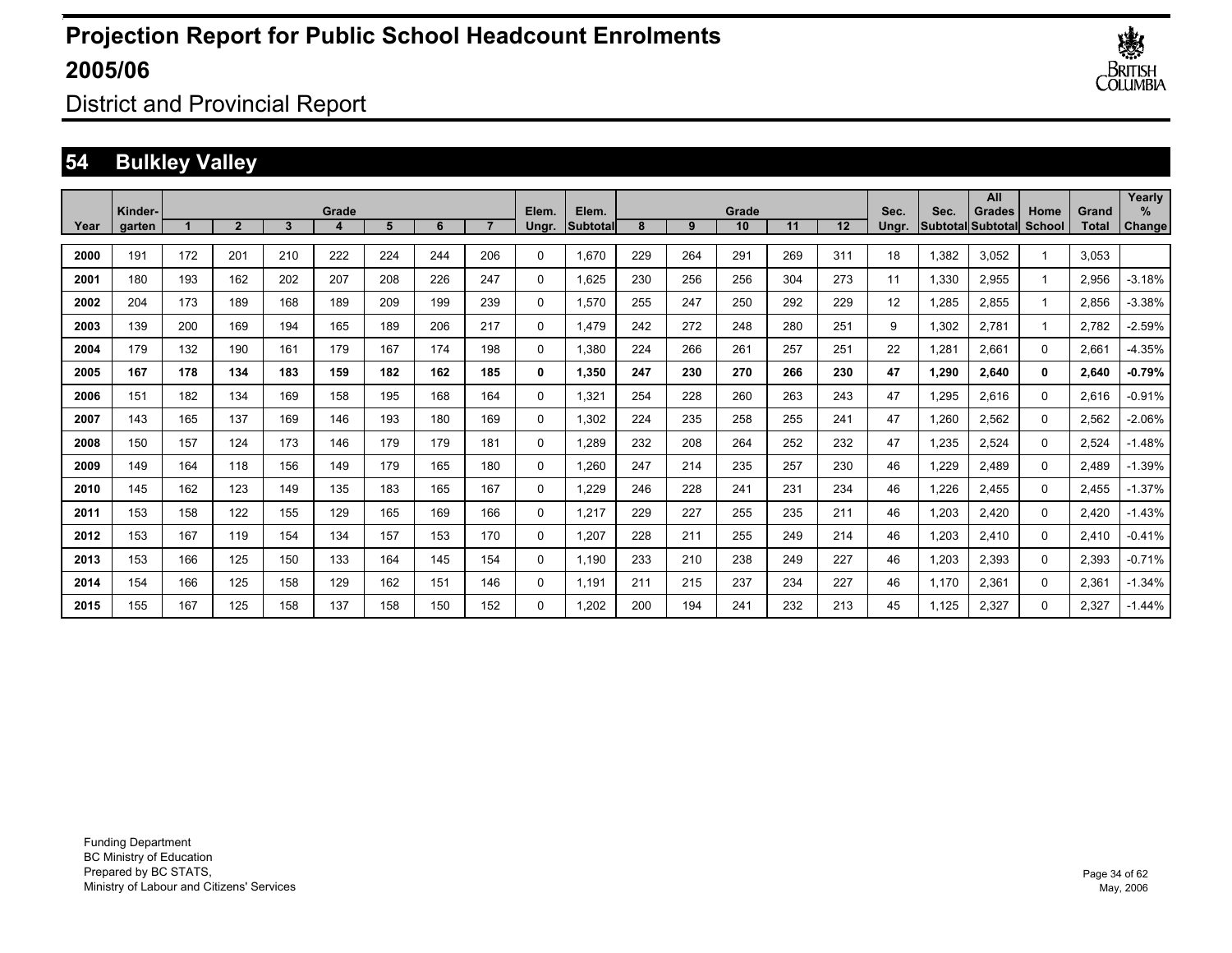# Projection Report for Public School Headcount Enrolments 2005/06

District and Provincial Report

## 54 Bulkley Valley

| Year | Kinder-garten | Grade 1 | 2 | 3 | 4 | 5 | 6 | 7 | Elem. Ungr. | Elem. Subtotal | Grade 8 | 9 | 10 | 11 | 12 | Sec. Ungr. | Sec. Subtotal | All Grades Subtotal | Home School | Grand Total | Yearly % Change |
|---|---|---|---|---|---|---|---|---|---|---|---|---|---|---|---|---|---|---|---|---|---|
| 2000 | 191 | 172 | 201 | 210 | 222 | 224 | 244 | 206 | 0 | 1,670 | 229 | 264 | 291 | 269 | 311 | 18 | 1,382 | 3,052 | 1 | 3,053 | |
| 2001 | 180 | 193 | 162 | 202 | 207 | 208 | 226 | 247 | 0 | 1,625 | 230 | 256 | 256 | 304 | 273 | 11 | 1,330 | 2,955 | 1 | 2,956 | -3.18% |
| 2002 | 204 | 173 | 189 | 168 | 189 | 209 | 199 | 239 | 0 | 1,570 | 255 | 247 | 250 | 292 | 229 | 12 | 1,285 | 2,855 | 1 | 2,856 | -3.38% |
| 2003 | 139 | 200 | 169 | 194 | 165 | 189 | 206 | 217 | 0 | 1,479 | 242 | 272 | 248 | 280 | 251 | 9 | 1,302 | 2,781 | 1 | 2,782 | -2.59% |
| 2004 | 179 | 132 | 190 | 161 | 179 | 167 | 174 | 198 | 0 | 1,380 | 224 | 266 | 261 | 257 | 251 | 22 | 1,281 | 2,661 | 0 | 2,661 | -4.35% |
| **2005** | **167** | **178** | **134** | **183** | **159** | **182** | **162** | **185** | **0** | **1,350** | **247** | **230** | **270** | **266** | **230** | **47** | **1,290** | **2,640** | **0** | **2,640** | **-0.79%** |
| 2006 | 151 | 182 | 134 | 169 | 158 | 195 | 168 | 164 | 0 | 1,321 | 254 | 228 | 260 | 263 | 243 | 47 | 1,295 | 2,616 | 0 | 2,616 | -0.91% |
| 2007 | 143 | 165 | 137 | 169 | 146 | 193 | 180 | 169 | 0 | 1,302 | 224 | 235 | 258 | 255 | 241 | 47 | 1,260 | 2,562 | 0 | 2,562 | -2.06% |
| 2008 | 150 | 157 | 124 | 173 | 146 | 179 | 179 | 181 | 0 | 1,289 | 232 | 208 | 264 | 252 | 232 | 47 | 1,235 | 2,524 | 0 | 2,524 | -1.48% |
| 2009 | 149 | 164 | 118 | 156 | 149 | 179 | 165 | 180 | 0 | 1,260 | 247 | 214 | 235 | 257 | 230 | 46 | 1,229 | 2,489 | 0 | 2,489 | -1.39% |
| 2010 | 145 | 162 | 123 | 149 | 135 | 183 | 165 | 167 | 0 | 1,229 | 246 | 228 | 241 | 231 | 234 | 46 | 1,226 | 2,455 | 0 | 2,455 | -1.37% |
| 2011 | 153 | 158 | 122 | 155 | 129 | 165 | 169 | 166 | 0 | 1,217 | 229 | 227 | 255 | 235 | 211 | 46 | 1,203 | 2,420 | 0 | 2,420 | -1.43% |
| 2012 | 153 | 167 | 119 | 154 | 134 | 157 | 153 | 170 | 0 | 1,207 | 228 | 211 | 255 | 249 | 214 | 46 | 1,203 | 2,410 | 0 | 2,410 | -0.41% |
| 2013 | 153 | 166 | 125 | 150 | 133 | 164 | 145 | 154 | 0 | 1,190 | 233 | 210 | 238 | 249 | 227 | 46 | 1,203 | 2,393 | 0 | 2,393 | -0.71% |
| 2014 | 154 | 166 | 125 | 158 | 129 | 162 | 151 | 146 | 0 | 1,191 | 211 | 215 | 237 | 234 | 227 | 46 | 1,170 | 2,361 | 0 | 2,361 | -1.34% |
| 2015 | 155 | 167 | 125 | 158 | 137 | 158 | 150 | 152 | 0 | 1,202 | 200 | 194 | 241 | 232 | 213 | 45 | 1,125 | 2,327 | 0 | 2,327 | -1.44% |

Funding Department
BC Ministry of Education
Prepared by BC STATS,
Ministry of Labour and Citizens' Services

May, 2006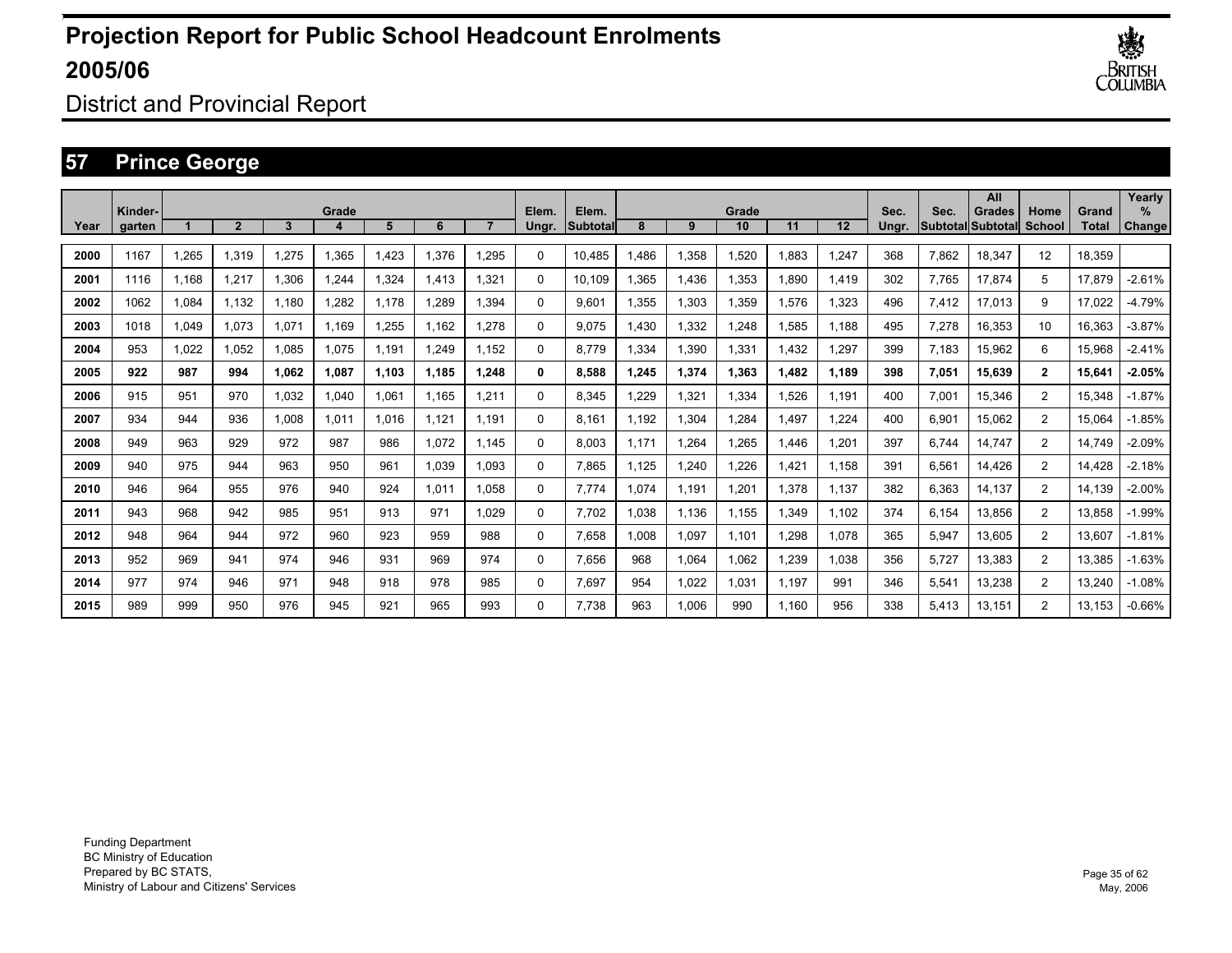# Projection Report for Public School Headcount Enrolments 2005/06

District and Provincial Report

## 57 Prince George

| Year | Kinder-garten | 1 | 2 | 3 | 4 | 5 | 6 | 7 | Elem. Ungr. | Elem. Subtotal | 8 | 9 | 10 | 11 | 12 | Sec. Ungr. | Sec. Subtotal | All Grades Subtotal | Home School | Grand Total | Yearly % Change |
|---|---|---|---|---|---|---|---|---|---|---|---|---|---|---|---|---|---|---|---|---|---|
| 2000 | 1167 | 1,265 | 1,319 | 1,275 | 1,365 | 1,423 | 1,376 | 1,295 | 0 | 10,485 | 1,486 | 1,358 | 1,520 | 1,883 | 1,247 | 368 | 7,862 | 18,347 | 12 | 18,359 | |
| 2001 | 1116 | 1,168 | 1,217 | 1,306 | 1,244 | 1,324 | 1,413 | 1,321 | 0 | 10,109 | 1,365 | 1,436 | 1,353 | 1,890 | 1,419 | 302 | 7,765 | 17,874 | 5 | 17,879 | -2.61% |
| 2002 | 1062 | 1,084 | 1,132 | 1,180 | 1,282 | 1,178 | 1,289 | 1,394 | 0 | 9,601 | 1,355 | 1,303 | 1,359 | 1,576 | 1,323 | 496 | 7,412 | 17,013 | 9 | 17,022 | -4.79% |
| 2003 | 1018 | 1,049 | 1,073 | 1,071 | 1,169 | 1,255 | 1,162 | 1,278 | 0 | 9,075 | 1,430 | 1,332 | 1,248 | 1,585 | 1,188 | 495 | 7,278 | 16,353 | 10 | 16,363 | -3.87% |
| 2004 | 953 | 1,022 | 1,052 | 1,085 | 1,075 | 1,191 | 1,249 | 1,152 | 0 | 8,779 | 1,334 | 1,390 | 1,331 | 1,432 | 1,297 | 399 | 7,183 | 15,962 | 6 | 15,968 | -2.41% |
| **2005** | **922** | **987** | **994** | **1,062** | **1,087** | **1,103** | **1,185** | **1,248** | **0** | **8,588** | **1,245** | **1,374** | **1,363** | **1,482** | **1,189** | **398** | **7,051** | **15,639** | **2** | **15,641** | **-2.05%** |
| 2006 | 915 | 951 | 970 | 1,032 | 1,040 | 1,061 | 1,165 | 1,211 | 0 | 8,345 | 1,229 | 1,321 | 1,334 | 1,526 | 1,191 | 400 | 7,001 | 15,346 | 2 | 15,348 | -1.87% |
| 2007 | 934 | 944 | 936 | 1,008 | 1,011 | 1,016 | 1,121 | 1,191 | 0 | 8,161 | 1,192 | 1,304 | 1,284 | 1,497 | 1,224 | 400 | 6,901 | 15,062 | 2 | 15,064 | -1.85% |
| 2008 | 949 | 963 | 929 | 972 | 987 | 986 | 1,072 | 1,145 | 0 | 8,003 | 1,171 | 1,264 | 1,265 | 1,446 | 1,201 | 397 | 6,744 | 14,747 | 2 | 14,749 | -2.09% |
| 2009 | 940 | 975 | 944 | 963 | 950 | 961 | 1,039 | 1,093 | 0 | 7,865 | 1,125 | 1,240 | 1,226 | 1,421 | 1,158 | 391 | 6,561 | 14,426 | 2 | 14,428 | -2.18% |
| 2010 | 946 | 964 | 955 | 976 | 940 | 924 | 1,011 | 1,058 | 0 | 7,774 | 1,074 | 1,191 | 1,201 | 1,378 | 1,137 | 382 | 6,363 | 14,137 | 2 | 14,139 | -2.00% |
| 2011 | 943 | 968 | 942 | 985 | 951 | 913 | 971 | 1,029 | 0 | 7,702 | 1,038 | 1,136 | 1,155 | 1,349 | 1,102 | 374 | 6,154 | 13,856 | 2 | 13,858 | -1.99% |
| 2012 | 948 | 964 | 944 | 972 | 960 | 923 | 959 | 988 | 0 | 7,658 | 1,008 | 1,097 | 1,101 | 1,298 | 1,078 | 365 | 5,947 | 13,605 | 2 | 13,607 | -1.81% |
| 2013 | 952 | 969 | 941 | 974 | 946 | 931 | 969 | 974 | 0 | 7,656 | 968 | 1,064 | 1,062 | 1,239 | 1,038 | 356 | 5,727 | 13,383 | 2 | 13,385 | -1.63% |
| 2014 | 977 | 974 | 946 | 971 | 948 | 918 | 978 | 985 | 0 | 7,697 | 954 | 1,022 | 1,031 | 1,197 | 991 | 346 | 5,541 | 13,238 | 2 | 13,240 | -1.08% |
| 2015 | 989 | 999 | 950 | 976 | 945 | 921 | 965 | 993 | 0 | 7,738 | 963 | 1,006 | 990 | 1,160 | 956 | 338 | 5,413 | 13,151 | 2 | 13,153 | -0.66% |

Funding Department
BC Ministry of Education
Prepared by BC STATS,
Ministry of Labour and Citizens' Services

May, 2006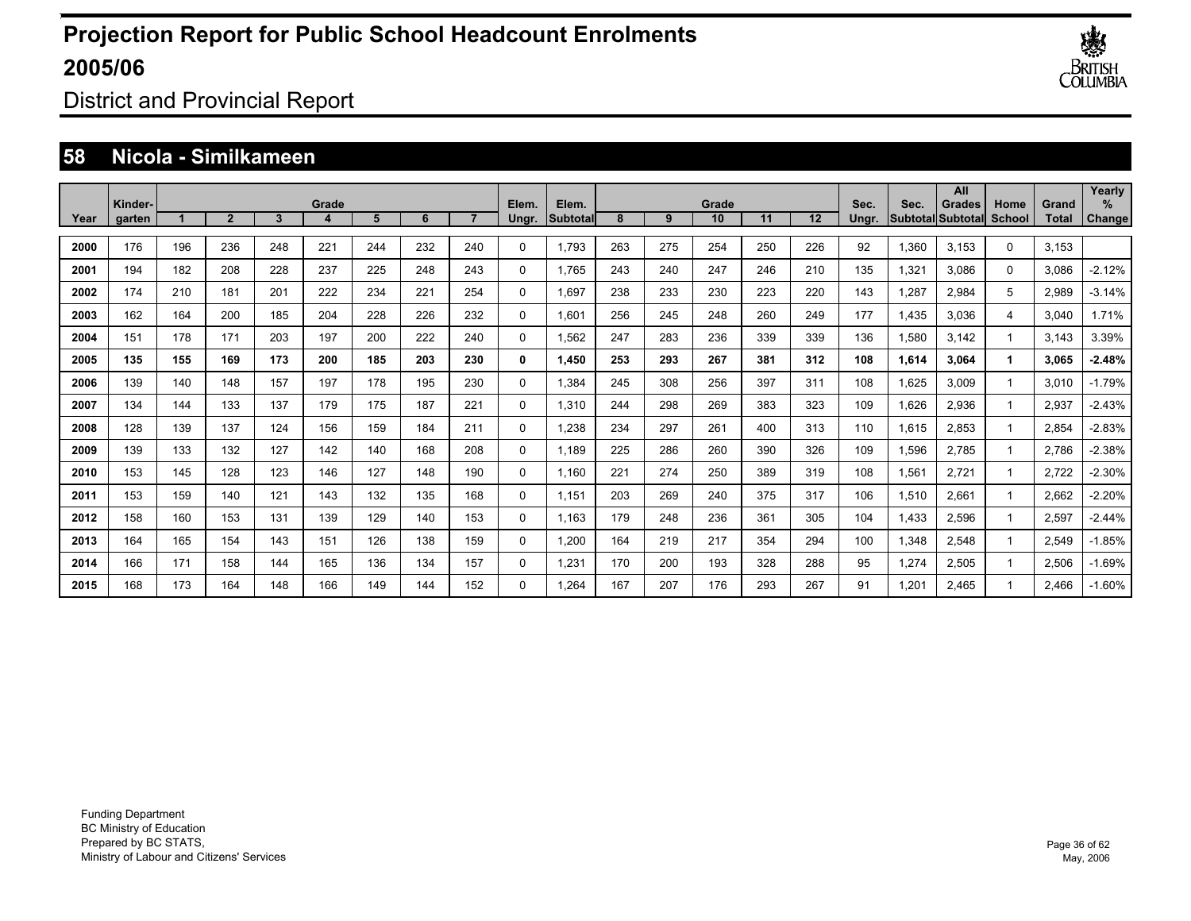# Projection Report for Public School Headcount Enrolments 2005/06

District and Provincial Report

## 58 Nicola - Similkameen

| Year | Kinder-garten | Grade 1 | 2 | 3 | 4 | 5 | 6 | 7 | Elem. Ungr. | Elem. Subtotal | Grade 8 | 9 | 10 | 11 | 12 | Sec. Ungr. | Sec. Subtotal | All Grades Subtotal | Home School | Grand Total | Yearly % Change |
|---|---|---|---|---|---|---|---|---|---|---|---|---|---|---|---|---|---|---|---|---|---|
| **2000** | 176 | 196 | 236 | 248 | 221 | 244 | 232 | 240 | 0 | 1,793 | 263 | 275 | 254 | 250 | 226 | 92 | 1,360 | 3,153 | 0 | 3,153 | |
| **2001** | 194 | 182 | 208 | 228 | 237 | 225 | 248 | 243 | 0 | 1,765 | 243 | 240 | 247 | 246 | 210 | 135 | 1,321 | 3,086 | 0 | 3,086 | -2.12% |
| **2002** | 174 | 210 | 181 | 201 | 222 | 234 | 221 | 254 | 0 | 1,697 | 238 | 233 | 230 | 223 | 220 | 143 | 1,287 | 2,984 | 5 | 2,989 | -3.14% |
| **2003** | 162 | 164 | 200 | 185 | 204 | 228 | 226 | 232 | 0 | 1,601 | 256 | 245 | 248 | 260 | 249 | 177 | 1,435 | 3,036 | 4 | 3,040 | 1.71% |
| **2004** | 151 | 178 | 171 | 203 | 197 | 200 | 222 | 240 | 0 | 1,562 | 247 | 283 | 236 | 339 | 339 | 136 | 1,580 | 3,142 | 1 | 3,143 | 3.39% |
| **2005** | **135** | **155** | **169** | **173** | **200** | **185** | **203** | **230** | **0** | **1,450** | **253** | **293** | **267** | **381** | **312** | **108** | **1,614** | **3,064** | **1** | **3,065** | **-2.48%** |
| **2006** | 139 | 140 | 148 | 157 | 197 | 178 | 195 | 230 | 0 | 1,384 | 245 | 308 | 256 | 397 | 311 | 108 | 1,625 | 3,009 | 1 | 3,010 | -1.79% |
| **2007** | 134 | 144 | 133 | 137 | 179 | 175 | 187 | 221 | 0 | 1,310 | 244 | 298 | 269 | 383 | 323 | 109 | 1,626 | 2,936 | 1 | 2,937 | -2.43% |
| **2008** | 128 | 139 | 137 | 124 | 156 | 159 | 184 | 211 | 0 | 1,238 | 234 | 297 | 261 | 400 | 313 | 110 | 1,615 | 2,853 | 1 | 2,854 | -2.83% |
| **2009** | 139 | 133 | 132 | 127 | 142 | 140 | 168 | 208 | 0 | 1,189 | 225 | 286 | 260 | 390 | 326 | 109 | 1,596 | 2,785 | 1 | 2,786 | -2.38% |
| **2010** | 153 | 145 | 128 | 123 | 146 | 127 | 148 | 190 | 0 | 1,160 | 221 | 274 | 250 | 389 | 319 | 108 | 1,561 | 2,721 | 1 | 2,722 | -2.30% |
| **2011** | 153 | 159 | 140 | 121 | 143 | 132 | 135 | 168 | 0 | 1,151 | 203 | 269 | 240 | 375 | 317 | 106 | 1,510 | 2,661 | 1 | 2,662 | -2.20% |
| **2012** | 158 | 160 | 153 | 131 | 139 | 129 | 140 | 153 | 0 | 1,163 | 179 | 248 | 236 | 361 | 305 | 104 | 1,433 | 2,596 | 1 | 2,597 | -2.44% |
| **2013** | 164 | 165 | 154 | 143 | 151 | 126 | 138 | 159 | 0 | 1,200 | 164 | 219 | 217 | 354 | 294 | 100 | 1,348 | 2,548 | 1 | 2,549 | -1.85% |
| **2014** | 166 | 171 | 158 | 144 | 165 | 136 | 134 | 157 | 0 | 1,231 | 170 | 200 | 193 | 328 | 288 | 95 | 1,274 | 2,505 | 1 | 2,506 | -1.69% |
| **2015** | 168 | 173 | 164 | 148 | 166 | 149 | 144 | 152 | 0 | 1,264 | 167 | 207 | 176 | 293 | 267 | 91 | 1,201 | 2,465 | 1 | 2,466 | -1.60% |

Funding Department
BC Ministry of Education
Prepared by BC STATS,
Ministry of Labour and Citizens' Services

May, 2006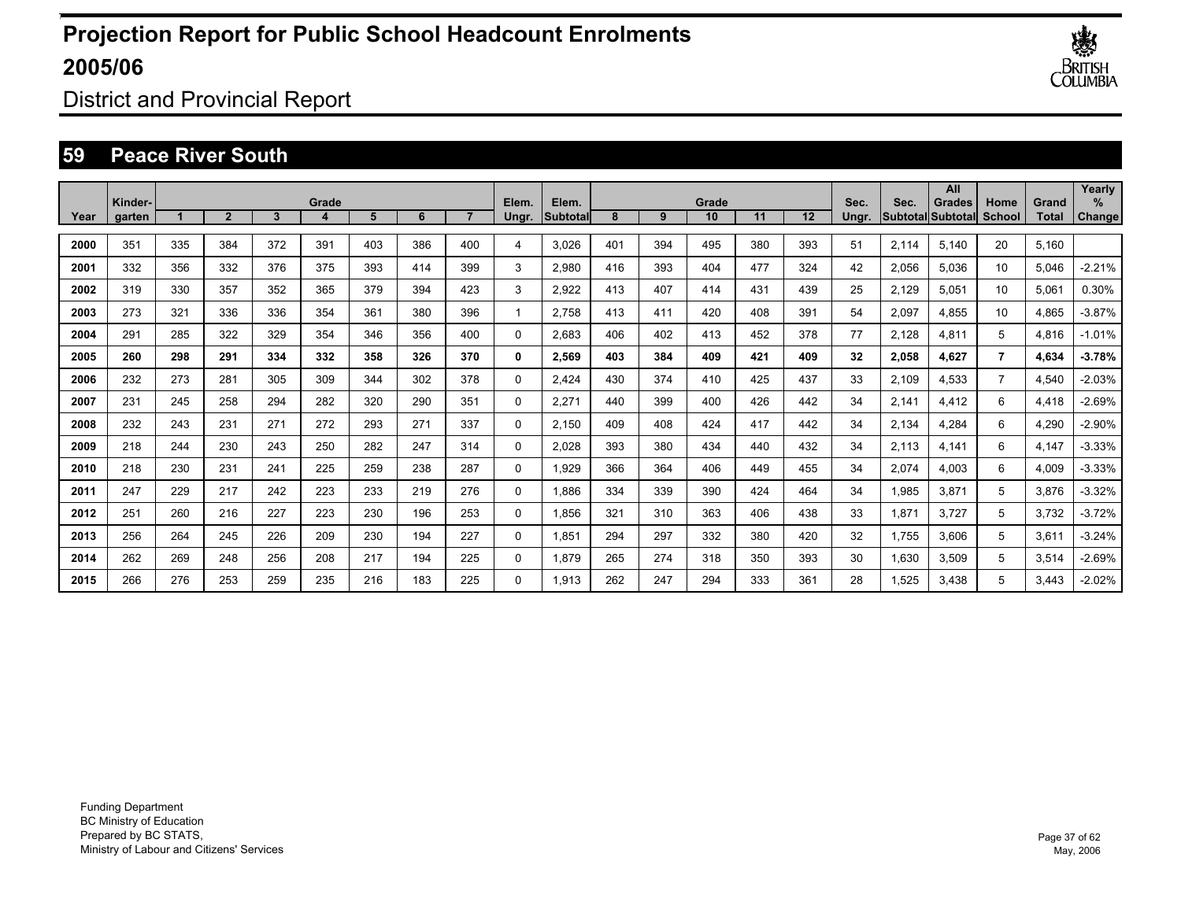# Projection Report for Public School Headcount Enrolments 2005/06

District and Provincial Report

## 59 Peace River South

| Year | Kinder-garten | Grade 1 | 2 | 3 | 4 | 5 | 6 | 7 | Elem. Ungr. | Elem. Subtotal | Grade 8 | 9 | 10 | 11 | 12 | Sec. Ungr. | Sec. Subtotal | All Grades Subtotal | Home School | Grand Total | Yearly % Change |
|---|---|---|---|---|---|---|---|---|---|---|---|---|---|---|---|---|---|---|---|---|---|
| 2000 | 351 | 335 | 384 | 372 | 391 | 403 | 386 | 400 | 4 | 3,026 | 401 | 394 | 495 | 380 | 393 | 51 | 2,114 | 5,140 | 20 | 5,160 | |
| 2001 | 332 | 356 | 332 | 376 | 375 | 393 | 414 | 399 | 3 | 2,980 | 416 | 393 | 404 | 477 | 324 | 42 | 2,056 | 5,036 | 10 | 5,046 | -2.21% |
| 2002 | 319 | 330 | 357 | 352 | 365 | 379 | 394 | 423 | 3 | 2,922 | 413 | 407 | 414 | 431 | 439 | 25 | 2,129 | 5,051 | 10 | 5,061 | 0.30% |
| 2003 | 273 | 321 | 336 | 336 | 354 | 361 | 380 | 396 | 1 | 2,758 | 413 | 411 | 420 | 408 | 391 | 54 | 2,097 | 4,855 | 10 | 4,865 | -3.87% |
| 2004 | 291 | 285 | 322 | 329 | 354 | 346 | 356 | 400 | 0 | 2,683 | 406 | 402 | 413 | 452 | 378 | 77 | 2,128 | 4,811 | 5 | 4,816 | -1.01% |
| **2005** | **260** | **298** | **291** | **334** | **332** | **358** | **326** | **370** | **0** | **2,569** | **403** | **384** | **409** | **421** | **409** | **32** | **2,058** | **4,627** | **7** | **4,634** | **-3.78%** |
| 2006 | 232 | 273 | 281 | 305 | 309 | 344 | 302 | 378 | 0 | 2,424 | 430 | 374 | 410 | 425 | 437 | 33 | 2,109 | 4,533 | 7 | 4,540 | -2.03% |
| 2007 | 231 | 245 | 258 | 294 | 282 | 320 | 290 | 351 | 0 | 2,271 | 440 | 399 | 400 | 426 | 442 | 34 | 2,141 | 4,412 | 6 | 4,418 | -2.69% |
| 2008 | 232 | 243 | 231 | 271 | 272 | 293 | 271 | 337 | 0 | 2,150 | 409 | 408 | 424 | 417 | 442 | 34 | 2,134 | 4,284 | 6 | 4,290 | -2.90% |
| 2009 | 218 | 244 | 230 | 243 | 250 | 282 | 247 | 314 | 0 | 2,028 | 393 | 380 | 434 | 440 | 432 | 34 | 2,113 | 4,141 | 6 | 4,147 | -3.33% |
| 2010 | 218 | 230 | 231 | 241 | 225 | 259 | 238 | 287 | 0 | 1,929 | 366 | 364 | 406 | 449 | 455 | 34 | 2,074 | 4,003 | 6 | 4,009 | -3.33% |
| 2011 | 247 | 229 | 217 | 242 | 223 | 233 | 219 | 276 | 0 | 1,886 | 334 | 339 | 390 | 424 | 464 | 34 | 1,985 | 3,871 | 5 | 3,876 | -3.32% |
| 2012 | 251 | 260 | 216 | 227 | 223 | 230 | 196 | 253 | 0 | 1,856 | 321 | 310 | 363 | 406 | 438 | 33 | 1,871 | 3,727 | 5 | 3,732 | -3.72% |
| 2013 | 256 | 264 | 245 | 226 | 209 | 230 | 194 | 227 | 0 | 1,851 | 294 | 297 | 332 | 380 | 420 | 32 | 1,755 | 3,606 | 5 | 3,611 | -3.24% |
| 2014 | 262 | 269 | 248 | 256 | 208 | 217 | 194 | 225 | 0 | 1,879 | 265 | 274 | 318 | 350 | 393 | 30 | 1,630 | 3,509 | 5 | 3,514 | -2.69% |
| 2015 | 266 | 276 | 253 | 259 | 235 | 216 | 183 | 225 | 0 | 1,913 | 262 | 247 | 294 | 333 | 361 | 28 | 1,525 | 3,438 | 5 | 3,443 | -2.02% |

Funding Department
BC Ministry of Education
Prepared by BC STATS,
Ministry of Labour and Citizens' Services

May, 2006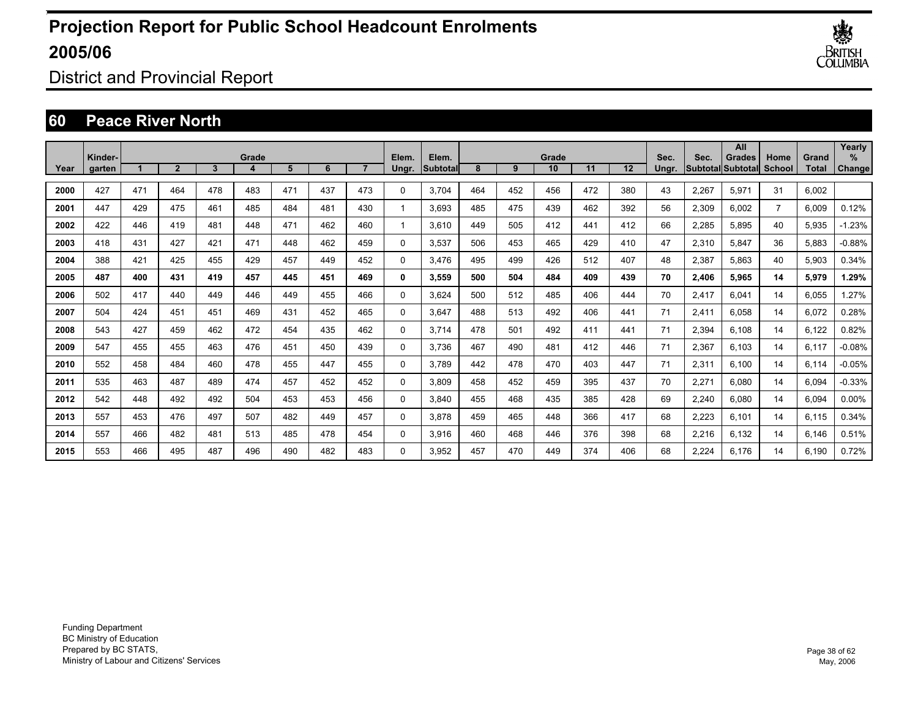# Projection Report for Public School Headcount Enrolments 2005/06

District and Provincial Report

## 60 Peace River North

| Year | Kinder-garten | Grade 1 | 2 | 3 | 4 | 5 | 6 | 7 | Elem. Ungr. | Elem. Subtotal | Grade 8 | 9 | 10 | 11 | 12 | Sec. Ungr. | Sec. Subtotal | All Grades Subtotal | Home School | Grand Total | Yearly % Change |
|---|---|---|---|---|---|---|---|---|---|---|---|---|---|---|---|---|---|---|---|---|---|
| 2000 | 427 | 471 | 464 | 478 | 483 | 471 | 437 | 473 | 0 | 3,704 | 464 | 452 | 456 | 472 | 380 | 43 | 2,267 | 5,971 | 31 | 6,002 | |
| 2001 | 447 | 429 | 475 | 461 | 485 | 484 | 481 | 430 | 1 | 3,693 | 485 | 475 | 439 | 462 | 392 | 56 | 2,309 | 6,002 | 7 | 6,009 | 0.12% |
| 2002 | 422 | 446 | 419 | 481 | 448 | 471 | 462 | 460 | 1 | 3,610 | 449 | 505 | 412 | 441 | 412 | 66 | 2,285 | 5,895 | 40 | 5,935 | -1.23% |
| 2003 | 418 | 431 | 427 | 421 | 471 | 448 | 462 | 459 | 0 | 3,537 | 506 | 453 | 465 | 429 | 410 | 47 | 2,310 | 5,847 | 36 | 5,883 | -0.88% |
| 2004 | 388 | 421 | 425 | 455 | 429 | 457 | 449 | 452 | 0 | 3,476 | 495 | 499 | 426 | 512 | 407 | 48 | 2,387 | 5,863 | 40 | 5,903 | 0.34% |
| **2005** | **487** | **400** | **431** | **419** | **457** | **445** | **451** | **469** | **0** | **3,559** | **500** | **504** | **484** | **409** | **439** | **70** | **2,406** | **5,965** | **14** | **5,979** | **1.29%** |
| 2006 | 502 | 417 | 440 | 449 | 446 | 449 | 455 | 466 | 0 | 3,624 | 500 | 512 | 485 | 406 | 444 | 70 | 2,417 | 6,041 | 14 | 6,055 | 1.27% |
| 2007 | 504 | 424 | 451 | 451 | 469 | 431 | 452 | 465 | 0 | 3,647 | 488 | 513 | 492 | 406 | 441 | 71 | 2,411 | 6,058 | 14 | 6,072 | 0.28% |
| 2008 | 543 | 427 | 459 | 462 | 472 | 454 | 435 | 462 | 0 | 3,714 | 478 | 501 | 492 | 411 | 441 | 71 | 2,394 | 6,108 | 14 | 6,122 | 0.82% |
| 2009 | 547 | 455 | 455 | 463 | 476 | 451 | 450 | 439 | 0 | 3,736 | 467 | 490 | 481 | 412 | 446 | 71 | 2,367 | 6,103 | 14 | 6,117 | -0.08% |
| 2010 | 552 | 458 | 484 | 460 | 478 | 455 | 447 | 455 | 0 | 3,789 | 442 | 478 | 470 | 403 | 447 | 71 | 2,311 | 6,100 | 14 | 6,114 | -0.05% |
| 2011 | 535 | 463 | 487 | 489 | 474 | 457 | 452 | 452 | 0 | 3,809 | 458 | 452 | 459 | 395 | 437 | 70 | 2,271 | 6,080 | 14 | 6,094 | -0.33% |
| 2012 | 542 | 448 | 492 | 492 | 504 | 453 | 453 | 456 | 0 | 3,840 | 455 | 468 | 435 | 385 | 428 | 69 | 2,240 | 6,080 | 14 | 6,094 | 0.00% |
| 2013 | 557 | 453 | 476 | 497 | 507 | 482 | 449 | 457 | 0 | 3,878 | 459 | 465 | 448 | 366 | 417 | 68 | 2,223 | 6,101 | 14 | 6,115 | 0.34% |
| 2014 | 557 | 466 | 482 | 481 | 513 | 485 | 478 | 454 | 0 | 3,916 | 460 | 468 | 446 | 376 | 398 | 68 | 2,216 | 6,132 | 14 | 6,146 | 0.51% |
| 2015 | 553 | 466 | 495 | 487 | 496 | 490 | 482 | 483 | 0 | 3,952 | 457 | 470 | 449 | 374 | 406 | 68 | 2,224 | 6,176 | 14 | 6,190 | 0.72% |

Funding Department
BC Ministry of Education
Prepared by BC STATS,
Ministry of Labour and Citizens' Services

May, 2006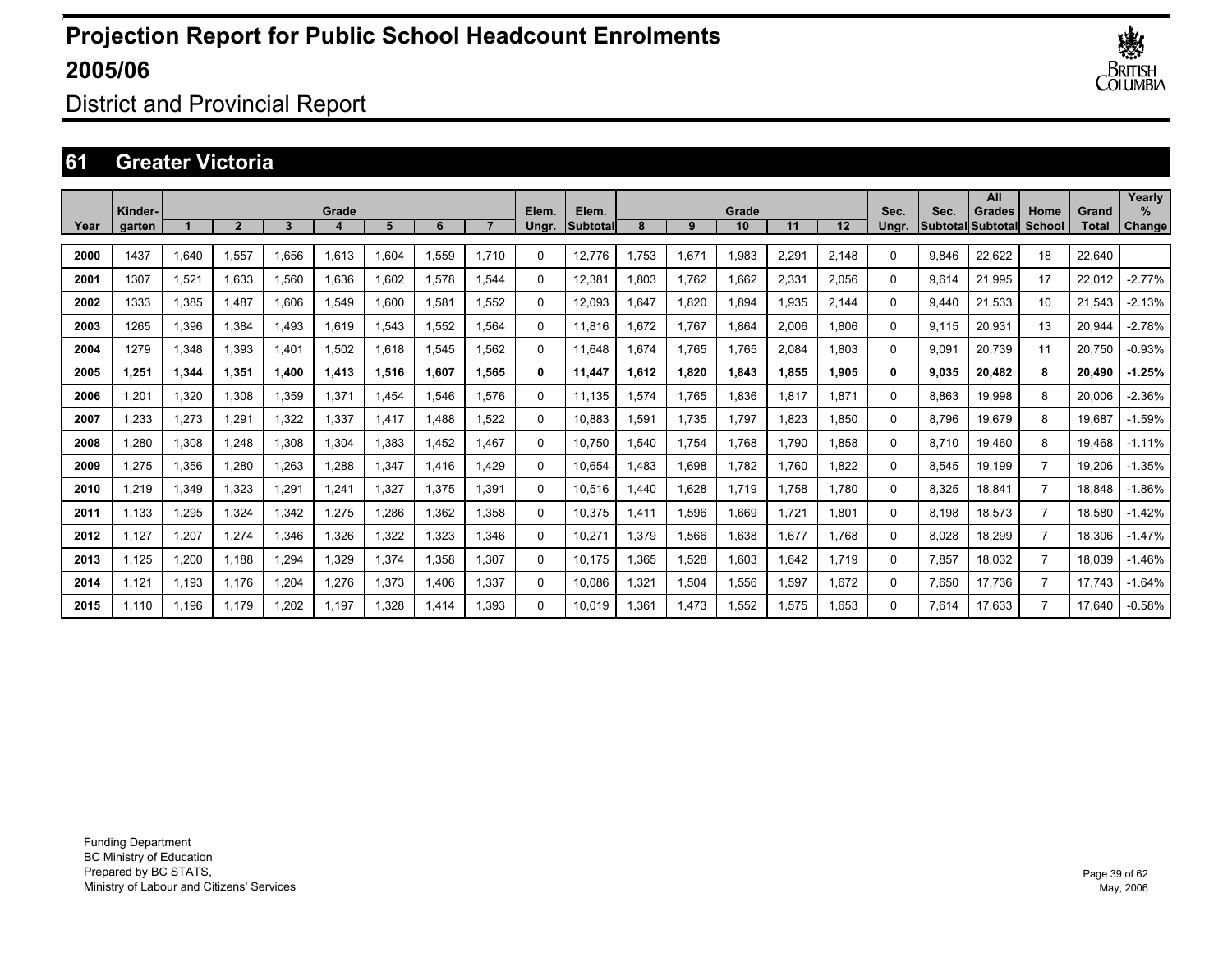# Projection Report for Public School Headcount Enrolments 2005/06

District and Provincial Report

## 61 Greater Victoria

| Year | Kinder-garten | Grade 1 | 2 | 3 | 4 | 5 | 6 | 7 | Elem. Ungr. | Elem. Subtotal | Grade 8 | 9 | 10 | 11 | 12 | Sec. Ungr. | Sec. Subtotal | All Grades Subtotal | Home School | Grand Total | Yearly % Change |
|---|---|---|---|---|---|---|---|---|---|---|---|---|---|---|---|---|---|---|---|---|---|
| 2000 | 1437 | 1,640 | 1,557 | 1,656 | 1,613 | 1,604 | 1,559 | 1,710 | 0 | 12,776 | 1,753 | 1,671 | 1,983 | 2,291 | 2,148 | 0 | 9,846 | 22,622 | 18 | 22,640 | |
| 2001 | 1307 | 1,521 | 1,633 | 1,560 | 1,636 | 1,602 | 1,578 | 1,544 | 0 | 12,381 | 1,803 | 1,762 | 1,662 | 2,331 | 2,056 | 0 | 9,614 | 21,995 | 17 | 22,012 | -2.77% |
| 2002 | 1333 | 1,385 | 1,487 | 1,606 | 1,549 | 1,600 | 1,581 | 1,552 | 0 | 12,093 | 1,647 | 1,820 | 1,894 | 1,935 | 2,144 | 0 | 9,440 | 21,533 | 10 | 21,543 | -2.13% |
| 2003 | 1265 | 1,396 | 1,384 | 1,493 | 1,619 | 1,543 | 1,552 | 1,564 | 0 | 11,816 | 1,672 | 1,767 | 1,864 | 2,006 | 1,806 | 0 | 9,115 | 20,931 | 13 | 20,944 | -2.78% |
| 2004 | 1279 | 1,348 | 1,393 | 1,401 | 1,502 | 1,618 | 1,545 | 1,562 | 0 | 11,648 | 1,674 | 1,765 | 1,765 | 2,084 | 1,803 | 0 | 9,091 | 20,739 | 11 | 20,750 | -0.93% |
| **2005** | **1,251** | **1,344** | **1,351** | **1,400** | **1,413** | **1,516** | **1,607** | **1,565** | **0** | **11,447** | **1,612** | **1,820** | **1,843** | **1,855** | **1,905** | **0** | **9,035** | **20,482** | **8** | **20,490** | **-1.25%** |
| 2006 | 1,201 | 1,320 | 1,308 | 1,359 | 1,371 | 1,454 | 1,546 | 1,576 | 0 | 11,135 | 1,574 | 1,765 | 1,836 | 1,817 | 1,871 | 0 | 8,863 | 19,998 | 8 | 20,006 | -2.36% |
| 2007 | 1,233 | 1,273 | 1,291 | 1,322 | 1,337 | 1,417 | 1,488 | 1,522 | 0 | 10,883 | 1,591 | 1,735 | 1,797 | 1,823 | 1,850 | 0 | 8,796 | 19,679 | 8 | 19,687 | -1.59% |
| 2008 | 1,280 | 1,308 | 1,248 | 1,308 | 1,304 | 1,383 | 1,452 | 1,467 | 0 | 10,750 | 1,540 | 1,754 | 1,768 | 1,790 | 1,858 | 0 | 8,710 | 19,460 | 8 | 19,468 | -1.11% |
| 2009 | 1,275 | 1,356 | 1,280 | 1,263 | 1,288 | 1,347 | 1,416 | 1,429 | 0 | 10,654 | 1,483 | 1,698 | 1,782 | 1,760 | 1,822 | 0 | 8,545 | 19,199 | 7 | 19,206 | -1.35% |
| 2010 | 1,219 | 1,349 | 1,323 | 1,291 | 1,241 | 1,327 | 1,375 | 1,391 | 0 | 10,516 | 1,440 | 1,628 | 1,719 | 1,758 | 1,780 | 0 | 8,325 | 18,841 | 7 | 18,848 | -1.86% |
| 2011 | 1,133 | 1,295 | 1,324 | 1,342 | 1,275 | 1,286 | 1,362 | 1,358 | 0 | 10,375 | 1,411 | 1,596 | 1,669 | 1,721 | 1,801 | 0 | 8,198 | 18,573 | 7 | 18,580 | -1.42% |
| 2012 | 1,127 | 1,207 | 1,274 | 1,346 | 1,326 | 1,322 | 1,323 | 1,346 | 0 | 10,271 | 1,379 | 1,566 | 1,638 | 1,677 | 1,768 | 0 | 8,028 | 18,299 | 7 | 18,306 | -1.47% |
| 2013 | 1,125 | 1,200 | 1,188 | 1,294 | 1,329 | 1,374 | 1,358 | 1,307 | 0 | 10,175 | 1,365 | 1,528 | 1,603 | 1,642 | 1,719 | 0 | 7,857 | 18,032 | 7 | 18,039 | -1.46% |
| 2014 | 1,121 | 1,193 | 1,176 | 1,204 | 1,276 | 1,373 | 1,406 | 1,337 | 0 | 10,086 | 1,321 | 1,504 | 1,556 | 1,597 | 1,672 | 0 | 7,650 | 17,736 | 7 | 17,743 | -1.64% |
| 2015 | 1,110 | 1,196 | 1,179 | 1,202 | 1,197 | 1,328 | 1,414 | 1,393 | 0 | 10,019 | 1,361 | 1,473 | 1,552 | 1,575 | 1,653 | 0 | 7,614 | 17,633 | 7 | 17,640 | -0.58% |

Funding Department
BC Ministry of Education
Prepared by BC STATS,
Ministry of Labour and Citizens' Services

May, 2006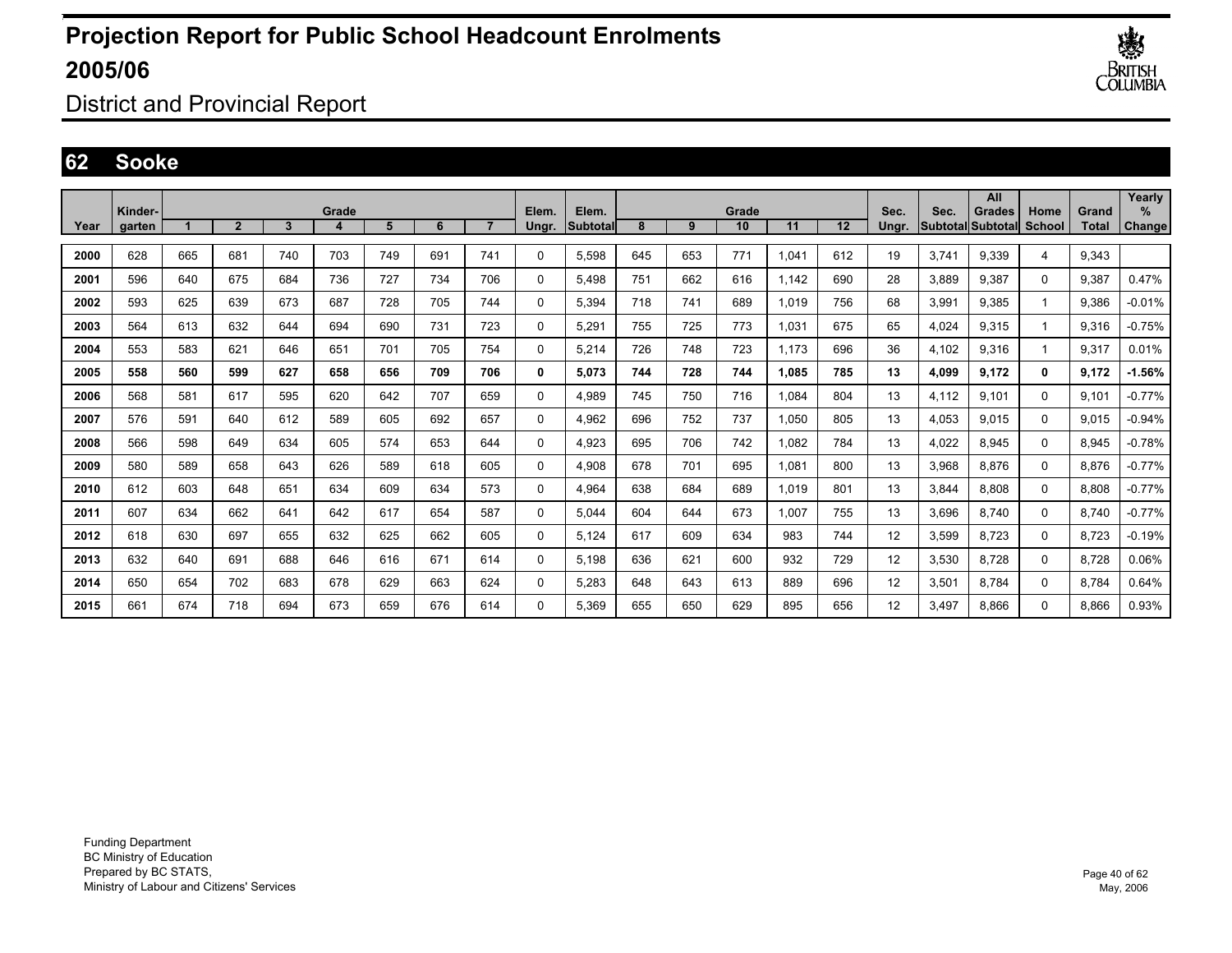# Projection Report for Public School Headcount Enrolments 2005/06

District and Provincial Report

## 62 Sooke

| Year | Kinder-garten | Grade 1 | 2 | 3 | 4 | 5 | 6 | 7 | Elem. Ungr. | Elem. Subtotal | Grade 8 | 9 | 10 | 11 | 12 | Sec. Ungr. | Sec. Subtotal | All Grades Subtotal | Home School | Grand Total | Yearly % Change |
|---|---|---|---|---|---|---|---|---|---|---|---|---|---|---|---|---|---|---|---|---|---|
| 2000 | 628 | 665 | 681 | 740 | 703 | 749 | 691 | 741 | 0 | 5,598 | 645 | 653 | 771 | 1,041 | 612 | 19 | 3,741 | 9,339 | 4 | 9,343 | |
| 2001 | 596 | 640 | 675 | 684 | 736 | 727 | 734 | 706 | 0 | 5,498 | 751 | 662 | 616 | 1,142 | 690 | 28 | 3,889 | 9,387 | 0 | 9,387 | 0.47% |
| 2002 | 593 | 625 | 639 | 673 | 687 | 728 | 705 | 744 | 0 | 5,394 | 718 | 741 | 689 | 1,019 | 756 | 68 | 3,991 | 9,385 | 1 | 9,386 | -0.01% |
| 2003 | 564 | 613 | 632 | 644 | 694 | 690 | 731 | 723 | 0 | 5,291 | 755 | 725 | 773 | 1,031 | 675 | 65 | 4,024 | 9,315 | 1 | 9,316 | -0.75% |
| 2004 | 553 | 583 | 621 | 646 | 651 | 701 | 705 | 754 | 0 | 5,214 | 726 | 748 | 723 | 1,173 | 696 | 36 | 4,102 | 9,316 | 1 | 9,317 | 0.01% |
| **2005** | **558** | **560** | **599** | **627** | **658** | **656** | **709** | **706** | **0** | **5,073** | **744** | **728** | **744** | **1,085** | **785** | **13** | **4,099** | **9,172** | **0** | **9,172** | **-1.56%** |
| 2006 | 568 | 581 | 617 | 595 | 620 | 642 | 707 | 659 | 0 | 4,989 | 745 | 750 | 716 | 1,084 | 804 | 13 | 4,112 | 9,101 | 0 | 9,101 | -0.77% |
| 2007 | 576 | 591 | 640 | 612 | 589 | 605 | 692 | 657 | 0 | 4,962 | 696 | 752 | 737 | 1,050 | 805 | 13 | 4,053 | 9,015 | 0 | 9,015 | -0.94% |
| 2008 | 566 | 598 | 649 | 634 | 605 | 574 | 653 | 644 | 0 | 4,923 | 695 | 706 | 742 | 1,082 | 784 | 13 | 4,022 | 8,945 | 0 | 8,945 | -0.78% |
| 2009 | 580 | 589 | 658 | 643 | 626 | 589 | 618 | 605 | 0 | 4,908 | 678 | 701 | 695 | 1,081 | 800 | 13 | 3,968 | 8,876 | 0 | 8,876 | -0.77% |
| 2010 | 612 | 603 | 648 | 651 | 634 | 609 | 634 | 573 | 0 | 4,964 | 638 | 684 | 689 | 1,019 | 801 | 13 | 3,844 | 8,808 | 0 | 8,808 | -0.77% |
| 2011 | 607 | 634 | 662 | 641 | 642 | 617 | 654 | 587 | 0 | 5,044 | 604 | 644 | 673 | 1,007 | 755 | 13 | 3,696 | 8,740 | 0 | 8,740 | -0.77% |
| 2012 | 618 | 630 | 697 | 655 | 632 | 625 | 662 | 605 | 0 | 5,124 | 617 | 609 | 634 | 983 | 744 | 12 | 3,599 | 8,723 | 0 | 8,723 | -0.19% |
| 2013 | 632 | 640 | 691 | 688 | 646 | 616 | 671 | 614 | 0 | 5,198 | 636 | 621 | 600 | 932 | 729 | 12 | 3,530 | 8,728 | 0 | 8,728 | 0.06% |
| 2014 | 650 | 654 | 702 | 683 | 678 | 629 | 663 | 624 | 0 | 5,283 | 648 | 643 | 613 | 889 | 696 | 12 | 3,501 | 8,784 | 0 | 8,784 | 0.64% |
| 2015 | 661 | 674 | 718 | 694 | 673 | 659 | 676 | 614 | 0 | 5,369 | 655 | 650 | 629 | 895 | 656 | 12 | 3,497 | 8,866 | 0 | 8,866 | 0.93% |

Funding Department
BC Ministry of Education
Prepared by BC STATS,
Ministry of Labour and Citizens' Services

May, 2006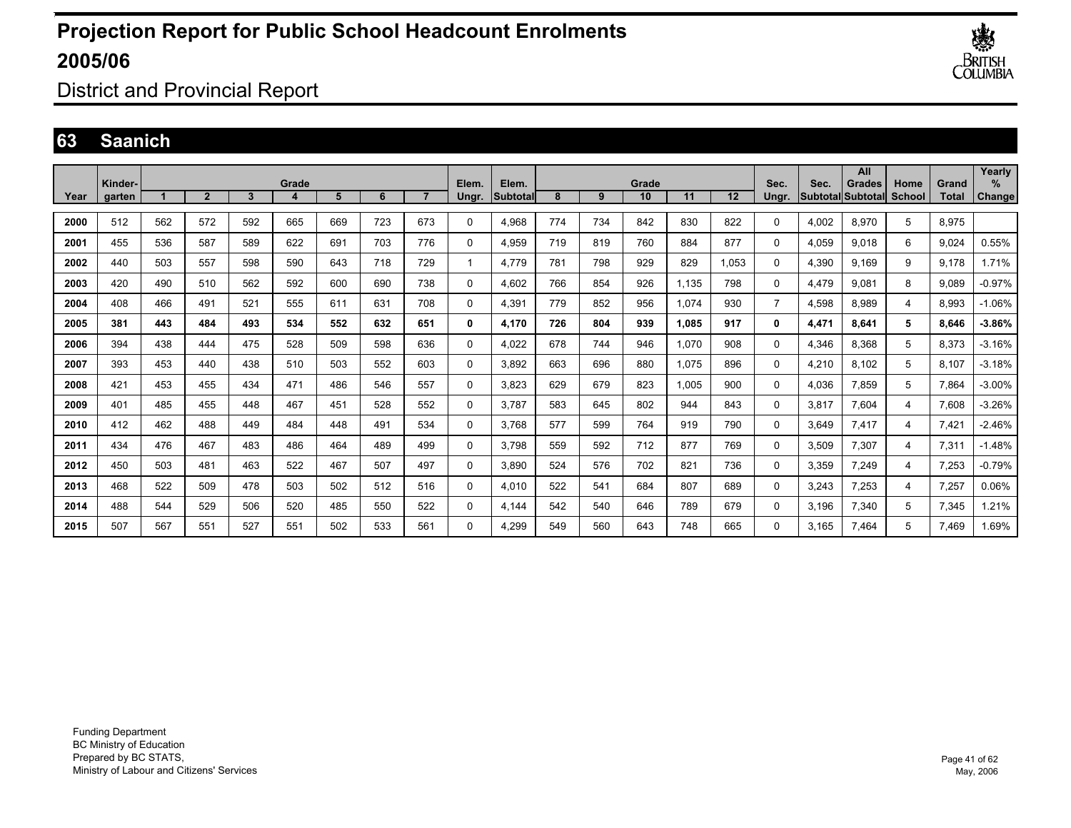# Projection Report for Public School Headcount Enrolments 2005/06

District and Provincial Report

## 63 Saanich

| Year | Kinder-garten | Grade 1 | 2 | 3 | 4 | 5 | 6 | 7 | Elem. Ungr. | Elem. Subtotal | Grade 8 | 9 | 10 | 11 | 12 | Sec. Ungr. | Sec. Subtotal | All Grades Subtotal | Home School | Grand Total | Yearly % Change |
|---|---|---|---|---|---|---|---|---|---|---|---|---|---|---|---|---|---|---|---|---|---|
| 2000 | 512 | 562 | 572 | 592 | 665 | 669 | 723 | 673 | 0 | 4,968 | 774 | 734 | 842 | 830 | 822 | 0 | 4,002 | 8,970 | 5 | 8,975 | |
| 2001 | 455 | 536 | 587 | 589 | 622 | 691 | 703 | 776 | 0 | 4,959 | 719 | 819 | 760 | 884 | 877 | 0 | 4,059 | 9,018 | 6 | 9,024 | 0.55% |
| 2002 | 440 | 503 | 557 | 598 | 590 | 643 | 718 | 729 | 1 | 4,779 | 781 | 798 | 929 | 829 | 1,053 | 0 | 4,390 | 9,169 | 9 | 9,178 | 1.71% |
| 2003 | 420 | 490 | 510 | 562 | 592 | 600 | 690 | 738 | 0 | 4,602 | 766 | 854 | 926 | 1,135 | 798 | 0 | 4,479 | 9,081 | 8 | 9,089 | -0.97% |
| 2004 | 408 | 466 | 491 | 521 | 555 | 611 | 631 | 708 | 0 | 4,391 | 779 | 852 | 956 | 1,074 | 930 | 7 | 4,598 | 8,989 | 4 | 8,993 | -1.06% |
| **2005** | **381** | **443** | **484** | **493** | **534** | **552** | **632** | **651** | **0** | **4,170** | **726** | **804** | **939** | **1,085** | **917** | **0** | **4,471** | **8,641** | **5** | **8,646** | **-3.86%** |
| 2006 | 394 | 438 | 444 | 475 | 528 | 509 | 598 | 636 | 0 | 4,022 | 678 | 744 | 946 | 1,070 | 908 | 0 | 4,346 | 8,368 | 5 | 8,373 | -3.16% |
| 2007 | 393 | 453 | 440 | 438 | 510 | 503 | 552 | 603 | 0 | 3,892 | 663 | 696 | 880 | 1,075 | 896 | 0 | 4,210 | 8,102 | 5 | 8,107 | -3.18% |
| 2008 | 421 | 453 | 455 | 434 | 471 | 486 | 546 | 557 | 0 | 3,823 | 629 | 679 | 823 | 1,005 | 900 | 0 | 4,036 | 7,859 | 5 | 7,864 | -3.00% |
| 2009 | 401 | 485 | 455 | 448 | 467 | 451 | 528 | 552 | 0 | 3,787 | 583 | 645 | 802 | 944 | 843 | 0 | 3,817 | 7,604 | 4 | 7,608 | -3.26% |
| 2010 | 412 | 462 | 488 | 449 | 484 | 448 | 491 | 534 | 0 | 3,768 | 577 | 599 | 764 | 919 | 790 | 0 | 3,649 | 7,417 | 4 | 7,421 | -2.46% |
| 2011 | 434 | 476 | 467 | 483 | 486 | 464 | 489 | 499 | 0 | 3,798 | 559 | 592 | 712 | 877 | 769 | 0 | 3,509 | 7,307 | 4 | 7,311 | -1.48% |
| 2012 | 450 | 503 | 481 | 463 | 522 | 467 | 507 | 497 | 0 | 3,890 | 524 | 576 | 702 | 821 | 736 | 0 | 3,359 | 7,249 | 4 | 7,253 | -0.79% |
| 2013 | 468 | 522 | 509 | 478 | 503 | 502 | 512 | 516 | 0 | 4,010 | 522 | 541 | 684 | 807 | 689 | 0 | 3,243 | 7,253 | 4 | 7,257 | 0.06% |
| 2014 | 488 | 544 | 529 | 506 | 520 | 485 | 550 | 522 | 0 | 4,144 | 542 | 540 | 646 | 789 | 679 | 0 | 3,196 | 7,340 | 5 | 7,345 | 1.21% |
| 2015 | 507 | 567 | 551 | 527 | 551 | 502 | 533 | 561 | 0 | 4,299 | 549 | 560 | 643 | 748 | 665 | 0 | 3,165 | 7,464 | 5 | 7,469 | 1.69% |

Funding Department
BC Ministry of Education
Prepared by BC STATS,
Ministry of Labour and Citizens' Services

May, 2006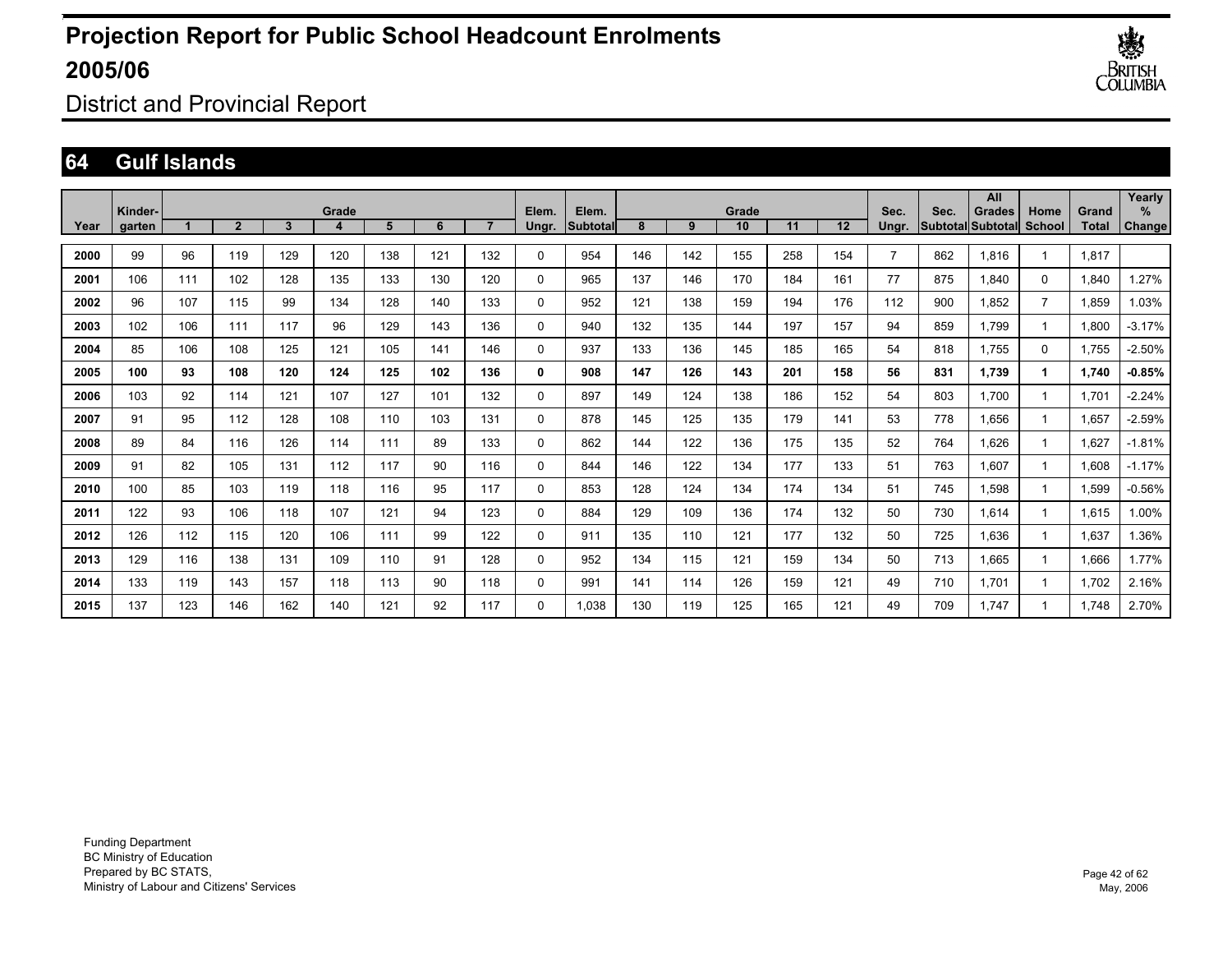# Projection Report for Public School Headcount Enrolments 2005/06

District and Provincial Report

## 64 Gulf Islands

| Year | Kinder-garten | Grade 1 | 2 | 3 | 4 | 5 | 6 | 7 | Elem. Ungr. | Elem. Subtotal | Grade 8 | 9 | 10 | 11 | 12 | Sec. Ungr. | Sec. Subtotal | All Grades Subtotal | Home School | Grand Total | Yearly % Change |
|---|---|---|---|---|---|---|---|---|---|---|---|---|---|---|---|---|---|---|---|---|---|
| 2000 | 99 | 96 | 119 | 129 | 120 | 138 | 121 | 132 | 0 | 954 | 146 | 142 | 155 | 258 | 154 | 7 | 862 | 1,816 | 1 | 1,817 | |
| 2001 | 106 | 111 | 102 | 128 | 135 | 133 | 130 | 120 | 0 | 965 | 137 | 146 | 170 | 184 | 161 | 77 | 875 | 1,840 | 0 | 1,840 | 1.27% |
| 2002 | 96 | 107 | 115 | 99 | 134 | 128 | 140 | 133 | 0 | 952 | 121 | 138 | 159 | 194 | 176 | 112 | 900 | 1,852 | 7 | 1,859 | 1.03% |
| 2003 | 102 | 106 | 111 | 117 | 96 | 129 | 143 | 136 | 0 | 940 | 132 | 135 | 144 | 197 | 157 | 94 | 859 | 1,799 | 1 | 1,800 | -3.17% |
| 2004 | 85 | 106 | 108 | 125 | 121 | 105 | 141 | 146 | 0 | 937 | 133 | 136 | 145 | 185 | 165 | 54 | 818 | 1,755 | 0 | 1,755 | -2.50% |
| **2005** | **100** | **93** | **108** | **120** | **124** | **125** | **102** | **136** | **0** | **908** | **147** | **126** | **143** | **201** | **158** | **56** | **831** | **1,739** | **1** | **1,740** | **-0.85%** |
| 2006 | 103 | 92 | 114 | 121 | 107 | 127 | 101 | 132 | 0 | 897 | 149 | 124 | 138 | 186 | 152 | 54 | 803 | 1,700 | 1 | 1,701 | -2.24% |
| 2007 | 91 | 95 | 112 | 128 | 108 | 110 | 103 | 131 | 0 | 878 | 145 | 125 | 135 | 179 | 141 | 53 | 778 | 1,656 | 1 | 1,657 | -2.59% |
| 2008 | 89 | 84 | 116 | 126 | 114 | 111 | 89 | 133 | 0 | 862 | 144 | 122 | 136 | 175 | 135 | 52 | 764 | 1,626 | 1 | 1,627 | -1.81% |
| 2009 | 91 | 82 | 105 | 131 | 112 | 117 | 90 | 116 | 0 | 844 | 146 | 122 | 134 | 177 | 133 | 51 | 763 | 1,607 | 1 | 1,608 | -1.17% |
| 2010 | 100 | 85 | 103 | 119 | 118 | 116 | 95 | 117 | 0 | 853 | 128 | 124 | 134 | 174 | 134 | 51 | 745 | 1,598 | 1 | 1,599 | -0.56% |
| 2011 | 122 | 93 | 106 | 118 | 107 | 121 | 94 | 123 | 0 | 884 | 129 | 109 | 136 | 174 | 132 | 50 | 730 | 1,614 | 1 | 1,615 | 1.00% |
| 2012 | 126 | 112 | 115 | 120 | 106 | 111 | 99 | 122 | 0 | 911 | 135 | 110 | 121 | 177 | 132 | 50 | 725 | 1,636 | 1 | 1,637 | 1.36% |
| 2013 | 129 | 116 | 138 | 131 | 109 | 110 | 91 | 128 | 0 | 952 | 134 | 115 | 121 | 159 | 134 | 50 | 713 | 1,665 | 1 | 1,666 | 1.77% |
| 2014 | 133 | 119 | 143 | 157 | 118 | 113 | 90 | 118 | 0 | 991 | 141 | 114 | 126 | 159 | 121 | 49 | 710 | 1,701 | 1 | 1,702 | 2.16% |
| 2015 | 137 | 123 | 146 | 162 | 140 | 121 | 92 | 117 | 0 | 1,038 | 130 | 119 | 125 | 165 | 121 | 49 | 709 | 1,747 | 1 | 1,748 | 2.70% |

Funding Department
BC Ministry of Education
Prepared by BC STATS,
Ministry of Labour and Citizens' Services

May, 2006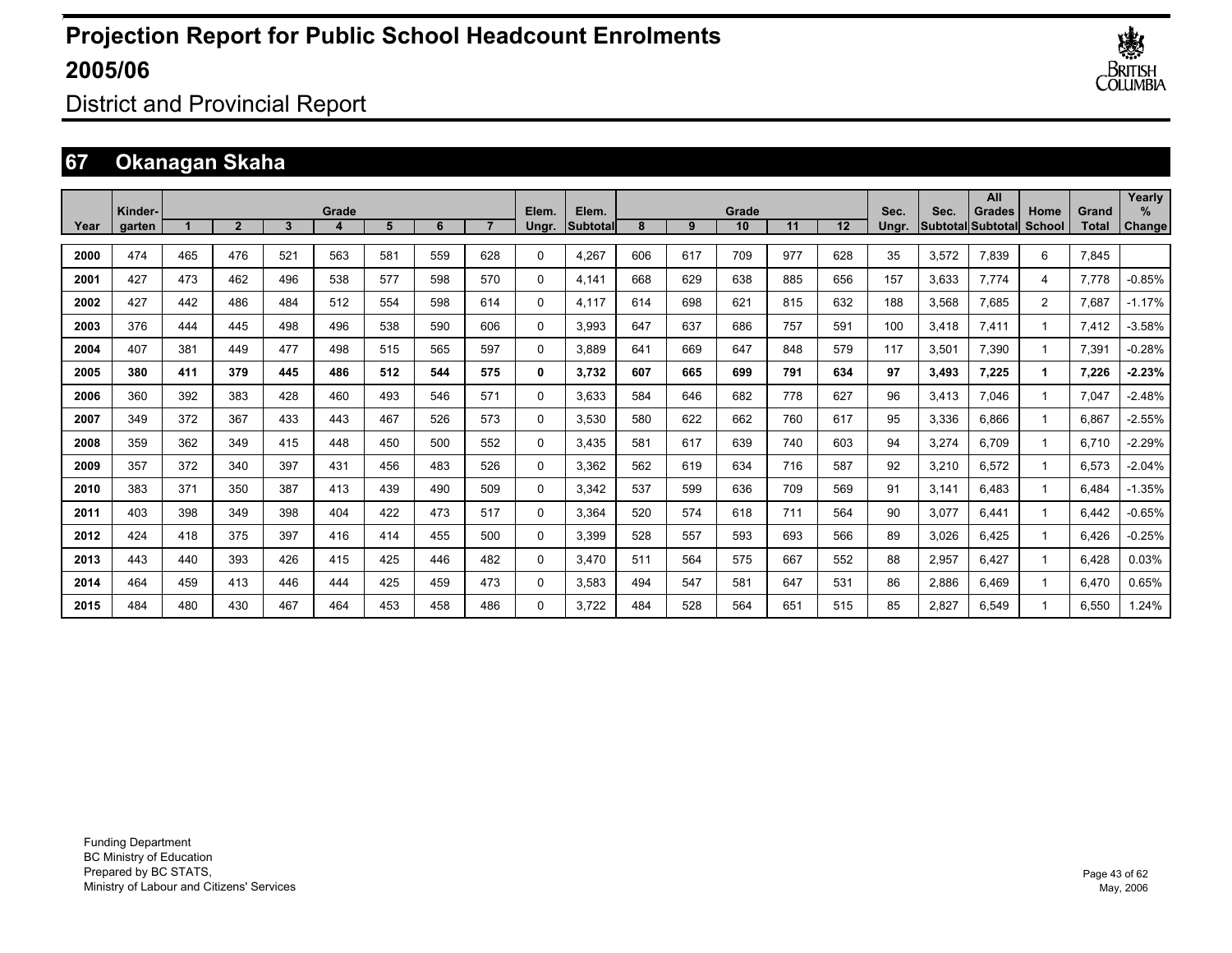# Projection Report for Public School Headcount Enrolments 2005/06

District and Provincial Report

## 67 Okanagan Skaha

| Year | Kinder-garten | Grade 1 | 2 | 3 | 4 | 5 | 6 | 7 | Elem. Ungr. | Elem. Subtotal | Grade 8 | 9 | 10 | 11 | 12 | Sec. Ungr. | Sec. Subtotal | All Grades Subtotal | Home School | Grand Total | Yearly % Change |
|---|---|---|---|---|---|---|---|---|---|---|---|---|---|---|---|---|---|---|---|---|---|
| 2000 | 474 | 465 | 476 | 521 | 563 | 581 | 559 | 628 | 0 | 4,267 | 606 | 617 | 709 | 977 | 628 | 35 | 3,572 | 7,839 | 6 | 7,845 | |
| 2001 | 427 | 473 | 462 | 496 | 538 | 577 | 598 | 570 | 0 | 4,141 | 668 | 629 | 638 | 885 | 656 | 157 | 3,633 | 7,774 | 4 | 7,778 | -0.85% |
| 2002 | 427 | 442 | 486 | 484 | 512 | 554 | 598 | 614 | 0 | 4,117 | 614 | 698 | 621 | 815 | 632 | 188 | 3,568 | 7,685 | 2 | 7,687 | -1.17% |
| 2003 | 376 | 444 | 445 | 498 | 496 | 538 | 590 | 606 | 0 | 3,993 | 647 | 637 | 686 | 757 | 591 | 100 | 3,418 | 7,411 | 1 | 7,412 | -3.58% |
| 2004 | 407 | 381 | 449 | 477 | 498 | 515 | 565 | 597 | 0 | 3,889 | 641 | 669 | 647 | 848 | 579 | 117 | 3,501 | 7,390 | 1 | 7,391 | -0.28% |
| **2005** | **380** | **411** | **379** | **445** | **486** | **512** | **544** | **575** | **0** | **3,732** | **607** | **665** | **699** | **791** | **634** | **97** | **3,493** | **7,225** | **1** | **7,226** | **-2.23%** |
| 2006 | 360 | 392 | 383 | 428 | 460 | 493 | 546 | 571 | 0 | 3,633 | 584 | 646 | 682 | 778 | 627 | 96 | 3,413 | 7,046 | 1 | 7,047 | -2.48% |
| 2007 | 349 | 372 | 367 | 433 | 443 | 467 | 526 | 573 | 0 | 3,530 | 580 | 622 | 662 | 760 | 617 | 95 | 3,336 | 6,866 | 1 | 6,867 | -2.55% |
| 2008 | 359 | 362 | 349 | 415 | 448 | 450 | 500 | 552 | 0 | 3,435 | 581 | 617 | 639 | 740 | 603 | 94 | 3,274 | 6,709 | 1 | 6,710 | -2.29% |
| 2009 | 357 | 372 | 340 | 397 | 431 | 456 | 483 | 526 | 0 | 3,362 | 562 | 619 | 634 | 716 | 587 | 92 | 3,210 | 6,572 | 1 | 6,573 | -2.04% |
| 2010 | 383 | 371 | 350 | 387 | 413 | 439 | 490 | 509 | 0 | 3,342 | 537 | 599 | 636 | 709 | 569 | 91 | 3,141 | 6,483 | 1 | 6,484 | -1.35% |
| 2011 | 403 | 398 | 349 | 398 | 404 | 422 | 473 | 517 | 0 | 3,364 | 520 | 574 | 618 | 711 | 564 | 90 | 3,077 | 6,441 | 1 | 6,442 | -0.65% |
| 2012 | 424 | 418 | 375 | 397 | 416 | 414 | 455 | 500 | 0 | 3,399 | 528 | 557 | 593 | 693 | 566 | 89 | 3,026 | 6,425 | 1 | 6,426 | -0.25% |
| 2013 | 443 | 440 | 393 | 426 | 415 | 425 | 446 | 482 | 0 | 3,470 | 511 | 564 | 575 | 667 | 552 | 88 | 2,957 | 6,427 | 1 | 6,428 | 0.03% |
| 2014 | 464 | 459 | 413 | 446 | 444 | 425 | 459 | 473 | 0 | 3,583 | 494 | 547 | 581 | 647 | 531 | 86 | 2,886 | 6,469 | 1 | 6,470 | 0.65% |
| 2015 | 484 | 480 | 430 | 467 | 464 | 453 | 458 | 486 | 0 | 3,722 | 484 | 528 | 564 | 651 | 515 | 85 | 2,827 | 6,549 | 1 | 6,550 | 1.24% |

Funding Department
BC Ministry of Education
Prepared by BC STATS,
Ministry of Labour and Citizens' Services

May, 2006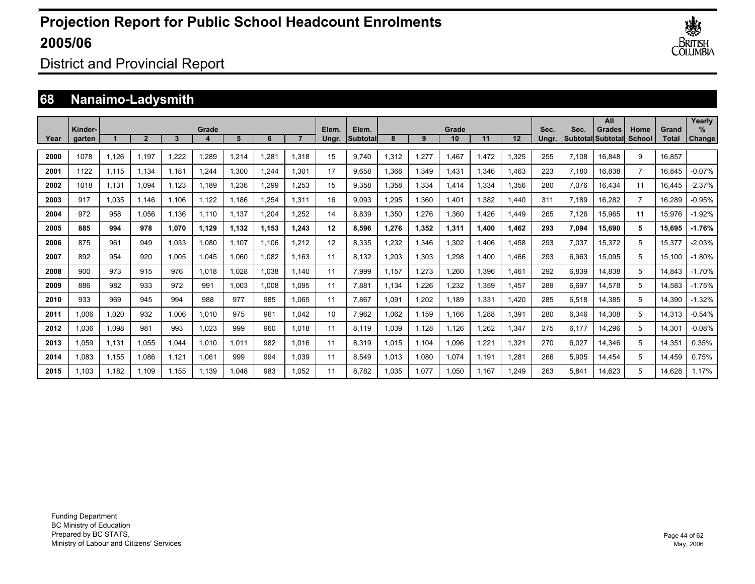# Projection Report for Public School Headcount Enrolments 2005/06

District and Provincial Report

## 68 Nanaimo-Ladysmith

| Year | Kinder-garten | Grade 1 | 2 | 3 | 4 | 5 | 6 | 7 | Elem. Ungr. | Elem. Subtotal | Grade 8 | 9 | 10 | 11 | 12 | Sec. Ungr. | Sec. Subtotal | All Grades Subtotal | Home School | Grand Total | Yearly % Change |
|---|---|---|---|---|---|---|---|---|---|---|---|---|---|---|---|---|---|---|---|---|---|
| **2000** | 1078 | 1,126 | 1,197 | 1,222 | 1,289 | 1,214 | 1,281 | 1,318 | 15 | 9,740 | 1,312 | 1,277 | 1,467 | 1,472 | 1,325 | 255 | 7,108 | 16,848 | 9 | 16,857 | |
| **2001** | 1122 | 1,115 | 1,134 | 1,181 | 1,244 | 1,300 | 1,244 | 1,301 | 17 | 9,658 | 1,368 | 1,349 | 1,431 | 1,346 | 1,463 | 223 | 7,180 | 16,838 | 7 | 16,845 | -0.07% |
| **2002** | 1018 | 1,131 | 1,094 | 1,123 | 1,189 | 1,236 | 1,299 | 1,253 | 15 | 9,358 | 1,358 | 1,334 | 1,414 | 1,334 | 1,356 | 280 | 7,076 | 16,434 | 11 | 16,445 | -2.37% |
| **2003** | 917 | 1,035 | 1,146 | 1,106 | 1,122 | 1,186 | 1,254 | 1,311 | 16 | 9,093 | 1,295 | 1,360 | 1,401 | 1,382 | 1,440 | 311 | 7,189 | 16,282 | 7 | 16,289 | -0.95% |
| **2004** | 972 | 958 | 1,056 | 1,136 | 1,110 | 1,137 | 1,204 | 1,252 | 14 | 8,839 | 1,350 | 1,276 | 1,360 | 1,426 | 1,449 | 265 | 7,126 | 15,965 | 11 | 15,976 | -1.92% |
| **2005** | **885** | **994** | **978** | **1,070** | **1,129** | **1,132** | **1,153** | **1,243** | **12** | **8,596** | **1,276** | **1,352** | **1,311** | **1,400** | **1,462** | **293** | **7,094** | **15,690** | **5** | **15,695** | **-1.76%** |
| **2006** | 875 | 961 | 949 | 1,033 | 1,080 | 1,107 | 1,106 | 1,212 | 12 | 8,335 | 1,232 | 1,346 | 1,302 | 1,406 | 1,458 | 293 | 7,037 | 15,372 | 5 | 15,377 | -2.03% |
| **2007** | 892 | 954 | 920 | 1,005 | 1,045 | 1,060 | 1,082 | 1,163 | 11 | 8,132 | 1,203 | 1,303 | 1,298 | 1,400 | 1,466 | 293 | 6,963 | 15,095 | 5 | 15,100 | -1.80% |
| **2008** | 900 | 973 | 915 | 976 | 1,018 | 1,028 | 1,038 | 1,140 | 11 | 7,999 | 1,157 | 1,273 | 1,260 | 1,396 | 1,461 | 292 | 6,839 | 14,838 | 5 | 14,843 | -1.70% |
| **2009** | 886 | 982 | 933 | 972 | 991 | 1,003 | 1,008 | 1,095 | 11 | 7,881 | 1,134 | 1,226 | 1,232 | 1,359 | 1,457 | 289 | 6,697 | 14,578 | 5 | 14,583 | -1.75% |
| **2010** | 933 | 969 | 945 | 994 | 988 | 977 | 985 | 1,065 | 11 | 7,867 | 1,091 | 1,202 | 1,189 | 1,331 | 1,420 | 285 | 6,518 | 14,385 | 5 | 14,390 | -1.32% |
| **2011** | 1,006 | 1,020 | 932 | 1,006 | 1,010 | 975 | 961 | 1,042 | 10 | 7,962 | 1,062 | 1,159 | 1,166 | 1,288 | 1,391 | 280 | 6,346 | 14,308 | 5 | 14,313 | -0.54% |
| **2012** | 1,036 | 1,098 | 981 | 993 | 1,023 | 999 | 960 | 1,018 | 11 | 8,119 | 1,039 | 1,128 | 1,126 | 1,262 | 1,347 | 275 | 6,177 | 14,296 | 5 | 14,301 | -0.08% |
| **2013** | 1,059 | 1,131 | 1,055 | 1,044 | 1,010 | 1,011 | 982 | 1,016 | 11 | 8,319 | 1,015 | 1,104 | 1,096 | 1,221 | 1,321 | 270 | 6,027 | 14,346 | 5 | 14,351 | 0.35% |
| **2014** | 1,083 | 1,155 | 1,086 | 1,121 | 1,061 | 999 | 994 | 1,039 | 11 | 8,549 | 1,013 | 1,080 | 1,074 | 1,191 | 1,281 | 266 | 5,905 | 14,454 | 5 | 14,459 | 0.75% |
| **2015** | 1,103 | 1,182 | 1,109 | 1,155 | 1,139 | 1,048 | 983 | 1,052 | 11 | 8,782 | 1,035 | 1,077 | 1,050 | 1,167 | 1,249 | 263 | 5,841 | 14,623 | 5 | 14,628 | 1.17% |

Funding Department
BC Ministry of Education
Prepared by BC STATS,
Ministry of Labour and Citizens' Services

May, 2006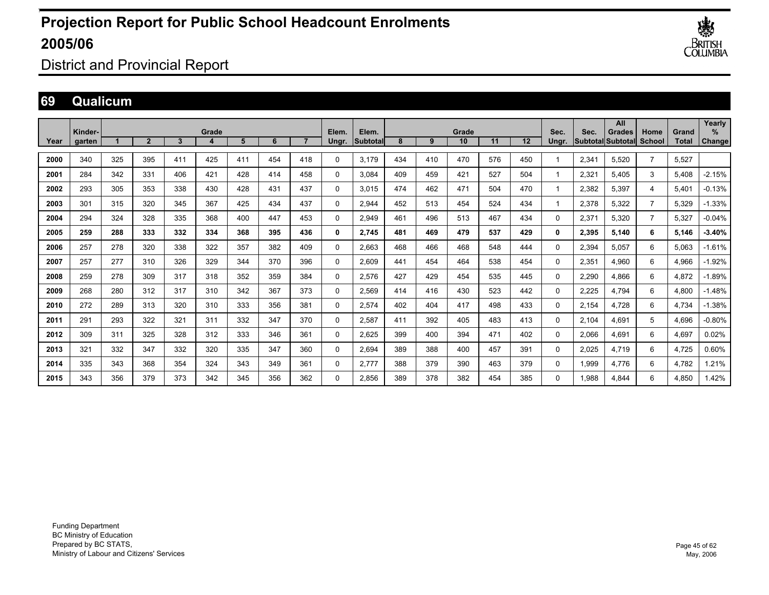# Projection Report for Public School Headcount Enrolments 2005/06

District and Provincial Report

## 69 Qualicum

| Year | Kinder-garten | Grade 1 | 2 | 3 | 4 | 5 | 6 | 7 | Elem. Ungr. | Elem. Subtotal | Grade 8 | 9 | 10 | 11 | 12 | Sec. Ungr. | Sec. Subtotal | All Grades Subtotal | Home School | Grand Total | Yearly % Change |
|---|---|---|---|---|---|---|---|---|---|---|---|---|---|---|---|---|---|---|---|---|---|
| **2000** | 340 | 325 | 395 | 411 | 425 | 411 | 454 | 418 | 0 | 3,179 | 434 | 410 | 470 | 576 | 450 | 1 | 2,341 | 5,520 | 7 | 5,527 | |
| **2001** | 284 | 342 | 331 | 406 | 421 | 428 | 414 | 458 | 0 | 3,084 | 409 | 459 | 421 | 527 | 504 | 1 | 2,321 | 5,405 | 3 | 5,408 | -2.15% |
| **2002** | 293 | 305 | 353 | 338 | 430 | 428 | 431 | 437 | 0 | 3,015 | 474 | 462 | 471 | 504 | 470 | 1 | 2,382 | 5,397 | 4 | 5,401 | -0.13% |
| **2003** | 301 | 315 | 320 | 345 | 367 | 425 | 434 | 437 | 0 | 2,944 | 452 | 513 | 454 | 524 | 434 | 1 | 2,378 | 5,322 | 7 | 5,329 | -1.33% |
| **2004** | 294 | 324 | 328 | 335 | 368 | 400 | 447 | 453 | 0 | 2,949 | 461 | 496 | 513 | 467 | 434 | 0 | 2,371 | 5,320 | 7 | 5,327 | -0.04% |
| **2005** | **259** | **288** | **333** | **332** | **334** | **368** | **395** | **436** | **0** | **2,745** | **481** | **469** | **479** | **537** | **429** | **0** | **2,395** | **5,140** | **6** | **5,146** | **-3.40%** |
| **2006** | 257 | 278 | 320 | 338 | 322 | 357 | 382 | 409 | 0 | 2,663 | 468 | 466 | 468 | 548 | 444 | 0 | 2,394 | 5,057 | 6 | 5,063 | -1.61% |
| **2007** | 257 | 277 | 310 | 326 | 329 | 344 | 370 | 396 | 0 | 2,609 | 441 | 454 | 464 | 538 | 454 | 0 | 2,351 | 4,960 | 6 | 4,966 | -1.92% |
| **2008** | 259 | 278 | 309 | 317 | 318 | 352 | 359 | 384 | 0 | 2,576 | 427 | 429 | 454 | 535 | 445 | 0 | 2,290 | 4,866 | 6 | 4,872 | -1.89% |
| **2009** | 268 | 280 | 312 | 317 | 310 | 342 | 367 | 373 | 0 | 2,569 | 414 | 416 | 430 | 523 | 442 | 0 | 2,225 | 4,794 | 6 | 4,800 | -1.48% |
| **2010** | 272 | 289 | 313 | 320 | 310 | 333 | 356 | 381 | 0 | 2,574 | 402 | 404 | 417 | 498 | 433 | 0 | 2,154 | 4,728 | 6 | 4,734 | -1.38% |
| **2011** | 291 | 293 | 322 | 321 | 311 | 332 | 347 | 370 | 0 | 2,587 | 411 | 392 | 405 | 483 | 413 | 0 | 2,104 | 4,691 | 5 | 4,696 | -0.80% |
| **2012** | 309 | 311 | 325 | 328 | 312 | 333 | 346 | 361 | 0 | 2,625 | 399 | 400 | 394 | 471 | 402 | 0 | 2,066 | 4,691 | 6 | 4,697 | 0.02% |
| **2013** | 321 | 332 | 347 | 332 | 320 | 335 | 347 | 360 | 0 | 2,694 | 389 | 388 | 400 | 457 | 391 | 0 | 2,025 | 4,719 | 6 | 4,725 | 0.60% |
| **2014** | 335 | 343 | 368 | 354 | 324 | 343 | 349 | 361 | 0 | 2,777 | 388 | 379 | 390 | 463 | 379 | 0 | 1,999 | 4,776 | 6 | 4,782 | 1.21% |
| **2015** | 343 | 356 | 379 | 373 | 342 | 345 | 356 | 362 | 0 | 2,856 | 389 | 378 | 382 | 454 | 385 | 0 | 1,988 | 4,844 | 6 | 4,850 | 1.42% |

Funding Department
BC Ministry of Education
Prepared by BC STATS,
Ministry of Labour and Citizens' Services

May, 2006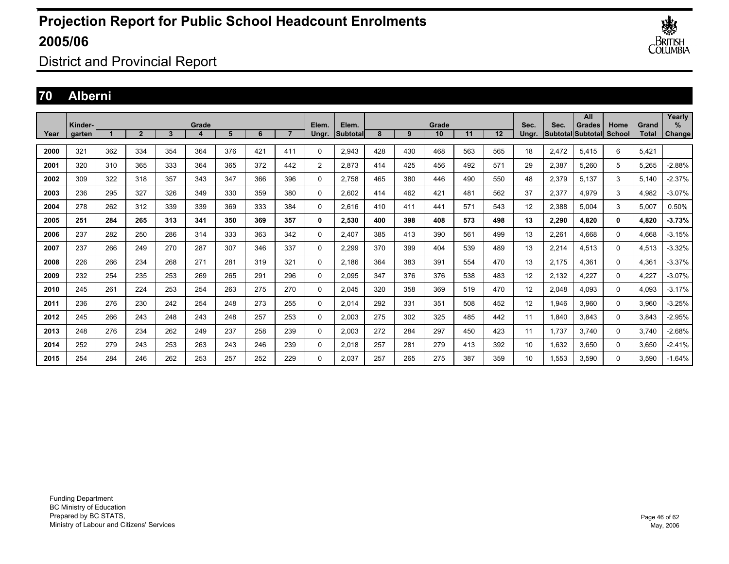# Projection Report for Public School Headcount Enrolments 2005/06

## District and Provincial Report

## 70 Alberni

| Year | Kinder-garten | Grade 1 | 2 | 3 | 4 | 5 | 6 | 7 | Elem. Ungr. | Elem. Subtotal | Grade 8 | 9 | 10 | 11 | 12 | Sec. Ungr. | Sec. Subtotal | All Grades Subtotal | Home School | Grand Total | Yearly % Change |
|---|---|---|---|---|---|---|---|---|---|---|---|---|---|---|---|---|---|---|---|---|---|
| 2000 | 321 | 362 | 334 | 354 | 364 | 376 | 421 | 411 | 0 | 2,943 | 428 | 430 | 468 | 563 | 565 | 18 | 2,472 | 5,415 | 6 | 5,421 | |
| 2001 | 320 | 310 | 365 | 333 | 364 | 365 | 372 | 442 | 2 | 2,873 | 414 | 425 | 456 | 492 | 571 | 29 | 2,387 | 5,260 | 5 | 5,265 | -2.88% |
| 2002 | 309 | 322 | 318 | 357 | 343 | 347 | 366 | 396 | 0 | 2,758 | 465 | 380 | 446 | 490 | 550 | 48 | 2,379 | 5,137 | 3 | 5,140 | -2.37% |
| 2003 | 236 | 295 | 327 | 326 | 349 | 330 | 359 | 380 | 0 | 2,602 | 414 | 462 | 421 | 481 | 562 | 37 | 2,377 | 4,979 | 3 | 4,982 | -3.07% |
| 2004 | 278 | 262 | 312 | 339 | 339 | 369 | 333 | 384 | 0 | 2,616 | 410 | 411 | 441 | 571 | 543 | 12 | 2,388 | 5,004 | 3 | 5,007 | 0.50% |
| **2005** | **251** | **284** | **265** | **313** | **341** | **350** | **369** | **357** | **0** | **2,530** | **400** | **398** | **408** | **573** | **498** | **13** | **2,290** | **4,820** | **0** | **4,820** | **-3.73%** |
| 2006 | 237 | 282 | 250 | 286 | 314 | 333 | 363 | 342 | 0 | 2,407 | 385 | 413 | 390 | 561 | 499 | 13 | 2,261 | 4,668 | 0 | 4,668 | -3.15% |
| 2007 | 237 | 266 | 249 | 270 | 287 | 307 | 346 | 337 | 0 | 2,299 | 370 | 399 | 404 | 539 | 489 | 13 | 2,214 | 4,513 | 0 | 4,513 | -3.32% |
| 2008 | 226 | 266 | 234 | 268 | 271 | 281 | 319 | 321 | 0 | 2,186 | 364 | 383 | 391 | 554 | 470 | 13 | 2,175 | 4,361 | 0 | 4,361 | -3.37% |
| 2009 | 232 | 254 | 235 | 253 | 269 | 265 | 291 | 296 | 0 | 2,095 | 347 | 376 | 376 | 538 | 483 | 12 | 2,132 | 4,227 | 0 | 4,227 | -3.07% |
| 2010 | 245 | 261 | 224 | 253 | 254 | 263 | 275 | 270 | 0 | 2,045 | 320 | 358 | 369 | 519 | 470 | 12 | 2,048 | 4,093 | 0 | 4,093 | -3.17% |
| 2011 | 236 | 276 | 230 | 242 | 254 | 248 | 273 | 255 | 0 | 2,014 | 292 | 331 | 351 | 508 | 452 | 12 | 1,946 | 3,960 | 0 | 3,960 | -3.25% |
| 2012 | 245 | 266 | 243 | 248 | 243 | 248 | 257 | 253 | 0 | 2,003 | 275 | 302 | 325 | 485 | 442 | 11 | 1,840 | 3,843 | 0 | 3,843 | -2.95% |
| 2013 | 248 | 276 | 234 | 262 | 249 | 237 | 258 | 239 | 0 | 2,003 | 272 | 284 | 297 | 450 | 423 | 11 | 1,737 | 3,740 | 0 | 3,740 | -2.68% |
| 2014 | 252 | 279 | 243 | 253 | 263 | 243 | 246 | 239 | 0 | 2,018 | 257 | 281 | 279 | 413 | 392 | 10 | 1,632 | 3,650 | 0 | 3,650 | -2.41% |
| 2015 | 254 | 284 | 246 | 262 | 253 | 257 | 252 | 229 | 0 | 2,037 | 257 | 265 | 275 | 387 | 359 | 10 | 1,553 | 3,590 | 0 | 3,590 | -1.64% |

Funding Department
BC Ministry of Education
Prepared by BC STATS,
Ministry of Labour and Citizens' Services

May, 2006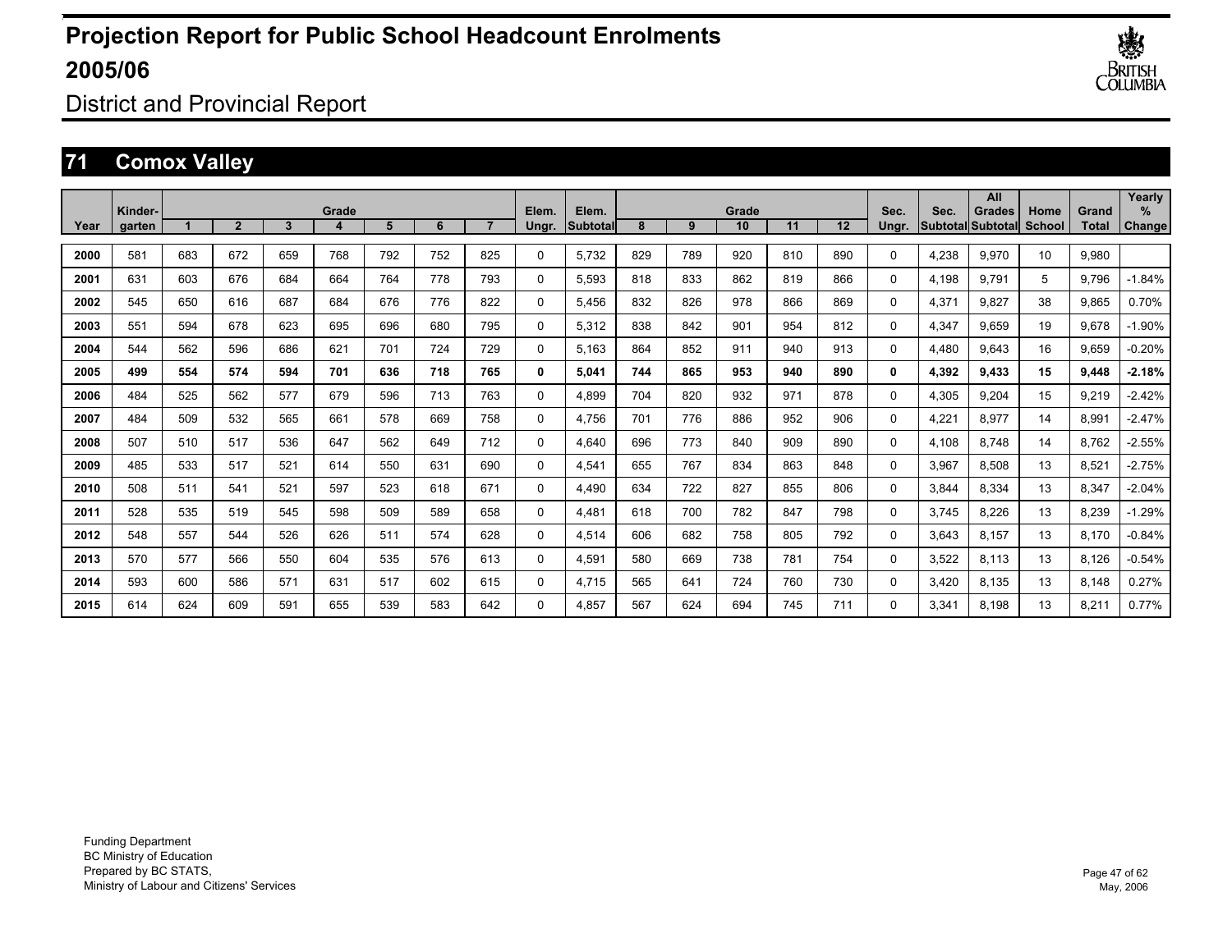# Projection Report for Public School Headcount Enrolments 2005/06

District and Provincial Report

## 71 Comox Valley

| Year | Kinder-garten | Grade 1 | 2 | 3 | 4 | 5 | 6 | 7 | Elem. Ungr. | Elem. Subtotal | Grade 8 | 9 | 10 | 11 | 12 | Sec. Ungr. | Sec. Subtotal | All Grades Subtotal | Home School | Grand Total | Yearly % Change |
|---|---|---|---|---|---|---|---|---|---|---|---|---|---|---|---|---|---|---|---|---|---|
| 2000 | 581 | 683 | 672 | 659 | 768 | 792 | 752 | 825 | 0 | 5,732 | 829 | 789 | 920 | 810 | 890 | 0 | 4,238 | 9,970 | 10 | 9,980 | |
| 2001 | 631 | 603 | 676 | 684 | 664 | 764 | 778 | 793 | 0 | 5,593 | 818 | 833 | 862 | 819 | 866 | 0 | 4,198 | 9,791 | 5 | 9,796 | -1.84% |
| 2002 | 545 | 650 | 616 | 687 | 684 | 676 | 776 | 822 | 0 | 5,456 | 832 | 826 | 978 | 866 | 869 | 0 | 4,371 | 9,827 | 38 | 9,865 | 0.70% |
| 2003 | 551 | 594 | 678 | 623 | 695 | 696 | 680 | 795 | 0 | 5,312 | 838 | 842 | 901 | 954 | 812 | 0 | 4,347 | 9,659 | 19 | 9,678 | -1.90% |
| 2004 | 544 | 562 | 596 | 686 | 621 | 701 | 724 | 729 | 0 | 5,163 | 864 | 852 | 911 | 940 | 913 | 0 | 4,480 | 9,643 | 16 | 9,659 | -0.20% |
| **2005** | **499** | **554** | **574** | **594** | **701** | **636** | **718** | **765** | **0** | **5,041** | **744** | **865** | **953** | **940** | **890** | **0** | **4,392** | **9,433** | **15** | **9,448** | **-2.18%** |
| 2006 | 484 | 525 | 562 | 577 | 679 | 596 | 713 | 763 | 0 | 4,899 | 704 | 820 | 932 | 971 | 878 | 0 | 4,305 | 9,204 | 15 | 9,219 | -2.42% |
| 2007 | 484 | 509 | 532 | 565 | 661 | 578 | 669 | 758 | 0 | 4,756 | 701 | 776 | 886 | 952 | 906 | 0 | 4,221 | 8,977 | 14 | 8,991 | -2.47% |
| 2008 | 507 | 510 | 517 | 536 | 647 | 562 | 649 | 712 | 0 | 4,640 | 696 | 773 | 840 | 909 | 890 | 0 | 4,108 | 8,748 | 14 | 8,762 | -2.55% |
| 2009 | 485 | 533 | 517 | 521 | 614 | 550 | 631 | 690 | 0 | 4,541 | 655 | 767 | 834 | 863 | 848 | 0 | 3,967 | 8,508 | 13 | 8,521 | -2.75% |
| 2010 | 508 | 511 | 541 | 521 | 597 | 523 | 618 | 671 | 0 | 4,490 | 634 | 722 | 827 | 855 | 806 | 0 | 3,844 | 8,334 | 13 | 8,347 | -2.04% |
| 2011 | 528 | 535 | 519 | 545 | 598 | 509 | 589 | 658 | 0 | 4,481 | 618 | 700 | 782 | 847 | 798 | 0 | 3,745 | 8,226 | 13 | 8,239 | -1.29% |
| 2012 | 548 | 557 | 544 | 526 | 626 | 511 | 574 | 628 | 0 | 4,514 | 606 | 682 | 758 | 805 | 792 | 0 | 3,643 | 8,157 | 13 | 8,170 | -0.84% |
| 2013 | 570 | 577 | 566 | 550 | 604 | 535 | 576 | 613 | 0 | 4,591 | 580 | 669 | 738 | 781 | 754 | 0 | 3,522 | 8,113 | 13 | 8,126 | -0.54% |
| 2014 | 593 | 600 | 586 | 571 | 631 | 517 | 602 | 615 | 0 | 4,715 | 565 | 641 | 724 | 760 | 730 | 0 | 3,420 | 8,135 | 13 | 8,148 | 0.27% |
| 2015 | 614 | 624 | 609 | 591 | 655 | 539 | 583 | 642 | 0 | 4,857 | 567 | 624 | 694 | 745 | 711 | 0 | 3,341 | 8,198 | 13 | 8,211 | 0.77% |

Funding Department
BC Ministry of Education
Prepared by BC STATS,
Ministry of Labour and Citizens' Services

May, 2006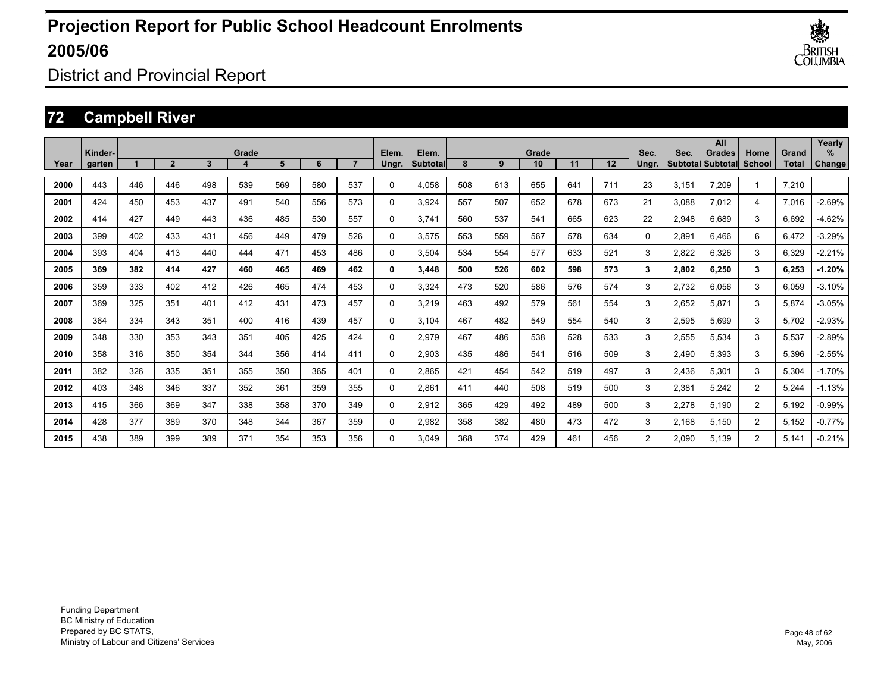# Projection Report for Public School Headcount Enrolments 2005/06

District and Provincial Report

## 72 Campbell River

| Year | Kinder-garten | Grade 1 | 2 | 3 | 4 | 5 | 6 | 7 | Elem. Ungr. | Elem. Subtotal | Grade 8 | 9 | 10 | 11 | 12 | Sec. Ungr. | Sec. Subtotal | All Grades Subtotal | Home School | Grand Total | Yearly % Change |
|---|---|---|---|---|---|---|---|---|---|---|---|---|---|---|---|---|---|---|---|---|---|
| 2000 | 443 | 446 | 446 | 498 | 539 | 569 | 580 | 537 | 0 | 4,058 | 508 | 613 | 655 | 641 | 711 | 23 | 3,151 | 7,209 | 1 | 7,210 | |
| 2001 | 424 | 450 | 453 | 437 | 491 | 540 | 556 | 573 | 0 | 3,924 | 557 | 507 | 652 | 678 | 673 | 21 | 3,088 | 7,012 | 4 | 7,016 | -2.69% |
| 2002 | 414 | 427 | 449 | 443 | 436 | 485 | 530 | 557 | 0 | 3,741 | 560 | 537 | 541 | 665 | 623 | 22 | 2,948 | 6,689 | 3 | 6,692 | -4.62% |
| 2003 | 399 | 402 | 433 | 431 | 456 | 449 | 479 | 526 | 0 | 3,575 | 553 | 559 | 567 | 578 | 634 | 0 | 2,891 | 6,466 | 6 | 6,472 | -3.29% |
| 2004 | 393 | 404 | 413 | 440 | 444 | 471 | 453 | 486 | 0 | 3,504 | 534 | 554 | 577 | 633 | 521 | 3 | 2,822 | 6,326 | 3 | 6,329 | -2.21% |
| **2005** | **369** | **382** | **414** | **427** | **460** | **465** | **469** | **462** | **0** | **3,448** | **500** | **526** | **602** | **598** | **573** | **3** | **2,802** | **6,250** | **3** | **6,253** | **-1.20%** |
| 2006 | 359 | 333 | 402 | 412 | 426 | 465 | 474 | 453 | 0 | 3,324 | 473 | 520 | 586 | 576 | 574 | 3 | 2,732 | 6,056 | 3 | 6,059 | -3.10% |
| 2007 | 369 | 325 | 351 | 401 | 412 | 431 | 473 | 457 | 0 | 3,219 | 463 | 492 | 579 | 561 | 554 | 3 | 2,652 | 5,871 | 3 | 5,874 | -3.05% |
| 2008 | 364 | 334 | 343 | 351 | 400 | 416 | 439 | 457 | 0 | 3,104 | 467 | 482 | 549 | 554 | 540 | 3 | 2,595 | 5,699 | 3 | 5,702 | -2.93% |
| 2009 | 348 | 330 | 353 | 343 | 351 | 405 | 425 | 424 | 0 | 2,979 | 467 | 486 | 538 | 528 | 533 | 3 | 2,555 | 5,534 | 3 | 5,537 | -2.89% |
| 2010 | 358 | 316 | 350 | 354 | 344 | 356 | 414 | 411 | 0 | 2,903 | 435 | 486 | 541 | 516 | 509 | 3 | 2,490 | 5,393 | 3 | 5,396 | -2.55% |
| 2011 | 382 | 326 | 335 | 351 | 355 | 350 | 365 | 401 | 0 | 2,865 | 421 | 454 | 542 | 519 | 497 | 3 | 2,436 | 5,301 | 3 | 5,304 | -1.70% |
| 2012 | 403 | 348 | 346 | 337 | 352 | 361 | 359 | 355 | 0 | 2,861 | 411 | 440 | 508 | 519 | 500 | 3 | 2,381 | 5,242 | 2 | 5,244 | -1.13% |
| 2013 | 415 | 366 | 369 | 347 | 338 | 358 | 370 | 349 | 0 | 2,912 | 365 | 429 | 492 | 489 | 500 | 3 | 2,278 | 5,190 | 2 | 5,192 | -0.99% |
| 2014 | 428 | 377 | 389 | 370 | 348 | 344 | 367 | 359 | 0 | 2,982 | 358 | 382 | 480 | 473 | 472 | 3 | 2,168 | 5,150 | 2 | 5,152 | -0.77% |
| 2015 | 438 | 389 | 399 | 389 | 371 | 354 | 353 | 356 | 0 | 3,049 | 368 | 374 | 429 | 461 | 456 | 2 | 2,090 | 5,139 | 2 | 5,141 | -0.21% |

Funding Department
BC Ministry of Education
Prepared by BC STATS,
Ministry of Labour and Citizens' Services

May, 2006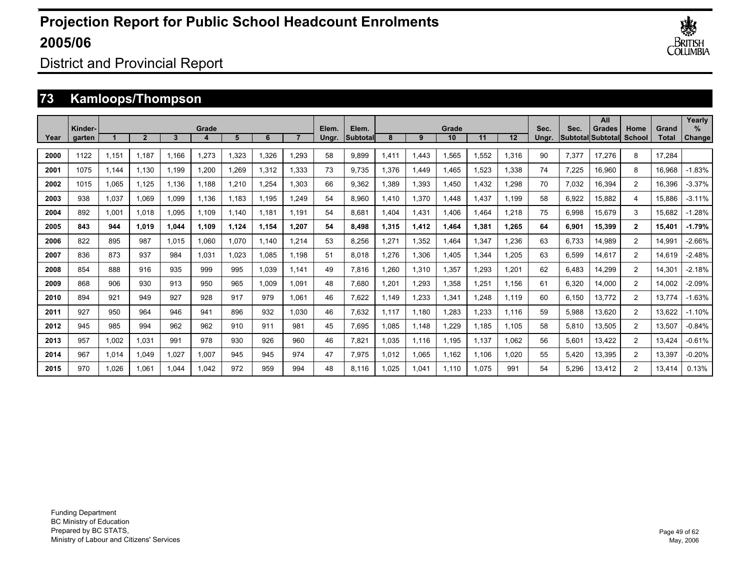# Projection Report for Public School Headcount Enrolments 2005/06

District and Provincial Report

## 73 Kamloops/Thompson

| Year | Kinder-garten | Grade 1 | 2 | 3 | 4 | 5 | 6 | 7 | Elem. Ungr. | Elem. Subtotal | Grade 8 | 9 | 10 | 11 | 12 | Sec. Ungr. | Sec. Subtotal | All Grades Subtotal | Home School | Grand Total | Yearly % Change |
|---|---|---|---|---|---|---|---|---|---|---|---|---|---|---|---|---|---|---|---|---|---|
| 2000 | 1122 | 1,151 | 1,187 | 1,166 | 1,273 | 1,323 | 1,326 | 1,293 | 58 | 9,899 | 1,411 | 1,443 | 1,565 | 1,552 | 1,316 | 90 | 7,377 | 17,276 | 8 | 17,284 | |
| 2001 | 1075 | 1,144 | 1,130 | 1,199 | 1,200 | 1,269 | 1,312 | 1,333 | 73 | 9,735 | 1,376 | 1,449 | 1,465 | 1,523 | 1,338 | 74 | 7,225 | 16,960 | 8 | 16,968 | -1.83% |
| 2002 | 1015 | 1,065 | 1,125 | 1,136 | 1,188 | 1,210 | 1,254 | 1,303 | 66 | 9,362 | 1,389 | 1,393 | 1,450 | 1,432 | 1,298 | 70 | 7,032 | 16,394 | 2 | 16,396 | -3.37% |
| 2003 | 938 | 1,037 | 1,069 | 1,099 | 1,136 | 1,183 | 1,195 | 1,249 | 54 | 8,960 | 1,410 | 1,370 | 1,448 | 1,437 | 1,199 | 58 | 6,922 | 15,882 | 4 | 15,886 | -3.11% |
| 2004 | 892 | 1,001 | 1,018 | 1,095 | 1,109 | 1,140 | 1,181 | 1,191 | 54 | 8,681 | 1,404 | 1,431 | 1,406 | 1,464 | 1,218 | 75 | 6,998 | 15,679 | 3 | 15,682 | -1.28% |
| **2005** | **843** | **944** | **1,019** | **1,044** | **1,109** | **1,124** | **1,154** | **1,207** | **54** | **8,498** | **1,315** | **1,412** | **1,464** | **1,381** | **1,265** | **64** | **6,901** | **15,399** | **2** | **15,401** | **-1.79%** |
| 2006 | 822 | 895 | 987 | 1,015 | 1,060 | 1,070 | 1,140 | 1,214 | 53 | 8,256 | 1,271 | 1,352 | 1,464 | 1,347 | 1,236 | 63 | 6,733 | 14,989 | 2 | 14,991 | -2.66% |
| 2007 | 836 | 873 | 937 | 984 | 1,031 | 1,023 | 1,085 | 1,198 | 51 | 8,018 | 1,276 | 1,306 | 1,405 | 1,344 | 1,205 | 63 | 6,599 | 14,617 | 2 | 14,619 | -2.48% |
| 2008 | 854 | 888 | 916 | 935 | 999 | 995 | 1,039 | 1,141 | 49 | 7,816 | 1,260 | 1,310 | 1,357 | 1,293 | 1,201 | 62 | 6,483 | 14,299 | 2 | 14,301 | -2.18% |
| 2009 | 868 | 906 | 930 | 913 | 950 | 965 | 1,009 | 1,091 | 48 | 7,680 | 1,201 | 1,293 | 1,358 | 1,251 | 1,156 | 61 | 6,320 | 14,000 | 2 | 14,002 | -2.09% |
| 2010 | 894 | 921 | 949 | 927 | 928 | 917 | 979 | 1,061 | 46 | 7,622 | 1,149 | 1,233 | 1,341 | 1,248 | 1,119 | 60 | 6,150 | 13,772 | 2 | 13,774 | -1.63% |
| 2011 | 927 | 950 | 964 | 946 | 941 | 896 | 932 | 1,030 | 46 | 7,632 | 1,117 | 1,180 | 1,283 | 1,233 | 1,116 | 59 | 5,988 | 13,620 | 2 | 13,622 | -1.10% |
| 2012 | 945 | 985 | 994 | 962 | 962 | 910 | 911 | 981 | 45 | 7,695 | 1,085 | 1,148 | 1,229 | 1,185 | 1,105 | 58 | 5,810 | 13,505 | 2 | 13,507 | -0.84% |
| 2013 | 957 | 1,002 | 1,031 | 991 | 978 | 930 | 926 | 960 | 46 | 7,821 | 1,035 | 1,116 | 1,195 | 1,137 | 1,062 | 56 | 5,601 | 13,422 | 2 | 13,424 | -0.61% |
| 2014 | 967 | 1,014 | 1,049 | 1,027 | 1,007 | 945 | 945 | 974 | 47 | 7,975 | 1,012 | 1,065 | 1,162 | 1,106 | 1,020 | 55 | 5,420 | 13,395 | 2 | 13,397 | -0.20% |
| 2015 | 970 | 1,026 | 1,061 | 1,044 | 1,042 | 972 | 959 | 994 | 48 | 8,116 | 1,025 | 1,041 | 1,110 | 1,075 | 991 | 54 | 5,296 | 13,412 | 2 | 13,414 | 0.13% |

Funding Department
BC Ministry of Education
Prepared by BC STATS,
Ministry of Labour and Citizens' Services

May, 2006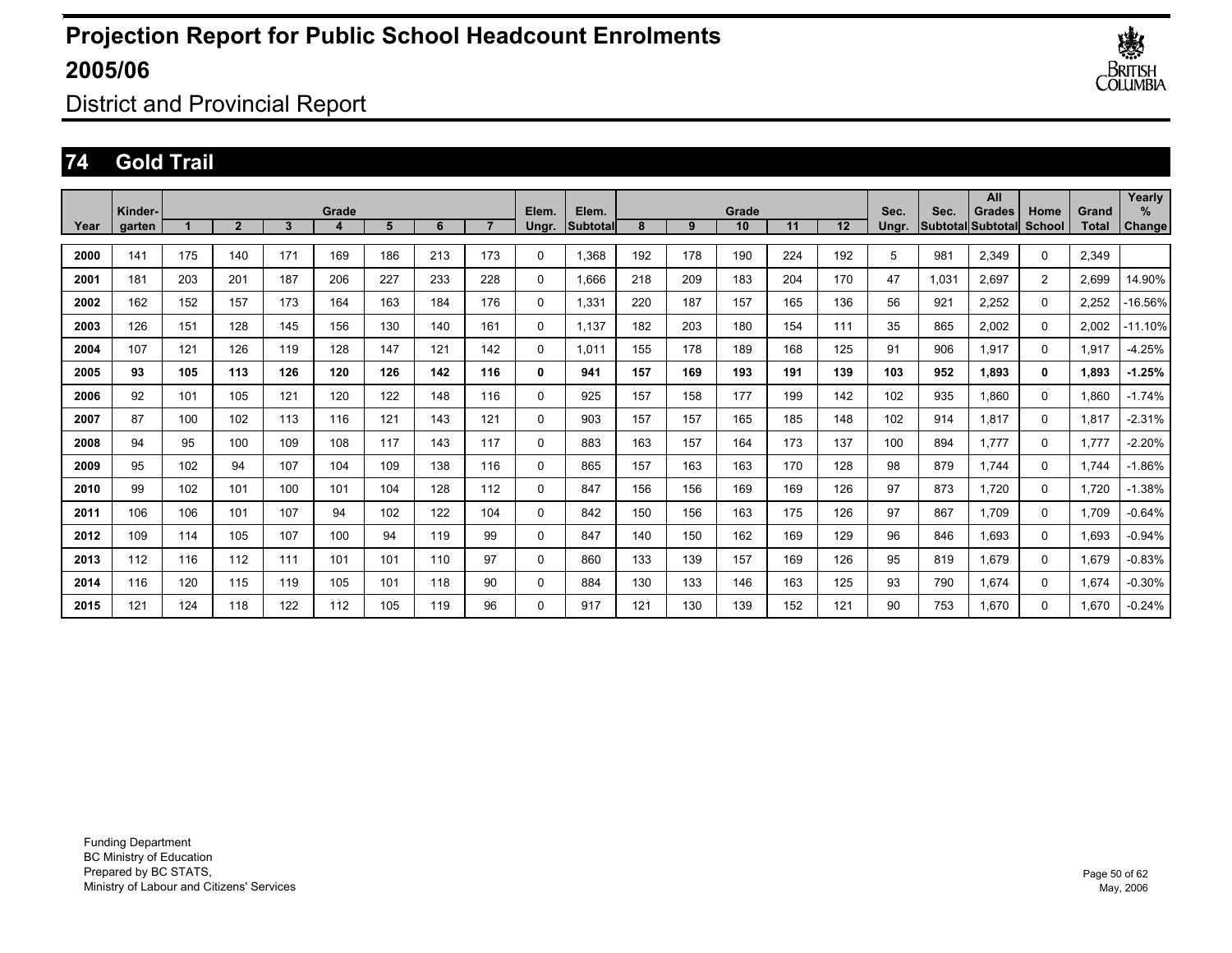# Projection Report for Public School Headcount Enrolments 2005/06

District and Provincial Report

## 74 Gold Trail

| Year | Kinder-garten | Grade 1 | 2 | 3 | 4 | 5 | 6 | 7 | Elem. Ungr. | Elem. Subtotal | Grade 8 | 9 | 10 | 11 | 12 | Sec. Ungr. | Sec. Subtotal | All Grades Subtotal | Home School | Grand Total | Yearly % Change |
|---|---|---|---|---|---|---|---|---|---|---|---|---|---|---|---|---|---|---|---|---|---|
| 2000 | 141 | 175 | 140 | 171 | 169 | 186 | 213 | 173 | 0 | 1,368 | 192 | 178 | 190 | 224 | 192 | 5 | 981 | 2,349 | 0 | 2,349 | |
| 2001 | 181 | 203 | 201 | 187 | 206 | 227 | 233 | 228 | 0 | 1,666 | 218 | 209 | 183 | 204 | 170 | 47 | 1,031 | 2,697 | 2 | 2,699 | 14.90% |
| 2002 | 162 | 152 | 157 | 173 | 164 | 163 | 184 | 176 | 0 | 1,331 | 220 | 187 | 157 | 165 | 136 | 56 | 921 | 2,252 | 0 | 2,252 | -16.56% |
| 2003 | 126 | 151 | 128 | 145 | 156 | 130 | 140 | 161 | 0 | 1,137 | 182 | 203 | 180 | 154 | 111 | 35 | 865 | 2,002 | 0 | 2,002 | -11.10% |
| 2004 | 107 | 121 | 126 | 119 | 128 | 147 | 121 | 142 | 0 | 1,011 | 155 | 178 | 189 | 168 | 125 | 91 | 906 | 1,917 | 0 | 1,917 | -4.25% |
| **2005** | **93** | **105** | **113** | **126** | **120** | **126** | **142** | **116** | **0** | **941** | **157** | **169** | **193** | **191** | **139** | **103** | **952** | **1,893** | **0** | **1,893** | **-1.25%** |
| 2006 | 92 | 101 | 105 | 121 | 120 | 122 | 148 | 116 | 0 | 925 | 157 | 158 | 177 | 199 | 142 | 102 | 935 | 1,860 | 0 | 1,860 | -1.74% |
| 2007 | 87 | 100 | 102 | 113 | 116 | 121 | 143 | 121 | 0 | 903 | 157 | 157 | 165 | 185 | 148 | 102 | 914 | 1,817 | 0 | 1,817 | -2.31% |
| 2008 | 94 | 95 | 100 | 109 | 108 | 117 | 143 | 117 | 0 | 883 | 163 | 157 | 164 | 173 | 137 | 100 | 894 | 1,777 | 0 | 1,777 | -2.20% |
| 2009 | 95 | 102 | 94 | 107 | 104 | 109 | 138 | 116 | 0 | 865 | 157 | 163 | 163 | 170 | 128 | 98 | 879 | 1,744 | 0 | 1,744 | -1.86% |
| 2010 | 99 | 102 | 101 | 100 | 101 | 104 | 128 | 112 | 0 | 847 | 156 | 156 | 169 | 169 | 126 | 97 | 873 | 1,720 | 0 | 1,720 | -1.38% |
| 2011 | 106 | 106 | 101 | 107 | 94 | 102 | 122 | 104 | 0 | 842 | 150 | 156 | 163 | 175 | 126 | 97 | 867 | 1,709 | 0 | 1,709 | -0.64% |
| 2012 | 109 | 114 | 105 | 107 | 100 | 94 | 119 | 99 | 0 | 847 | 140 | 150 | 162 | 169 | 129 | 96 | 846 | 1,693 | 0 | 1,693 | -0.94% |
| 2013 | 112 | 116 | 112 | 111 | 101 | 101 | 110 | 97 | 0 | 860 | 133 | 139 | 157 | 169 | 126 | 95 | 819 | 1,679 | 0 | 1,679 | -0.83% |
| 2014 | 116 | 120 | 115 | 119 | 105 | 101 | 118 | 90 | 0 | 884 | 130 | 133 | 146 | 163 | 125 | 93 | 790 | 1,674 | 0 | 1,674 | -0.30% |
| 2015 | 121 | 124 | 118 | 122 | 112 | 105 | 119 | 96 | 0 | 917 | 121 | 130 | 139 | 152 | 121 | 90 | 753 | 1,670 | 0 | 1,670 | -0.24% |

Funding Department
BC Ministry of Education
Prepared by BC STATS,
Ministry of Labour and Citizens' Services

May, 2006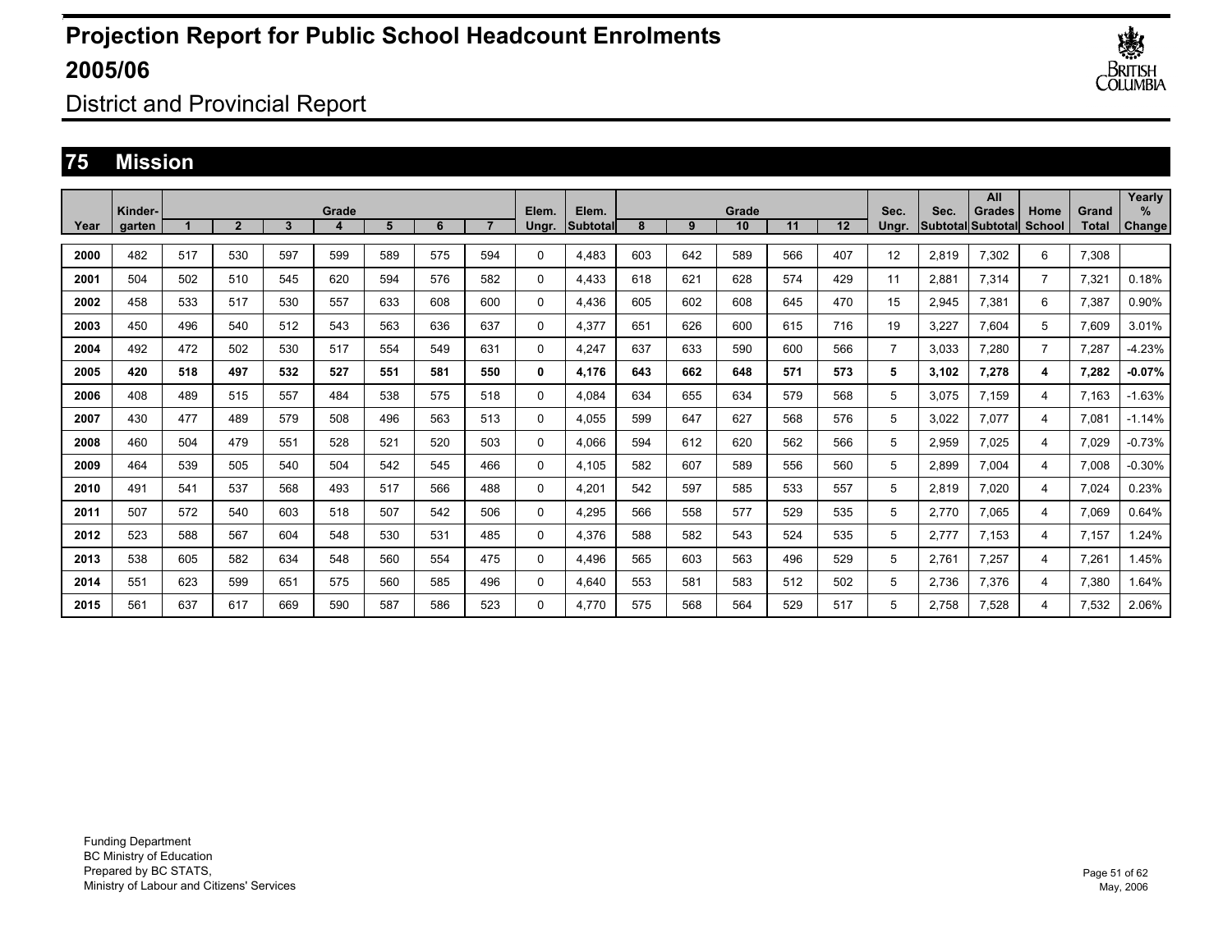# Projection Report for Public School Headcount Enrolments 2005/06

District and Provincial Report

## 75 Mission

| Year | Kinder-garten | Grade 1 | 2 | 3 | 4 | 5 | 6 | 7 | Elem. Ungr. | Elem. Subtotal | Grade 8 | 9 | 10 | 11 | 12 | Sec. Ungr. | Sec. Subtotal | All Grades Subtotal | Home School | Grand Total | Yearly % Change |
|---|---|---|---|---|---|---|---|---|---|---|---|---|---|---|---|---|---|---|---|---|---|
| 2000 | 482 | 517 | 530 | 597 | 599 | 589 | 575 | 594 | 0 | 4,483 | 603 | 642 | 589 | 566 | 407 | 12 | 2,819 | 7,302 | 6 | 7,308 | |
| 2001 | 504 | 502 | 510 | 545 | 620 | 594 | 576 | 582 | 0 | 4,433 | 618 | 621 | 628 | 574 | 429 | 11 | 2,881 | 7,314 | 7 | 7,321 | 0.18% |
| 2002 | 458 | 533 | 517 | 530 | 557 | 633 | 608 | 600 | 0 | 4,436 | 605 | 602 | 608 | 645 | 470 | 15 | 2,945 | 7,381 | 6 | 7,387 | 0.90% |
| 2003 | 450 | 496 | 540 | 512 | 543 | 563 | 636 | 637 | 0 | 4,377 | 651 | 626 | 600 | 615 | 716 | 19 | 3,227 | 7,604 | 5 | 7,609 | 3.01% |
| 2004 | 492 | 472 | 502 | 530 | 517 | 554 | 549 | 631 | 0 | 4,247 | 637 | 633 | 590 | 600 | 566 | 7 | 3,033 | 7,280 | 7 | 7,287 | -4.23% |
| **2005** | **420** | **518** | **497** | **532** | **527** | **551** | **581** | **550** | **0** | **4,176** | **643** | **662** | **648** | **571** | **573** | **5** | **3,102** | **7,278** | **4** | **7,282** | **-0.07%** |
| 2006 | 408 | 489 | 515 | 557 | 484 | 538 | 575 | 518 | 0 | 4,084 | 634 | 655 | 634 | 579 | 568 | 5 | 3,075 | 7,159 | 4 | 7,163 | -1.63% |
| 2007 | 430 | 477 | 489 | 579 | 508 | 496 | 563 | 513 | 0 | 4,055 | 599 | 647 | 627 | 568 | 576 | 5 | 3,022 | 7,077 | 4 | 7,081 | -1.14% |
| 2008 | 460 | 504 | 479 | 551 | 528 | 521 | 520 | 503 | 0 | 4,066 | 594 | 612 | 620 | 562 | 566 | 5 | 2,959 | 7,025 | 4 | 7,029 | -0.73% |
| 2009 | 464 | 539 | 505 | 540 | 504 | 542 | 545 | 466 | 0 | 4,105 | 582 | 607 | 589 | 556 | 560 | 5 | 2,899 | 7,004 | 4 | 7,008 | -0.30% |
| 2010 | 491 | 541 | 537 | 568 | 493 | 517 | 566 | 488 | 0 | 4,201 | 542 | 597 | 585 | 533 | 557 | 5 | 2,819 | 7,020 | 4 | 7,024 | 0.23% |
| 2011 | 507 | 572 | 540 | 603 | 518 | 507 | 542 | 506 | 0 | 4,295 | 566 | 558 | 577 | 529 | 535 | 5 | 2,770 | 7,065 | 4 | 7,069 | 0.64% |
| 2012 | 523 | 588 | 567 | 604 | 548 | 530 | 531 | 485 | 0 | 4,376 | 588 | 582 | 543 | 524 | 535 | 5 | 2,777 | 7,153 | 4 | 7,157 | 1.24% |
| 2013 | 538 | 605 | 582 | 634 | 548 | 560 | 554 | 475 | 0 | 4,496 | 565 | 603 | 563 | 496 | 529 | 5 | 2,761 | 7,257 | 4 | 7,261 | 1.45% |
| 2014 | 551 | 623 | 599 | 651 | 575 | 560 | 585 | 496 | 0 | 4,640 | 553 | 581 | 583 | 512 | 502 | 5 | 2,736 | 7,376 | 4 | 7,380 | 1.64% |
| 2015 | 561 | 637 | 617 | 669 | 590 | 587 | 586 | 523 | 0 | 4,770 | 575 | 568 | 564 | 529 | 517 | 5 | 2,758 | 7,528 | 4 | 7,532 | 2.06% |

Funding Department
BC Ministry of Education
Prepared by BC STATS,
Ministry of Labour and Citizens' Services

May, 2006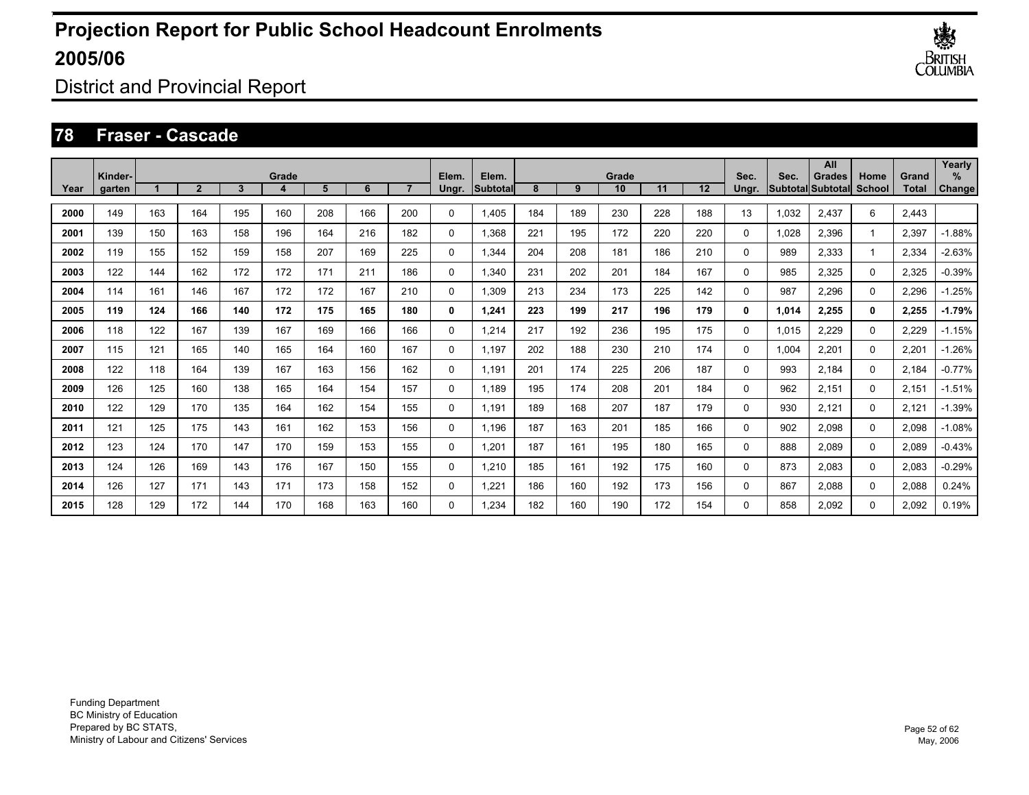# Projection Report for Public School Headcount Enrolments 2005/06

District and Provincial Report

## 78 Fraser - Cascade

| Year | Kinder-garten | Grade 1 | 2 | 3 | 4 | 5 | 6 | 7 | Elem. Ungr. | Elem. Subtotal | Grade 8 | 9 | 10 | 11 | 12 | Sec. Ungr. | Sec. Subtotal | All Grades Subtotal | Home School | Grand Total | Yearly % Change |
|---|---|---|---|---|---|---|---|---|---|---|---|---|---|---|---|---|---|---|---|---|---|
| 2000 | 149 | 163 | 164 | 195 | 160 | 208 | 166 | 200 | 0 | 1,405 | 184 | 189 | 230 | 228 | 188 | 13 | 1,032 | 2,437 | 6 | 2,443 | |
| 2001 | 139 | 150 | 163 | 158 | 196 | 164 | 216 | 182 | 0 | 1,368 | 221 | 195 | 172 | 220 | 220 | 0 | 1,028 | 2,396 | 1 | 2,397 | -1.88% |
| 2002 | 119 | 155 | 152 | 159 | 158 | 207 | 169 | 225 | 0 | 1,344 | 204 | 208 | 181 | 186 | 210 | 0 | 989 | 2,333 | 1 | 2,334 | -2.63% |
| 2003 | 122 | 144 | 162 | 172 | 172 | 171 | 211 | 186 | 0 | 1,340 | 231 | 202 | 201 | 184 | 167 | 0 | 985 | 2,325 | 0 | 2,325 | -0.39% |
| 2004 | 114 | 161 | 146 | 167 | 172 | 172 | 167 | 210 | 0 | 1,309 | 213 | 234 | 173 | 225 | 142 | 0 | 987 | 2,296 | 0 | 2,296 | -1.25% |
| **2005** | **119** | **124** | **166** | **140** | **172** | **175** | **165** | **180** | **0** | **1,241** | **223** | **199** | **217** | **196** | **179** | **0** | **1,014** | **2,255** | **0** | **2,255** | **-1.79%** |
| 2006 | 118 | 122 | 167 | 139 | 167 | 169 | 166 | 166 | 0 | 1,214 | 217 | 192 | 236 | 195 | 175 | 0 | 1,015 | 2,229 | 0 | 2,229 | -1.15% |
| 2007 | 115 | 121 | 165 | 140 | 165 | 164 | 160 | 167 | 0 | 1,197 | 202 | 188 | 230 | 210 | 174 | 0 | 1,004 | 2,201 | 0 | 2,201 | -1.26% |
| 2008 | 122 | 118 | 164 | 139 | 167 | 163 | 156 | 162 | 0 | 1,191 | 201 | 174 | 225 | 206 | 187 | 0 | 993 | 2,184 | 0 | 2,184 | -0.77% |
| 2009 | 126 | 125 | 160 | 138 | 165 | 164 | 154 | 157 | 0 | 1,189 | 195 | 174 | 208 | 201 | 184 | 0 | 962 | 2,151 | 0 | 2,151 | -1.51% |
| 2010 | 122 | 129 | 170 | 135 | 164 | 162 | 154 | 155 | 0 | 1,191 | 189 | 168 | 207 | 187 | 179 | 0 | 930 | 2,121 | 0 | 2,121 | -1.39% |
| 2011 | 121 | 125 | 175 | 143 | 161 | 162 | 153 | 156 | 0 | 1,196 | 187 | 163 | 201 | 185 | 166 | 0 | 902 | 2,098 | 0 | 2,098 | -1.08% |
| 2012 | 123 | 124 | 170 | 147 | 170 | 159 | 153 | 155 | 0 | 1,201 | 187 | 161 | 195 | 180 | 165 | 0 | 888 | 2,089 | 0 | 2,089 | -0.43% |
| 2013 | 124 | 126 | 169 | 143 | 176 | 167 | 150 | 155 | 0 | 1,210 | 185 | 161 | 192 | 175 | 160 | 0 | 873 | 2,083 | 0 | 2,083 | -0.29% |
| 2014 | 126 | 127 | 171 | 143 | 171 | 173 | 158 | 152 | 0 | 1,221 | 186 | 160 | 192 | 173 | 156 | 0 | 867 | 2,088 | 0 | 2,088 | 0.24% |
| 2015 | 128 | 129 | 172 | 144 | 170 | 168 | 163 | 160 | 0 | 1,234 | 182 | 160 | 190 | 172 | 154 | 0 | 858 | 2,092 | 0 | 2,092 | 0.19% |

Funding Department
BC Ministry of Education
Prepared by BC STATS,
Ministry of Labour and Citizens' Services

May, 2006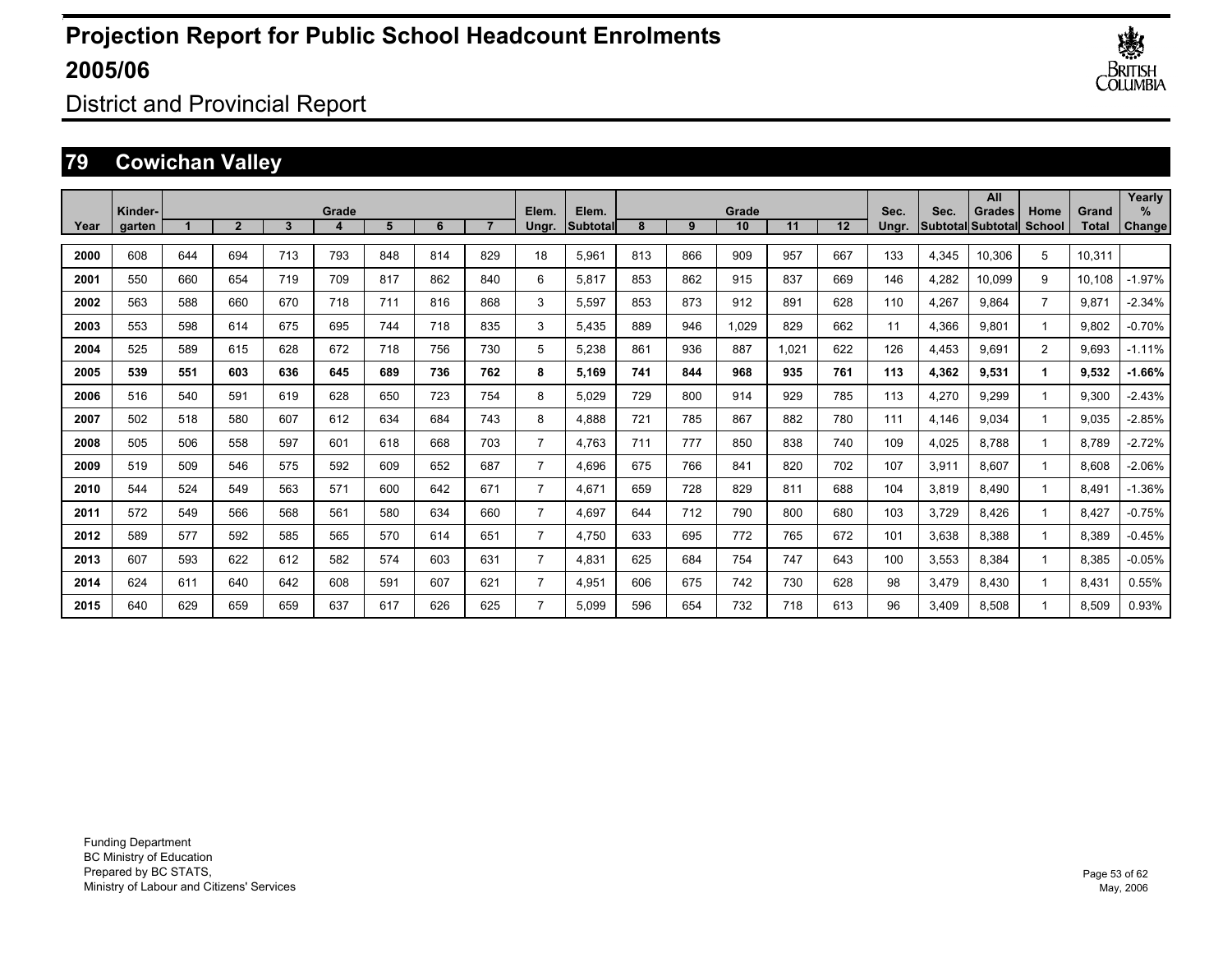# Projection Report for Public School Headcount Enrolments 2005/06

District and Provincial Report

## 79 Cowichan Valley

| Year | Kinder-garten | Grade 1 | 2 | 3 | 4 | 5 | 6 | 7 | Elem. Ungr. | Elem. Subtotal | Grade 8 | 9 | 10 | 11 | 12 | Sec. Ungr. | Sec. Subtotal | All Grades Subtotal | Home School | Grand Total | Yearly % Change |
|---|---|---|---|---|---|---|---|---|---|---|---|---|---|---|---|---|---|---|---|---|---|
| 2000 | 608 | 644 | 694 | 713 | 793 | 848 | 814 | 829 | 18 | 5,961 | 813 | 866 | 909 | 957 | 667 | 133 | 4,345 | 10,306 | 5 | 10,311 | |
| 2001 | 550 | 660 | 654 | 719 | 709 | 817 | 862 | 840 | 6 | 5,817 | 853 | 862 | 915 | 837 | 669 | 146 | 4,282 | 10,099 | 9 | 10,108 | -1.97% |
| 2002 | 563 | 588 | 660 | 670 | 718 | 711 | 816 | 868 | 3 | 5,597 | 853 | 873 | 912 | 891 | 628 | 110 | 4,267 | 9,864 | 7 | 9,871 | -2.34% |
| 2003 | 553 | 598 | 614 | 675 | 695 | 744 | 718 | 835 | 3 | 5,435 | 889 | 946 | 1,029 | 829 | 662 | 11 | 4,366 | 9,801 | 1 | 9,802 | -0.70% |
| 2004 | 525 | 589 | 615 | 628 | 672 | 718 | 756 | 730 | 5 | 5,238 | 861 | 936 | 887 | 1,021 | 622 | 126 | 4,453 | 9,691 | 2 | 9,693 | -1.11% |
| **2005** | **539** | **551** | **603** | **636** | **645** | **689** | **736** | **762** | **8** | **5,169** | **741** | **844** | **968** | **935** | **761** | **113** | **4,362** | **9,531** | **1** | **9,532** | **-1.66%** |
| 2006 | 516 | 540 | 591 | 619 | 628 | 650 | 723 | 754 | 8 | 5,029 | 729 | 800 | 914 | 929 | 785 | 113 | 4,270 | 9,299 | 1 | 9,300 | -2.43% |
| 2007 | 502 | 518 | 580 | 607 | 612 | 634 | 684 | 743 | 8 | 4,888 | 721 | 785 | 867 | 882 | 780 | 111 | 4,146 | 9,034 | 1 | 9,035 | -2.85% |
| 2008 | 505 | 506 | 558 | 597 | 601 | 618 | 668 | 703 | 7 | 4,763 | 711 | 777 | 850 | 838 | 740 | 109 | 4,025 | 8,788 | 1 | 8,789 | -2.72% |
| 2009 | 519 | 509 | 546 | 575 | 592 | 609 | 652 | 687 | 7 | 4,696 | 675 | 766 | 841 | 820 | 702 | 107 | 3,911 | 8,607 | 1 | 8,608 | -2.06% |
| 2010 | 544 | 524 | 549 | 563 | 571 | 600 | 642 | 671 | 7 | 4,671 | 659 | 728 | 829 | 811 | 688 | 104 | 3,819 | 8,490 | 1 | 8,491 | -1.36% |
| 2011 | 572 | 549 | 566 | 568 | 561 | 580 | 634 | 660 | 7 | 4,697 | 644 | 712 | 790 | 800 | 680 | 103 | 3,729 | 8,426 | 1 | 8,427 | -0.75% |
| 2012 | 589 | 577 | 592 | 585 | 565 | 570 | 614 | 651 | 7 | 4,750 | 633 | 695 | 772 | 765 | 672 | 101 | 3,638 | 8,388 | 1 | 8,389 | -0.45% |
| 2013 | 607 | 593 | 622 | 612 | 582 | 574 | 603 | 631 | 7 | 4,831 | 625 | 684 | 754 | 747 | 643 | 100 | 3,553 | 8,384 | 1 | 8,385 | -0.05% |
| 2014 | 624 | 611 | 640 | 642 | 608 | 591 | 607 | 621 | 7 | 4,951 | 606 | 675 | 742 | 730 | 628 | 98 | 3,479 | 8,430 | 1 | 8,431 | 0.55% |
| 2015 | 640 | 629 | 659 | 659 | 637 | 617 | 626 | 625 | 7 | 5,099 | 596 | 654 | 732 | 718 | 613 | 96 | 3,409 | 8,508 | 1 | 8,509 | 0.93% |

Funding Department
BC Ministry of Education
Prepared by BC STATS,
Ministry of Labour and Citizens' Services

May, 2006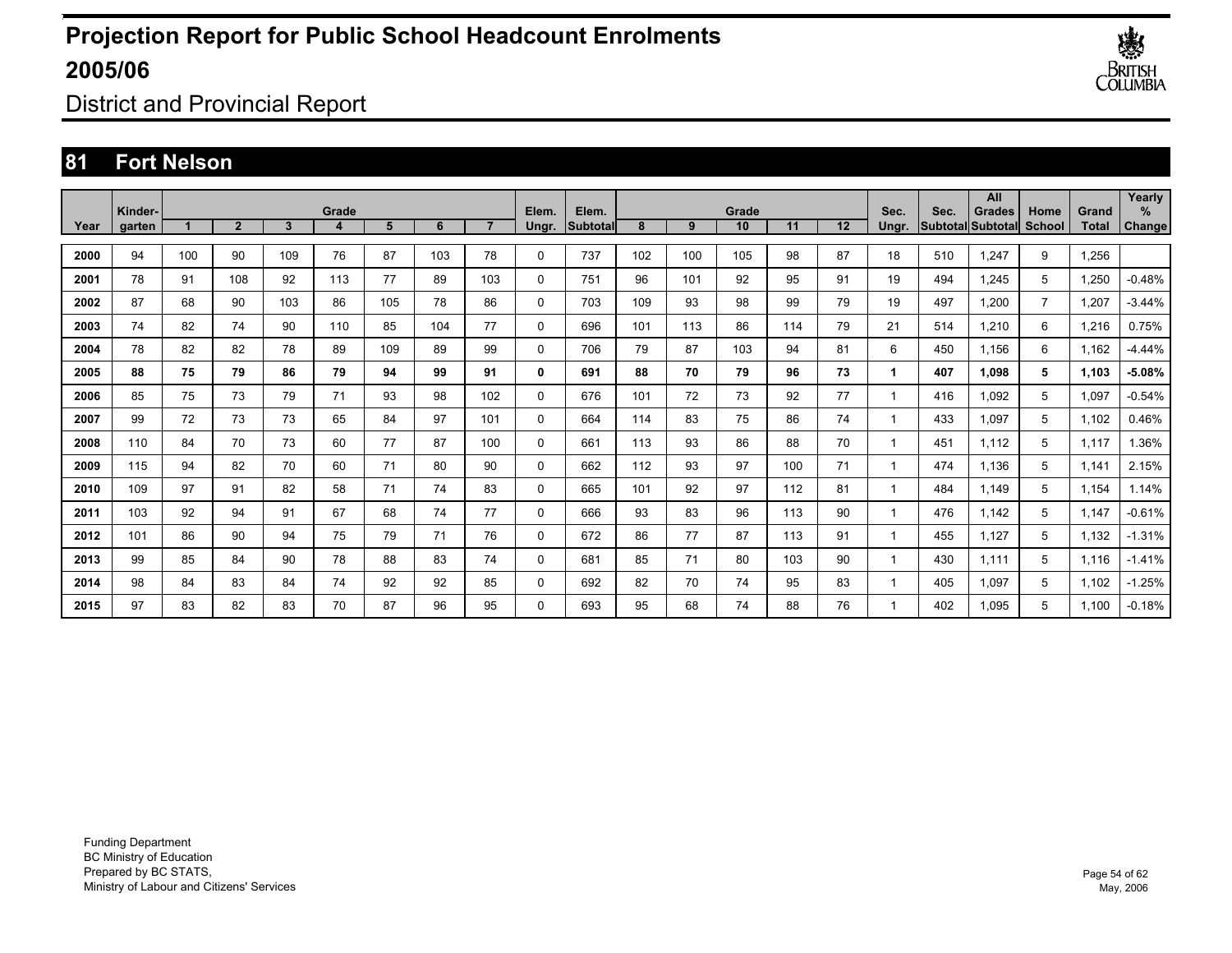# Projection Report for Public School Headcount Enrolments 2005/06

District and Provincial Report

## 81 Fort Nelson

| Year | Kinder-garten | Grade 1 | 2 | 3 | 4 | 5 | 6 | 7 | Elem. Ungr. | Elem. Subtotal | Grade 8 | 9 | 10 | 11 | 12 | Sec. Ungr. | Sec. Subtotal | All Grades Subtotal | Home School | Grand Total | Yearly % Change |
|---|---|---|---|---|---|---|---|---|---|---|---|---|---|---|---|---|---|---|---|---|---|
| 2000 | 94 | 100 | 90 | 109 | 76 | 87 | 103 | 78 | 0 | 737 | 102 | 100 | 105 | 98 | 87 | 18 | 510 | 1,247 | 9 | 1,256 | |
| 2001 | 78 | 91 | 108 | 92 | 113 | 77 | 89 | 103 | 0 | 751 | 96 | 101 | 92 | 95 | 91 | 19 | 494 | 1,245 | 5 | 1,250 | -0.48% |
| 2002 | 87 | 68 | 90 | 103 | 86 | 105 | 78 | 86 | 0 | 703 | 109 | 93 | 98 | 99 | 79 | 19 | 497 | 1,200 | 7 | 1,207 | -3.44% |
| 2003 | 74 | 82 | 74 | 90 | 110 | 85 | 104 | 77 | 0 | 696 | 101 | 113 | 86 | 114 | 79 | 21 | 514 | 1,210 | 6 | 1,216 | 0.75% |
| 2004 | 78 | 82 | 82 | 78 | 89 | 109 | 89 | 99 | 0 | 706 | 79 | 87 | 103 | 94 | 81 | 6 | 450 | 1,156 | 6 | 1,162 | -4.44% |
| **2005** | **88** | **75** | **79** | **86** | **79** | **94** | **99** | **91** | **0** | **691** | **88** | **70** | **79** | **96** | **73** | **1** | **407** | **1,098** | **5** | **1,103** | **-5.08%** |
| 2006 | 85 | 75 | 73 | 79 | 71 | 93 | 98 | 102 | 0 | 676 | 101 | 72 | 73 | 92 | 77 | 1 | 416 | 1,092 | 5 | 1,097 | -0.54% |
| 2007 | 99 | 72 | 73 | 73 | 65 | 84 | 97 | 101 | 0 | 664 | 114 | 83 | 75 | 86 | 74 | 1 | 433 | 1,097 | 5 | 1,102 | 0.46% |
| 2008 | 110 | 84 | 70 | 73 | 60 | 77 | 87 | 100 | 0 | 661 | 113 | 93 | 86 | 88 | 70 | 1 | 451 | 1,112 | 5 | 1,117 | 1.36% |
| 2009 | 115 | 94 | 82 | 70 | 60 | 71 | 80 | 90 | 0 | 662 | 112 | 93 | 97 | 100 | 71 | 1 | 474 | 1,136 | 5 | 1,141 | 2.15% |
| 2010 | 109 | 97 | 91 | 82 | 58 | 71 | 74 | 83 | 0 | 665 | 101 | 92 | 97 | 112 | 81 | 1 | 484 | 1,149 | 5 | 1,154 | 1.14% |
| 2011 | 103 | 92 | 94 | 91 | 67 | 68 | 74 | 77 | 0 | 666 | 93 | 83 | 96 | 113 | 90 | 1 | 476 | 1,142 | 5 | 1,147 | -0.61% |
| 2012 | 101 | 86 | 90 | 94 | 75 | 79 | 71 | 76 | 0 | 672 | 86 | 77 | 87 | 113 | 91 | 1 | 455 | 1,127 | 5 | 1,132 | -1.31% |
| 2013 | 99 | 85 | 84 | 90 | 78 | 88 | 83 | 74 | 0 | 681 | 85 | 71 | 80 | 103 | 90 | 1 | 430 | 1,111 | 5 | 1,116 | -1.41% |
| 2014 | 98 | 84 | 83 | 84 | 74 | 92 | 92 | 85 | 0 | 692 | 82 | 70 | 74 | 95 | 83 | 1 | 405 | 1,097 | 5 | 1,102 | -1.25% |
| 2015 | 97 | 83 | 82 | 83 | 70 | 87 | 96 | 95 | 0 | 693 | 95 | 68 | 74 | 88 | 76 | 1 | 402 | 1,095 | 5 | 1,100 | -0.18% |

Funding Department
BC Ministry of Education
Prepared by BC STATS,
Ministry of Labour and Citizens' Services

May, 2006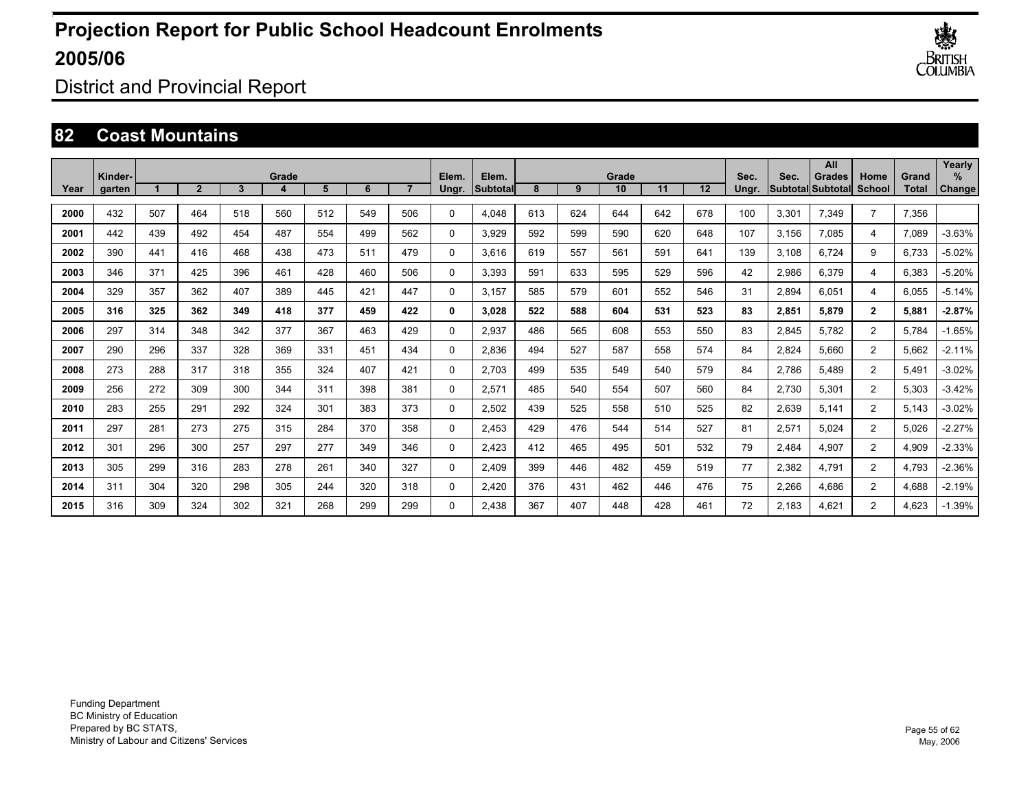# Projection Report for Public School Headcount Enrolments 2005/06

District and Provincial Report

## 82 Coast Mountains

| Year | Kinder-garten | Grade 1 | 2 | 3 | 4 | 5 | 6 | 7 | Elem. Ungr. | Elem. Subtotal | Grade 8 | 9 | 10 | 11 | 12 | Sec. Ungr. | Sec. Subtotal | All Grades Subtotal | Home School | Grand Total | Yearly % Change |
|---|---|---|---|---|---|---|---|---|---|---|---|---|---|---|---|---|---|---|---|---|---|
| 2000 | 432 | 507 | 464 | 518 | 560 | 512 | 549 | 506 | 0 | 4,048 | 613 | 624 | 644 | 642 | 678 | 100 | 3,301 | 7,349 | 7 | 7,356 | |
| 2001 | 442 | 439 | 492 | 454 | 487 | 554 | 499 | 562 | 0 | 3,929 | 592 | 599 | 590 | 620 | 648 | 107 | 3,156 | 7,085 | 4 | 7,089 | -3.63% |
| 2002 | 390 | 441 | 416 | 468 | 438 | 473 | 511 | 479 | 0 | 3,616 | 619 | 557 | 561 | 591 | 641 | 139 | 3,108 | 6,724 | 9 | 6,733 | -5.02% |
| 2003 | 346 | 371 | 425 | 396 | 461 | 428 | 460 | 506 | 0 | 3,393 | 591 | 633 | 595 | 529 | 596 | 42 | 2,986 | 6,379 | 4 | 6,383 | -5.20% |
| 2004 | 329 | 357 | 362 | 407 | 389 | 445 | 421 | 447 | 0 | 3,157 | 585 | 579 | 601 | 552 | 546 | 31 | 2,894 | 6,051 | 4 | 6,055 | -5.14% |
| **2005** | **316** | **325** | **362** | **349** | **418** | **377** | **459** | **422** | **0** | **3,028** | **522** | **588** | **604** | **531** | **523** | **83** | **2,851** | **5,879** | **2** | **5,881** | **-2.87%** |
| 2006 | 297 | 314 | 348 | 342 | 377 | 367 | 463 | 429 | 0 | 2,937 | 486 | 565 | 608 | 553 | 550 | 83 | 2,845 | 5,782 | 2 | 5,784 | -1.65% |
| 2007 | 290 | 296 | 337 | 328 | 369 | 331 | 451 | 434 | 0 | 2,836 | 494 | 527 | 587 | 558 | 574 | 84 | 2,824 | 5,660 | 2 | 5,662 | -2.11% |
| 2008 | 273 | 288 | 317 | 318 | 355 | 324 | 407 | 421 | 0 | 2,703 | 499 | 535 | 549 | 540 | 579 | 84 | 2,786 | 5,489 | 2 | 5,491 | -3.02% |
| 2009 | 256 | 272 | 309 | 300 | 344 | 311 | 398 | 381 | 0 | 2,571 | 485 | 540 | 554 | 507 | 560 | 84 | 2,730 | 5,301 | 2 | 5,303 | -3.42% |
| 2010 | 283 | 255 | 291 | 292 | 324 | 301 | 383 | 373 | 0 | 2,502 | 439 | 525 | 558 | 510 | 525 | 82 | 2,639 | 5,141 | 2 | 5,143 | -3.02% |
| 2011 | 297 | 281 | 273 | 275 | 315 | 284 | 370 | 358 | 0 | 2,453 | 429 | 476 | 544 | 514 | 527 | 81 | 2,571 | 5,024 | 2 | 5,026 | -2.27% |
| 2012 | 301 | 296 | 300 | 257 | 297 | 277 | 349 | 346 | 0 | 2,423 | 412 | 465 | 495 | 501 | 532 | 79 | 2,484 | 4,907 | 2 | 4,909 | -2.33% |
| 2013 | 305 | 299 | 316 | 283 | 278 | 261 | 340 | 327 | 0 | 2,409 | 399 | 446 | 482 | 459 | 519 | 77 | 2,382 | 4,791 | 2 | 4,793 | -2.36% |
| 2014 | 311 | 304 | 320 | 298 | 305 | 244 | 320 | 318 | 0 | 2,420 | 376 | 431 | 462 | 446 | 476 | 75 | 2,266 | 4,686 | 2 | 4,688 | -2.19% |
| 2015 | 316 | 309 | 324 | 302 | 321 | 268 | 299 | 299 | 0 | 2,438 | 367 | 407 | 448 | 428 | 461 | 72 | 2,183 | 4,621 | 2 | 4,623 | -1.39% |

Funding Department
BC Ministry of Education
Prepared by BC STATS,
Ministry of Labour and Citizens' Services

May, 2006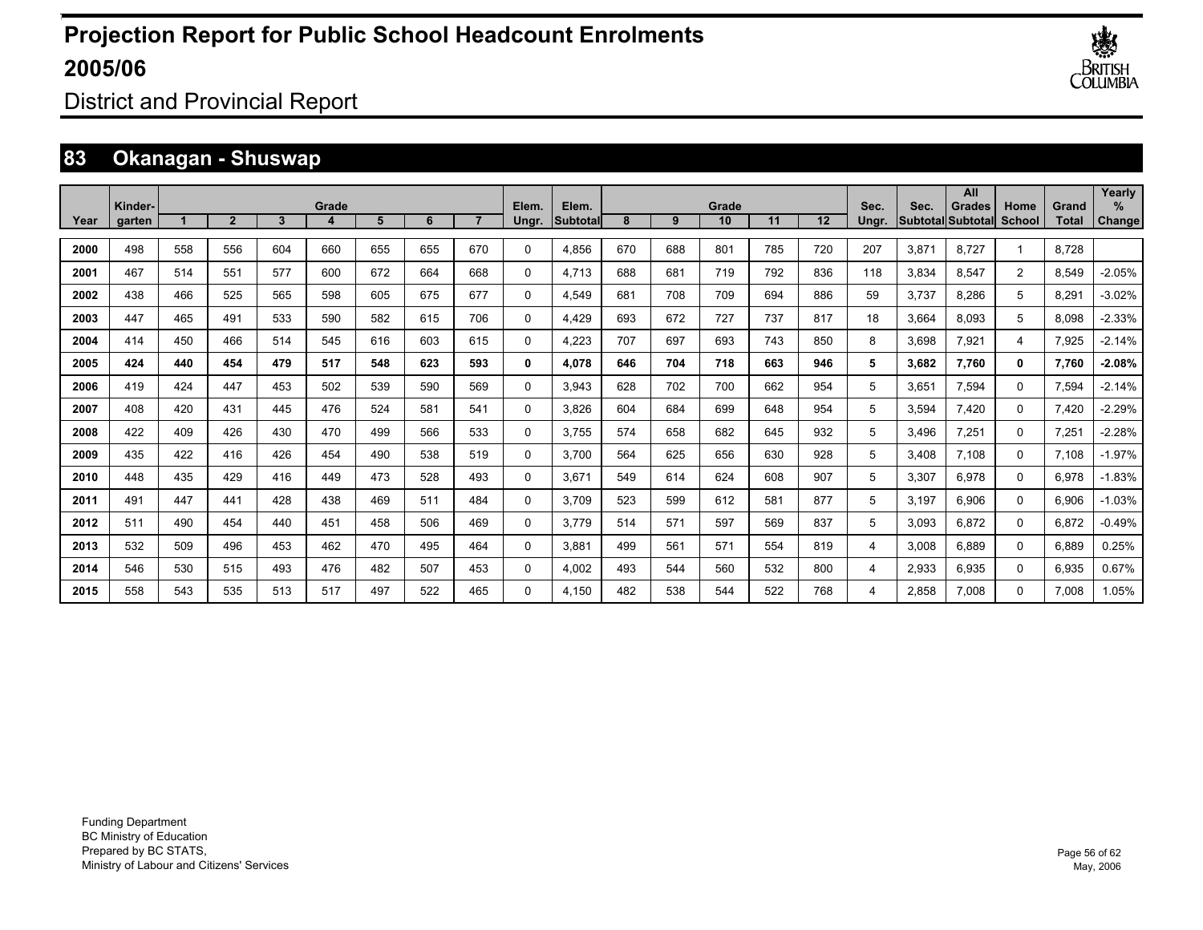# Projection Report for Public School Headcount Enrolments 2005/06

## District and Provincial Report

## 83 Okanagan - Shuswap

| Year | Kinder-garten | Grade 1 | 2 | 3 | 4 | 5 | 6 | 7 | Elem. Ungr. | Elem. Subtotal | Grade 8 | 9 | 10 | 11 | 12 | Sec. Ungr. | Sec. Subtotal | All Grades Subtotal | Home School | Grand Total | Yearly % Change |
|---|---|---|---|---|---|---|---|---|---|---|---|---|---|---|---|---|---|---|---|---|---|
| 2000 | 498 | 558 | 556 | 604 | 660 | 655 | 655 | 670 | 0 | 4,856 | 670 | 688 | 801 | 785 | 720 | 207 | 3,871 | 8,727 | 1 | 8,728 | |
| 2001 | 467 | 514 | 551 | 577 | 600 | 672 | 664 | 668 | 0 | 4,713 | 688 | 681 | 719 | 792 | 836 | 118 | 3,834 | 8,547 | 2 | 8,549 | -2.05% |
| 2002 | 438 | 466 | 525 | 565 | 598 | 605 | 675 | 677 | 0 | 4,549 | 681 | 708 | 709 | 694 | 886 | 59 | 3,737 | 8,286 | 5 | 8,291 | -3.02% |
| 2003 | 447 | 465 | 491 | 533 | 590 | 582 | 615 | 706 | 0 | 4,429 | 693 | 672 | 727 | 737 | 817 | 18 | 3,664 | 8,093 | 5 | 8,098 | -2.33% |
| 2004 | 414 | 450 | 466 | 514 | 545 | 616 | 603 | 615 | 0 | 4,223 | 707 | 697 | 693 | 743 | 850 | 8 | 3,698 | 7,921 | 4 | 7,925 | -2.14% |
| **2005** | **424** | **440** | **454** | **479** | **517** | **548** | **623** | **593** | **0** | **4,078** | **646** | **704** | **718** | **663** | **946** | **5** | **3,682** | **7,760** | **0** | **7,760** | **-2.08%** |
| 2006 | 419 | 424 | 447 | 453 | 502 | 539 | 590 | 569 | 0 | 3,943 | 628 | 702 | 700 | 662 | 954 | 5 | 3,651 | 7,594 | 0 | 7,594 | -2.14% |
| 2007 | 408 | 420 | 431 | 445 | 476 | 524 | 581 | 541 | 0 | 3,826 | 604 | 684 | 699 | 648 | 954 | 5 | 3,594 | 7,420 | 0 | 7,420 | -2.29% |
| 2008 | 422 | 409 | 426 | 430 | 470 | 499 | 566 | 533 | 0 | 3,755 | 574 | 658 | 682 | 645 | 932 | 5 | 3,496 | 7,251 | 0 | 7,251 | -2.28% |
| 2009 | 435 | 422 | 416 | 426 | 454 | 490 | 538 | 519 | 0 | 3,700 | 564 | 625 | 656 | 630 | 928 | 5 | 3,408 | 7,108 | 0 | 7,108 | -1.97% |
| 2010 | 448 | 435 | 429 | 416 | 449 | 473 | 528 | 493 | 0 | 3,671 | 549 | 614 | 624 | 608 | 907 | 5 | 3,307 | 6,978 | 0 | 6,978 | -1.83% |
| 2011 | 491 | 447 | 441 | 428 | 438 | 469 | 511 | 484 | 0 | 3,709 | 523 | 599 | 612 | 581 | 877 | 5 | 3,197 | 6,906 | 0 | 6,906 | -1.03% |
| 2012 | 511 | 490 | 454 | 440 | 451 | 458 | 506 | 469 | 0 | 3,779 | 514 | 571 | 597 | 569 | 837 | 5 | 3,093 | 6,872 | 0 | 6,872 | -0.49% |
| 2013 | 532 | 509 | 496 | 453 | 462 | 470 | 495 | 464 | 0 | 3,881 | 499 | 561 | 571 | 554 | 819 | 4 | 3,008 | 6,889 | 0 | 6,889 | 0.25% |
| 2014 | 546 | 530 | 515 | 493 | 476 | 482 | 507 | 453 | 0 | 4,002 | 493 | 544 | 560 | 532 | 800 | 4 | 2,933 | 6,935 | 0 | 6,935 | 0.67% |
| 2015 | 558 | 543 | 535 | 513 | 517 | 497 | 522 | 465 | 0 | 4,150 | 482 | 538 | 544 | 522 | 768 | 4 | 2,858 | 7,008 | 0 | 7,008 | 1.05% |

Funding Department
BC Ministry of Education
Prepared by BC STATS,
Ministry of Labour and Citizens' Services

May, 2006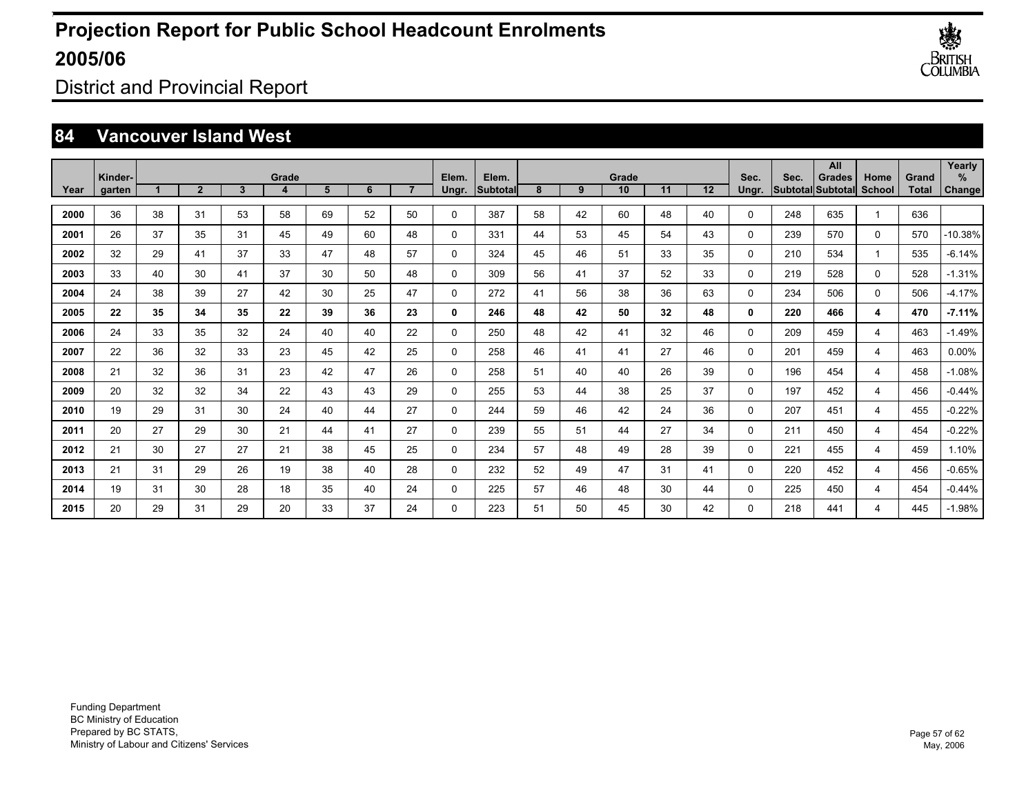# Projection Report for Public School Headcount Enrolments 2005/06

District and Provincial Report

## 84 Vancouver Island West

| Year | Kinder-garten | Grade 1 | 2 | 3 | 4 | 5 | 6 | 7 | Elem. Ungr. | Elem. Subtotal | Grade 8 | 9 | 10 | 11 | 12 | Sec. Ungr. | Sec. Subtotal | All Grades Subtotal | Home School | Grand Total | Yearly % Change |
|---|---|---|---|---|---|---|---|---|---|---|---|---|---|---|---|---|---|---|---|---|---|
| **2000** | 36 | 38 | 31 | 53 | 58 | 69 | 52 | 50 | 0 | 387 | 58 | 42 | 60 | 48 | 40 | 0 | 248 | 635 | 1 | 636 | |
| **2001** | 26 | 37 | 35 | 31 | 45 | 49 | 60 | 48 | 0 | 331 | 44 | 53 | 45 | 54 | 43 | 0 | 239 | 570 | 0 | 570 | -10.38% |
| **2002** | 32 | 29 | 41 | 37 | 33 | 47 | 48 | 57 | 0 | 324 | 45 | 46 | 51 | 33 | 35 | 0 | 210 | 534 | 1 | 535 | -6.14% |
| **2003** | 33 | 40 | 30 | 41 | 37 | 30 | 50 | 48 | 0 | 309 | 56 | 41 | 37 | 52 | 33 | 0 | 219 | 528 | 0 | 528 | -1.31% |
| **2004** | 24 | 38 | 39 | 27 | 42 | 30 | 25 | 47 | 0 | 272 | 41 | 56 | 38 | 36 | 63 | 0 | 234 | 506 | 0 | 506 | -4.17% |
| **2005** | **22** | **35** | **34** | **35** | **22** | **39** | **36** | **23** | **0** | **246** | **48** | **42** | **50** | **32** | **48** | **0** | **220** | **466** | **4** | **470** | **-7.11%** |
| **2006** | 24 | 33 | 35 | 32 | 24 | 40 | 40 | 22 | 0 | 250 | 48 | 42 | 41 | 32 | 46 | 0 | 209 | 459 | 4 | 463 | -1.49% |
| **2007** | 22 | 36 | 32 | 33 | 23 | 45 | 42 | 25 | 0 | 258 | 46 | 41 | 41 | 27 | 46 | 0 | 201 | 459 | 4 | 463 | 0.00% |
| **2008** | 21 | 32 | 36 | 31 | 23 | 42 | 47 | 26 | 0 | 258 | 51 | 40 | 40 | 26 | 39 | 0 | 196 | 454 | 4 | 458 | -1.08% |
| **2009** | 20 | 32 | 32 | 34 | 22 | 43 | 43 | 29 | 0 | 255 | 53 | 44 | 38 | 25 | 37 | 0 | 197 | 452 | 4 | 456 | -0.44% |
| **2010** | 19 | 29 | 31 | 30 | 24 | 40 | 44 | 27 | 0 | 244 | 59 | 46 | 42 | 24 | 36 | 0 | 207 | 451 | 4 | 455 | -0.22% |
| **2011** | 20 | 27 | 29 | 30 | 21 | 44 | 41 | 27 | 0 | 239 | 55 | 51 | 44 | 27 | 34 | 0 | 211 | 450 | 4 | 454 | -0.22% |
| **2012** | 21 | 30 | 27 | 27 | 21 | 38 | 45 | 25 | 0 | 234 | 57 | 48 | 49 | 28 | 39 | 0 | 221 | 455 | 4 | 459 | 1.10% |
| **2013** | 21 | 31 | 29 | 26 | 19 | 38 | 40 | 28 | 0 | 232 | 52 | 49 | 47 | 31 | 41 | 0 | 220 | 452 | 4 | 456 | -0.65% |
| **2014** | 19 | 31 | 30 | 28 | 18 | 35 | 40 | 24 | 0 | 225 | 57 | 46 | 48 | 30 | 44 | 0 | 225 | 450 | 4 | 454 | -0.44% |
| **2015** | 20 | 29 | 31 | 29 | 20 | 33 | 37 | 24 | 0 | 223 | 51 | 50 | 45 | 30 | 42 | 0 | 218 | 441 | 4 | 445 | -1.98% |

Funding Department
BC Ministry of Education
Prepared by BC STATS,
Ministry of Labour and Citizens' Services

May, 2006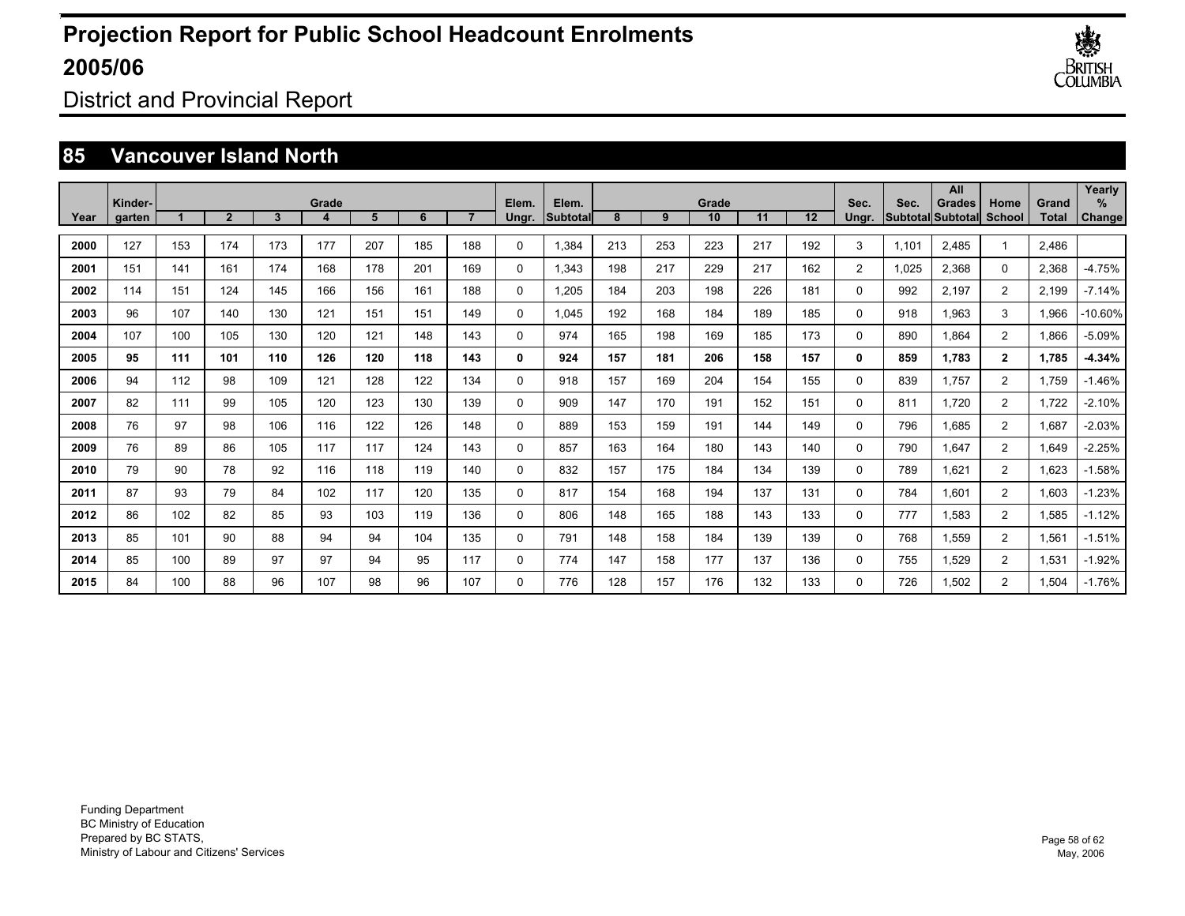# Projection Report for Public School Headcount Enrolments 2005/06

District and Provincial Report

## 85 Vancouver Island North

| Year | Kinder-garten | 1 | 2 | 3 | 4 | 5 | 6 | 7 | Elem. Ungr. | Elem. Subtotal | 8 | 9 | 10 | 11 | 12 | Sec. Ungr. | Sec. Subtotal | All Grades Subtotal | Home School | Grand Total | Yearly % Change |
|---|---|---|---|---|---|---|---|---|---|---|---|---|---|---|---|---|---|---|---|---|---|
| 2000 | 127 | 153 | 174 | 173 | 177 | 207 | 185 | 188 | 0 | 1,384 | 213 | 253 | 223 | 217 | 192 | 3 | 1,101 | 2,485 | 1 | 2,486 | |
| 2001 | 151 | 141 | 161 | 174 | 168 | 178 | 201 | 169 | 0 | 1,343 | 198 | 217 | 229 | 217 | 162 | 2 | 1,025 | 2,368 | 0 | 2,368 | -4.75% |
| 2002 | 114 | 151 | 124 | 145 | 166 | 156 | 161 | 188 | 0 | 1,205 | 184 | 203 | 198 | 226 | 181 | 0 | 992 | 2,197 | 2 | 2,199 | -7.14% |
| 2003 | 96 | 107 | 140 | 130 | 121 | 151 | 151 | 149 | 0 | 1,045 | 192 | 168 | 184 | 189 | 185 | 0 | 918 | 1,963 | 3 | 1,966 | -10.60% |
| 2004 | 107 | 100 | 105 | 130 | 120 | 121 | 148 | 143 | 0 | 974 | 165 | 198 | 169 | 185 | 173 | 0 | 890 | 1,864 | 2 | 1,866 | -5.09% |
| **2005** | **95** | **111** | **101** | **110** | **126** | **120** | **118** | **143** | **0** | **924** | **157** | **181** | **206** | **158** | **157** | **0** | **859** | **1,783** | **2** | **1,785** | **-4.34%** |
| 2006 | 94 | 112 | 98 | 109 | 121 | 128 | 122 | 134 | 0 | 918 | 157 | 169 | 204 | 154 | 155 | 0 | 839 | 1,757 | 2 | 1,759 | -1.46% |
| 2007 | 82 | 111 | 99 | 105 | 120 | 123 | 130 | 139 | 0 | 909 | 147 | 170 | 191 | 152 | 151 | 0 | 811 | 1,720 | 2 | 1,722 | -2.10% |
| 2008 | 76 | 97 | 98 | 106 | 116 | 122 | 126 | 148 | 0 | 889 | 153 | 159 | 191 | 144 | 149 | 0 | 796 | 1,685 | 2 | 1,687 | -2.03% |
| 2009 | 76 | 89 | 86 | 105 | 117 | 117 | 124 | 143 | 0 | 857 | 163 | 164 | 180 | 143 | 140 | 0 | 790 | 1,647 | 2 | 1,649 | -2.25% |
| 2010 | 79 | 90 | 78 | 92 | 116 | 118 | 119 | 140 | 0 | 832 | 157 | 175 | 184 | 134 | 139 | 0 | 789 | 1,621 | 2 | 1,623 | -1.58% |
| 2011 | 87 | 93 | 79 | 84 | 102 | 117 | 120 | 135 | 0 | 817 | 154 | 168 | 194 | 137 | 131 | 0 | 784 | 1,601 | 2 | 1,603 | -1.23% |
| 2012 | 86 | 102 | 82 | 85 | 93 | 103 | 119 | 136 | 0 | 806 | 148 | 165 | 188 | 143 | 133 | 0 | 777 | 1,583 | 2 | 1,585 | -1.12% |
| 2013 | 85 | 101 | 90 | 88 | 94 | 94 | 104 | 135 | 0 | 791 | 148 | 158 | 184 | 139 | 139 | 0 | 768 | 1,559 | 2 | 1,561 | -1.51% |
| 2014 | 85 | 100 | 89 | 97 | 97 | 94 | 95 | 117 | 0 | 774 | 147 | 158 | 177 | 137 | 136 | 0 | 755 | 1,529 | 2 | 1,531 | -1.92% |
| 2015 | 84 | 100 | 88 | 96 | 107 | 98 | 96 | 107 | 0 | 776 | 128 | 157 | 176 | 132 | 133 | 0 | 726 | 1,502 | 2 | 1,504 | -1.76% |

Funding Department
BC Ministry of Education
Prepared by BC STATS,
Ministry of Labour and Citizens' Services

May, 2006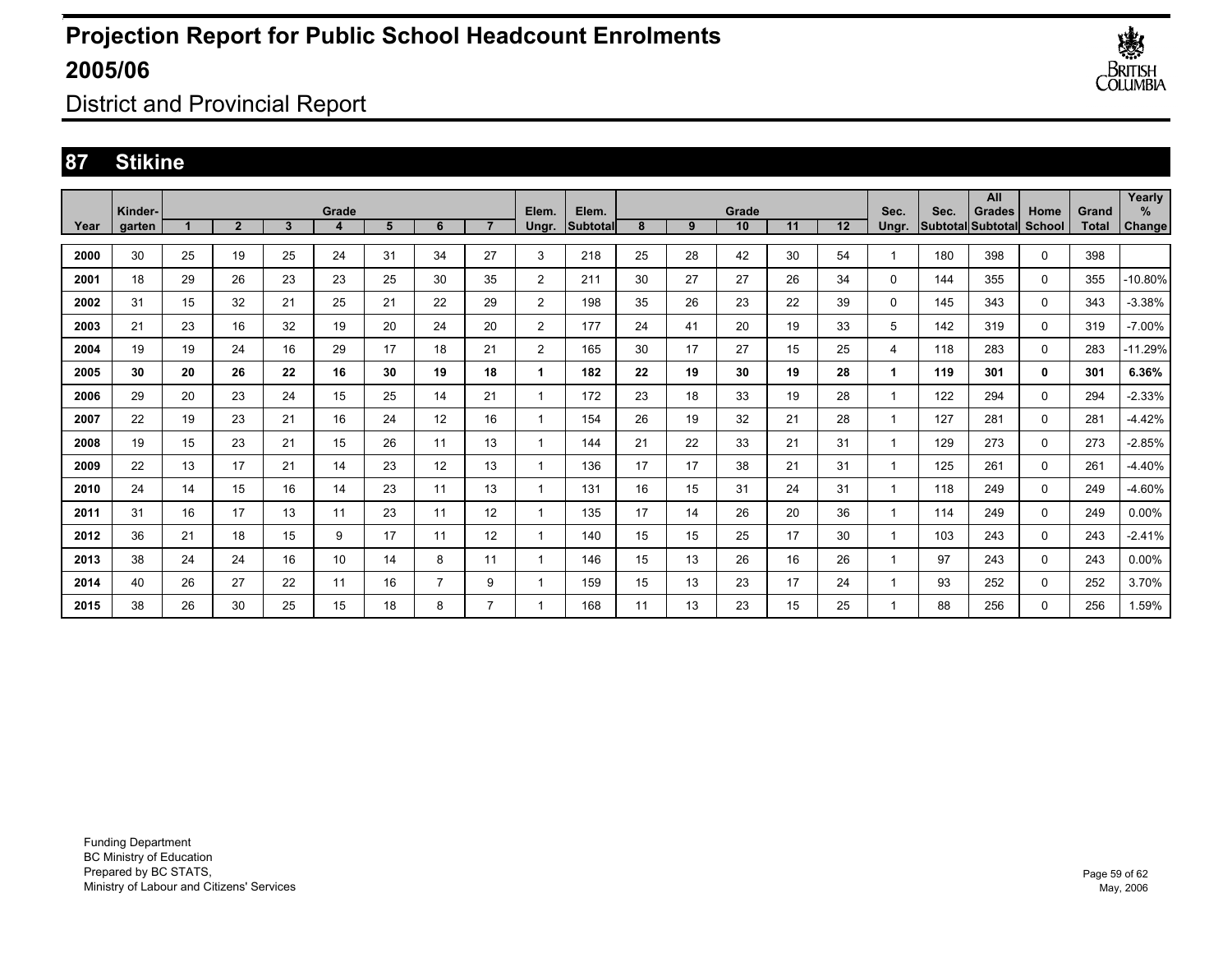# Projection Report for Public School Headcount Enrolments 2005/06

District and Provincial Report

## 87 Stikine

| Year | Kinder-garten | Grade 1 | 2 | 3 | 4 | 5 | 6 | 7 | Elem. Ungr. | Elem. Subtotal | Grade 8 | 9 | 10 | 11 | 12 | Sec. Ungr. | Sec. Subtotal | All Grades Subtotal | Home School | Grand Total | Yearly % Change |
|---|---|---|---|---|---|---|---|---|---|---|---|---|---|---|---|---|---|---|---|---|---|
| 2000 | 30 | 25 | 19 | 25 | 24 | 31 | 34 | 27 | 3 | 218 | 25 | 28 | 42 | 30 | 54 | 1 | 180 | 398 | 0 | 398 | |
| 2001 | 18 | 29 | 26 | 23 | 23 | 25 | 30 | 35 | 2 | 211 | 30 | 27 | 27 | 26 | 34 | 0 | 144 | 355 | 0 | 355 | -10.80% |
| 2002 | 31 | 15 | 32 | 21 | 25 | 21 | 22 | 29 | 2 | 198 | 35 | 26 | 23 | 22 | 39 | 0 | 145 | 343 | 0 | 343 | -3.38% |
| 2003 | 21 | 23 | 16 | 32 | 19 | 20 | 24 | 20 | 2 | 177 | 24 | 41 | 20 | 19 | 33 | 5 | 142 | 319 | 0 | 319 | -7.00% |
| 2004 | 19 | 19 | 24 | 16 | 29 | 17 | 18 | 21 | 2 | 165 | 30 | 17 | 27 | 15 | 25 | 4 | 118 | 283 | 0 | 283 | -11.29% |
| **2005** | **30** | **20** | **26** | **22** | **16** | **30** | **19** | **18** | **1** | **182** | **22** | **19** | **30** | **19** | **28** | **1** | **119** | **301** | **0** | **301** | **6.36%** |
| 2006 | 29 | 20 | 23 | 24 | 15 | 25 | 14 | 21 | 1 | 172 | 23 | 18 | 33 | 19 | 28 | 1 | 122 | 294 | 0 | 294 | -2.33% |
| 2007 | 22 | 19 | 23 | 21 | 16 | 24 | 12 | 16 | 1 | 154 | 26 | 19 | 32 | 21 | 28 | 1 | 127 | 281 | 0 | 281 | -4.42% |
| 2008 | 19 | 15 | 23 | 21 | 15 | 26 | 11 | 13 | 1 | 144 | 21 | 22 | 33 | 21 | 31 | 1 | 129 | 273 | 0 | 273 | -2.85% |
| 2009 | 22 | 13 | 17 | 21 | 14 | 23 | 12 | 13 | 1 | 136 | 17 | 17 | 38 | 21 | 31 | 1 | 125 | 261 | 0 | 261 | -4.40% |
| 2010 | 24 | 14 | 15 | 16 | 14 | 23 | 11 | 13 | 1 | 131 | 16 | 15 | 31 | 24 | 31 | 1 | 118 | 249 | 0 | 249 | -4.60% |
| 2011 | 31 | 16 | 17 | 13 | 11 | 23 | 11 | 12 | 1 | 135 | 17 | 14 | 26 | 20 | 36 | 1 | 114 | 249 | 0 | 249 | 0.00% |
| 2012 | 36 | 21 | 18 | 15 | 9 | 17 | 11 | 12 | 1 | 140 | 15 | 15 | 25 | 17 | 30 | 1 | 103 | 243 | 0 | 243 | -2.41% |
| 2013 | 38 | 24 | 24 | 16 | 10 | 14 | 8 | 11 | 1 | 146 | 15 | 13 | 26 | 16 | 26 | 1 | 97 | 243 | 0 | 243 | 0.00% |
| 2014 | 40 | 26 | 27 | 22 | 11 | 16 | 7 | 9 | 1 | 159 | 15 | 13 | 23 | 17 | 24 | 1 | 93 | 252 | 0 | 252 | 3.70% |
| 2015 | 38 | 26 | 30 | 25 | 15 | 18 | 8 | 7 | 1 | 168 | 11 | 13 | 23 | 15 | 25 | 1 | 88 | 256 | 0 | 256 | 1.59% |

Funding Department
BC Ministry of Education
Prepared by BC STATS,
Ministry of Labour and Citizens' Services

May, 2006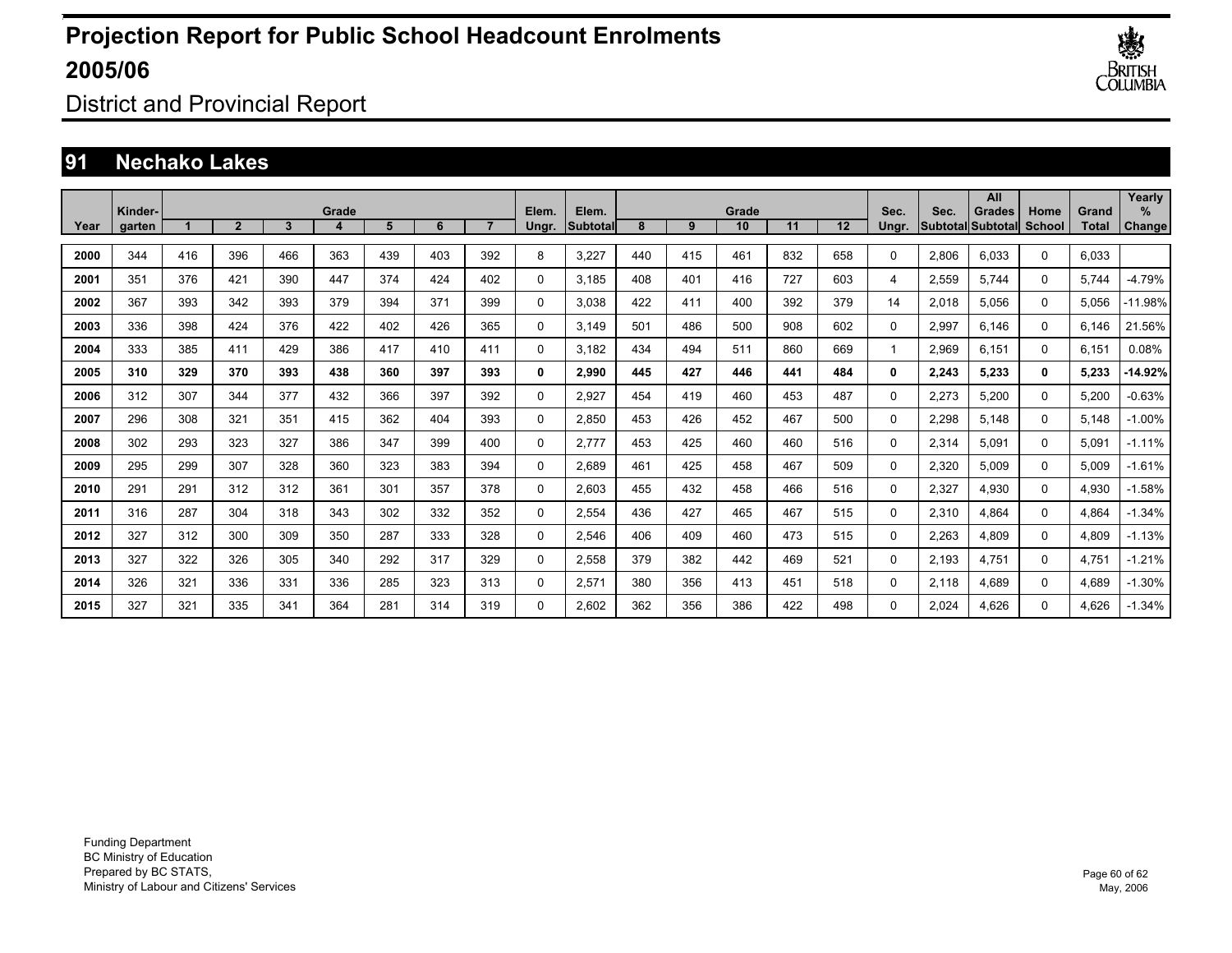# Projection Report for Public School Headcount Enrolments 2005/06

District and Provincial Report

## 91 Nechako Lakes

| Year | Kinder-garten | Grade 1 | 2 | 3 | 4 | 5 | 6 | 7 | Elem. Ungr. | Elem. Subtotal | Grade 8 | 9 | 10 | 11 | 12 | Sec. Ungr. | Sec. Subtotal | All Grades Subtotal | Home School | Grand Total | Yearly % Change |
|---|---|---|---|---|---|---|---|---|---|---|---|---|---|---|---|---|---|---|---|---|---|
| 2000 | 344 | 416 | 396 | 466 | 363 | 439 | 403 | 392 | 8 | 3,227 | 440 | 415 | 461 | 832 | 658 | 0 | 2,806 | 6,033 | 0 | 6,033 | |
| 2001 | 351 | 376 | 421 | 390 | 447 | 374 | 424 | 402 | 0 | 3,185 | 408 | 401 | 416 | 727 | 603 | 4 | 2,559 | 5,744 | 0 | 5,744 | -4.79% |
| 2002 | 367 | 393 | 342 | 393 | 379 | 394 | 371 | 399 | 0 | 3,038 | 422 | 411 | 400 | 392 | 379 | 14 | 2,018 | 5,056 | 0 | 5,056 | -11.98% |
| 2003 | 336 | 398 | 424 | 376 | 422 | 402 | 426 | 365 | 0 | 3,149 | 501 | 486 | 500 | 908 | 602 | 0 | 2,997 | 6,146 | 0 | 6,146 | 21.56% |
| 2004 | 333 | 385 | 411 | 429 | 386 | 417 | 410 | 411 | 0 | 3,182 | 434 | 494 | 511 | 860 | 669 | 1 | 2,969 | 6,151 | 0 | 6,151 | 0.08% |
| **2005** | **310** | **329** | **370** | **393** | **438** | **360** | **397** | **393** | **0** | **2,990** | **445** | **427** | **446** | **441** | **484** | **0** | **2,243** | **5,233** | **0** | **5,233** | **-14.92%** |
| 2006 | 312 | 307 | 344 | 377 | 432 | 366 | 397 | 392 | 0 | 2,927 | 454 | 419 | 460 | 453 | 487 | 0 | 2,273 | 5,200 | 0 | 5,200 | -0.63% |
| 2007 | 296 | 308 | 321 | 351 | 415 | 362 | 404 | 393 | 0 | 2,850 | 453 | 426 | 452 | 467 | 500 | 0 | 2,298 | 5,148 | 0 | 5,148 | -1.00% |
| 2008 | 302 | 293 | 323 | 327 | 386 | 347 | 399 | 400 | 0 | 2,777 | 453 | 425 | 460 | 460 | 516 | 0 | 2,314 | 5,091 | 0 | 5,091 | -1.11% |
| 2009 | 295 | 299 | 307 | 328 | 360 | 323 | 383 | 394 | 0 | 2,689 | 461 | 425 | 458 | 467 | 509 | 0 | 2,320 | 5,009 | 0 | 5,009 | -1.61% |
| 2010 | 291 | 291 | 312 | 312 | 361 | 301 | 357 | 378 | 0 | 2,603 | 455 | 432 | 458 | 466 | 516 | 0 | 2,327 | 4,930 | 0 | 4,930 | -1.58% |
| 2011 | 316 | 287 | 304 | 318 | 343 | 302 | 332 | 352 | 0 | 2,554 | 436 | 427 | 465 | 467 | 515 | 0 | 2,310 | 4,864 | 0 | 4,864 | -1.34% |
| 2012 | 327 | 312 | 300 | 309 | 350 | 287 | 333 | 328 | 0 | 2,546 | 406 | 409 | 460 | 473 | 515 | 0 | 2,263 | 4,809 | 0 | 4,809 | -1.13% |
| 2013 | 327 | 322 | 326 | 305 | 340 | 292 | 317 | 329 | 0 | 2,558 | 379 | 382 | 442 | 469 | 521 | 0 | 2,193 | 4,751 | 0 | 4,751 | -1.21% |
| 2014 | 326 | 321 | 336 | 331 | 336 | 285 | 323 | 313 | 0 | 2,571 | 380 | 356 | 413 | 451 | 518 | 0 | 2,118 | 4,689 | 0 | 4,689 | -1.30% |
| 2015 | 327 | 321 | 335 | 341 | 364 | 281 | 314 | 319 | 0 | 2,602 | 362 | 356 | 386 | 422 | 498 | 0 | 2,024 | 4,626 | 0 | 4,626 | -1.34% |

Funding Department
BC Ministry of Education
Prepared by BC STATS,
Ministry of Labour and Citizens' Services

May, 2006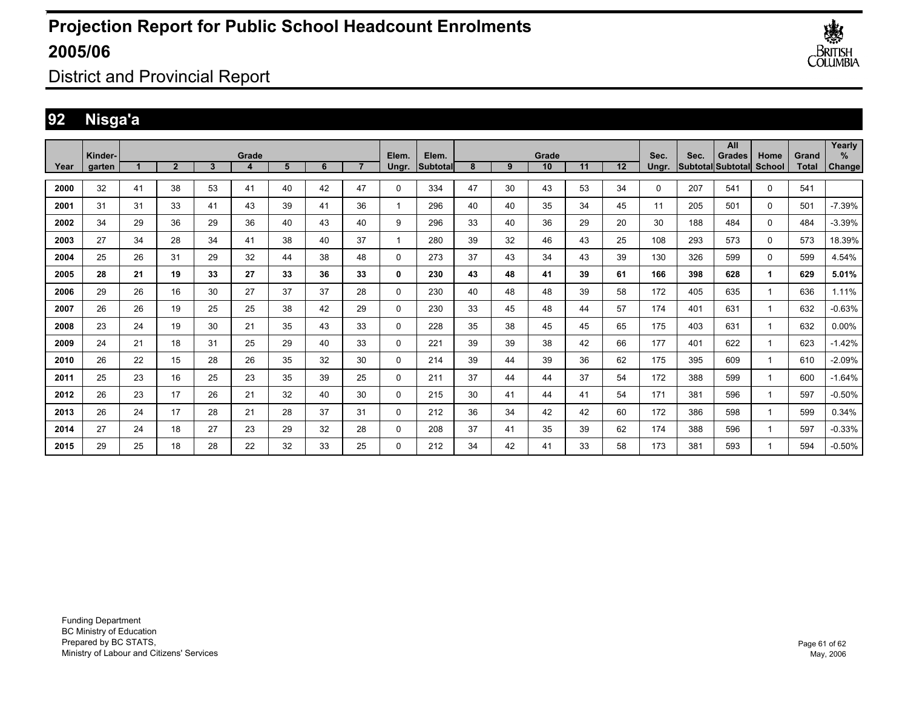# Projection Report for Public School Headcount Enrolments 2005/06

## District and Provincial Report

## 92 Nisga'a

| Year | Kinder-garten | Grade 1 | 2 | 3 | 4 | 5 | 6 | 7 | Elem. Ungr. | Elem. Subtotal | Grade 8 | 9 | 10 | 11 | 12 | Sec. Ungr. | Sec. Subtotal | All Grades Subtotal | Home School | Grand Total | Yearly % Change |
|---|---|---|---|---|---|---|---|---|---|---|---|---|---|---|---|---|---|---|---|---|---|
| **2000** | 32 | 41 | 38 | 53 | 41 | 40 | 42 | 47 | 0 | 334 | 47 | 30 | 43 | 53 | 34 | 0 | 207 | 541 | 0 | 541 | |
| **2001** | 31 | 31 | 33 | 41 | 43 | 39 | 41 | 36 | 1 | 296 | 40 | 40 | 35 | 34 | 45 | 11 | 205 | 501 | 0 | 501 | -7.39% |
| **2002** | 34 | 29 | 36 | 29 | 36 | 40 | 43 | 40 | 9 | 296 | 33 | 40 | 36 | 29 | 20 | 30 | 188 | 484 | 0 | 484 | -3.39% |
| **2003** | 27 | 34 | 28 | 34 | 41 | 38 | 40 | 37 | 1 | 280 | 39 | 32 | 46 | 43 | 25 | 108 | 293 | 573 | 0 | 573 | 18.39% |
| **2004** | 25 | 26 | 31 | 29 | 32 | 44 | 38 | 48 | 0 | 273 | 37 | 43 | 34 | 43 | 39 | 130 | 326 | 599 | 0 | 599 | 4.54% |
| **2005** | **28** | **21** | **19** | **33** | **27** | **33** | **36** | **33** | **0** | **230** | **43** | **48** | **41** | **39** | **61** | **166** | **398** | **628** | **1** | **629** | **5.01%** |
| **2006** | 29 | 26 | 16 | 30 | 27 | 37 | 37 | 28 | 0 | 230 | 40 | 48 | 48 | 39 | 58 | 172 | 405 | 635 | 1 | 636 | 1.11% |
| **2007** | 26 | 26 | 19 | 25 | 25 | 38 | 42 | 29 | 0 | 230 | 33 | 45 | 48 | 44 | 57 | 174 | 401 | 631 | 1 | 632 | -0.63% |
| **2008** | 23 | 24 | 19 | 30 | 21 | 35 | 43 | 33 | 0 | 228 | 35 | 38 | 45 | 45 | 65 | 175 | 403 | 631 | 1 | 632 | 0.00% |
| **2009** | 24 | 21 | 18 | 31 | 25 | 29 | 40 | 33 | 0 | 221 | 39 | 39 | 38 | 42 | 66 | 177 | 401 | 622 | 1 | 623 | -1.42% |
| **2010** | 26 | 22 | 15 | 28 | 26 | 35 | 32 | 30 | 0 | 214 | 39 | 44 | 39 | 36 | 62 | 175 | 395 | 609 | 1 | 610 | -2.09% |
| **2011** | 25 | 23 | 16 | 25 | 23 | 35 | 39 | 25 | 0 | 211 | 37 | 44 | 44 | 37 | 54 | 172 | 388 | 599 | 1 | 600 | -1.64% |
| **2012** | 26 | 23 | 17 | 26 | 21 | 32 | 40 | 30 | 0 | 215 | 30 | 41 | 44 | 41 | 54 | 171 | 381 | 596 | 1 | 597 | -0.50% |
| **2013** | 26 | 24 | 17 | 28 | 21 | 28 | 37 | 31 | 0 | 212 | 36 | 34 | 42 | 42 | 60 | 172 | 386 | 598 | 1 | 599 | 0.34% |
| **2014** | 27 | 24 | 18 | 27 | 23 | 29 | 32 | 28 | 0 | 208 | 37 | 41 | 35 | 39 | 62 | 174 | 388 | 596 | 1 | 597 | -0.33% |
| **2015** | 29 | 25 | 18 | 28 | 22 | 32 | 33 | 25 | 0 | 212 | 34 | 42 | 41 | 33 | 58 | 173 | 381 | 593 | 1 | 594 | -0.50% |

Funding Department
BC Ministry of Education
Prepared by BC STATS,
Ministry of Labour and Citizens' Services

May, 2006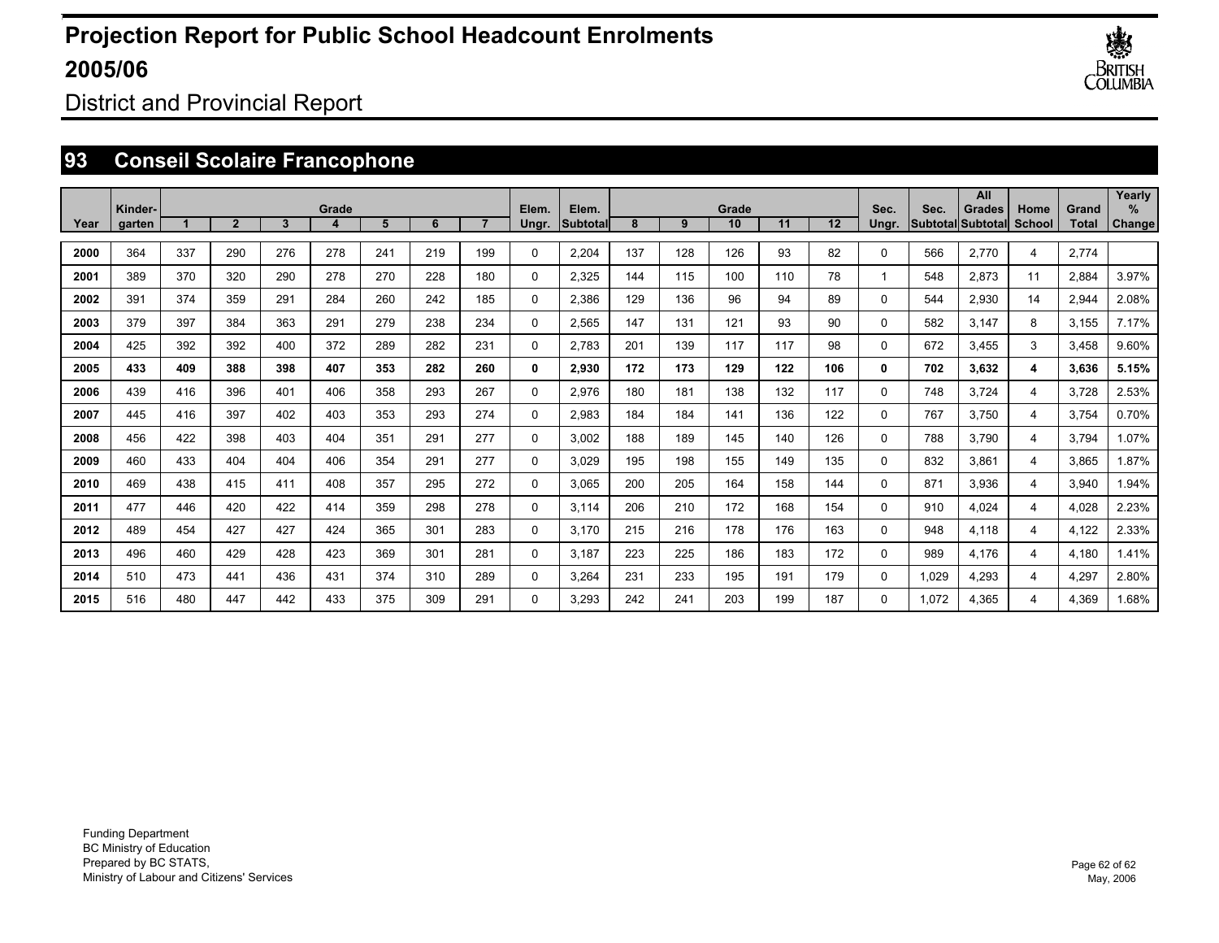# Projection Report for Public School Headcount Enrolments 2005/06

District and Provincial Report

## 93 Conseil Scolaire Francophone

| Year | Kinder-garten | Grade 1 | 2 | 3 | 4 | 5 | 6 | 7 | Elem. Ungr. | Elem. Subtotal | Grade 8 | 9 | 10 | 11 | 12 | Sec. Ungr. | Sec. Subtotal | All Grades Subtotal | Home School | Grand Total | Yearly % Change |
|---|---|---|---|---|---|---|---|---|---|---|---|---|---|---|---|---|---|---|---|---|---|
| 2000 | 364 | 337 | 290 | 276 | 278 | 241 | 219 | 199 | 0 | 2,204 | 137 | 128 | 126 | 93 | 82 | 0 | 566 | 2,770 | 4 | 2,774 | |
| 2001 | 389 | 370 | 320 | 290 | 278 | 270 | 228 | 180 | 0 | 2,325 | 144 | 115 | 100 | 110 | 78 | 1 | 548 | 2,873 | 11 | 2,884 | 3.97% |
| 2002 | 391 | 374 | 359 | 291 | 284 | 260 | 242 | 185 | 0 | 2,386 | 129 | 136 | 96 | 94 | 89 | 0 | 544 | 2,930 | 14 | 2,944 | 2.08% |
| 2003 | 379 | 397 | 384 | 363 | 291 | 279 | 238 | 234 | 0 | 2,565 | 147 | 131 | 121 | 93 | 90 | 0 | 582 | 3,147 | 8 | 3,155 | 7.17% |
| 2004 | 425 | 392 | 392 | 400 | 372 | 289 | 282 | 231 | 0 | 2,783 | 201 | 139 | 117 | 117 | 98 | 0 | 672 | 3,455 | 3 | 3,458 | 9.60% |
| **2005** | **433** | **409** | **388** | **398** | **407** | **353** | **282** | **260** | **0** | **2,930** | **172** | **173** | **129** | **122** | **106** | **0** | **702** | **3,632** | **4** | **3,636** | **5.15%** |
| 2006 | 439 | 416 | 396 | 401 | 406 | 358 | 293 | 267 | 0 | 2,976 | 180 | 181 | 138 | 132 | 117 | 0 | 748 | 3,724 | 4 | 3,728 | 2.53% |
| 2007 | 445 | 416 | 397 | 402 | 403 | 353 | 293 | 274 | 0 | 2,983 | 184 | 184 | 141 | 136 | 122 | 0 | 767 | 3,750 | 4 | 3,754 | 0.70% |
| 2008 | 456 | 422 | 398 | 403 | 404 | 351 | 291 | 277 | 0 | 3,002 | 188 | 189 | 145 | 140 | 126 | 0 | 788 | 3,790 | 4 | 3,794 | 1.07% |
| 2009 | 460 | 433 | 404 | 404 | 406 | 354 | 291 | 277 | 0 | 3,029 | 195 | 198 | 155 | 149 | 135 | 0 | 832 | 3,861 | 4 | 3,865 | 1.87% |
| 2010 | 469 | 438 | 415 | 411 | 408 | 357 | 295 | 272 | 0 | 3,065 | 200 | 205 | 164 | 158 | 144 | 0 | 871 | 3,936 | 4 | 3,940 | 1.94% |
| 2011 | 477 | 446 | 420 | 422 | 414 | 359 | 298 | 278 | 0 | 3,114 | 206 | 210 | 172 | 168 | 154 | 0 | 910 | 4,024 | 4 | 4,028 | 2.23% |
| 2012 | 489 | 454 | 427 | 427 | 424 | 365 | 301 | 283 | 0 | 3,170 | 215 | 216 | 178 | 176 | 163 | 0 | 948 | 4,118 | 4 | 4,122 | 2.33% |
| 2013 | 496 | 460 | 429 | 428 | 423 | 369 | 301 | 281 | 0 | 3,187 | 223 | 225 | 186 | 183 | 172 | 0 | 989 | 4,176 | 4 | 4,180 | 1.41% |
| 2014 | 510 | 473 | 441 | 436 | 431 | 374 | 310 | 289 | 0 | 3,264 | 231 | 233 | 195 | 191 | 179 | 0 | 1,029 | 4,293 | 4 | 4,297 | 2.80% |
| 2015 | 516 | 480 | 447 | 442 | 433 | 375 | 309 | 291 | 0 | 3,293 | 242 | 241 | 203 | 199 | 187 | 0 | 1,072 | 4,365 | 4 | 4,369 | 1.68% |

Funding Department
BC Ministry of Education
Prepared by BC STATS,
Ministry of Labour and Citizens' Services

May, 2006